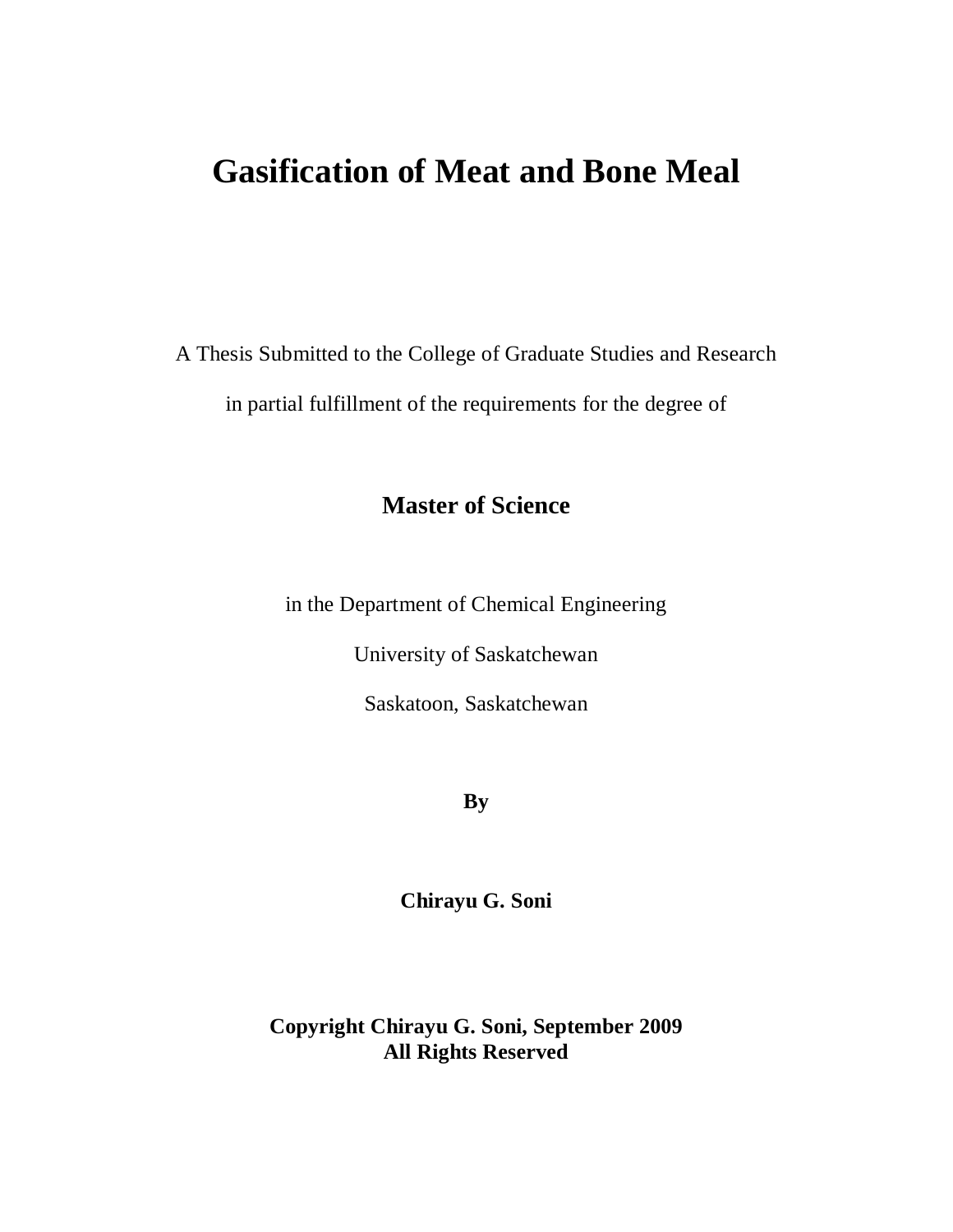# Gasification of Meat and Bone Meal

A Thesis Submitted to the College of Graduate Studies and Research

in partial fulfillment of the requirements for the degree of

**Master of Science**

in the Department of Chemical Engineering

University of Saskatchewan

Saskatoon, Saskatchewan

**By**

**Chirayu G. Soni**

**Copyright Chirayu G. Soni, September 2009**
**All Rights Reserved**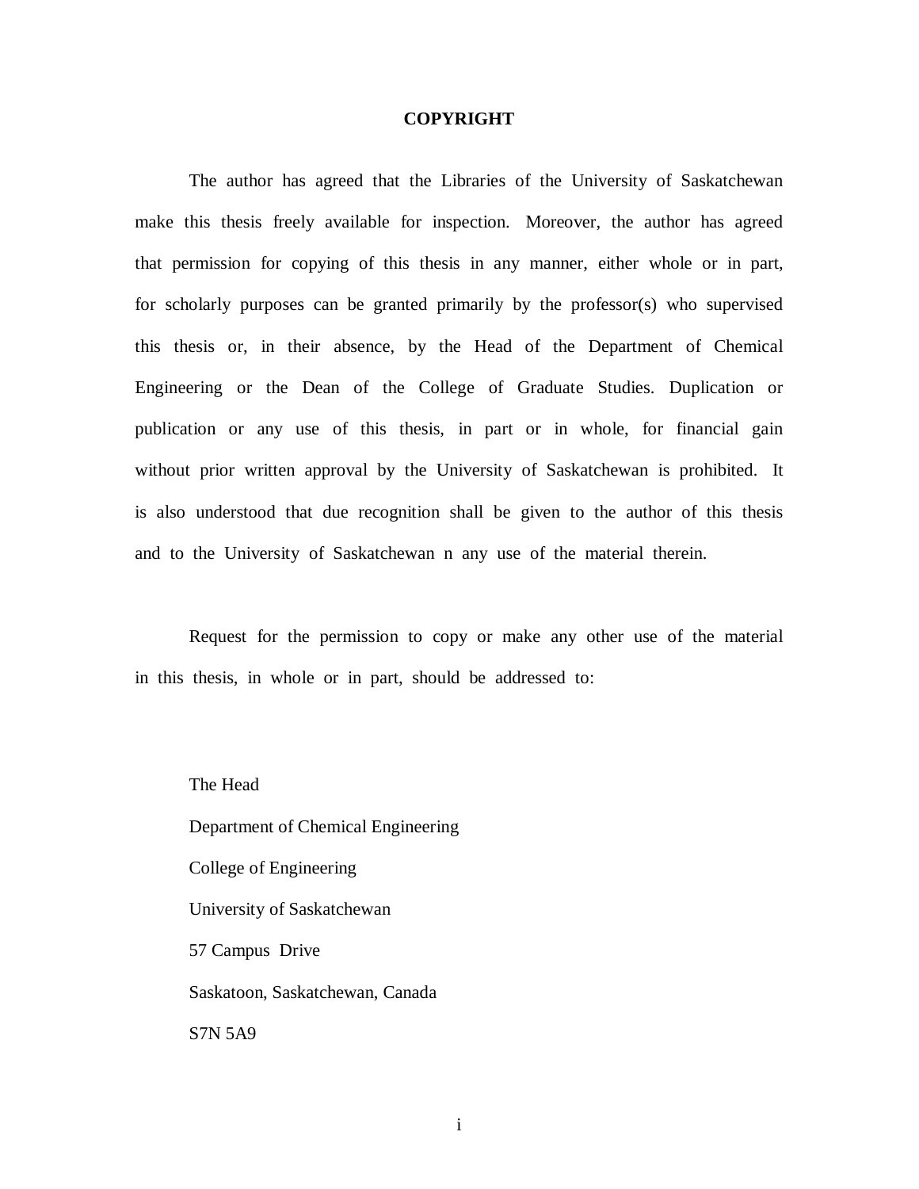# COPYRIGHT

The author has agreed that the Libraries of the University of Saskatchewan make this thesis freely available for inspection. Moreover, the author has agreed that permission for copying of this thesis in any manner, either whole or in part, for scholarly purposes can be granted primarily by the professor(s) who supervised this thesis or, in their absence, by the Head of the Department of Chemical Engineering or the Dean of the College of Graduate Studies. Duplication or publication or any use of this thesis, in part or in whole, for financial gain without prior written approval by the University of Saskatchewan is prohibited. It is also understood that due recognition shall be given to the author of this thesis and to the University of Saskatchewan n any use of the material therein.

Request for the permission to copy or make any other use of the material in this thesis, in whole or in part, should be addressed to:

The Head

Department of Chemical Engineering

College of Engineering

University of Saskatchewan

57 Campus Drive

Saskatoon, Saskatchewan, Canada

S7N 5A9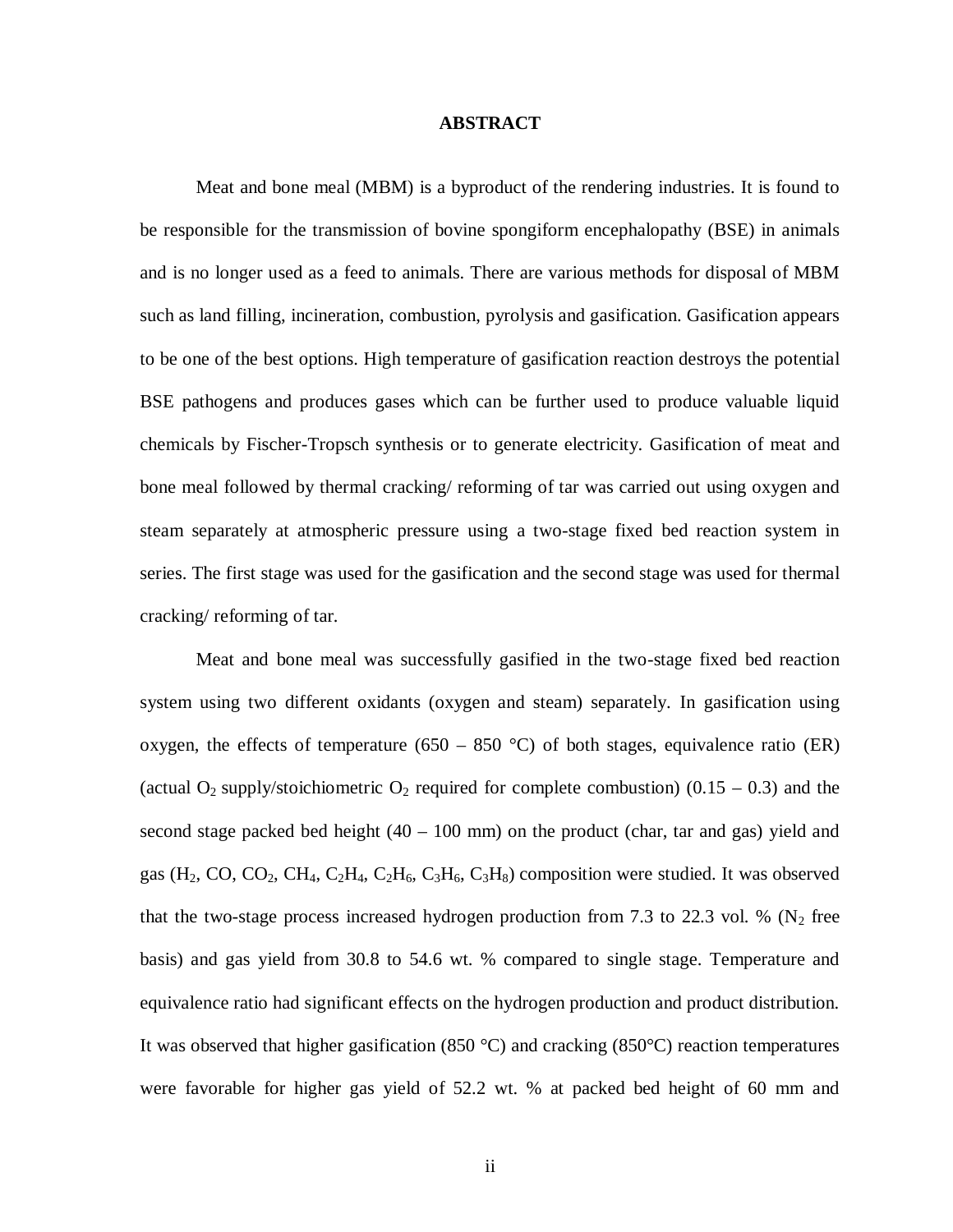# ABSTRACT

Meat and bone meal (MBM) is a byproduct of the rendering industries. It is found to be responsible for the transmission of bovine spongiform encephalopathy (BSE) in animals and is no longer used as a feed to animals. There are various methods for disposal of MBM such as land filling, incineration, combustion, pyrolysis and gasification. Gasification appears to be one of the best options. High temperature of gasification reaction destroys the potential BSE pathogens and produces gases which can be further used to produce valuable liquid chemicals by Fischer-Tropsch synthesis or to generate electricity. Gasification of meat and bone meal followed by thermal cracking/ reforming of tar was carried out using oxygen and steam separately at atmospheric pressure using a two-stage fixed bed reaction system in series. The first stage was used for the gasification and the second stage was used for thermal cracking/ reforming of tar.

Meat and bone meal was successfully gasified in the two-stage fixed bed reaction system using two different oxidants (oxygen and steam) separately. In gasification using oxygen, the effects of temperature (650 – 850 °C) of both stages, equivalence ratio (ER) (actual $O_2$ supply/stoichiometric $O_2$ required for complete combustion) (0.15 – 0.3) and the second stage packed bed height (40 – 100 mm) on the product (char, tar and gas) yield and gas ($H_2$, $CO$, $CO_2$, $CH_4$, $C_2H_4$, $C_2H_6$, $C_3H_6$, $C_3H_8$) composition were studied. It was observed that the two-stage process increased hydrogen production from 7.3 to 22.3 vol. % ($N_2$ free basis) and gas yield from 30.8 to 54.6 wt. % compared to single stage. Temperature and equivalence ratio had significant effects on the hydrogen production and product distribution. It was observed that higher gasification (850 °C) and cracking (850°C) reaction temperatures were favorable for higher gas yield of 52.2 wt. % at packed bed height of 60 mm and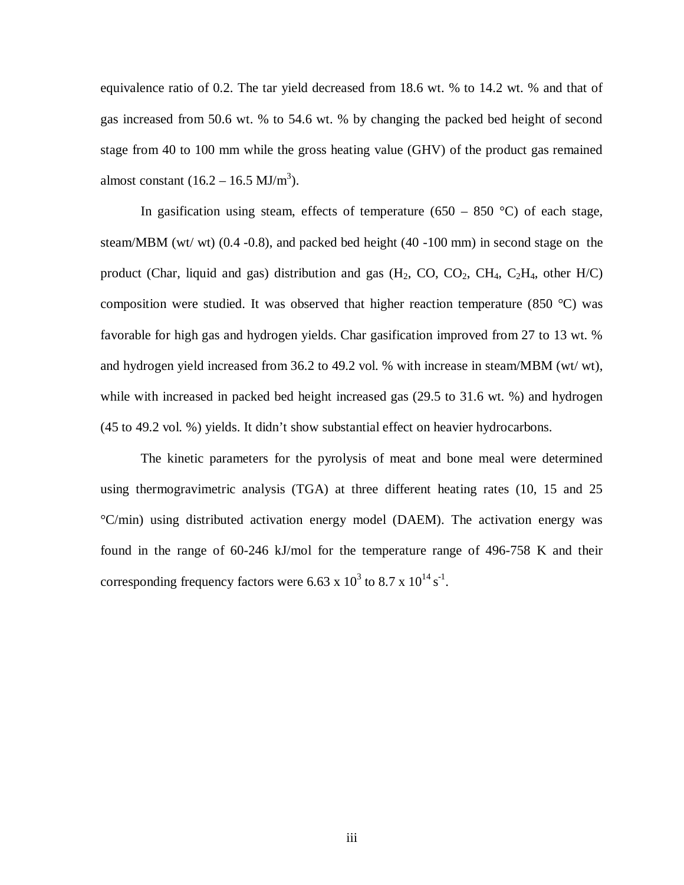equivalence ratio of 0.2. The tar yield decreased from 18.6 wt. % to 14.2 wt. % and that of gas increased from 50.6 wt. % to 54.6 wt. % by changing the packed bed height of second stage from 40 to 100 mm while the gross heating value (GHV) of the product gas remained almost constant (16.2 – 16.5 MJ/$m^3$).

In gasification using steam, effects of temperature (650 – 850 °C) of each stage, steam/MBM (wt/ wt) (0.4 -0.8), and packed bed height (40 -100 mm) in second stage on the product (Char, liquid and gas) distribution and gas ($H_2$, CO, $CO_2$, $CH_4$, $C_2H_4$, other H/C) composition were studied. It was observed that higher reaction temperature (850 °C) was favorable for high gas and hydrogen yields. Char gasification improved from 27 to 13 wt. % and hydrogen yield increased from 36.2 to 49.2 vol. % with increase in steam/MBM (wt/ wt), while with increased in packed bed height increased gas (29.5 to 31.6 wt. %) and hydrogen (45 to 49.2 vol. %) yields. It didn't show substantial effect on heavier hydrocarbons.

The kinetic parameters for the pyrolysis of meat and bone meal were determined using thermogravimetric analysis (TGA) at three different heating rates (10, 15 and 25 °C/min) using distributed activation energy model (DAEM). The activation energy was found in the range of 60-246 kJ/mol for the temperature range of 496-758 K and their corresponding frequency factors were $6.63 \times 10^3$ to $8.7 \times 10^{14}$ $s^{-1}$.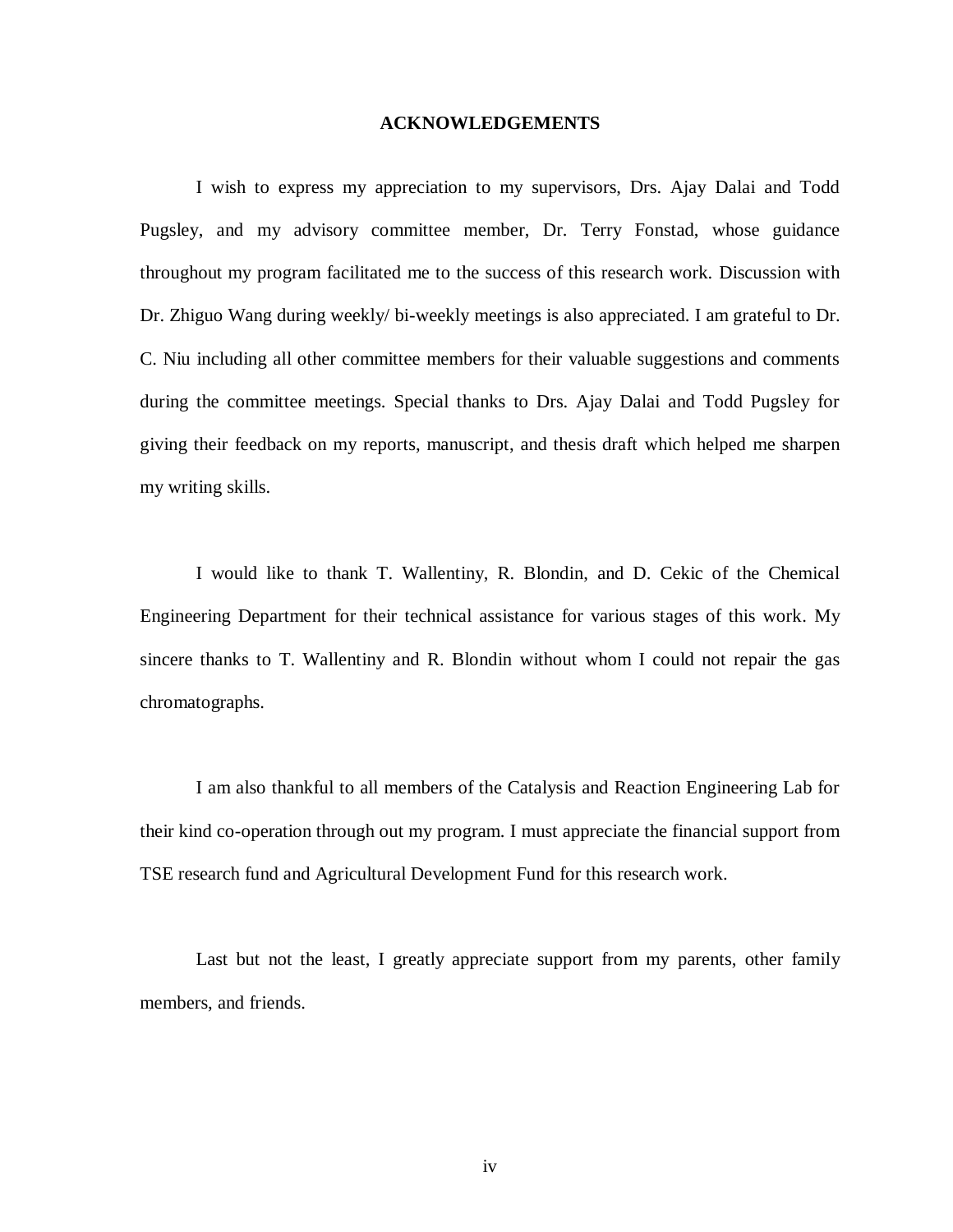# ACKNOWLEDGEMENTS

I wish to express my appreciation to my supervisors, Drs. Ajay Dalai and Todd Pugsley, and my advisory committee member, Dr. Terry Fonstad, whose guidance throughout my program facilitated me to the success of this research work. Discussion with Dr. Zhiguo Wang during weekly/ bi-weekly meetings is also appreciated. I am grateful to Dr. C. Niu including all other committee members for their valuable suggestions and comments during the committee meetings. Special thanks to Drs. Ajay Dalai and Todd Pugsley for giving their feedback on my reports, manuscript, and thesis draft which helped me sharpen my writing skills.

I would like to thank T. Wallentiny, R. Blondin, and D. Cekic of the Chemical Engineering Department for their technical assistance for various stages of this work. My sincere thanks to T. Wallentiny and R. Blondin without whom I could not repair the gas chromatographs.

I am also thankful to all members of the Catalysis and Reaction Engineering Lab for their kind co-operation through out my program. I must appreciate the financial support from TSE research fund and Agricultural Development Fund for this research work.

Last but not the least, I greatly appreciate support from my parents, other family members, and friends.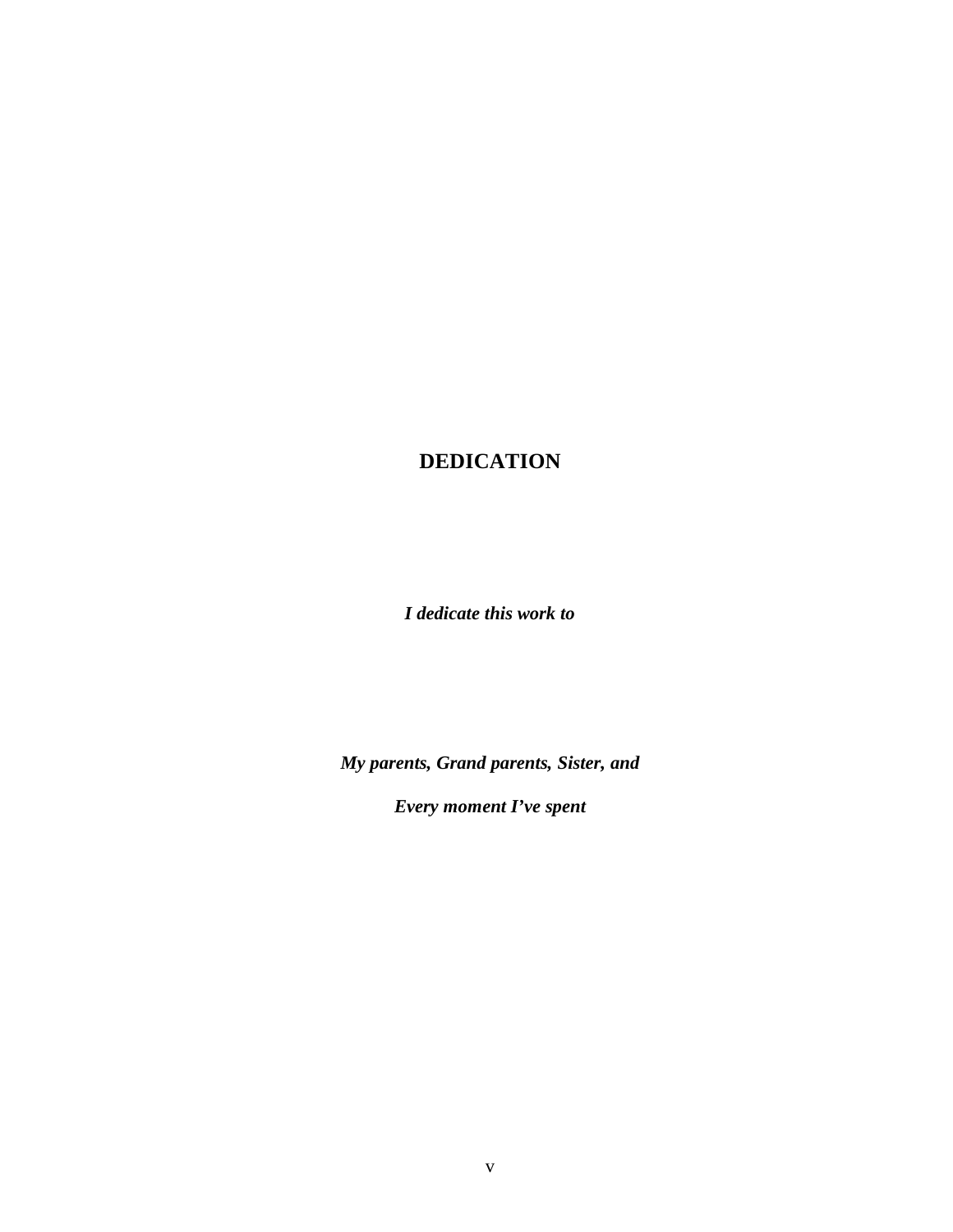# DEDICATION

***I dedicate this work to***

***My parents, Grand parents, Sister, and***

***Every moment I've spent***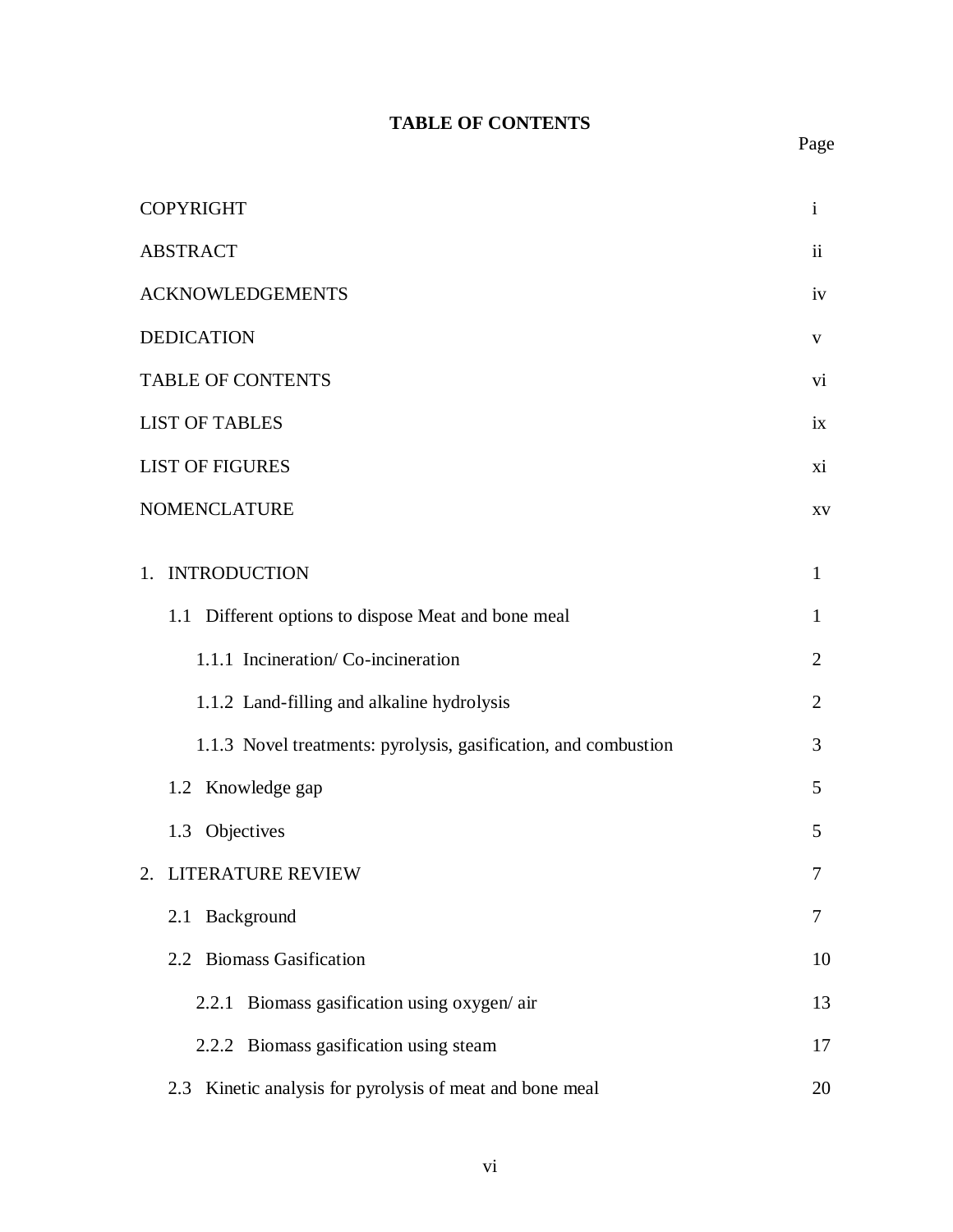# TABLE OF CONTENTS

| | Page |
|---|---|
| COPYRIGHT | i |
| ABSTRACT | ii |
| ACKNOWLEDGEMENTS | iv |
| DEDICATION | v |
| TABLE OF CONTENTS | vi |
| LIST OF TABLES | ix |
| LIST OF FIGURES | xi |
| NOMENCLATURE | xv |
| 1. INTRODUCTION | 1 |
| 1.1 Different options to dispose Meat and bone meal | 1 |
| 1.1.1 Incineration/ Co-incineration | 2 |
| 1.1.2 Land-filling and alkaline hydrolysis | 2 |
| 1.1.3 Novel treatments: pyrolysis, gasification, and combustion | 3 |
| 1.2 Knowledge gap | 5 |
| 1.3 Objectives | 5 |
| 2. LITERATURE REVIEW | 7 |
| 2.1 Background | 7 |
| 2.2 Biomass Gasification | 10 |
| 2.2.1 Biomass gasification using oxygen/ air | 13 |
| 2.2.2 Biomass gasification using steam | 17 |
| 2.3 Kinetic analysis for pyrolysis of meat and bone meal | 20 |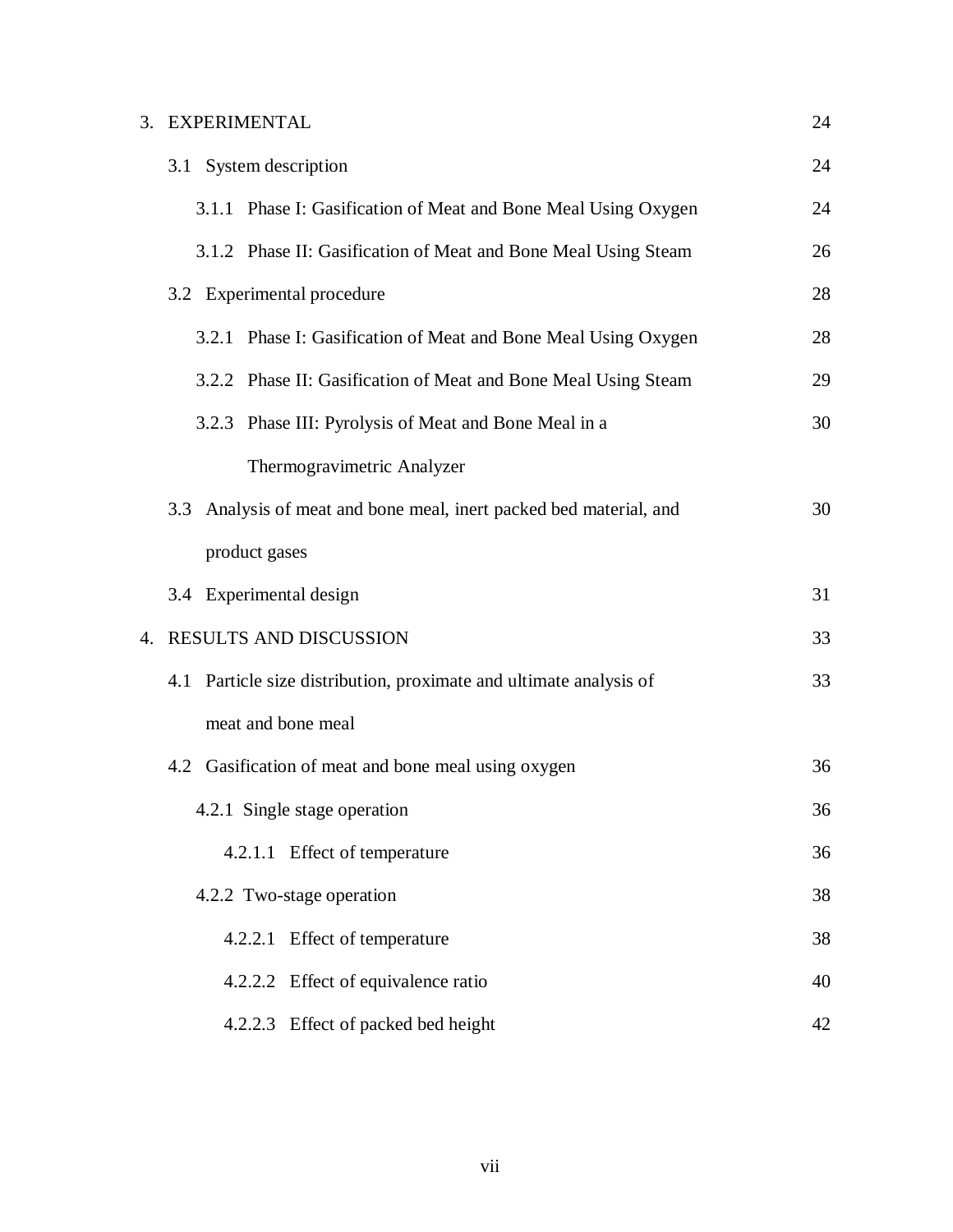| | |
|---|---|
| 3. EXPERIMENTAL | 24 |
| 3.1 System description | 24 |
| 3.1.1 Phase I: Gasification of Meat and Bone Meal Using Oxygen | 24 |
| 3.1.2 Phase II: Gasification of Meat and Bone Meal Using Steam | 26 |
| 3.2 Experimental procedure | 28 |
| 3.2.1 Phase I: Gasification of Meat and Bone Meal Using Oxygen | 28 |
| 3.2.2 Phase II: Gasification of Meat and Bone Meal Using Steam | 29 |
| 3.2.3 Phase III: Pyrolysis of Meat and Bone Meal in a Thermogravimetric Analyzer | 30 |
| 3.3 Analysis of meat and bone meal, inert packed bed material, and product gases | 30 |
| 3.4 Experimental design | 31 |
| 4. RESULTS AND DISCUSSION | 33 |
| 4.1 Particle size distribution, proximate and ultimate analysis of meat and bone meal | 33 |
| 4.2 Gasification of meat and bone meal using oxygen | 36 |
| 4.2.1 Single stage operation | 36 |
| 4.2.1.1 Effect of temperature | 36 |
| 4.2.2 Two-stage operation | 38 |
| 4.2.2.1 Effect of temperature | 38 |
| 4.2.2.2 Effect of equivalence ratio | 40 |
| 4.2.2.3 Effect of packed bed height | 42 |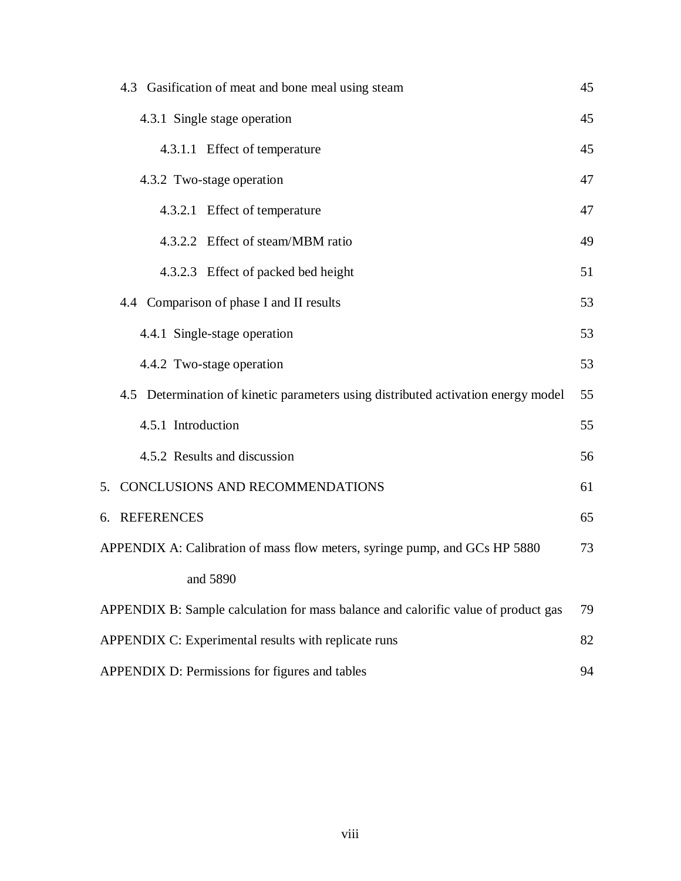4.3 Gasification of meat and bone meal using steam 45

4.3.1 Single stage operation 45

4.3.1.1 Effect of temperature 45

4.3.2 Two-stage operation 47

4.3.2.1 Effect of temperature 47

4.3.2.2 Effect of steam/MBM ratio 49

4.3.2.3 Effect of packed bed height 51

4.4 Comparison of phase I and II results 53

4.4.1 Single-stage operation 53

4.4.2 Two-stage operation 53

4.5 Determination of kinetic parameters using distributed activation energy model 55

4.5.1 Introduction 55

4.5.2 Results and discussion 56

5. CONCLUSIONS AND RECOMMENDATIONS 61

6. REFERENCES 65

APPENDIX A: Calibration of mass flow meters, syringe pump, and GCs HP 5880 and 5890 73

APPENDIX B: Sample calculation for mass balance and calorific value of product gas 79

APPENDIX C: Experimental results with replicate runs 82

APPENDIX D: Permissions for figures and tables 94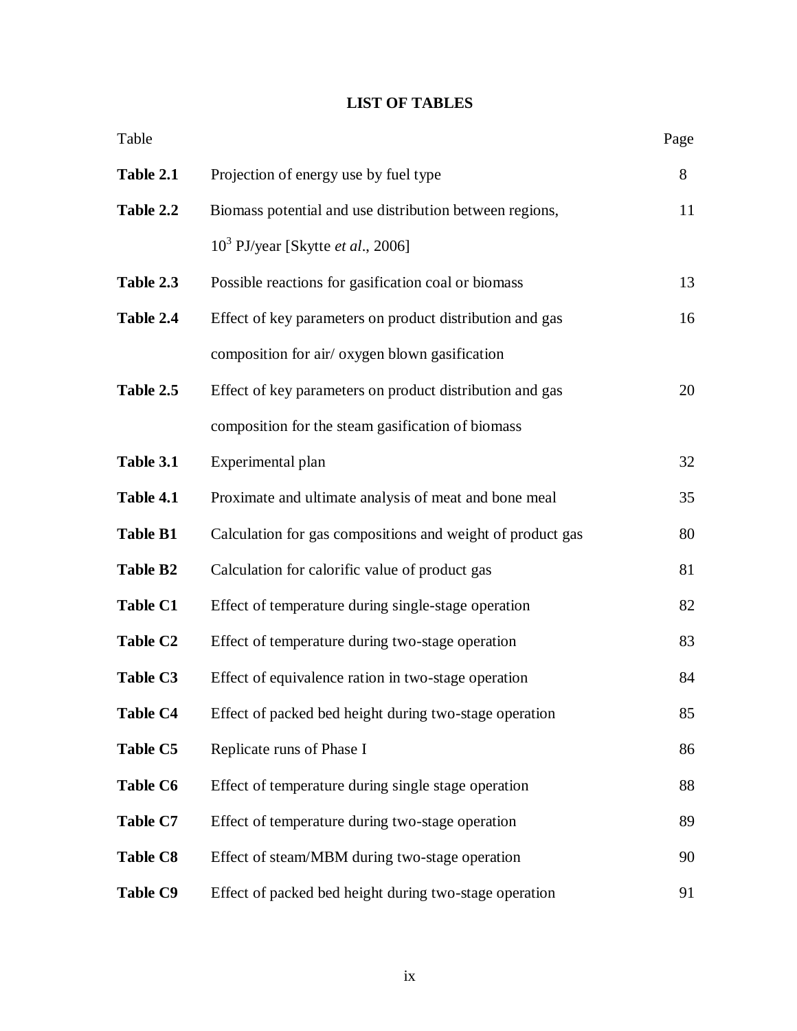# LIST OF TABLES

| Table | | Page |
|---|---|---|
| **Table 2.1** | Projection of energy use by fuel type | 8 |
| **Table 2.2** | Biomass potential and use distribution between regions, $10^3$ PJ/year [Skytte *et al*., 2006] | 11 |
| **Table 2.3** | Possible reactions for gasification coal or biomass | 13 |
| **Table 2.4** | Effect of key parameters on product distribution and gas composition for air/ oxygen blown gasification | 16 |
| **Table 2.5** | Effect of key parameters on product distribution and gas composition for the steam gasification of biomass | 20 |
| **Table 3.1** | Experimental plan | 32 |
| **Table 4.1** | Proximate and ultimate analysis of meat and bone meal | 35 |
| **Table B1** | Calculation for gas compositions and weight of product gas | 80 |
| **Table B2** | Calculation for calorific value of product gas | 81 |
| **Table C1** | Effect of temperature during single-stage operation | 82 |
| **Table C2** | Effect of temperature during two-stage operation | 83 |
| **Table C3** | Effect of equivalence ration in two-stage operation | 84 |
| **Table C4** | Effect of packed bed height during two-stage operation | 85 |
| **Table C5** | Replicate runs of Phase I | 86 |
| **Table C6** | Effect of temperature during single stage operation | 88 |
| **Table C7** | Effect of temperature during two-stage operation | 89 |
| **Table C8** | Effect of steam/MBM during two-stage operation | 90 |
| **Table C9** | Effect of packed bed height during two-stage operation | 91 |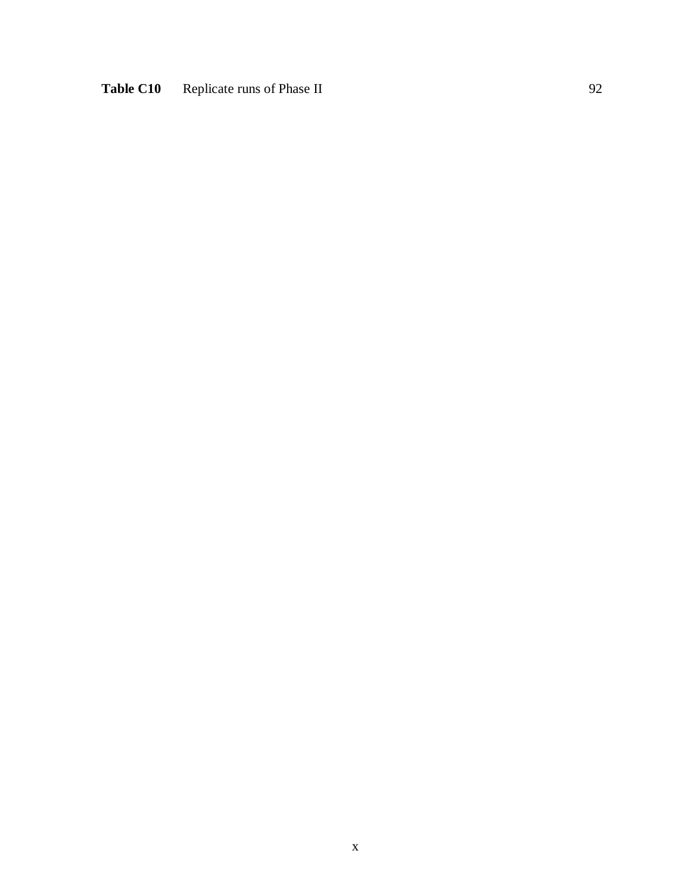**Table C10** Replicate runs of Phase II 92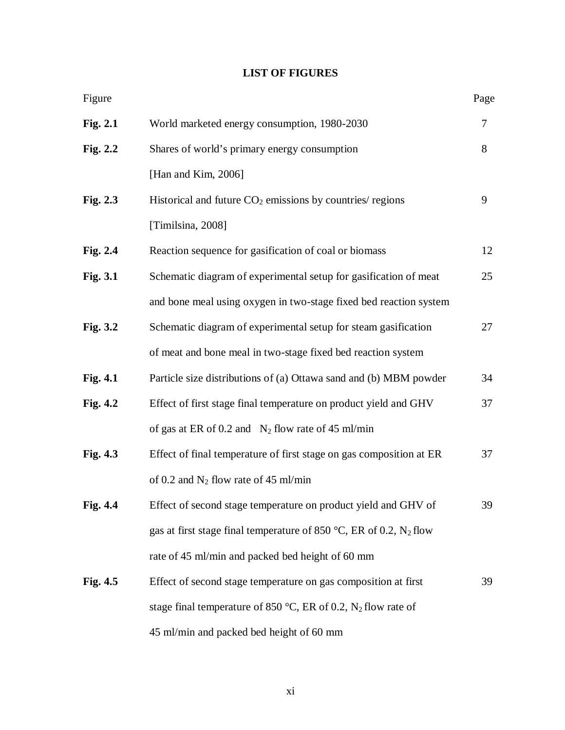# LIST OF FIGURES

| Figure | | Page |
|---|---|---|
| **Fig. 2.1** | World marketed energy consumption, 1980-2030 | 7 |
| **Fig. 2.2** | Shares of world's primary energy consumption [Han and Kim, 2006] | 8 |
| **Fig. 2.3** | Historical and future $CO_2$ emissions by countries/ regions [Timilsina, 2008] | 9 |
| **Fig. 2.4** | Reaction sequence for gasification of coal or biomass | 12 |
| **Fig. 3.1** | Schematic diagram of experimental setup for gasification of meat and bone meal using oxygen in two-stage fixed bed reaction system | 25 |
| **Fig. 3.2** | Schematic diagram of experimental setup for steam gasification of meat and bone meal in two-stage fixed bed reaction system | 27 |
| **Fig. 4.1** | Particle size distributions of (a) Ottawa sand and (b) MBM powder | 34 |
| **Fig. 4.2** | Effect of first stage final temperature on product yield and GHV of gas at ER of 0.2 and $N_2$ flow rate of 45 ml/min | 37 |
| **Fig. 4.3** | Effect of final temperature of first stage on gas composition at ER of 0.2 and $N_2$ flow rate of 45 ml/min | 37 |
| **Fig. 4.4** | Effect of second stage temperature on product yield and GHV of gas at first stage final temperature of 850 °C, ER of 0.2, $N_2$ flow rate of 45 ml/min and packed bed height of 60 mm | 39 |
| **Fig. 4.5** | Effect of second stage temperature on gas composition at first stage final temperature of 850 °C, ER of 0.2, $N_2$ flow rate of 45 ml/min and packed bed height of 60 mm | 39 |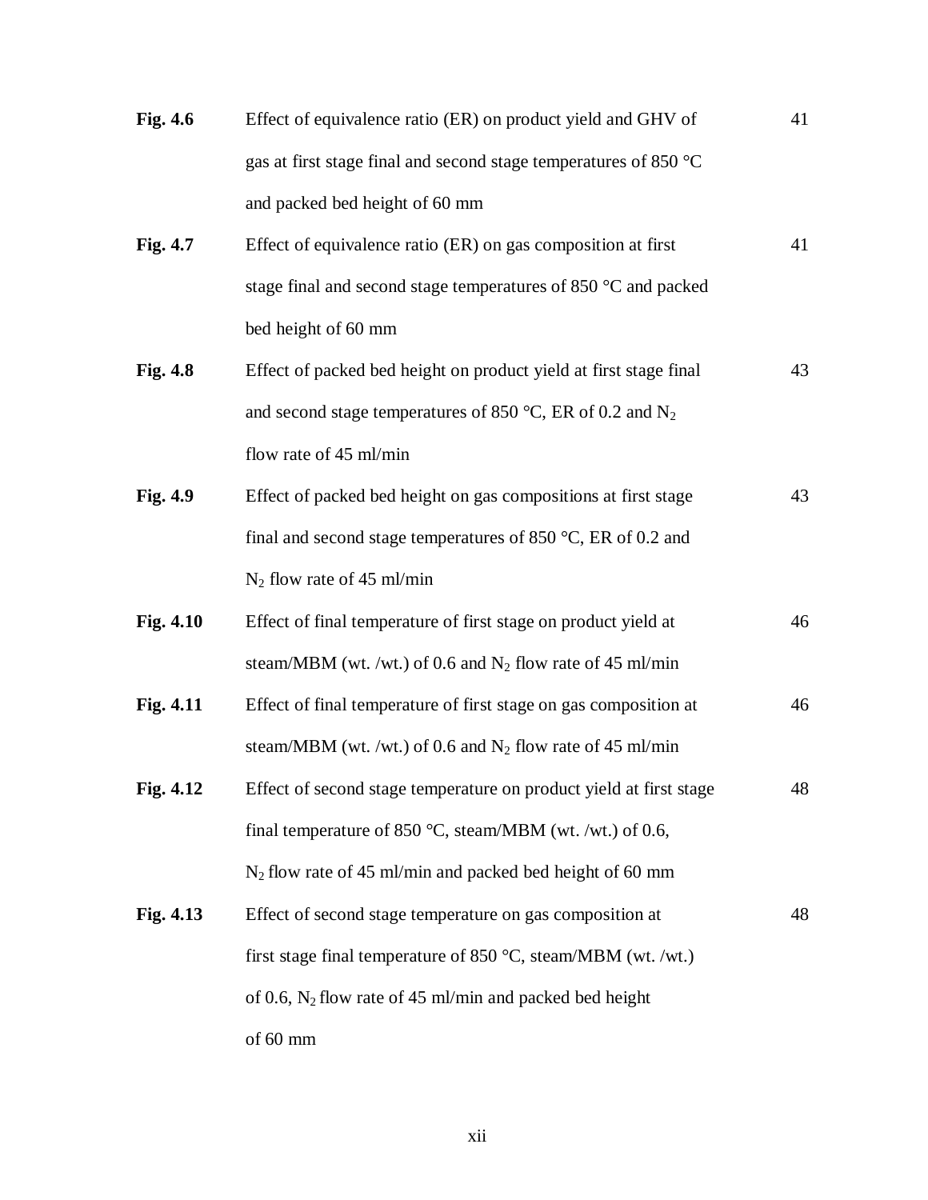| | | |
|---|---|---|
| **Fig. 4.6** | Effect of equivalence ratio (ER) on product yield and GHV of gas at first stage final and second stage temperatures of 850 °C and packed bed height of 60 mm | 41 |
| **Fig. 4.7** | Effect of equivalence ratio (ER) on gas composition at first stage final and second stage temperatures of 850 °C and packed bed height of 60 mm | 41 |
| **Fig. 4.8** | Effect of packed bed height on product yield at first stage final and second stage temperatures of 850 °C, ER of 0.2 and $N_2$ flow rate of 45 ml/min | 43 |
| **Fig. 4.9** | Effect of packed bed height on gas compositions at first stage final and second stage temperatures of 850 °C, ER of 0.2 and $N_2$ flow rate of 45 ml/min | 43 |
| **Fig. 4.10** | Effect of final temperature of first stage on product yield at steam/MBM (wt. /wt.) of 0.6 and $N_2$ flow rate of 45 ml/min | 46 |
| **Fig. 4.11** | Effect of final temperature of first stage on gas composition at steam/MBM (wt. /wt.) of 0.6 and $N_2$ flow rate of 45 ml/min | 46 |
| **Fig. 4.12** | Effect of second stage temperature on product yield at first stage final temperature of 850 °C, steam/MBM (wt. /wt.) of 0.6, $N_2$ flow rate of 45 ml/min and packed bed height of 60 mm | 48 |
| **Fig. 4.13** | Effect of second stage temperature on gas composition at first stage final temperature of 850 °C, steam/MBM (wt. /wt.) of 0.6, $N_2$ flow rate of 45 ml/min and packed bed height of 60 mm | 48 |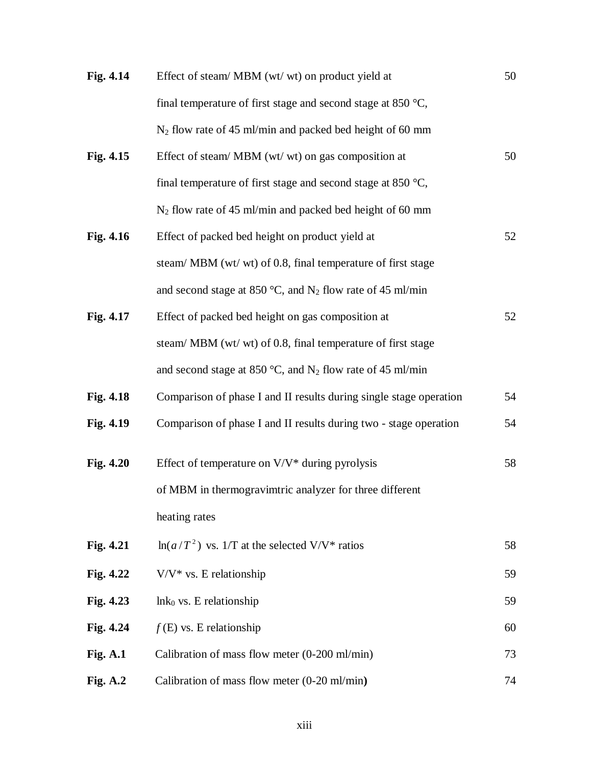| | | |
|---|---|---|
| **Fig. 4.14** | Effect of steam/ MBM (wt/ wt) on product yield at final temperature of first stage and second stage at 850 °C, $N_2$ flow rate of 45 ml/min and packed bed height of 60 mm | 50 |
| **Fig. 4.15** | Effect of steam/ MBM (wt/ wt) on gas composition at final temperature of first stage and second stage at 850 °C, $N_2$ flow rate of 45 ml/min and packed bed height of 60 mm | 50 |
| **Fig. 4.16** | Effect of packed bed height on product yield at steam/ MBM (wt/ wt) of 0.8, final temperature of first stage and second stage at 850 °C, and $N_2$ flow rate of 45 ml/min | 52 |
| **Fig. 4.17** | Effect of packed bed height on gas composition at steam/ MBM (wt/ wt) of 0.8, final temperature of first stage and second stage at 850 °C, and $N_2$ flow rate of 45 ml/min | 52 |
| **Fig. 4.18** | Comparison of phase I and II results during single stage operation | 54 |
| **Fig. 4.19** | Comparison of phase I and II results during two - stage operation | 54 |
| **Fig. 4.20** | Effect of temperature on V/V* during pyrolysis of MBM in thermogravimtric analyzer for three different heating rates | 58 |
| **Fig. 4.21** | $\ln(a/T^2)$ vs. 1/T at the selected V/V* ratios | 58 |
| **Fig. 4.22** | V/V* vs. E relationship | 59 |
| **Fig. 4.23** | $\ln k_0$ vs. E relationship | 59 |
| **Fig. 4.24** | $f$(E) vs. E relationship | 60 |
| **Fig. A.1** | Calibration of mass flow meter (0-200 ml/min) | 73 |
| **Fig. A.2** | Calibration of mass flow meter (0-20 ml/min) | 74 |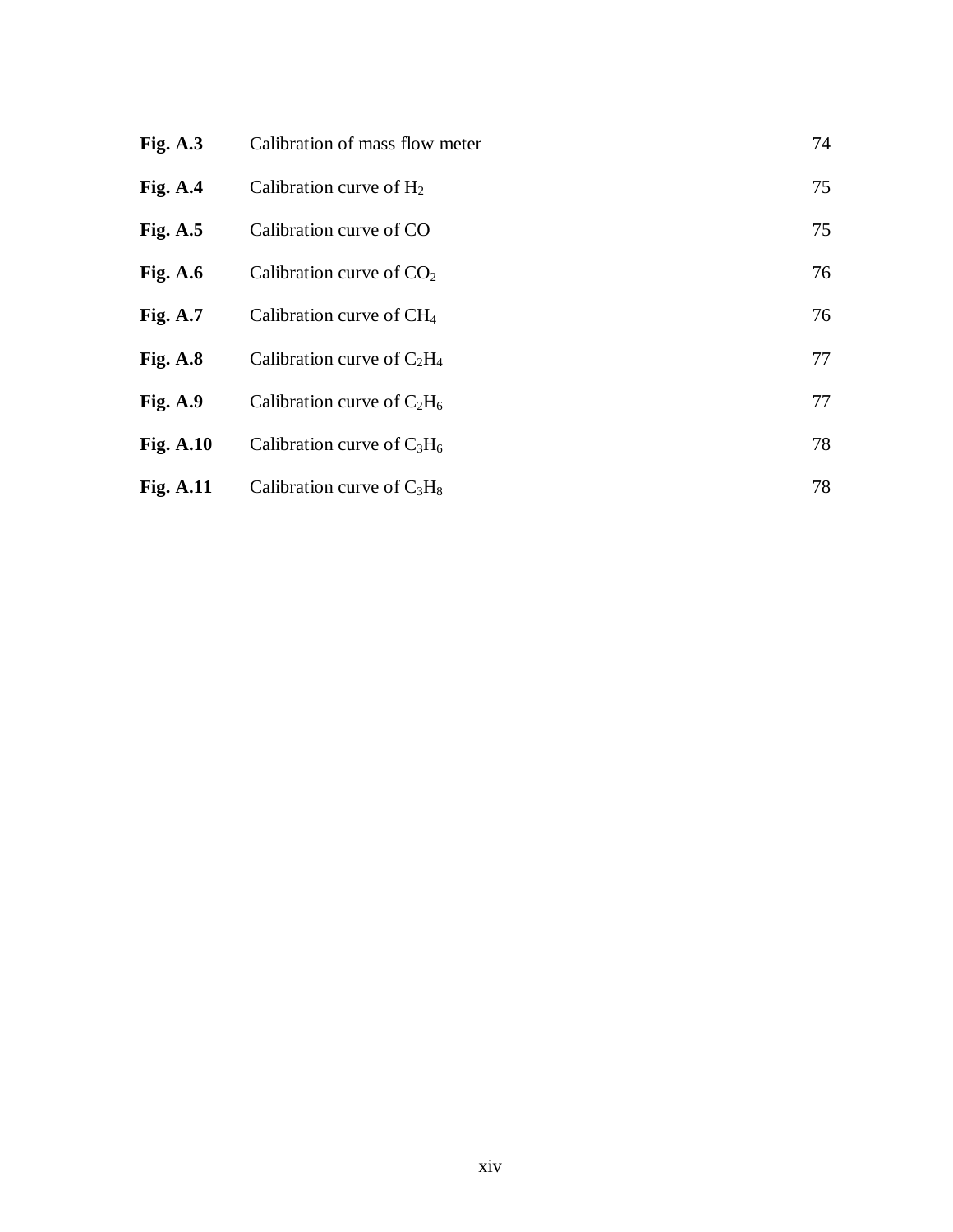| | | |
|---|---|---|
| **Fig. A.3** | Calibration of mass flow meter | 74 |
| **Fig. A.4** | Calibration curve of $H_2$ | 75 |
| **Fig. A.5** | Calibration curve of CO | 75 |
| **Fig. A.6** | Calibration curve of $CO_2$ | 76 |
| **Fig. A.7** | Calibration curve of $CH_4$ | 76 |
| **Fig. A.8** | Calibration curve of $C_2H_4$ | 77 |
| **Fig. A.9** | Calibration curve of $C_2H_6$ | 77 |
| **Fig. A.10** | Calibration curve of $C_3H_6$ | 78 |
| **Fig. A.11** | Calibration curve of $C_3H_8$ | 78 |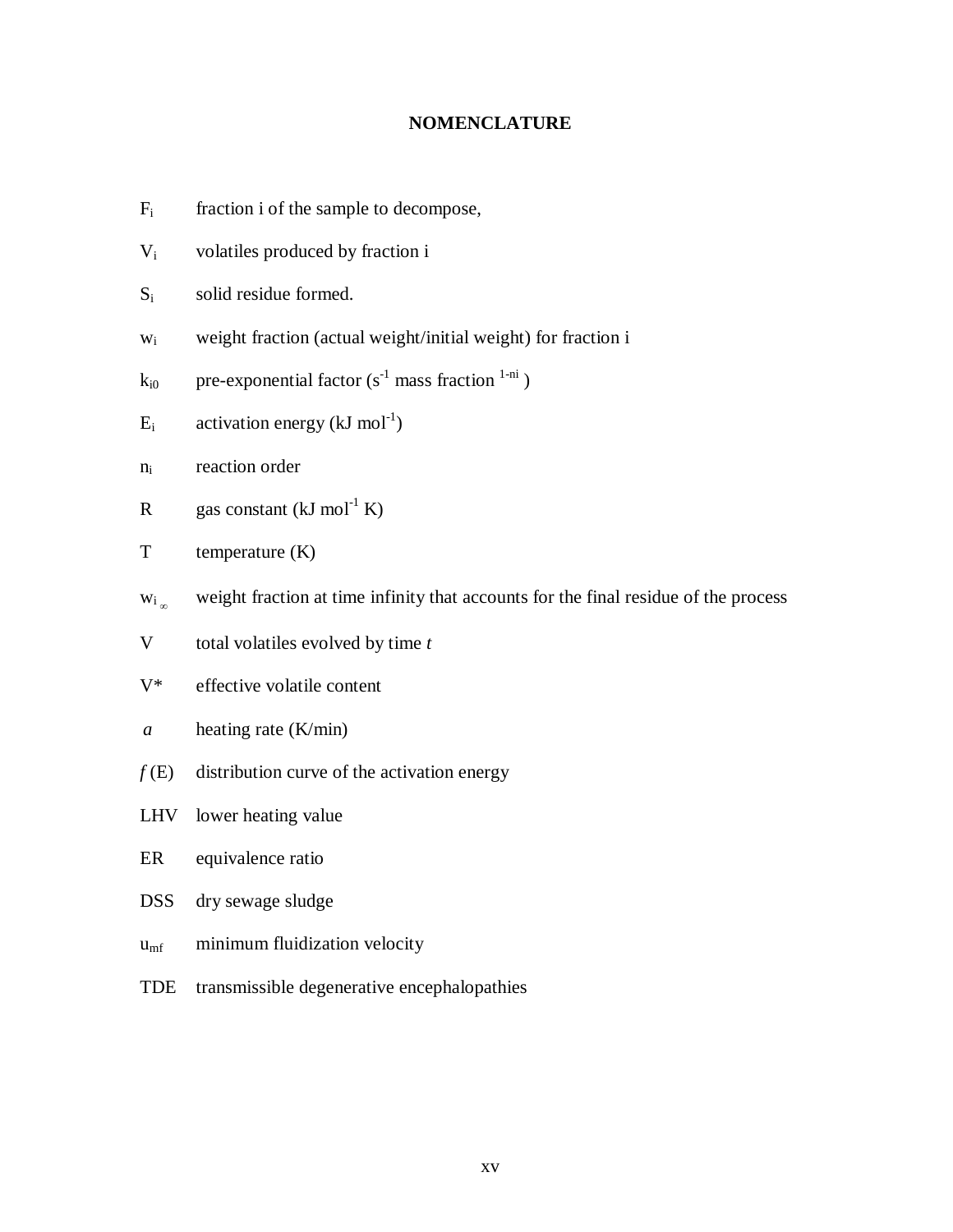## NOMENCLATURE

| | |
|---|---|
| $F_i$ | fraction i of the sample to decompose, |
| $V_i$ | volatiles produced by fraction i |
| $S_i$ | solid residue formed. |
| $w_i$ | weight fraction (actual weight/initial weight) for fraction i |
| $k_{i0}$ | pre-exponential factor ($s^{-1}$ mass fraction $^{1-ni}$ ) |
| $E_i$ | activation energy (kJ $mol^{-1}$) |
| $n_i$ | reaction order |
| R | gas constant (kJ $mol^{-1}$ K) |
| T | temperature (K) |
| $w_{i\,\infty}$ | weight fraction at time infinity that accounts for the final residue of the process |
| V | total volatiles evolved by time *t* |
| V* | effective volatile content |
| *a* | heating rate (K/min) |
| *f* (E) | distribution curve of the activation energy |
| LHV | lower heating value |
| ER | equivalence ratio |
| DSS | dry sewage sludge |
| $u_{mf}$ | minimum fluidization velocity |
| TDE | transmissible degenerative encephalopathies |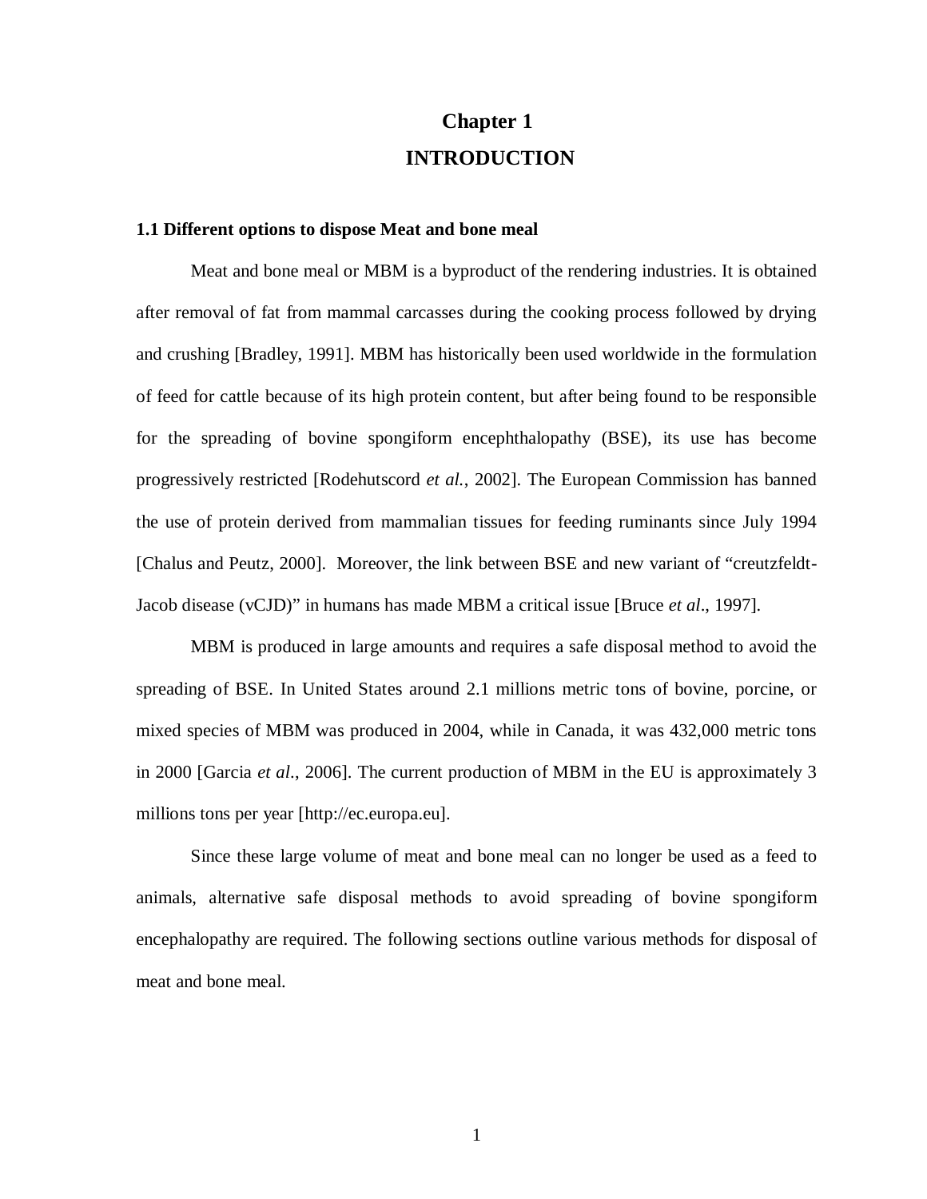# Chapter 1
# INTRODUCTION

### 1.1 Different options to dispose Meat and bone meal

Meat and bone meal or MBM is a byproduct of the rendering industries. It is obtained after removal of fat from mammal carcasses during the cooking process followed by drying and crushing [Bradley, 1991]. MBM has historically been used worldwide in the formulation of feed for cattle because of its high protein content, but after being found to be responsible for the spreading of bovine spongiform encephthalopathy (BSE), its use has become progressively restricted [Rodehutscord *et al.*, 2002]. The European Commission has banned the use of protein derived from mammalian tissues for feeding ruminants since July 1994 [Chalus and Peutz, 2000]. Moreover, the link between BSE and new variant of "creutzfeldt-Jacob disease (vCJD)" in humans has made MBM a critical issue [Bruce *et al*., 1997].

MBM is produced in large amounts and requires a safe disposal method to avoid the spreading of BSE. In United States around 2.1 millions metric tons of bovine, porcine, or mixed species of MBM was produced in 2004, while in Canada, it was 432,000 metric tons in 2000 [Garcia *et al*., 2006]. The current production of MBM in the EU is approximately 3 millions tons per year [http://ec.europa.eu].

Since these large volume of meat and bone meal can no longer be used as a feed to animals, alternative safe disposal methods to avoid spreading of bovine spongiform encephalopathy are required. The following sections outline various methods for disposal of meat and bone meal.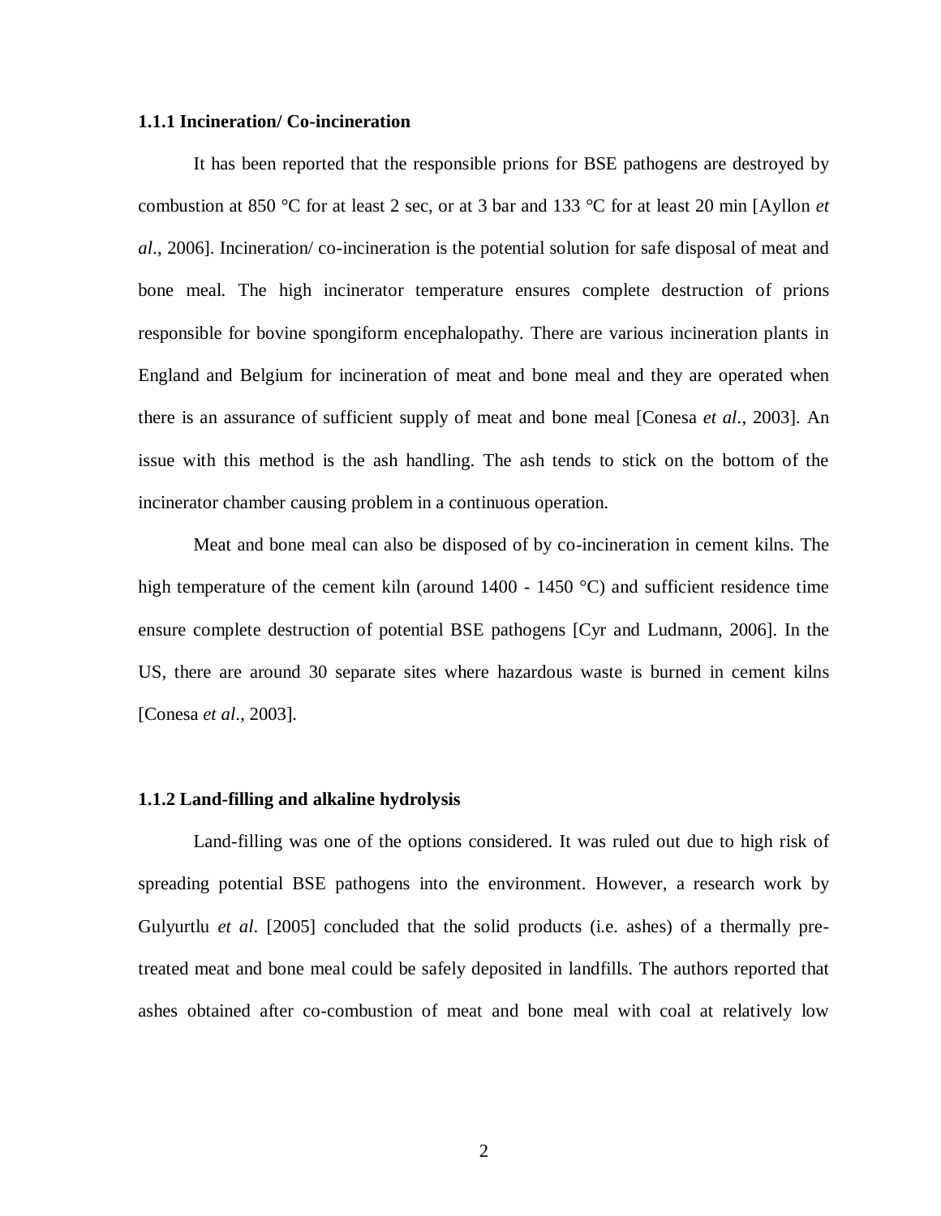### 1.1.1 Incineration/ Co-incineration

It has been reported that the responsible prions for BSE pathogens are destroyed by combustion at 850 °C for at least 2 sec, or at 3 bar and 133 °C for at least 20 min [Ayllon *et al*., 2006]. Incineration/ co-incineration is the potential solution for safe disposal of meat and bone meal. The high incinerator temperature ensures complete destruction of prions responsible for bovine spongiform encephalopathy. There are various incineration plants in England and Belgium for incineration of meat and bone meal and they are operated when there is an assurance of sufficient supply of meat and bone meal [Conesa *et al*., 2003]. An issue with this method is the ash handling. The ash tends to stick on the bottom of the incinerator chamber causing problem in a continuous operation.

Meat and bone meal can also be disposed of by co-incineration in cement kilns. The high temperature of the cement kiln (around 1400 - 1450 °C) and sufficient residence time ensure complete destruction of potential BSE pathogens [Cyr and Ludmann, 2006]. In the US, there are around 30 separate sites where hazardous waste is burned in cement kilns [Conesa *et al*., 2003].

### 1.1.2 Land-filling and alkaline hydrolysis

Land-filling was one of the options considered. It was ruled out due to high risk of spreading potential BSE pathogens into the environment. However, a research work by Gulyurtlu *et al*. [2005] concluded that the solid products (i.e. ashes) of a thermally pre-treated meat and bone meal could be safely deposited in landfills. The authors reported that ashes obtained after co-combustion of meat and bone meal with coal at relatively low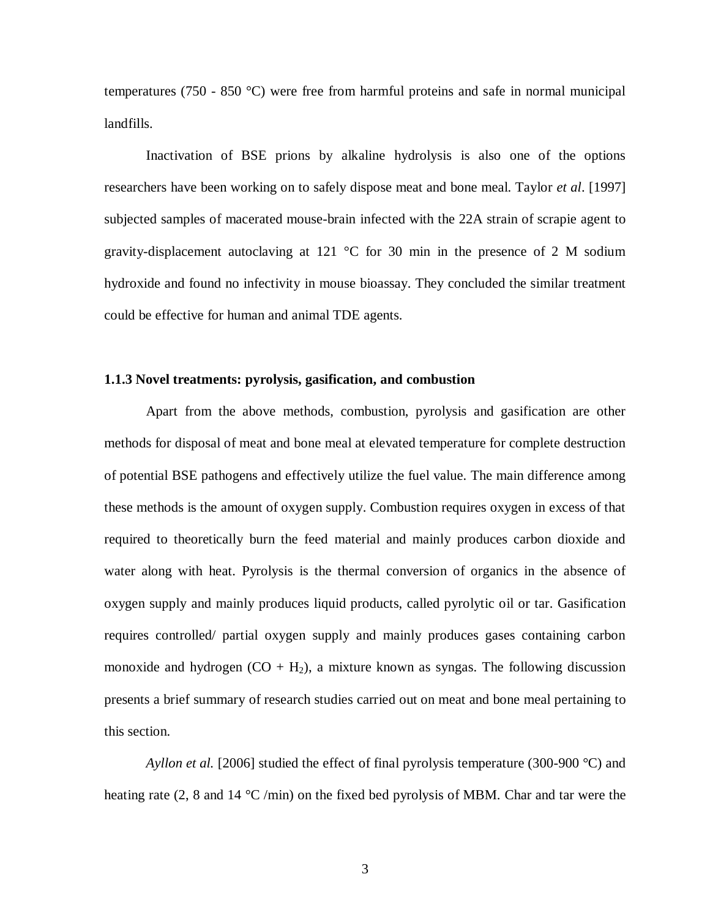temperatures (750 - 850 °C) were free from harmful proteins and safe in normal municipal landfills.

Inactivation of BSE prions by alkaline hydrolysis is also one of the options researchers have been working on to safely dispose meat and bone meal. Taylor *et al*. [1997] subjected samples of macerated mouse-brain infected with the 22A strain of scrapie agent to gravity-displacement autoclaving at 121 °C for 30 min in the presence of 2 M sodium hydroxide and found no infectivity in mouse bioassay. They concluded the similar treatment could be effective for human and animal TDE agents.

### 1.1.3 Novel treatments: pyrolysis, gasification, and combustion

Apart from the above methods, combustion, pyrolysis and gasification are other methods for disposal of meat and bone meal at elevated temperature for complete destruction of potential BSE pathogens and effectively utilize the fuel value. The main difference among these methods is the amount of oxygen supply. Combustion requires oxygen in excess of that required to theoretically burn the feed material and mainly produces carbon dioxide and water along with heat. Pyrolysis is the thermal conversion of organics in the absence of oxygen supply and mainly produces liquid products, called pyrolytic oil or tar. Gasification requires controlled/ partial oxygen supply and mainly produces gases containing carbon monoxide and hydrogen ($CO + H_2$), a mixture known as syngas. The following discussion presents a brief summary of research studies carried out on meat and bone meal pertaining to this section.

*Ayllon et al.* [2006] studied the effect of final pyrolysis temperature (300-900 °C) and heating rate (2, 8 and 14 °C /min) on the fixed bed pyrolysis of MBM. Char and tar were the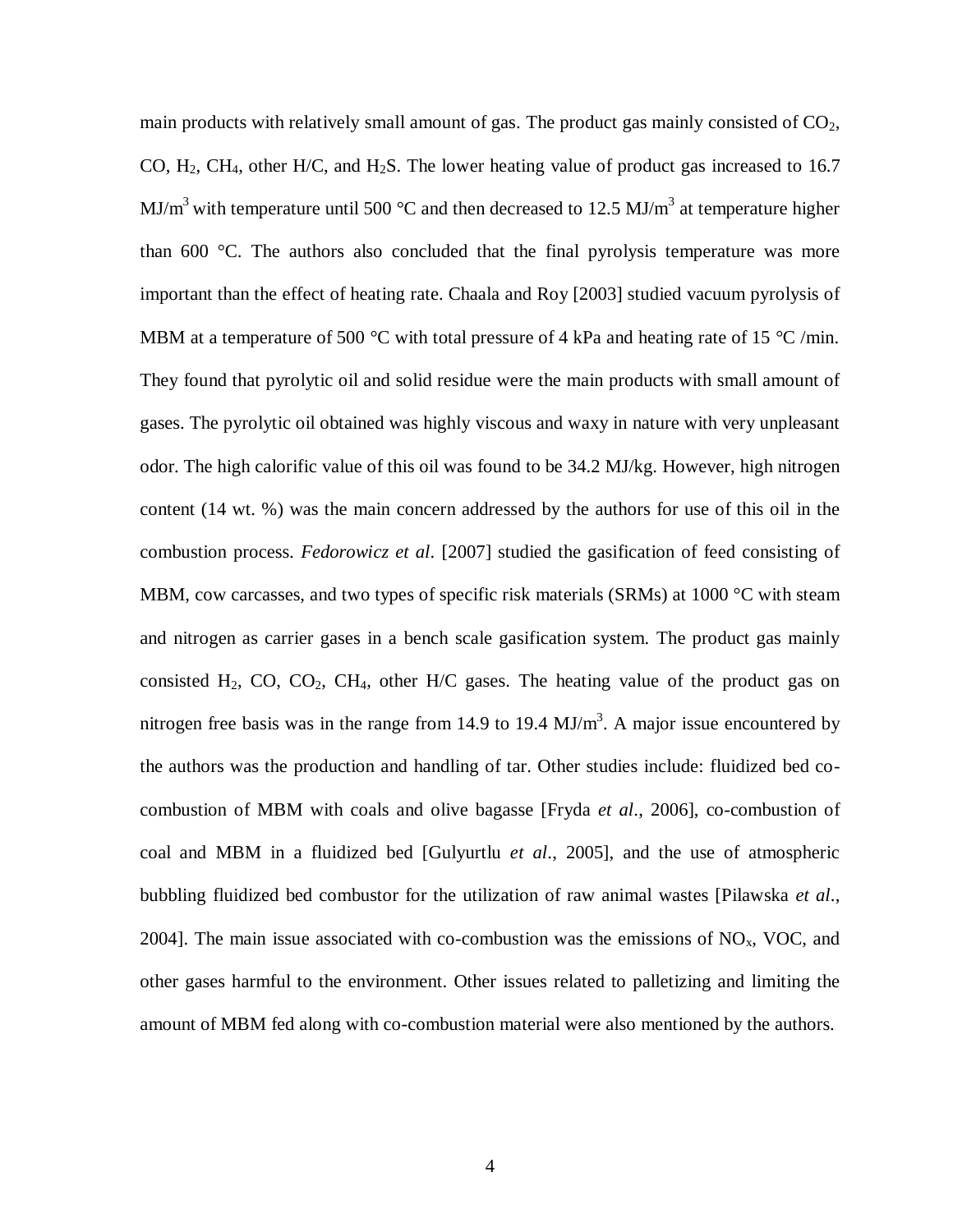main products with relatively small amount of gas. The product gas mainly consisted of $CO_2$, CO, $H_2$, $CH_4$, other H/C, and $H_2S$. The lower heating value of product gas increased to 16.7 $MJ/m^3$ with temperature until 500 °C and then decreased to 12.5 $MJ/m^3$ at temperature higher than 600 °C. The authors also concluded that the final pyrolysis temperature was more important than the effect of heating rate. Chaala and Roy [2003] studied vacuum pyrolysis of MBM at a temperature of 500 °C with total pressure of 4 kPa and heating rate of 15 °C /min. They found that pyrolytic oil and solid residue were the main products with small amount of gases. The pyrolytic oil obtained was highly viscous and waxy in nature with very unpleasant odor. The high calorific value of this oil was found to be 34.2 MJ/kg. However, high nitrogen content (14 wt. %) was the main concern addressed by the authors for use of this oil in the combustion process. *Fedorowicz et al*. [2007] studied the gasification of feed consisting of MBM, cow carcasses, and two types of specific risk materials (SRMs) at 1000 °C with steam and nitrogen as carrier gases in a bench scale gasification system. The product gas mainly consisted $H_2$, CO, $CO_2$, $CH_4$, other H/C gases. The heating value of the product gas on nitrogen free basis was in the range from 14.9 to 19.4 $MJ/m^3$. A major issue encountered by the authors was the production and handling of tar. Other studies include: fluidized bed co-combustion of MBM with coals and olive bagasse [Fryda *et al*., 2006], co-combustion of coal and MBM in a fluidized bed [Gulyurtlu *et al*., 2005], and the use of atmospheric bubbling fluidized bed combustor for the utilization of raw animal wastes [Pilawska *et al*., 2004]. The main issue associated with co-combustion was the emissions of $NO_x$, VOC, and other gases harmful to the environment. Other issues related to palletizing and limiting the amount of MBM fed along with co-combustion material were also mentioned by the authors.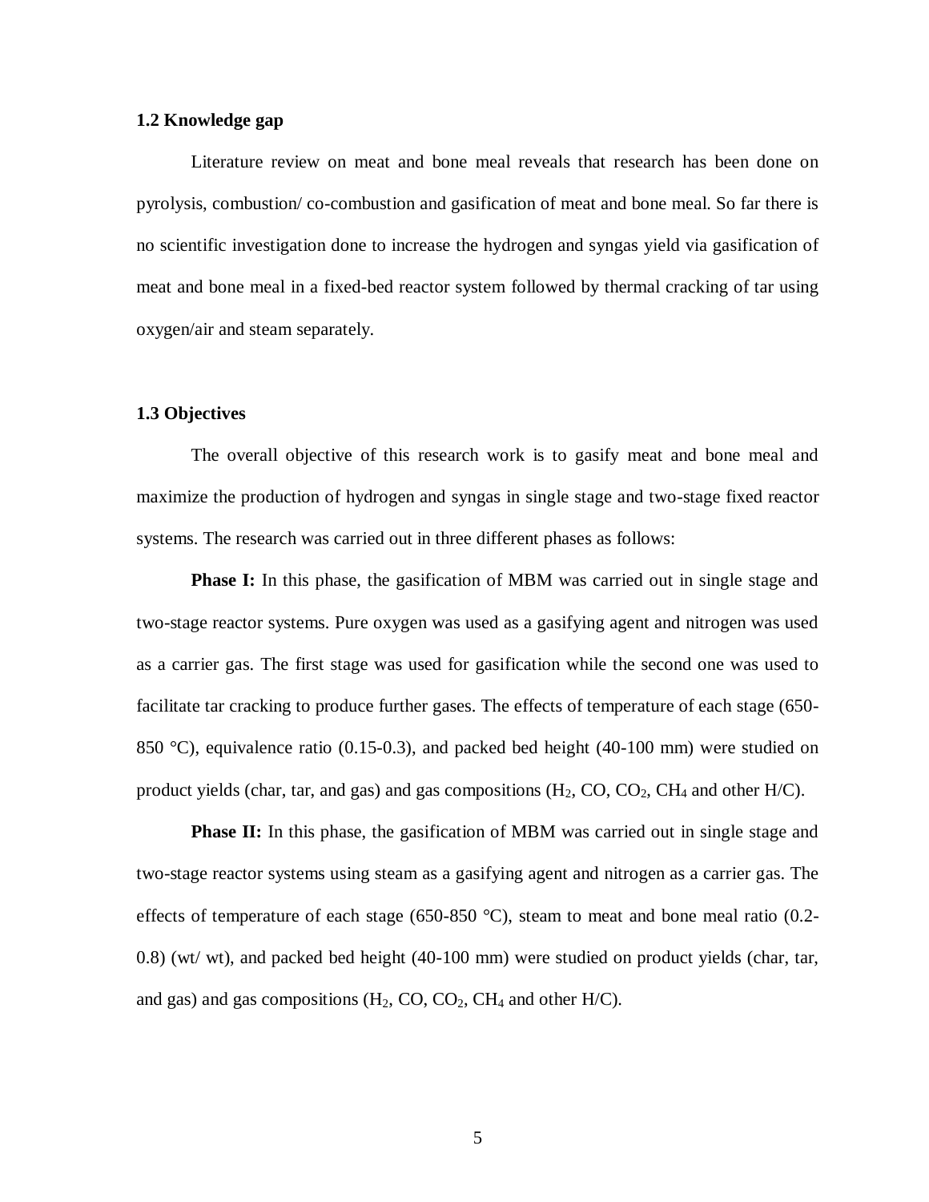### 1.2 Knowledge gap

Literature review on meat and bone meal reveals that research has been done on pyrolysis, combustion/ co-combustion and gasification of meat and bone meal. So far there is no scientific investigation done to increase the hydrogen and syngas yield via gasification of meat and bone meal in a fixed-bed reactor system followed by thermal cracking of tar using oxygen/air and steam separately.

### 1.3 Objectives

The overall objective of this research work is to gasify meat and bone meal and maximize the production of hydrogen and syngas in single stage and two-stage fixed reactor systems. The research was carried out in three different phases as follows:

**Phase I:** In this phase, the gasification of MBM was carried out in single stage and two-stage reactor systems. Pure oxygen was used as a gasifying agent and nitrogen was used as a carrier gas. The first stage was used for gasification while the second one was used to facilitate tar cracking to produce further gases. The effects of temperature of each stage (650-850 °C), equivalence ratio (0.15-0.3), and packed bed height (40-100 mm) were studied on product yields (char, tar, and gas) and gas compositions ($H_2$, CO, $CO_2$, $CH_4$ and other H/C).

**Phase II:** In this phase, the gasification of MBM was carried out in single stage and two-stage reactor systems using steam as a gasifying agent and nitrogen as a carrier gas. The effects of temperature of each stage (650-850 °C), steam to meat and bone meal ratio (0.2-0.8) (wt/ wt), and packed bed height (40-100 mm) were studied on product yields (char, tar, and gas) and gas compositions ($H_2$, CO, $CO_2$, $CH_4$ and other H/C).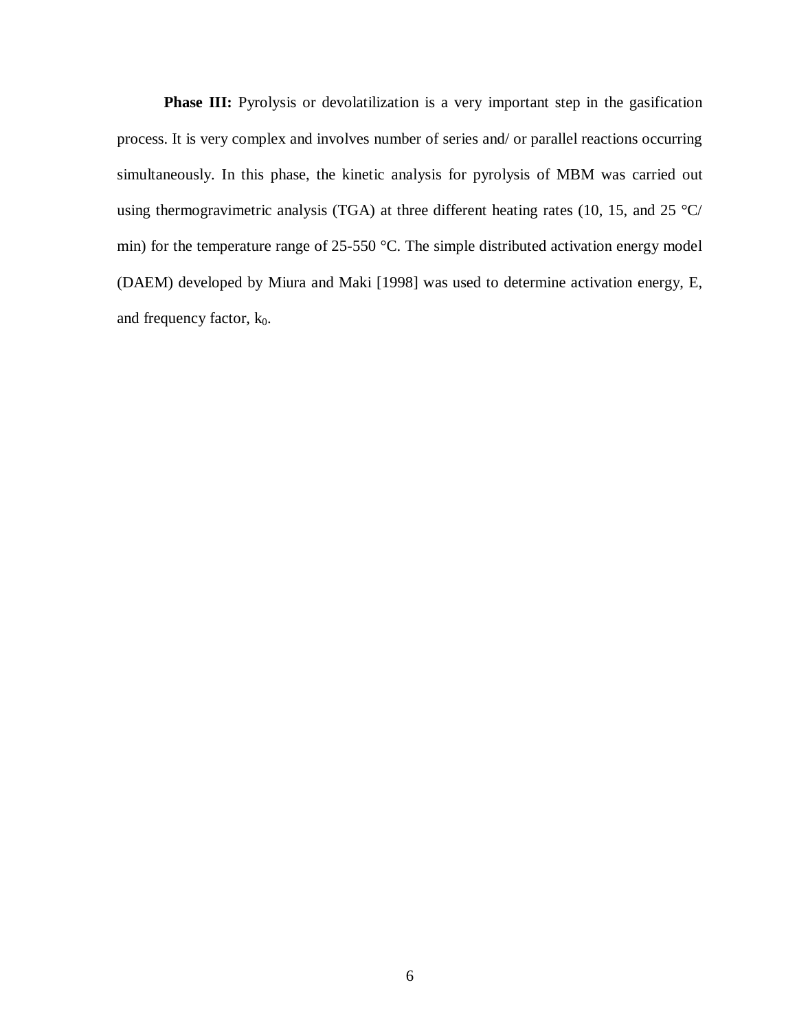**Phase III:** Pyrolysis or devolatilization is a very important step in the gasification process. It is very complex and involves number of series and/ or parallel reactions occurring simultaneously. In this phase, the kinetic analysis for pyrolysis of MBM was carried out using thermogravimetric analysis (TGA) at three different heating rates (10, 15, and 25 °C/ min) for the temperature range of 25-550 °C. The simple distributed activation energy model (DAEM) developed by Miura and Maki [1998] was used to determine activation energy, E, and frequency factor, $k_0$.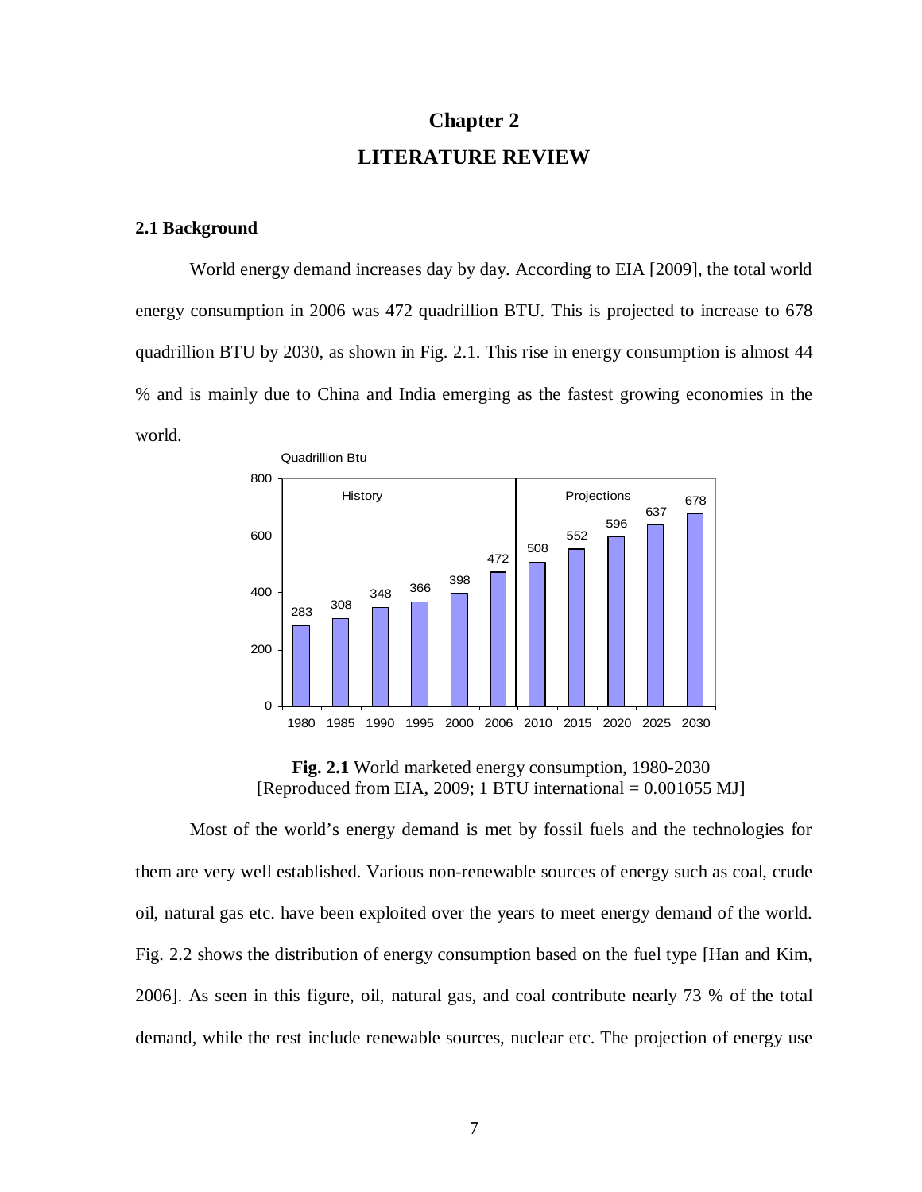# Chapter 2

# LITERATURE REVIEW

## 2.1 Background

World energy demand increases day by day. According to EIA [2009], the total world energy consumption in 2006 was 472 quadrillion BTU. This is projected to increase to 678 quadrillion BTU by 2030, as shown in Fig. 2.1. This rise in energy consumption is almost 44 % and is mainly due to China and India emerging as the fastest growing economies in the world.

**Fig. 2.1** World marketed energy consumption, 1980-2030
[Reproduced from EIA, 2009; 1 BTU international = 0.001055 MJ]

Most of the world's energy demand is met by fossil fuels and the technologies for them are very well established. Various non-renewable sources of energy such as coal, crude oil, natural gas etc. have been exploited over the years to meet energy demand of the world. Fig. 2.2 shows the distribution of energy consumption based on the fuel type [Han and Kim, 2006]. As seen in this figure, oil, natural gas, and coal contribute nearly 73 % of the total demand, while the rest include renewable sources, nuclear etc. The projection of energy use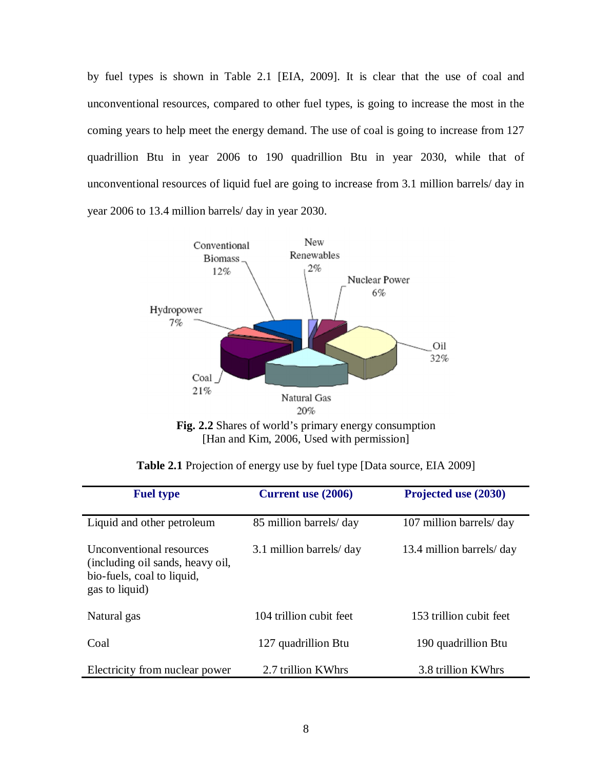by fuel types is shown in Table 2.1 [EIA, 2009]. It is clear that the use of coal and unconventional resources, compared to other fuel types, is going to increase the most in the coming years to help meet the energy demand. The use of coal is going to increase from 127 quadrillion Btu in year 2006 to 190 quadrillion Btu in year 2030, while that of unconventional resources of liquid fuel are going to increase from 3.1 million barrels/ day in year 2006 to 13.4 million barrels/ day in year 2030.

**Fig. 2.2** Shares of world's primary energy consumption [Han and Kim, 2006, Used with permission]

**Table 2.1** Projection of energy use by fuel type [Data source, EIA 2009]

| Fuel type | Current use (2006) | Projected use (2030) |
|---|---|---|
| Liquid and other petroleum | 85 million barrels/ day | 107 million barrels/ day |
| Unconventional resources (including oil sands, heavy oil, bio-fuels, coal to liquid, gas to liquid) | 3.1 million barrels/ day | 13.4 million barrels/ day |
| Natural gas | 104 trillion cubit feet | 153 trillion cubit feet |
| Coal | 127 quadrillion Btu | 190 quadrillion Btu |
| Electricity from nuclear power | 2.7 trillion KWhrs | 3.8 trillion KWhrs |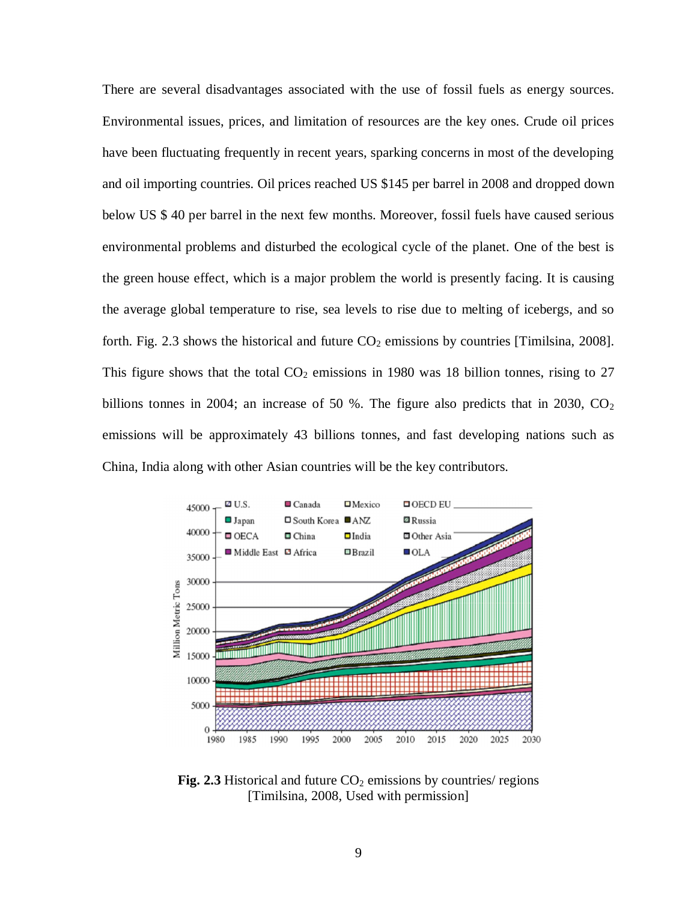There are several disadvantages associated with the use of fossil fuels as energy sources. Environmental issues, prices, and limitation of resources are the key ones. Crude oil prices have been fluctuating frequently in recent years, sparking concerns in most of the developing and oil importing countries. Oil prices reached US $145 per barrel in 2008 and dropped down below US $ 40 per barrel in the next few months. Moreover, fossil fuels have caused serious environmental problems and disturbed the ecological cycle of the planet. One of the best is the green house effect, which is a major problem the world is presently facing. It is causing the average global temperature to rise, sea levels to rise due to melting of icebergs, and so forth. Fig. 2.3 shows the historical and future $CO_2$ emissions by countries [Timilsina, 2008]. This figure shows that the total $CO_2$ emissions in 1980 was 18 billion tonnes, rising to 27 billions tonnes in 2004; an increase of 50 %. The figure also predicts that in 2030, $CO_2$ emissions will be approximately 43 billions tonnes, and fast developing nations such as China, India along with other Asian countries will be the key contributors.

**Fig. 2.3** Historical and future $CO_2$ emissions by countries/ regions [Timilsina, 2008, Used with permission]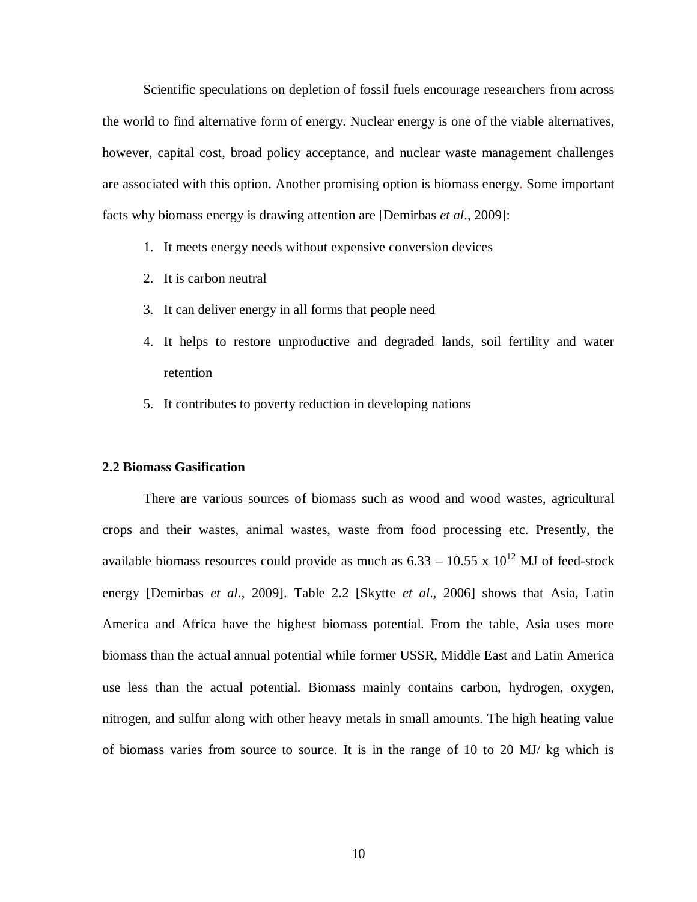Scientific speculations on depletion of fossil fuels encourage researchers from across the world to find alternative form of energy. Nuclear energy is one of the viable alternatives, however, capital cost, broad policy acceptance, and nuclear waste management challenges are associated with this option. Another promising option is biomass energy. Some important facts why biomass energy is drawing attention are [Demirbas *et al*., 2009]:

1. It meets energy needs without expensive conversion devices
2. It is carbon neutral
3. It can deliver energy in all forms that people need
4. It helps to restore unproductive and degraded lands, soil fertility and water retention
5. It contributes to poverty reduction in developing nations

**2.2 Biomass Gasification**

There are various sources of biomass such as wood and wood wastes, agricultural crops and their wastes, animal wastes, waste from food processing etc. Presently, the available biomass resources could provide as much as $6.33 – 10.55 \times 10^{12}$ MJ of feed-stock energy [Demirbas *et al*., 2009]. Table 2.2 [Skytte *et al*., 2006] shows that Asia, Latin America and Africa have the highest biomass potential. From the table, Asia uses more biomass than the actual annual potential while former USSR, Middle East and Latin America use less than the actual potential. Biomass mainly contains carbon, hydrogen, oxygen, nitrogen, and sulfur along with other heavy metals in small amounts. The high heating value of biomass varies from source to source. It is in the range of 10 to 20 MJ/ kg which is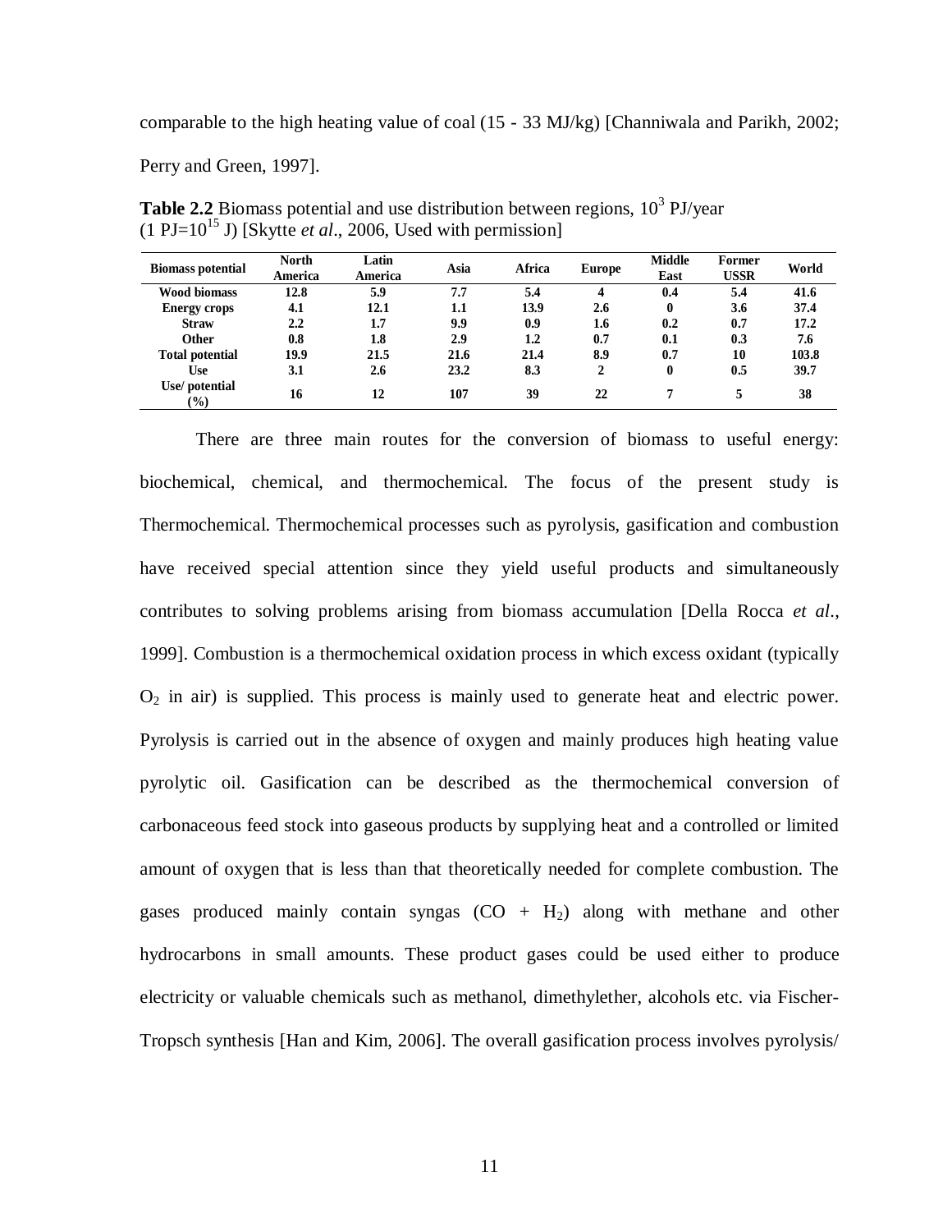comparable to the high heating value of coal (15 - 33 MJ/kg) [Channiwala and Parikh, 2002; Perry and Green, 1997].

**Table 2.2** Biomass potential and use distribution between regions, $10^3$ PJ/year ($1\ PJ = 10^{15}\ J$) [Skytte *et al*., 2006, Used with permission]

| Biomass potential | North America | Latin America | Asia | Africa | Europe | Middle East | Former USSR | World |
|---|---|---|---|---|---|---|---|---|
| Wood biomass | 12.8 | 5.9 | 7.7 | 5.4 | 4 | 0.4 | 5.4 | 41.6 |
| Energy crops | 4.1 | 12.1 | 1.1 | 13.9 | 2.6 | 0 | 3.6 | 37.4 |
| Straw | 2.2 | 1.7 | 9.9 | 0.9 | 1.6 | 0.2 | 0.7 | 17.2 |
| Other | 0.8 | 1.8 | 2.9 | 1.2 | 0.7 | 0.1 | 0.3 | 7.6 |
| Total potential | 19.9 | 21.5 | 21.6 | 21.4 | 8.9 | 0.7 | 10 | 103.8 |
| Use | 3.1 | 2.6 | 23.2 | 8.3 | 2 | 0 | 0.5 | 39.7 |
| Use/ potential (%) | 16 | 12 | 107 | 39 | 22 | 7 | 5 | 38 |

There are three main routes for the conversion of biomass to useful energy: biochemical, chemical, and thermochemical. The focus of the present study is Thermochemical. Thermochemical processes such as pyrolysis, gasification and combustion have received special attention since they yield useful products and simultaneously contributes to solving problems arising from biomass accumulation [Della Rocca *et al*., 1999]. Combustion is a thermochemical oxidation process in which excess oxidant (typically $O_2$ in air) is supplied. This process is mainly used to generate heat and electric power. Pyrolysis is carried out in the absence of oxygen and mainly produces high heating value pyrolytic oil. Gasification can be described as the thermochemical conversion of carbonaceous feed stock into gaseous products by supplying heat and a controlled or limited amount of oxygen that is less than that theoretically needed for complete combustion. The gases produced mainly contain syngas ($CO + H_2$) along with methane and other hydrocarbons in small amounts. These product gases could be used either to produce electricity or valuable chemicals such as methanol, dimethylether, alcohols etc. via Fischer-Tropsch synthesis [Han and Kim, 2006]. The overall gasification process involves pyrolysis/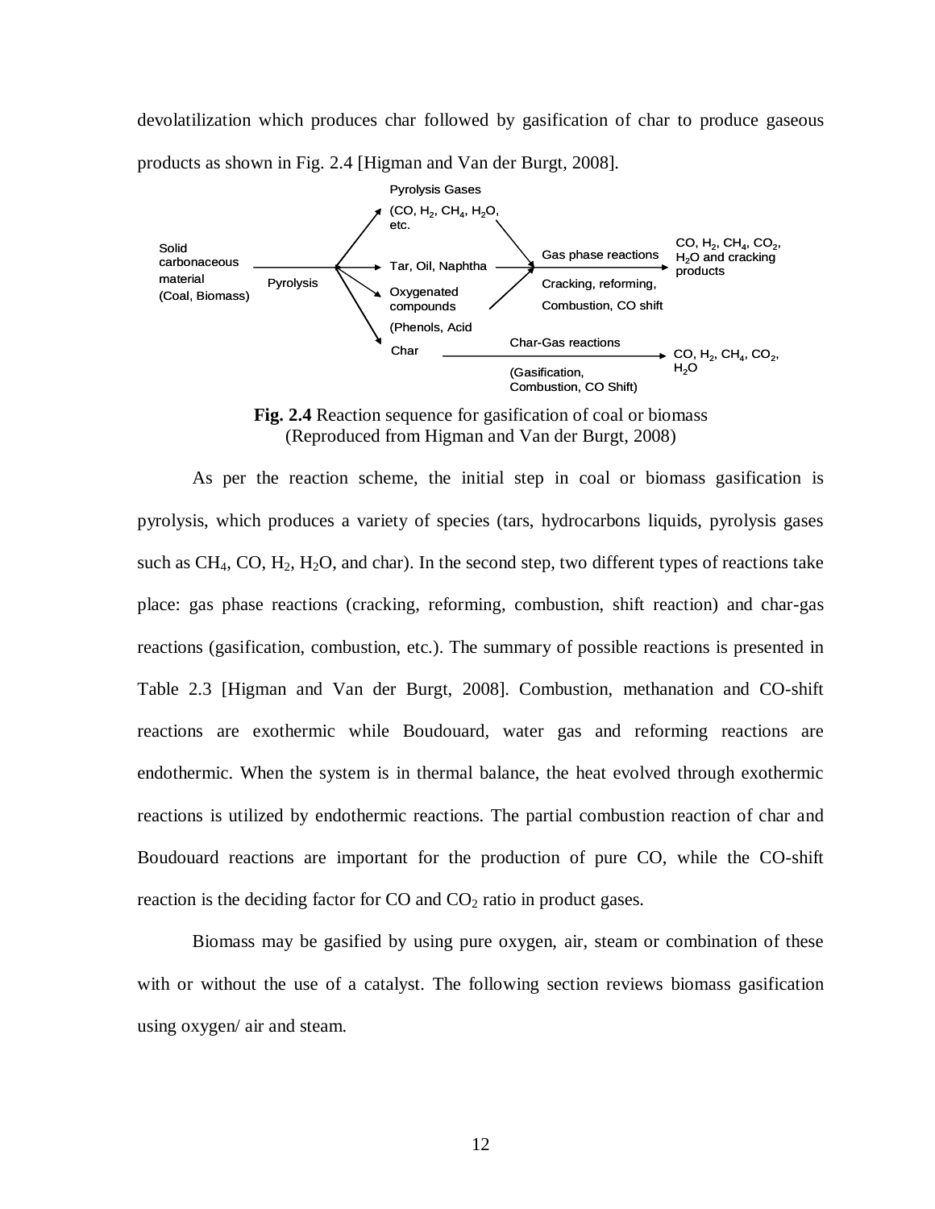devolatilization which produces char followed by gasification of char to produce gaseous products as shown in Fig. 2.4 [Higman and Van der Burgt, 2008].

Solid carbonaceous material (Coal, Biomass) → Pyrolysis →

- Pyrolysis Gases ($CO$, $H_2$, $CH_4$, $H_2O$, etc.
- Tar, Oil, Naphtha
- Oxygenated compounds (Phenols, Acid
- Char

Pyrolysis Gases / Tar, Oil, Naphtha / Oxygenated compounds → Gas phase reactions (Cracking, reforming, Combustion, CO shift) → $CO$, $H_2$, $CH_4$, $CO_2$, $H_2O$ and cracking products

Char → Char-Gas reactions (Gasification, Combustion, CO Shift) → $CO$, $H_2$, $CH_4$, $CO_2$, $H_2O$

**Fig. 2.4** Reaction sequence for gasification of coal or biomass (Reproduced from Higman and Van der Burgt, 2008)

As per the reaction scheme, the initial step in coal or biomass gasification is pyrolysis, which produces a variety of species (tars, hydrocarbons liquids, pyrolysis gases such as $CH_4$, $CO$, $H_2$, $H_2O$, and char). In the second step, two different types of reactions take place: gas phase reactions (cracking, reforming, combustion, shift reaction) and char-gas reactions (gasification, combustion, etc.). The summary of possible reactions is presented in Table 2.3 [Higman and Van der Burgt, 2008]. Combustion, methanation and CO-shift reactions are exothermic while Boudouard, water gas and reforming reactions are endothermic. When the system is in thermal balance, the heat evolved through exothermic reactions is utilized by endothermic reactions. The partial combustion reaction of char and Boudouard reactions are important for the production of pure CO, while the CO-shift reaction is the deciding factor for CO and $CO_2$ ratio in product gases.

Biomass may be gasified by using pure oxygen, air, steam or combination of these with or without the use of a catalyst. The following section reviews biomass gasification using oxygen/ air and steam.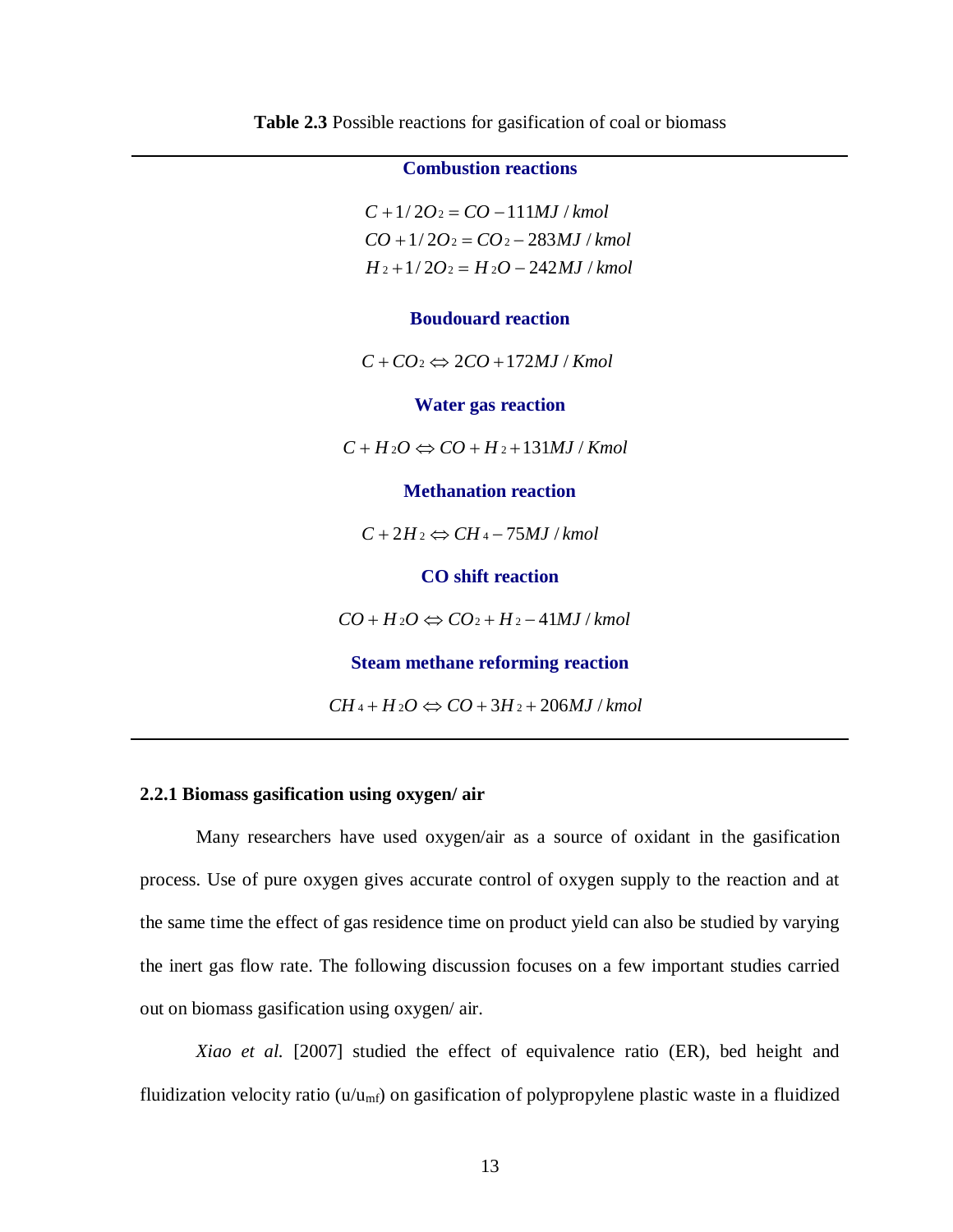**Table 2.3** Possible reactions for gasification of coal or biomass

**Combustion reactions**

$$C + 1/2O_2 = CO - 111 MJ/kmol$$
$$CO + 1/2O_2 = CO_2 - 283 MJ/kmol$$
$$H_2 + 1/2O_2 = H_2O - 242 MJ/kmol$$

**Boudouard reaction**

$$C + CO_2 \Leftrightarrow 2CO + 172 MJ/Kmol$$

**Water gas reaction**

$$C + H_2O \Leftrightarrow CO + H_2 + 131 MJ/Kmol$$

**Methanation reaction**

$$C + 2H_2 \Leftrightarrow CH_4 - 75 MJ/kmol$$

**CO shift reaction**

$$CO + H_2O \Leftrightarrow CO_2 + H_2 - 41 MJ/kmol$$

**Steam methane reforming reaction**

$$CH_4 + H_2O \Leftrightarrow CO + 3H_2 + 206 MJ/kmol$$

### 2.2.1 Biomass gasification using oxygen/ air

Many researchers have used oxygen/air as a source of oxidant in the gasification process. Use of pure oxygen gives accurate control of oxygen supply to the reaction and at the same time the effect of gas residence time on product yield can also be studied by varying the inert gas flow rate. The following discussion focuses on a few important studies carried out on biomass gasification using oxygen/ air.

*Xiao et al.* [2007] studied the effect of equivalence ratio (ER), bed height and fluidization velocity ratio ($u/u_{mf}$) on gasification of polypropylene plastic waste in a fluidized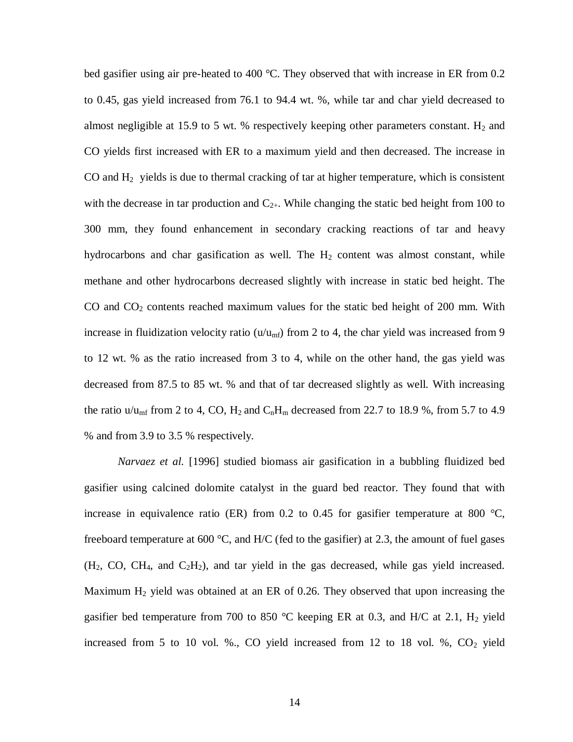bed gasifier using air pre-heated to 400 °C. They observed that with increase in ER from 0.2 to 0.45, gas yield increased from 76.1 to 94.4 wt. %, while tar and char yield decreased to almost negligible at 15.9 to 5 wt. % respectively keeping other parameters constant. $H_2$ and CO yields first increased with ER to a maximum yield and then decreased. The increase in CO and $H_2$ yields is due to thermal cracking of tar at higher temperature, which is consistent with the decrease in tar production and $C_{2+}$. While changing the static bed height from 100 to 300 mm, they found enhancement in secondary cracking reactions of tar and heavy hydrocarbons and char gasification as well. The $H_2$ content was almost constant, while methane and other hydrocarbons decreased slightly with increase in static bed height. The CO and $CO_2$ contents reached maximum values for the static bed height of 200 mm. With increase in fluidization velocity ratio ($u/u_{mf}$) from 2 to 4, the char yield was increased from 9 to 12 wt. % as the ratio increased from 3 to 4, while on the other hand, the gas yield was decreased from 87.5 to 85 wt. % and that of tar decreased slightly as well. With increasing the ratio $u/u_{mf}$ from 2 to 4, CO, $H_2$ and $C_nH_m$ decreased from 22.7 to 18.9 %, from 5.7 to 4.9 % and from 3.9 to 3.5 % respectively.

*Narvaez et al.* [1996] studied biomass air gasification in a bubbling fluidized bed gasifier using calcined dolomite catalyst in the guard bed reactor. They found that with increase in equivalence ratio (ER) from 0.2 to 0.45 for gasifier temperature at 800 °C, freeboard temperature at 600 °C, and H/C (fed to the gasifier) at 2.3, the amount of fuel gases ($H_2$, CO, $CH_4$, and $C_2H_2$), and tar yield in the gas decreased, while gas yield increased. Maximum $H_2$ yield was obtained at an ER of 0.26. They observed that upon increasing the gasifier bed temperature from 700 to 850 °C keeping ER at 0.3, and H/C at 2.1, $H_2$ yield increased from 5 to 10 vol. %., CO yield increased from 12 to 18 vol. %, $CO_2$ yield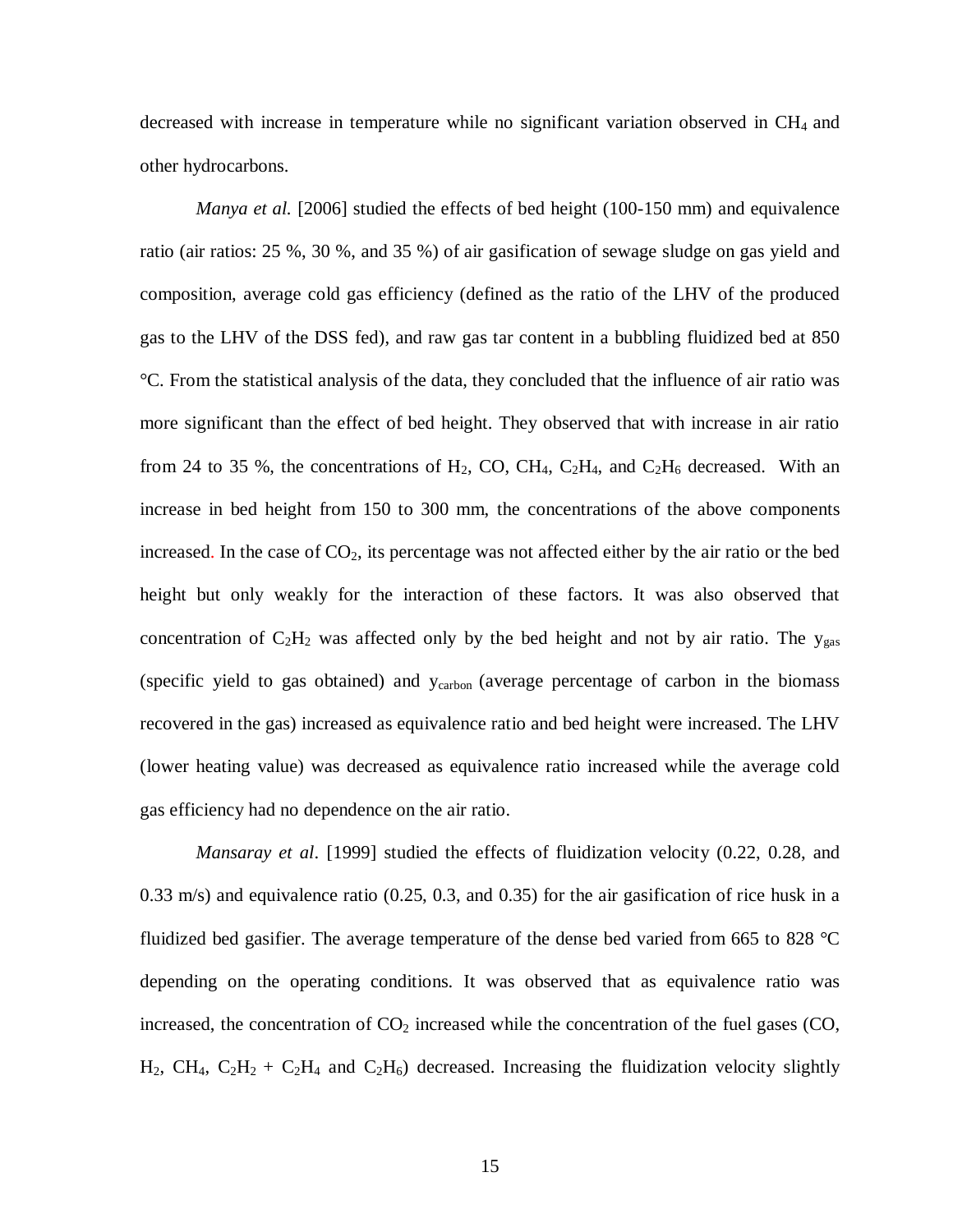decreased with increase in temperature while no significant variation observed in $CH_4$ and other hydrocarbons.

*Manya et al.* [2006] studied the effects of bed height (100-150 mm) and equivalence ratio (air ratios: 25 %, 30 %, and 35 %) of air gasification of sewage sludge on gas yield and composition, average cold gas efficiency (defined as the ratio of the LHV of the produced gas to the LHV of the DSS fed), and raw gas tar content in a bubbling fluidized bed at 850 °C. From the statistical analysis of the data, they concluded that the influence of air ratio was more significant than the effect of bed height. They observed that with increase in air ratio from 24 to 35 %, the concentrations of $H_2$, CO, $CH_4$, $C_2H_4$, and $C_2H_6$ decreased. With an increase in bed height from 150 to 300 mm, the concentrations of the above components increased. In the case of $CO_2$, its percentage was not affected either by the air ratio or the bed height but only weakly for the interaction of these factors. It was also observed that concentration of $C_2H_2$ was affected only by the bed height and not by air ratio. The $y_{gas}$ (specific yield to gas obtained) and $y_{carbon}$ (average percentage of carbon in the biomass recovered in the gas) increased as equivalence ratio and bed height were increased. The LHV (lower heating value) was decreased as equivalence ratio increased while the average cold gas efficiency had no dependence on the air ratio.

*Mansaray et al*. [1999] studied the effects of fluidization velocity (0.22, 0.28, and 0.33 m/s) and equivalence ratio (0.25, 0.3, and 0.35) for the air gasification of rice husk in a fluidized bed gasifier. The average temperature of the dense bed varied from 665 to 828 °C depending on the operating conditions. It was observed that as equivalence ratio was increased, the concentration of $CO_2$ increased while the concentration of the fuel gases (CO, $H_2$, $CH_4$, $C_2H_2$ + $C_2H_4$ and $C_2H_6$) decreased. Increasing the fluidization velocity slightly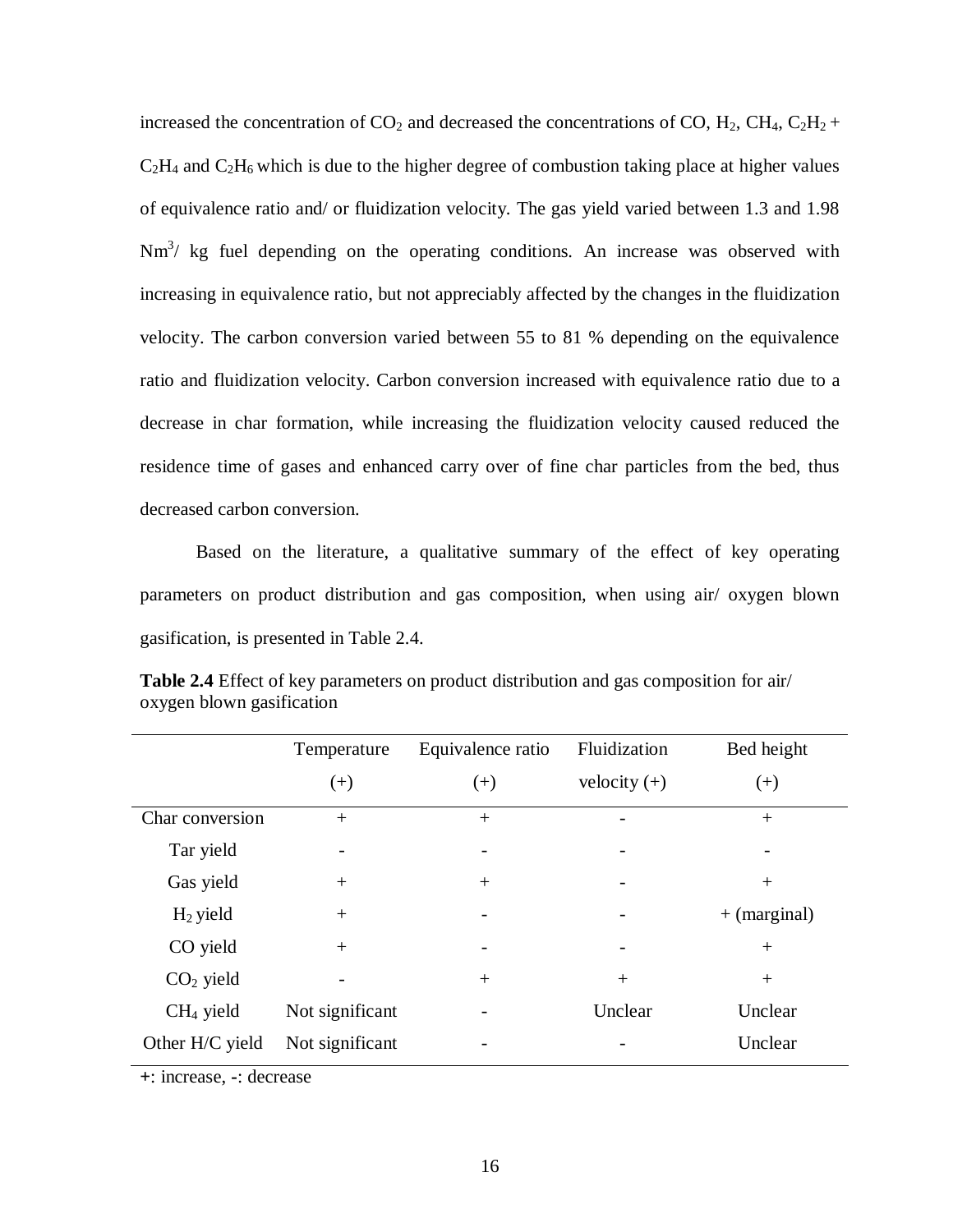increased the concentration of $CO_2$ and decreased the concentrations of CO, $H_2$, $CH_4$, $C_2H_2$ + $C_2H_4$ and $C_2H_6$ which is due to the higher degree of combustion taking place at higher values of equivalence ratio and/ or fluidization velocity. The gas yield varied between 1.3 and 1.98 $Nm^3$/ kg fuel depending on the operating conditions. An increase was observed with increasing in equivalence ratio, but not appreciably affected by the changes in the fluidization velocity. The carbon conversion varied between 55 to 81 % depending on the equivalence ratio and fluidization velocity. Carbon conversion increased with equivalence ratio due to a decrease in char formation, while increasing the fluidization velocity caused reduced the residence time of gases and enhanced carry over of fine char particles from the bed, thus decreased carbon conversion.

Based on the literature, a qualitative summary of the effect of key operating parameters on product distribution and gas composition, when using air/ oxygen blown gasification, is presented in Table 2.4.

**Table 2.4** Effect of key parameters on product distribution and gas composition for air/ oxygen blown gasification

| | Temperature (+) | Equivalence ratio (+) | Fluidization velocity (+) | Bed height (+) |
|---|---|---|---|---|
| Char conversion | + | + | - | + |
| Tar yield | - | - | - | - |
| Gas yield | + | + | - | + |
| $H_2$ yield | + | - | - | + (marginal) |
| CO yield | + | - | - | + |
| $CO_2$ yield | - | + | + | + |
| $CH_4$ yield | Not significant | - | Unclear | Unclear |
| Other H/C yield | Not significant | - | - | Unclear |

+: increase, -: decrease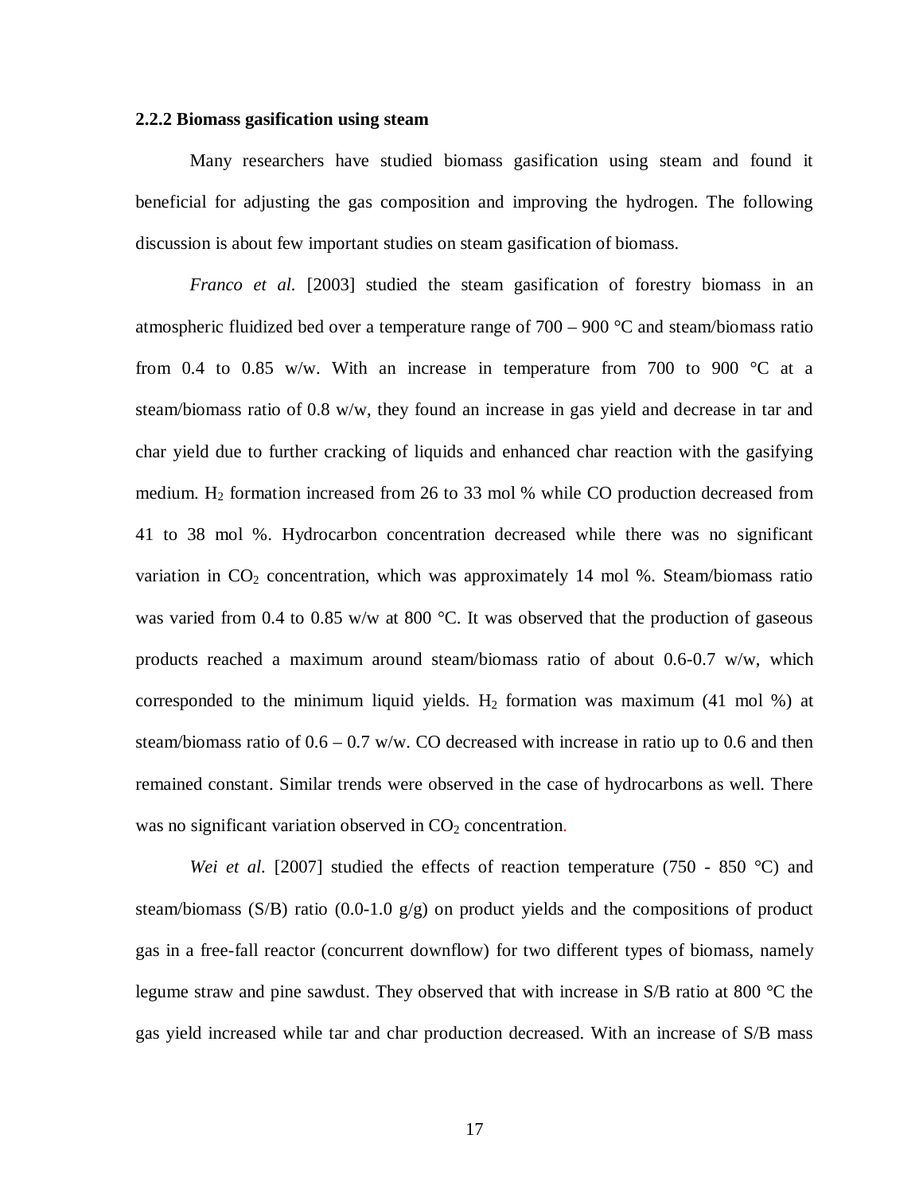### 2.2.2 Biomass gasification using steam

Many researchers have studied biomass gasification using steam and found it beneficial for adjusting the gas composition and improving the hydrogen. The following discussion is about few important studies on steam gasification of biomass.

*Franco et al.* [2003] studied the steam gasification of forestry biomass in an atmospheric fluidized bed over a temperature range of 700 – 900 °C and steam/biomass ratio from 0.4 to 0.85 w/w. With an increase in temperature from 700 to 900 °C at a steam/biomass ratio of 0.8 w/w, they found an increase in gas yield and decrease in tar and char yield due to further cracking of liquids and enhanced char reaction with the gasifying medium. $H_2$ formation increased from 26 to 33 mol % while CO production decreased from 41 to 38 mol %. Hydrocarbon concentration decreased while there was no significant variation in $CO_2$ concentration, which was approximately 14 mol %. Steam/biomass ratio was varied from 0.4 to 0.85 w/w at 800 °C. It was observed that the production of gaseous products reached a maximum around steam/biomass ratio of about 0.6-0.7 w/w, which corresponded to the minimum liquid yields. $H_2$ formation was maximum (41 mol %) at steam/biomass ratio of 0.6 – 0.7 w/w. CO decreased with increase in ratio up to 0.6 and then remained constant. Similar trends were observed in the case of hydrocarbons as well. There was no significant variation observed in $CO_2$ concentration.

*Wei et al.* [2007] studied the effects of reaction temperature (750 - 850 °C) and steam/biomass (S/B) ratio (0.0-1.0 g/g) on product yields and the compositions of product gas in a free-fall reactor (concurrent downflow) for two different types of biomass, namely legume straw and pine sawdust. They observed that with increase in S/B ratio at 800 °C the gas yield increased while tar and char production decreased. With an increase of S/B mass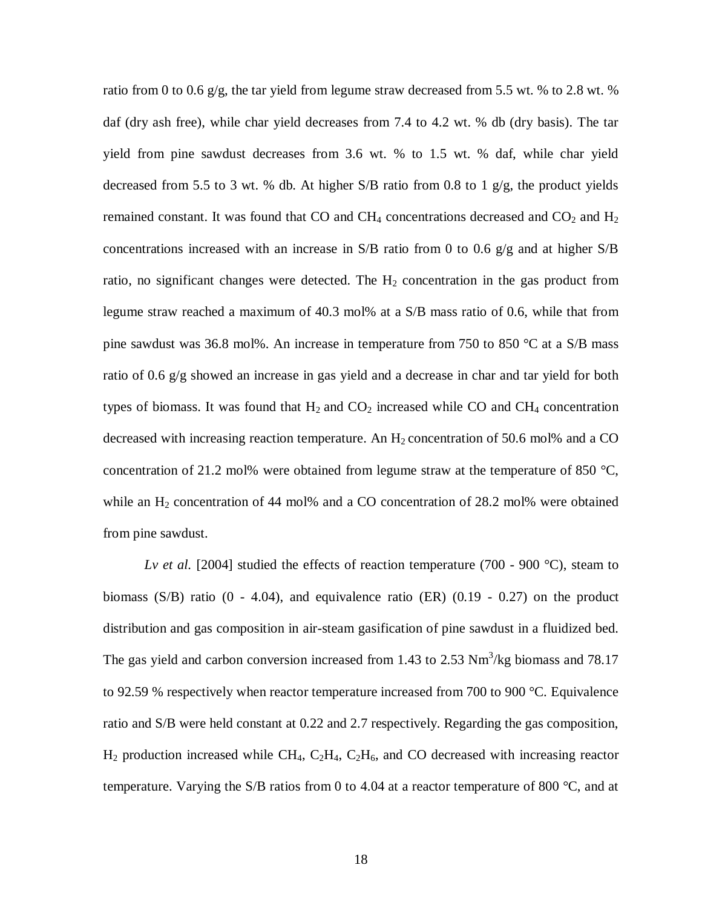ratio from 0 to 0.6 g/g, the tar yield from legume straw decreased from 5.5 wt. % to 2.8 wt. % daf (dry ash free), while char yield decreases from 7.4 to 4.2 wt. % db (dry basis). The tar yield from pine sawdust decreases from 3.6 wt. % to 1.5 wt. % daf, while char yield decreased from 5.5 to 3 wt. % db. At higher S/B ratio from 0.8 to 1 g/g, the product yields remained constant. It was found that CO and $CH_4$ concentrations decreased and $CO_2$ and $H_2$ concentrations increased with an increase in S/B ratio from 0 to 0.6 g/g and at higher S/B ratio, no significant changes were detected. The $H_2$ concentration in the gas product from legume straw reached a maximum of 40.3 mol% at a S/B mass ratio of 0.6, while that from pine sawdust was 36.8 mol%. An increase in temperature from 750 to 850 °C at a S/B mass ratio of 0.6 g/g showed an increase in gas yield and a decrease in char and tar yield for both types of biomass. It was found that $H_2$ and $CO_2$ increased while CO and $CH_4$ concentration decreased with increasing reaction temperature. An $H_2$ concentration of 50.6 mol% and a CO concentration of 21.2 mol% were obtained from legume straw at the temperature of 850 °C, while an $H_2$ concentration of 44 mol% and a CO concentration of 28.2 mol% were obtained from pine sawdust.

*Lv et al.* [2004] studied the effects of reaction temperature (700 - 900 °C), steam to biomass (S/B) ratio (0 - 4.04), and equivalence ratio (ER) (0.19 - 0.27) on the product distribution and gas composition in air-steam gasification of pine sawdust in a fluidized bed. The gas yield and carbon conversion increased from 1.43 to 2.53 $Nm^3$/kg biomass and 78.17 to 92.59 % respectively when reactor temperature increased from 700 to 900 °C. Equivalence ratio and S/B were held constant at 0.22 and 2.7 respectively. Regarding the gas composition, $H_2$ production increased while $CH_4$, $C_2H_4$, $C_2H_6$, and CO decreased with increasing reactor temperature. Varying the S/B ratios from 0 to 4.04 at a reactor temperature of 800 °C, and at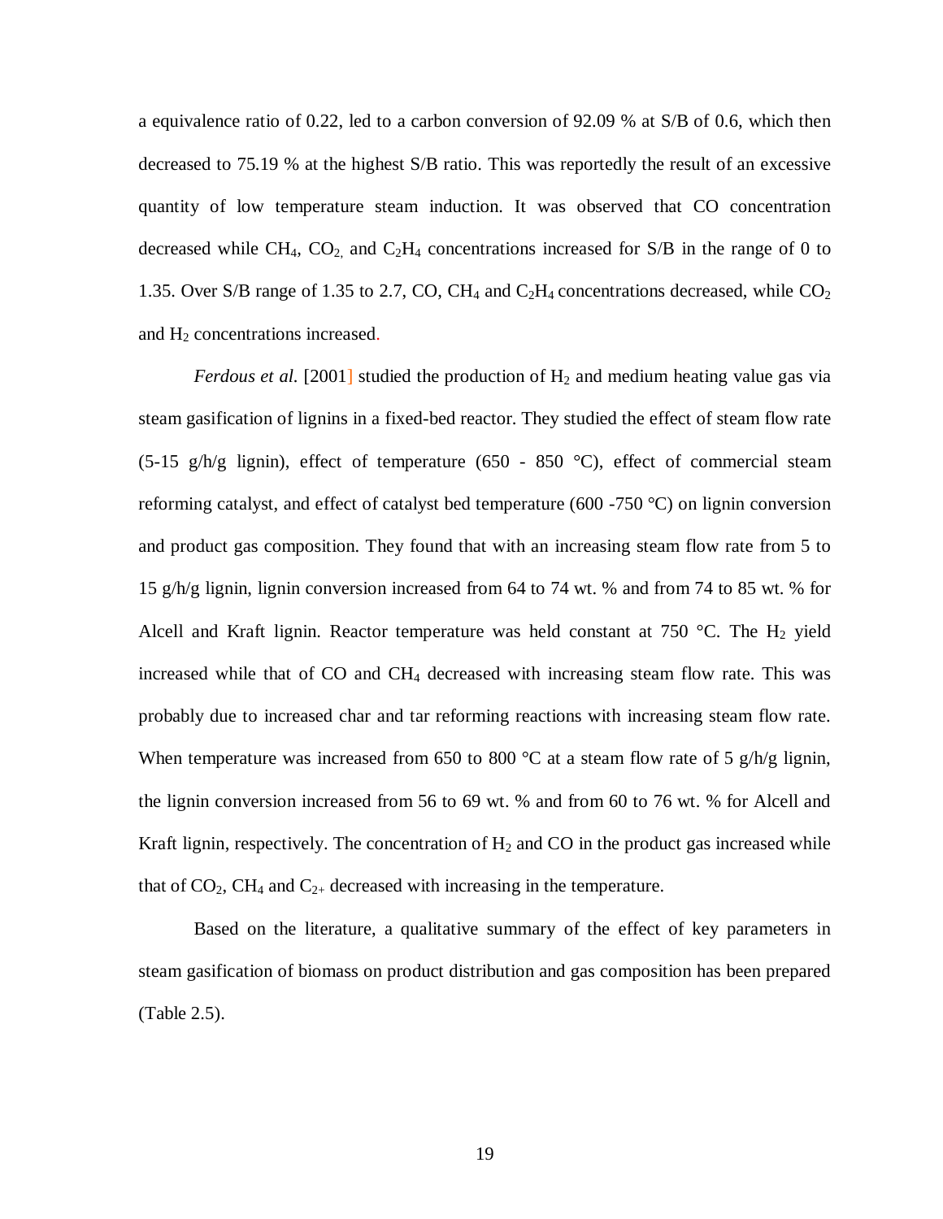a equivalence ratio of 0.22, led to a carbon conversion of 92.09 % at S/B of 0.6, which then decreased to 75.19 % at the highest S/B ratio. This was reportedly the result of an excessive quantity of low temperature steam induction. It was observed that CO concentration decreased while $CH_4$, $CO_2$, and $C_2H_4$ concentrations increased for S/B in the range of 0 to 1.35. Over S/B range of 1.35 to 2.7, CO, $CH_4$ and $C_2H_4$ concentrations decreased, while $CO_2$ and $H_2$ concentrations increased.

*Ferdous et al.* [2001] studied the production of $H_2$ and medium heating value gas via steam gasification of lignins in a fixed-bed reactor. They studied the effect of steam flow rate (5-15 g/h/g lignin), effect of temperature (650 - 850 °C), effect of commercial steam reforming catalyst, and effect of catalyst bed temperature (600 -750 °C) on lignin conversion and product gas composition. They found that with an increasing steam flow rate from 5 to 15 g/h/g lignin, lignin conversion increased from 64 to 74 wt. % and from 74 to 85 wt. % for Alcell and Kraft lignin. Reactor temperature was held constant at 750 °C. The $H_2$ yield increased while that of CO and $CH_4$ decreased with increasing steam flow rate. This was probably due to increased char and tar reforming reactions with increasing steam flow rate. When temperature was increased from 650 to 800 °C at a steam flow rate of 5 g/h/g lignin, the lignin conversion increased from 56 to 69 wt. % and from 60 to 76 wt. % for Alcell and Kraft lignin, respectively. The concentration of $H_2$ and CO in the product gas increased while that of $CO_2$, $CH_4$ and $C_{2+}$ decreased with increasing in the temperature.

Based on the literature, a qualitative summary of the effect of key parameters in steam gasification of biomass on product distribution and gas composition has been prepared (Table 2.5).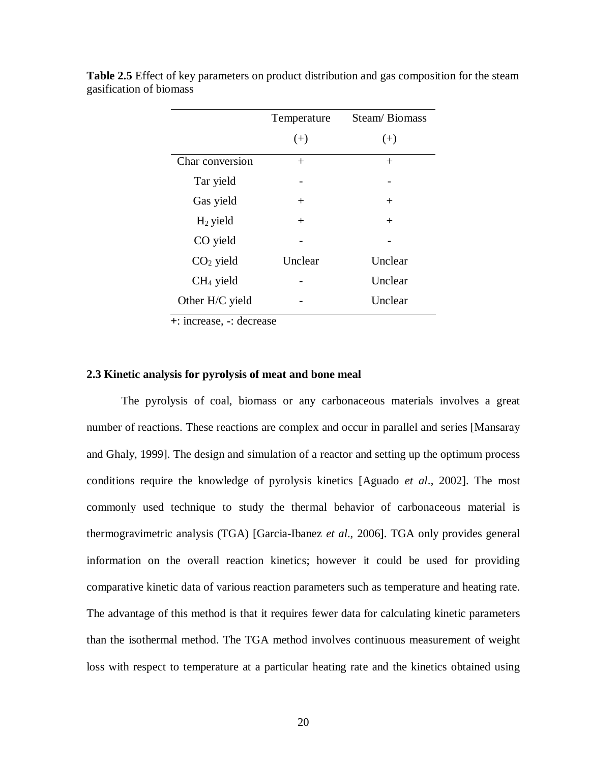**Table 2.5** Effect of key parameters on product distribution and gas composition for the steam gasification of biomass

| | Temperature (+) | Steam/ Biomass (+) |
|---|---|---|
| Char conversion | + | + |
| Tar yield | - | - |
| Gas yield | + | + |
| $H_2$ yield | + | + |
| CO yield | - | - |
| $CO_2$ yield | Unclear | Unclear |
| $CH_4$ yield | - | Unclear |
| Other H/C yield | - | Unclear |

+: increase, -: decrease

### 2.3 Kinetic analysis for pyrolysis of meat and bone meal

The pyrolysis of coal, biomass or any carbonaceous materials involves a great number of reactions. These reactions are complex and occur in parallel and series [Mansaray and Ghaly, 1999]. The design and simulation of a reactor and setting up the optimum process conditions require the knowledge of pyrolysis kinetics [Aguado *et al*., 2002]. The most commonly used technique to study the thermal behavior of carbonaceous material is thermogravimetric analysis (TGA) [Garcia-Ibanez *et al*., 2006]. TGA only provides general information on the overall reaction kinetics; however it could be used for providing comparative kinetic data of various reaction parameters such as temperature and heating rate. The advantage of this method is that it requires fewer data for calculating kinetic parameters than the isothermal method. The TGA method involves continuous measurement of weight loss with respect to temperature at a particular heating rate and the kinetics obtained using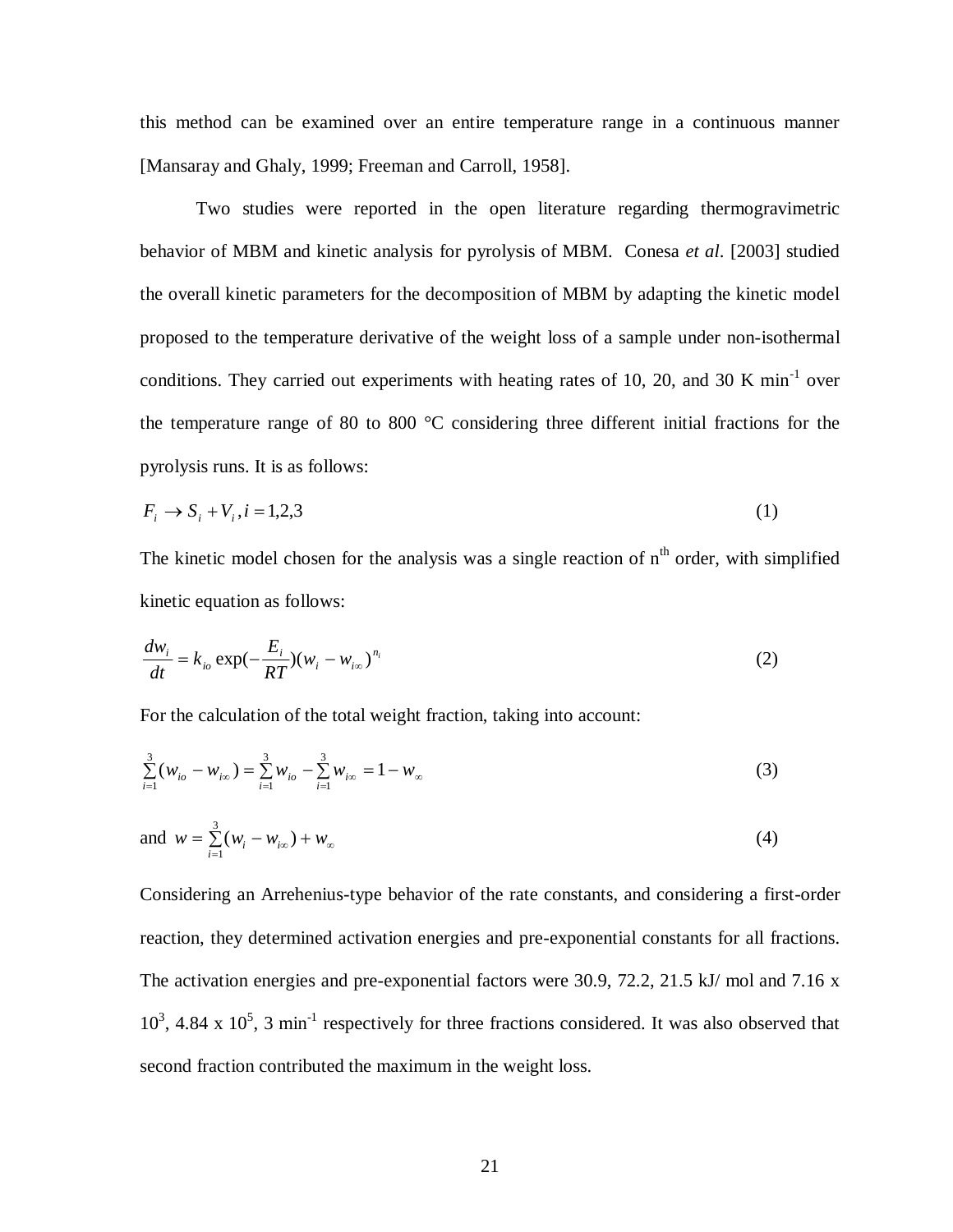this method can be examined over an entire temperature range in a continuous manner [Mansaray and Ghaly, 1999; Freeman and Carroll, 1958].

Two studies were reported in the open literature regarding thermogravimetric behavior of MBM and kinetic analysis for pyrolysis of MBM. Conesa *et al*. [2003] studied the overall kinetic parameters for the decomposition of MBM by adapting the kinetic model proposed to the temperature derivative of the weight loss of a sample under non-isothermal conditions. They carried out experiments with heating rates of 10, 20, and 30 K min$^{-1}$ over the temperature range of 80 to 800 °C considering three different initial fractions for the pyrolysis runs. It is as follows:

$$F_i \rightarrow S_i + V_i, i = 1,2,3 \tag{1}$$

The kinetic model chosen for the analysis was a single reaction of n$^{th}$ order, with simplified kinetic equation as follows:

$$\frac{dw_i}{dt} = k_{io} \exp(-\frac{E_i}{RT})(w_i - w_{i\infty})^{n_i} \tag{2}$$

For the calculation of the total weight fraction, taking into account:

$$\sum_{i=1}^{3}(w_{io} - w_{i\infty}) = \sum_{i=1}^{3} w_{io} - \sum_{i=1}^{3} w_{i\infty} = 1 - w_{\infty} \tag{3}$$

and
$$w = \sum_{i=1}^{3}(w_i - w_{i\infty}) + w_{\infty} \tag{4}$$

Considering an Arrehenius-type behavior of the rate constants, and considering a first-order reaction, they determined activation energies and pre-exponential constants for all fractions. The activation energies and pre-exponential factors were 30.9, 72.2, 21.5 kJ/ mol and 7.16 x 10$^3$, 4.84 x 10$^5$, 3 min$^{-1}$ respectively for three fractions considered. It was also observed that second fraction contributed the maximum in the weight loss.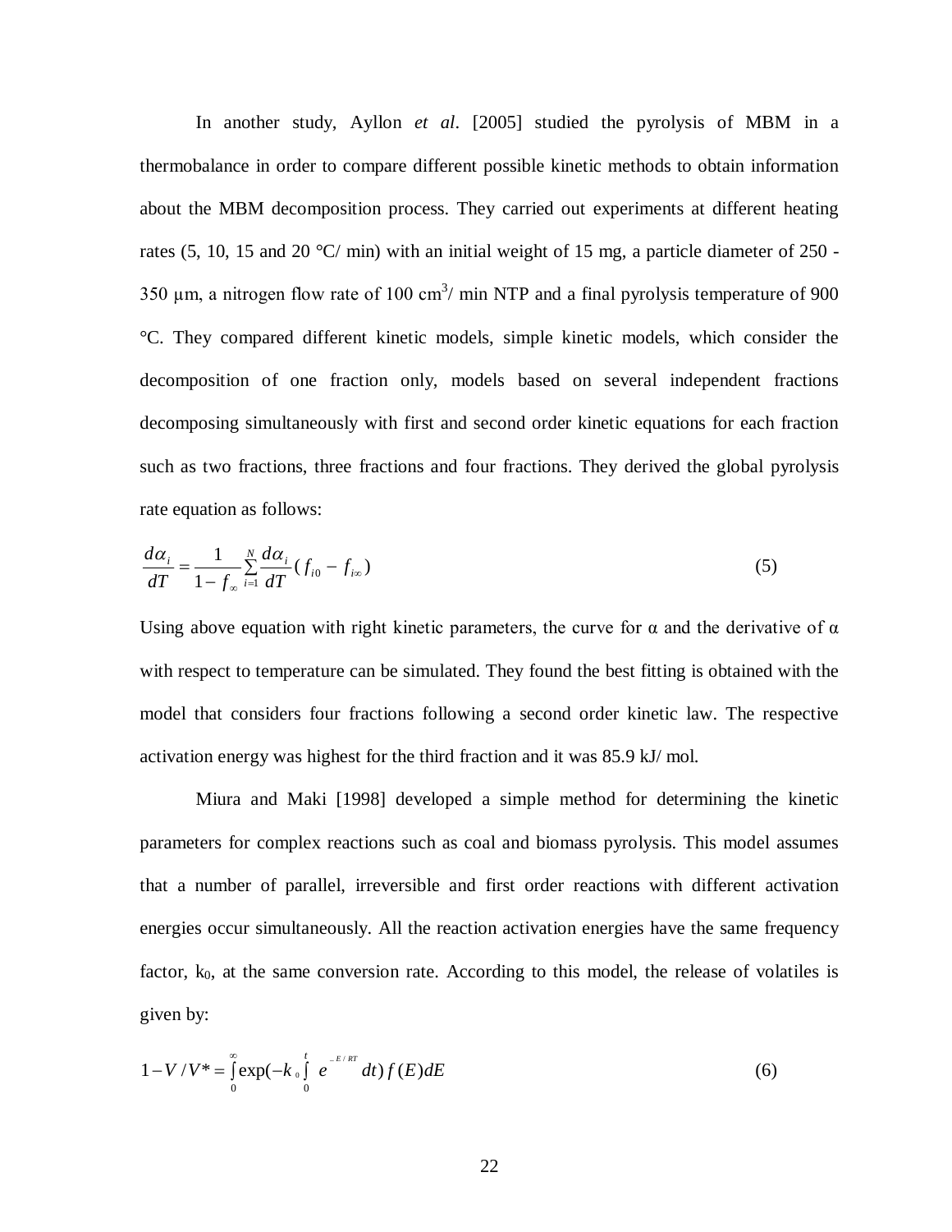In another study, Ayllon *et al*. [2005] studied the pyrolysis of MBM in a thermobalance in order to compare different possible kinetic methods to obtain information about the MBM decomposition process. They carried out experiments at different heating rates (5, 10, 15 and 20 °C/ min) with an initial weight of 15 mg, a particle diameter of 250 - 350 μm, a nitrogen flow rate of 100 $cm^3$/ min NTP and a final pyrolysis temperature of 900 °C. They compared different kinetic models, simple kinetic models, which consider the decomposition of one fraction only, models based on several independent fractions decomposing simultaneously with first and second order kinetic equations for each fraction such as two fractions, three fractions and four fractions. They derived the global pyrolysis rate equation as follows:

$$\frac{d\alpha_i}{dT} = \frac{1}{1 - f_\infty} \sum_{i=1}^{N} \frac{d\alpha_i}{dT} (f_{i0} - f_{i\infty}) \tag{5}$$

Using above equation with right kinetic parameters, the curve for α and the derivative of α with respect to temperature can be simulated. They found the best fitting is obtained with the model that considers four fractions following a second order kinetic law. The respective activation energy was highest for the third fraction and it was 85.9 kJ/ mol.

Miura and Maki [1998] developed a simple method for determining the kinetic parameters for complex reactions such as coal and biomass pyrolysis. This model assumes that a number of parallel, irreversible and first order reactions with different activation energies occur simultaneously. All the reaction activation energies have the same frequency factor, $k_0$, at the same conversion rate. According to this model, the release of volatiles is given by:

$$1 - V/V^* = \int_0^\infty \exp(-k_0 \int_0^t e^{-E/RT} dt) f(E) dE \tag{6}$$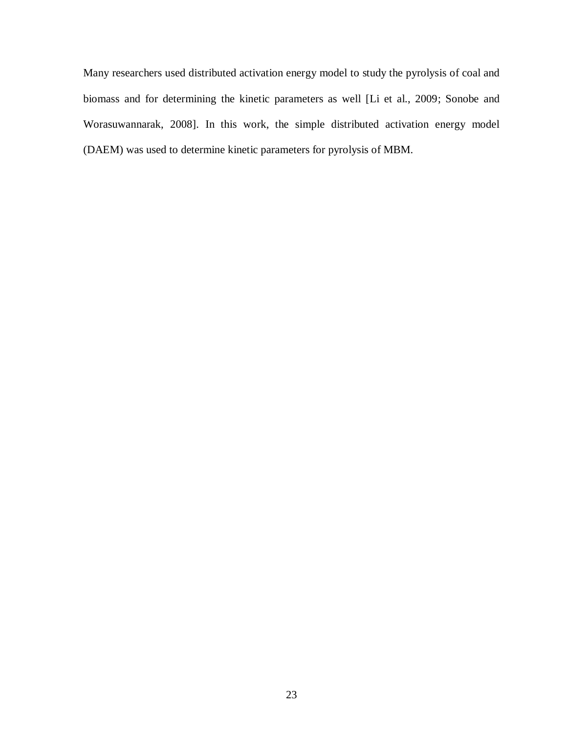Many researchers used distributed activation energy model to study the pyrolysis of coal and biomass and for determining the kinetic parameters as well [Li et al., 2009; Sonobe and Worasuwannarak, 2008]. In this work, the simple distributed activation energy model (DAEM) was used to determine kinetic parameters for pyrolysis of MBM.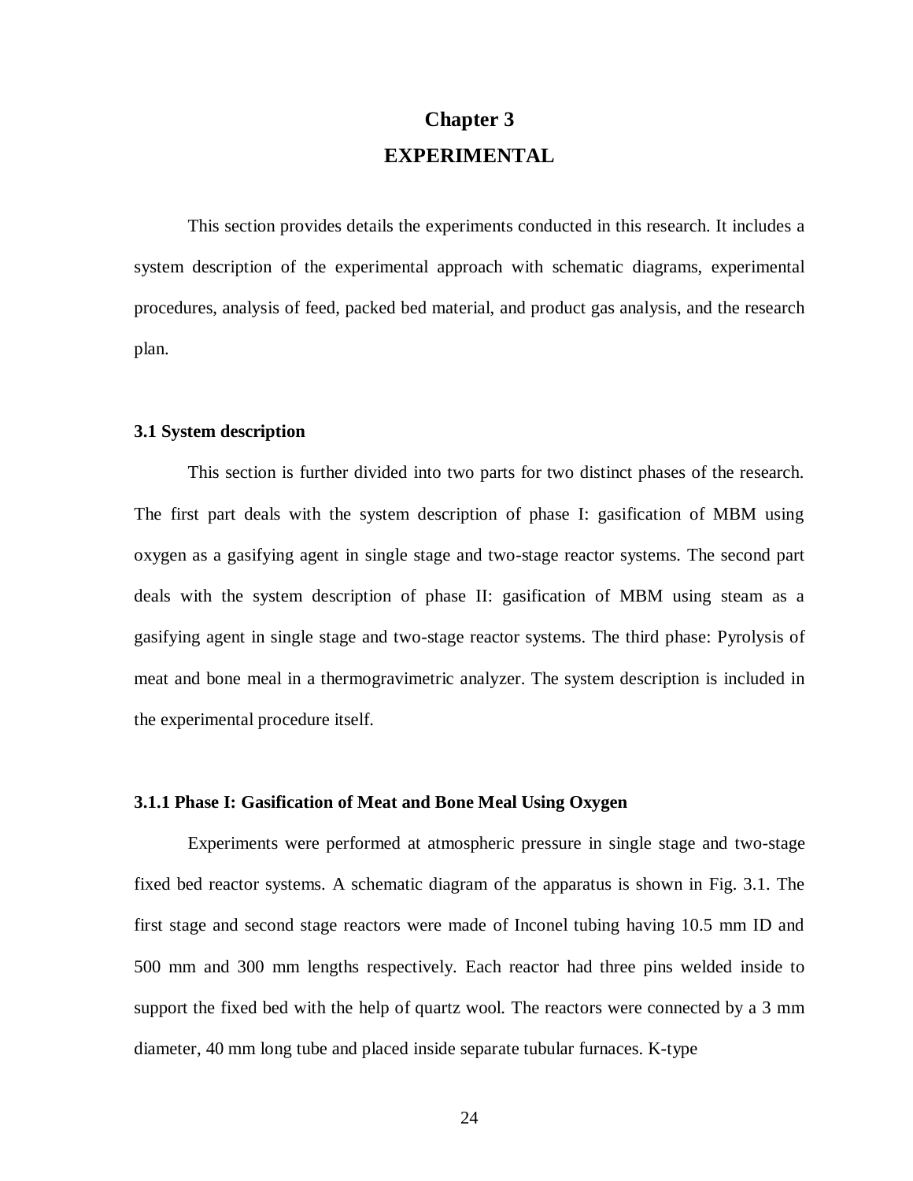# Chapter 3
# EXPERIMENTAL

This section provides details the experiments conducted in this research. It includes a system description of the experimental approach with schematic diagrams, experimental procedures, analysis of feed, packed bed material, and product gas analysis, and the research plan.

### 3.1 System description

This section is further divided into two parts for two distinct phases of the research. The first part deals with the system description of phase I: gasification of MBM using oxygen as a gasifying agent in single stage and two-stage reactor systems. The second part deals with the system description of phase II: gasification of MBM using steam as a gasifying agent in single stage and two-stage reactor systems. The third phase: Pyrolysis of meat and bone meal in a thermogravimetric analyzer. The system description is included in the experimental procedure itself.

#### 3.1.1 Phase I: Gasification of Meat and Bone Meal Using Oxygen

Experiments were performed at atmospheric pressure in single stage and two-stage fixed bed reactor systems. A schematic diagram of the apparatus is shown in Fig. 3.1. The first stage and second stage reactors were made of Inconel tubing having 10.5 mm ID and 500 mm and 300 mm lengths respectively. Each reactor had three pins welded inside to support the fixed bed with the help of quartz wool. The reactors were connected by a 3 mm diameter, 40 mm long tube and placed inside separate tubular furnaces. K-type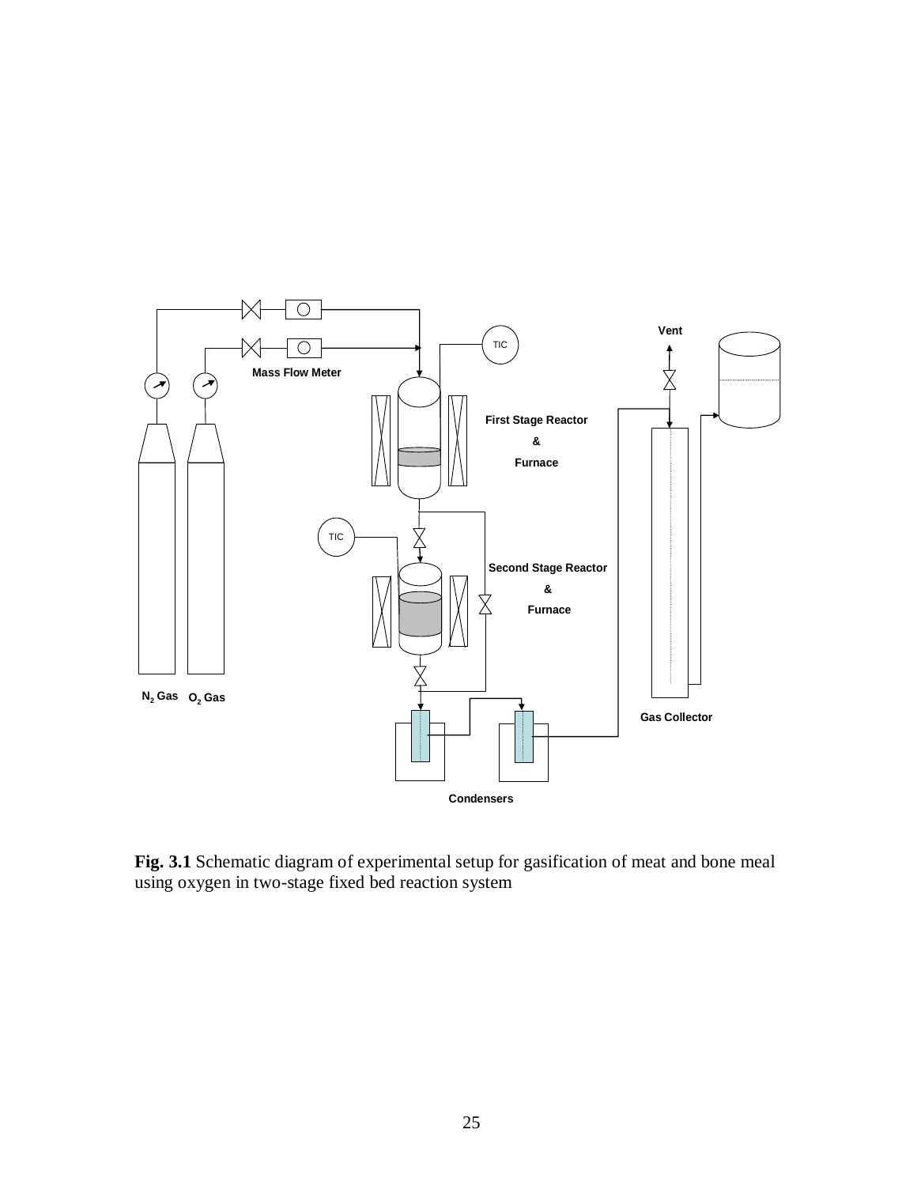**Fig. 3.1** Schematic diagram of experimental setup for gasification of meat and bone meal using oxygen in two-stage fixed bed reaction system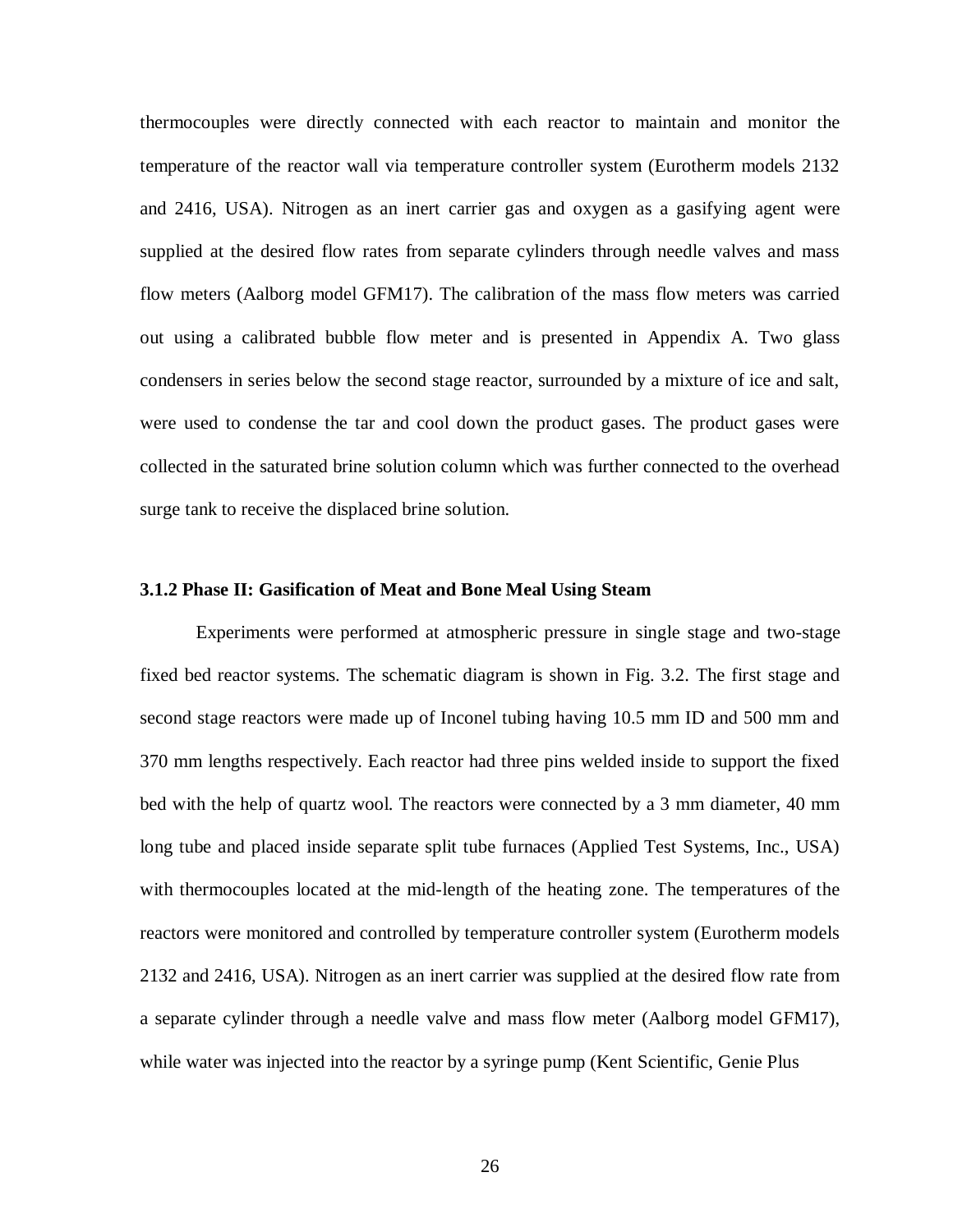thermocouples were directly connected with each reactor to maintain and monitor the temperature of the reactor wall via temperature controller system (Eurotherm models 2132 and 2416, USA). Nitrogen as an inert carrier gas and oxygen as a gasifying agent were supplied at the desired flow rates from separate cylinders through needle valves and mass flow meters (Aalborg model GFM17). The calibration of the mass flow meters was carried out using a calibrated bubble flow meter and is presented in Appendix A. Two glass condensers in series below the second stage reactor, surrounded by a mixture of ice and salt, were used to condense the tar and cool down the product gases. The product gases were collected in the saturated brine solution column which was further connected to the overhead surge tank to receive the displaced brine solution.

### 3.1.2 Phase II: Gasification of Meat and Bone Meal Using Steam

Experiments were performed at atmospheric pressure in single stage and two-stage fixed bed reactor systems. The schematic diagram is shown in Fig. 3.2. The first stage and second stage reactors were made up of Inconel tubing having 10.5 mm ID and 500 mm and 370 mm lengths respectively. Each reactor had three pins welded inside to support the fixed bed with the help of quartz wool. The reactors were connected by a 3 mm diameter, 40 mm long tube and placed inside separate split tube furnaces (Applied Test Systems, Inc., USA) with thermocouples located at the mid-length of the heating zone. The temperatures of the reactors were monitored and controlled by temperature controller system (Eurotherm models 2132 and 2416, USA). Nitrogen as an inert carrier was supplied at the desired flow rate from a separate cylinder through a needle valve and mass flow meter (Aalborg model GFM17), while water was injected into the reactor by a syringe pump (Kent Scientific, Genie Plus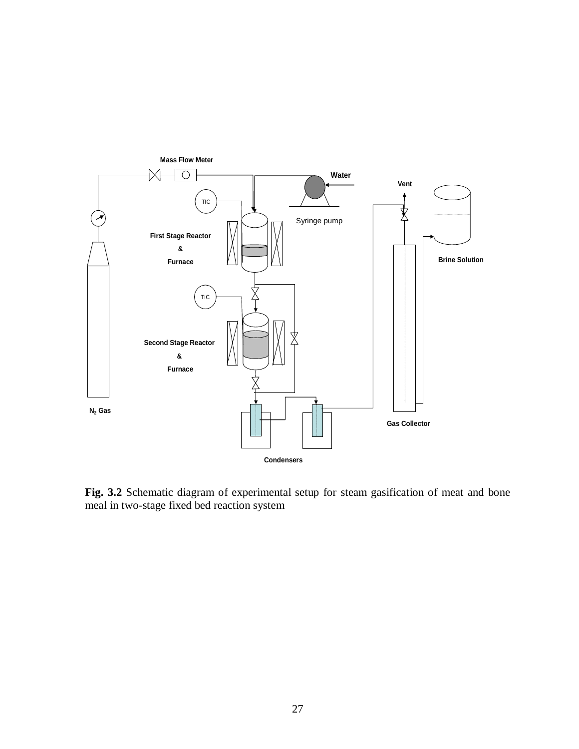**Fig. 3.2** Schematic diagram of experimental setup for steam gasification of meat and bone meal in two-stage fixed bed reaction system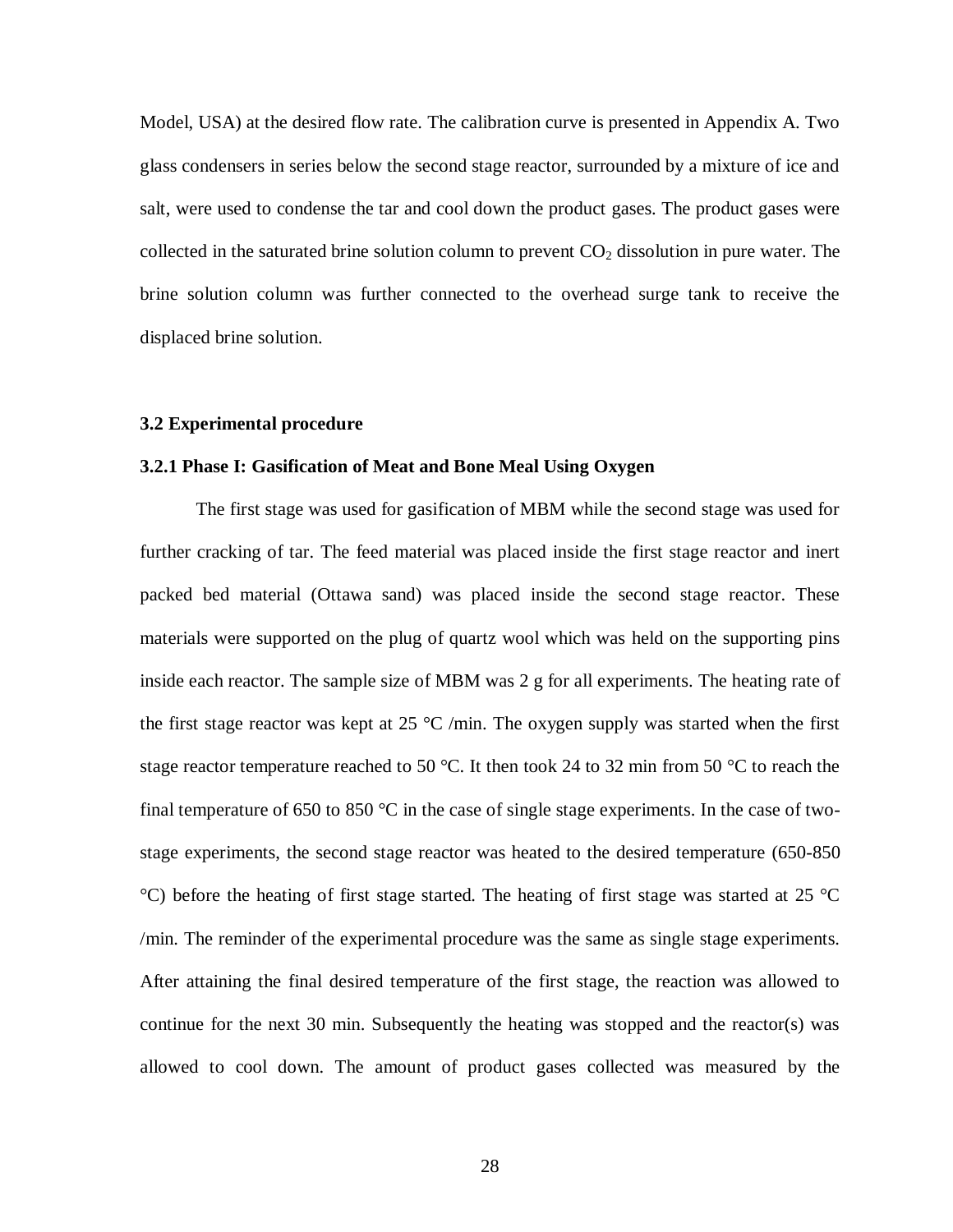Model, USA) at the desired flow rate. The calibration curve is presented in Appendix A. Two glass condensers in series below the second stage reactor, surrounded by a mixture of ice and salt, were used to condense the tar and cool down the product gases. The product gases were collected in the saturated brine solution column to prevent $CO_2$ dissolution in pure water. The brine solution column was further connected to the overhead surge tank to receive the displaced brine solution.

### 3.2 Experimental procedure

#### 3.2.1 Phase I: Gasification of Meat and Bone Meal Using Oxygen

The first stage was used for gasification of MBM while the second stage was used for further cracking of tar. The feed material was placed inside the first stage reactor and inert packed bed material (Ottawa sand) was placed inside the second stage reactor. These materials were supported on the plug of quartz wool which was held on the supporting pins inside each reactor. The sample size of MBM was 2 g for all experiments. The heating rate of the first stage reactor was kept at 25 °C /min. The oxygen supply was started when the first stage reactor temperature reached to 50 °C. It then took 24 to 32 min from 50 °C to reach the final temperature of 650 to 850 °C in the case of single stage experiments. In the case of two-stage experiments, the second stage reactor was heated to the desired temperature (650-850 °C) before the heating of first stage started. The heating of first stage was started at 25 °C /min. The reminder of the experimental procedure was the same as single stage experiments. After attaining the final desired temperature of the first stage, the reaction was allowed to continue for the next 30 min. Subsequently the heating was stopped and the reactor(s) was allowed to cool down. The amount of product gases collected was measured by the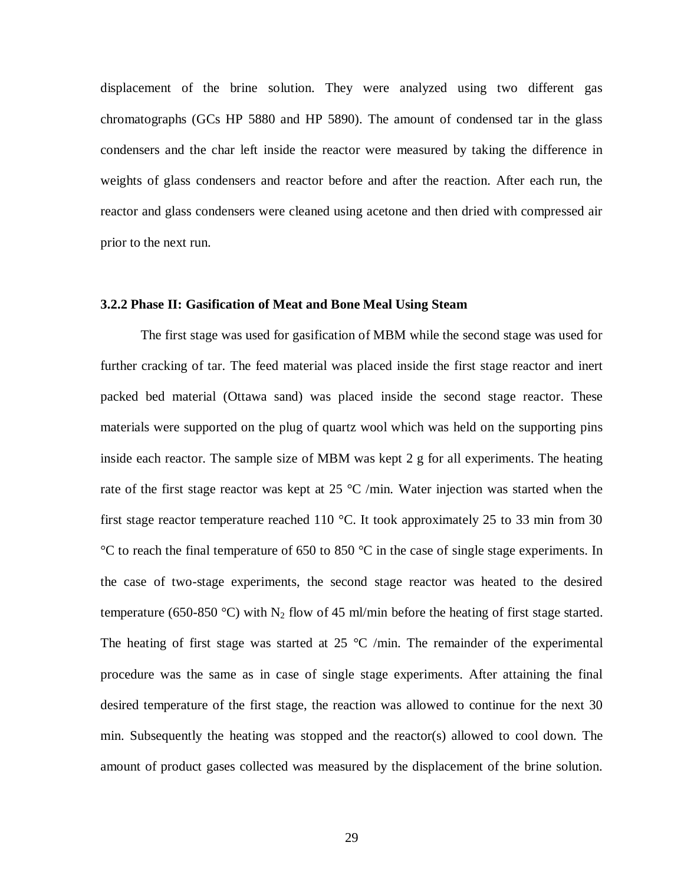displacement of the brine solution. They were analyzed using two different gas chromatographs (GCs HP 5880 and HP 5890). The amount of condensed tar in the glass condensers and the char left inside the reactor were measured by taking the difference in weights of glass condensers and reactor before and after the reaction. After each run, the reactor and glass condensers were cleaned using acetone and then dried with compressed air prior to the next run.

### 3.2.2 Phase II: Gasification of Meat and Bone Meal Using Steam

The first stage was used for gasification of MBM while the second stage was used for further cracking of tar. The feed material was placed inside the first stage reactor and inert packed bed material (Ottawa sand) was placed inside the second stage reactor. These materials were supported on the plug of quartz wool which was held on the supporting pins inside each reactor. The sample size of MBM was kept 2 g for all experiments. The heating rate of the first stage reactor was kept at 25 °C /min. Water injection was started when the first stage reactor temperature reached 110 °C. It took approximately 25 to 33 min from 30 °C to reach the final temperature of 650 to 850 °C in the case of single stage experiments. In the case of two-stage experiments, the second stage reactor was heated to the desired temperature (650-850 °C) with $N_2$ flow of 45 ml/min before the heating of first stage started. The heating of first stage was started at 25 °C /min. The remainder of the experimental procedure was the same as in case of single stage experiments. After attaining the final desired temperature of the first stage, the reaction was allowed to continue for the next 30 min. Subsequently the heating was stopped and the reactor(s) allowed to cool down. The amount of product gases collected was measured by the displacement of the brine solution.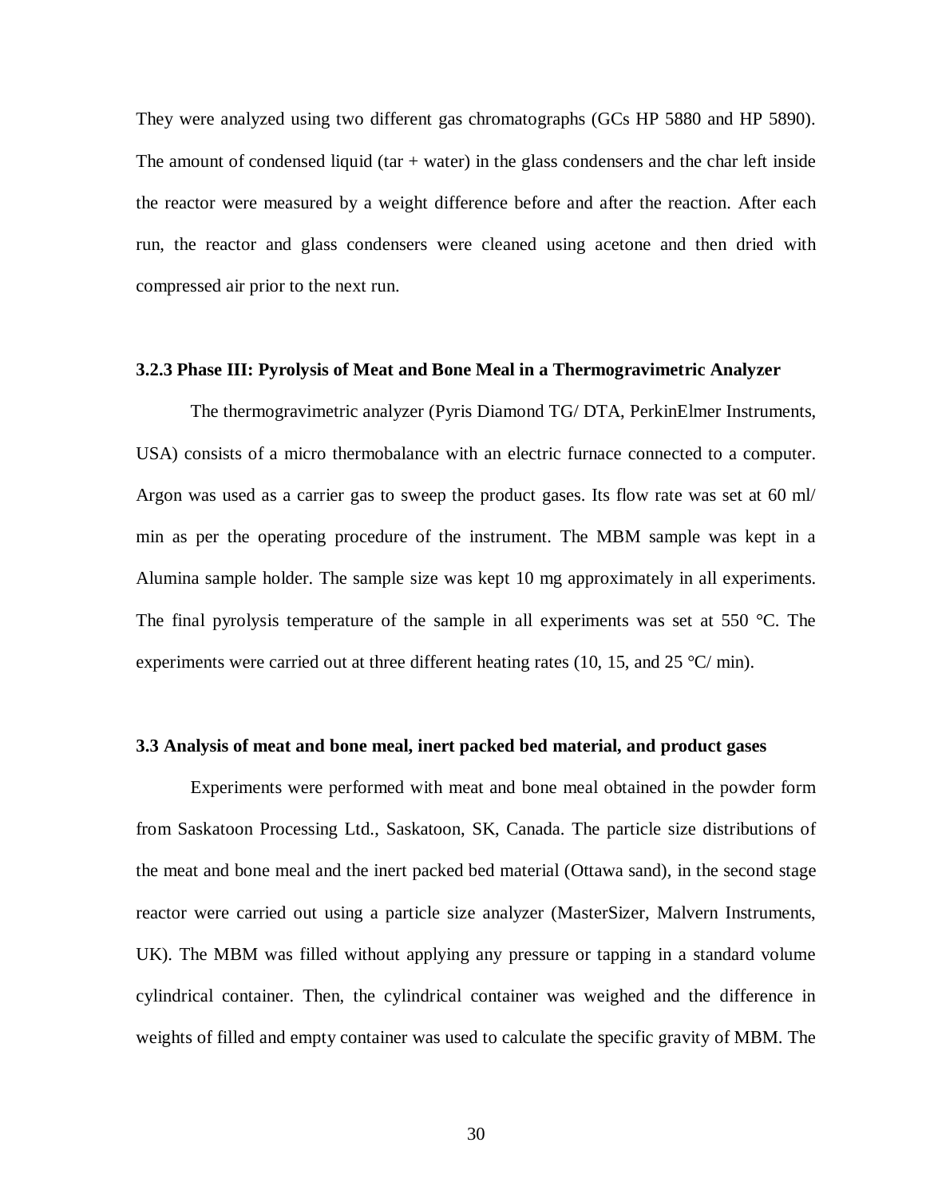They were analyzed using two different gas chromatographs (GCs HP 5880 and HP 5890). The amount of condensed liquid (tar + water) in the glass condensers and the char left inside the reactor were measured by a weight difference before and after the reaction. After each run, the reactor and glass condensers were cleaned using acetone and then dried with compressed air prior to the next run.

### 3.2.3 Phase III: Pyrolysis of Meat and Bone Meal in a Thermogravimetric Analyzer

The thermogravimetric analyzer (Pyris Diamond TG/ DTA, PerkinElmer Instruments, USA) consists of a micro thermobalance with an electric furnace connected to a computer. Argon was used as a carrier gas to sweep the product gases. Its flow rate was set at 60 ml/ min as per the operating procedure of the instrument. The MBM sample was kept in a Alumina sample holder. The sample size was kept 10 mg approximately in all experiments. The final pyrolysis temperature of the sample in all experiments was set at 550 °C. The experiments were carried out at three different heating rates (10, 15, and 25 °C/ min).

## 3.3 Analysis of meat and bone meal, inert packed bed material, and product gases

Experiments were performed with meat and bone meal obtained in the powder form from Saskatoon Processing Ltd., Saskatoon, SK, Canada. The particle size distributions of the meat and bone meal and the inert packed bed material (Ottawa sand), in the second stage reactor were carried out using a particle size analyzer (MasterSizer, Malvern Instruments, UK). The MBM was filled without applying any pressure or tapping in a standard volume cylindrical container. Then, the cylindrical container was weighed and the difference in weights of filled and empty container was used to calculate the specific gravity of MBM. The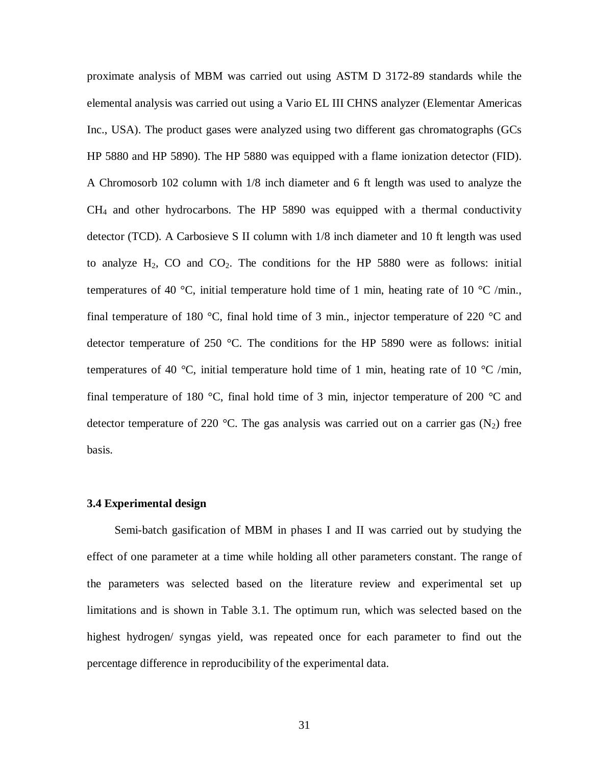proximate analysis of MBM was carried out using ASTM D 3172-89 standards while the elemental analysis was carried out using a Vario EL III CHNS analyzer (Elementar Americas Inc., USA). The product gases were analyzed using two different gas chromatographs (GCs HP 5880 and HP 5890). The HP 5880 was equipped with a flame ionization detector (FID). A Chromosorb 102 column with 1/8 inch diameter and 6 ft length was used to analyze the $CH_4$ and other hydrocarbons. The HP 5890 was equipped with a thermal conductivity detector (TCD). A Carbosieve S II column with 1/8 inch diameter and 10 ft length was used to analyze $H_2$, CO and $CO_2$. The conditions for the HP 5880 were as follows: initial temperatures of 40 °C, initial temperature hold time of 1 min, heating rate of 10 °C /min., final temperature of 180 °C, final hold time of 3 min., injector temperature of 220 °C and detector temperature of 250 °C. The conditions for the HP 5890 were as follows: initial temperatures of 40 °C, initial temperature hold time of 1 min, heating rate of 10 °C /min, final temperature of 180 °C, final hold time of 3 min, injector temperature of 200 °C and detector temperature of 220 °C. The gas analysis was carried out on a carrier gas ($N_2$) free basis.

### 3.4 Experimental design

Semi-batch gasification of MBM in phases I and II was carried out by studying the effect of one parameter at a time while holding all other parameters constant. The range of the parameters was selected based on the literature review and experimental set up limitations and is shown in Table 3.1. The optimum run, which was selected based on the highest hydrogen/ syngas yield, was repeated once for each parameter to find out the percentage difference in reproducibility of the experimental data.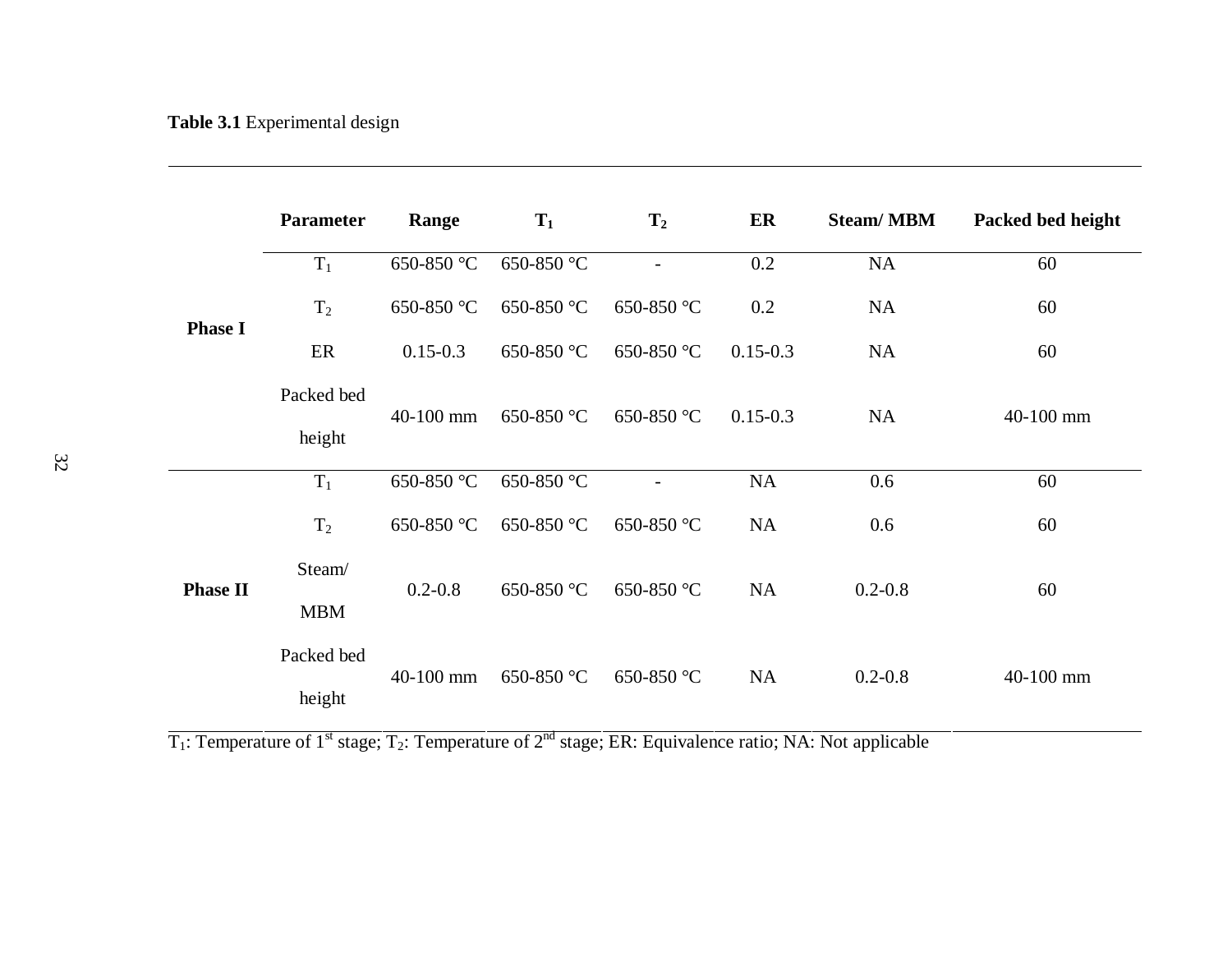**Table 3.1** Experimental design

| | Parameter | Range | $T_1$ | $T_2$ | ER | Steam/ MBM | Packed bed height |
|---|---|---|---|---|---|---|---|
| **Phase I** | $T_1$ | 650-850 °C | 650-850 °C | - | 0.2 | NA | 60 |
| | $T_2$ | 650-850 °C | 650-850 °C | 650-850 °C | 0.2 | NA | 60 |
| | ER | 0.15-0.3 | 650-850 °C | 650-850 °C | 0.15-0.3 | NA | 60 |
| | Packed bed height | 40-100 mm | 650-850 °C | 650-850 °C | 0.15-0.3 | NA | 40-100 mm |
| **Phase II** | $T_1$ | 650-850 °C | 650-850 °C | - | NA | 0.6 | 60 |
| | $T_2$ | 650-850 °C | 650-850 °C | 650-850 °C | NA | 0.6 | 60 |
| | Steam/ MBM | 0.2-0.8 | 650-850 °C | 650-850 °C | NA | 0.2-0.8 | 60 |
| | Packed bed height | 40-100 mm | 650-850 °C | 650-850 °C | NA | 0.2-0.8 | 40-100 mm |

$T_1$: Temperature of 1st stage; $T_2$: Temperature of 2nd stage; ER: Equivalence ratio; NA: Not applicable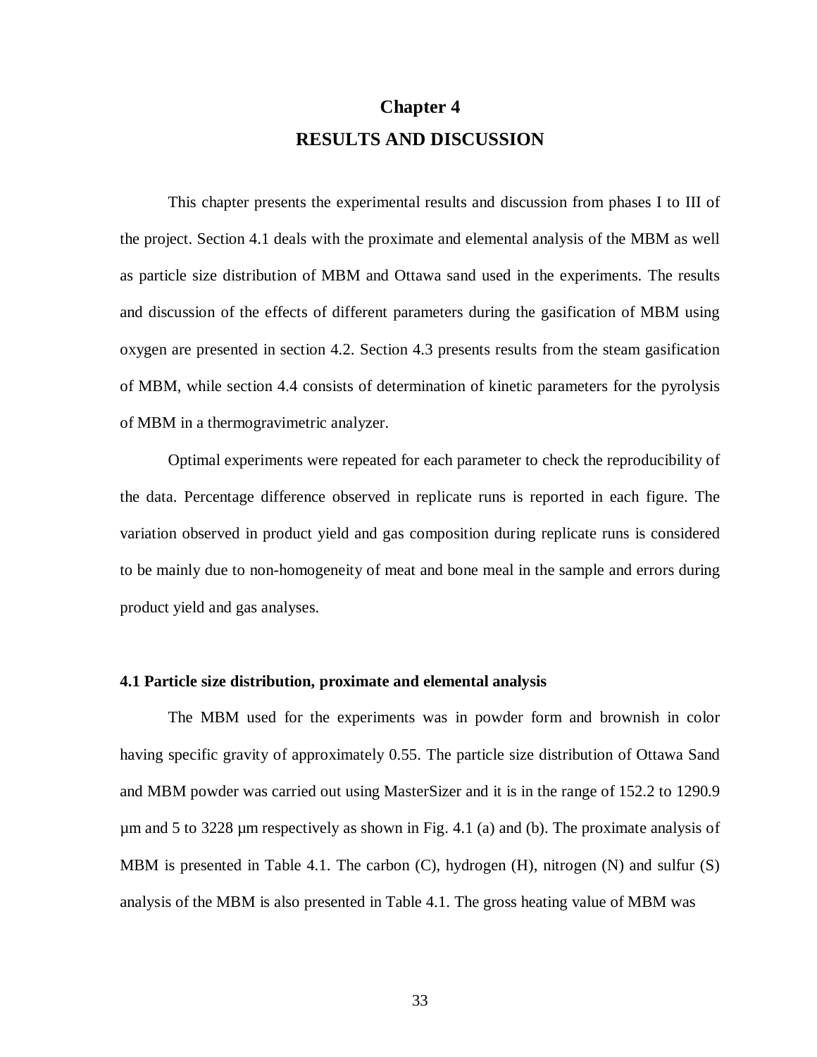# Chapter 4
# RESULTS AND DISCUSSION

This chapter presents the experimental results and discussion from phases I to III of the project. Section 4.1 deals with the proximate and elemental analysis of the MBM as well as particle size distribution of MBM and Ottawa sand used in the experiments. The results and discussion of the effects of different parameters during the gasification of MBM using oxygen are presented in section 4.2. Section 4.3 presents results from the steam gasification of MBM, while section 4.4 consists of determination of kinetic parameters for the pyrolysis of MBM in a thermogravimetric analyzer.

Optimal experiments were repeated for each parameter to check the reproducibility of the data. Percentage difference observed in replicate runs is reported in each figure. The variation observed in product yield and gas composition during replicate runs is considered to be mainly due to non-homogeneity of meat and bone meal in the sample and errors during product yield and gas analyses.

### 4.1 Particle size distribution, proximate and elemental analysis

The MBM used for the experiments was in powder form and brownish in color having specific gravity of approximately 0.55. The particle size distribution of Ottawa Sand and MBM powder was carried out using MasterSizer and it is in the range of 152.2 to 1290.9 µm and 5 to 3228 µm respectively as shown in Fig. 4.1 (a) and (b). The proximate analysis of MBM is presented in Table 4.1. The carbon (C), hydrogen (H), nitrogen (N) and sulfur (S) analysis of the MBM is also presented in Table 4.1. The gross heating value of MBM was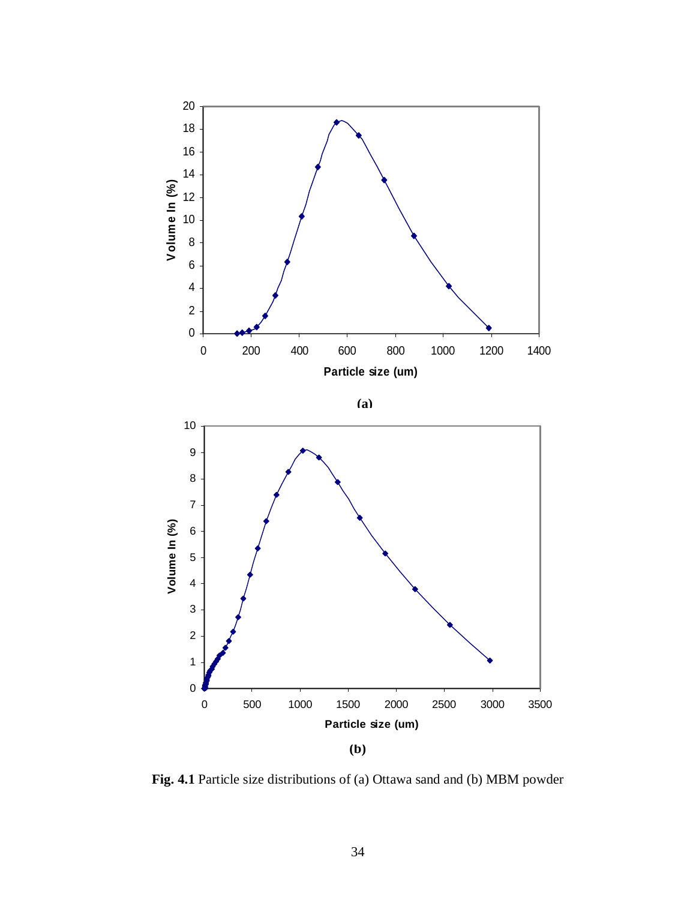(a)

(b)

**Fig. 4.1** Particle size distributions of (a) Ottawa sand and (b) MBM powder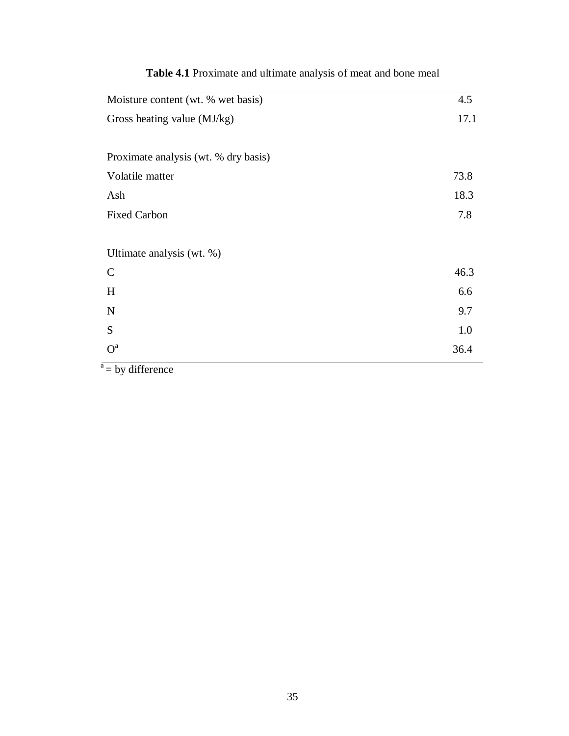**Table 4.1** Proximate and ultimate analysis of meat and bone meal

| | |
|---|---|
| Moisture content (wt. % wet basis) | 4.5 |
| Gross heating value (MJ/kg) | 17.1 |
| | |
| Proximate analysis (wt. % dry basis) | |
| Volatile matter | 73.8 |
| Ash | 18.3 |
| Fixed Carbon | 7.8 |
| | |
| Ultimate analysis (wt. %) | |
| C | 46.3 |
| H | 6.6 |
| N | 9.7 |
| S | 1.0 |
| O[a] | 36.4 |

[a] = by difference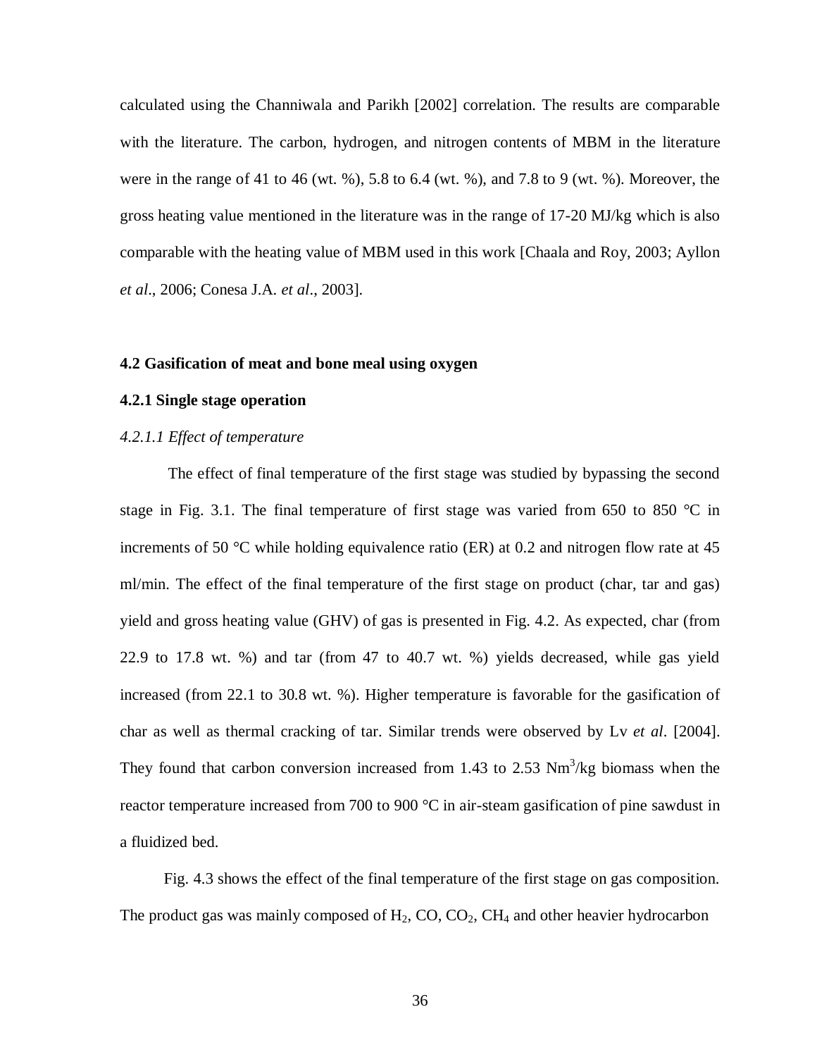calculated using the Channiwala and Parikh [2002] correlation. The results are comparable with the literature. The carbon, hydrogen, and nitrogen contents of MBM in the literature were in the range of 41 to 46 (wt. %), 5.8 to 6.4 (wt. %), and 7.8 to 9 (wt. %). Moreover, the gross heating value mentioned in the literature was in the range of 17-20 MJ/kg which is also comparable with the heating value of MBM used in this work [Chaala and Roy, 2003; Ayllon *et al*., 2006; Conesa J.A. *et al*., 2003].

## 4.2 Gasification of meat and bone meal using oxygen

### 4.2.1 Single stage operation

#### *4.2.1.1 Effect of temperature*

The effect of final temperature of the first stage was studied by bypassing the second stage in Fig. 3.1. The final temperature of first stage was varied from 650 to 850 °C in increments of 50 °C while holding equivalence ratio (ER) at 0.2 and nitrogen flow rate at 45 ml/min. The effect of the final temperature of the first stage on product (char, tar and gas) yield and gross heating value (GHV) of gas is presented in Fig. 4.2. As expected, char (from 22.9 to 17.8 wt. %) and tar (from 47 to 40.7 wt. %) yields decreased, while gas yield increased (from 22.1 to 30.8 wt. %). Higher temperature is favorable for the gasification of char as well as thermal cracking of tar. Similar trends were observed by Lv *et al*. [2004]. They found that carbon conversion increased from 1.43 to 2.53 $Nm^3$/kg biomass when the reactor temperature increased from 700 to 900 °C in air-steam gasification of pine sawdust in a fluidized bed.

Fig. 4.3 shows the effect of the final temperature of the first stage on gas composition. The product gas was mainly composed of $H_2$, CO, $CO_2$, $CH_4$ and other heavier hydrocarbon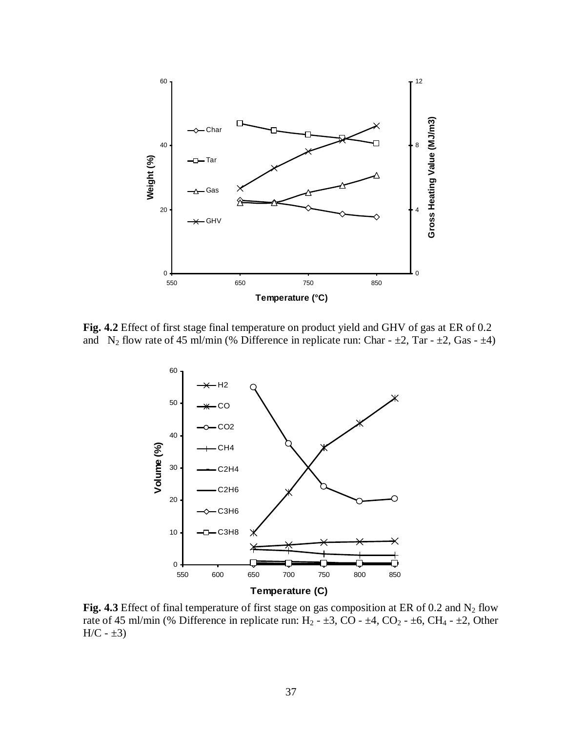**Fig. 4.2** Effect of first stage final temperature on product yield and GHV of gas at ER of 0.2 and $N_2$ flow rate of 45 ml/min (% Difference in replicate run: Char - ±2, Tar - ±2, Gas - ±4)

**Fig. 4.3** Effect of final temperature of first stage on gas composition at ER of 0.2 and $N_2$ flow rate of 45 ml/min (% Difference in replicate run: $H_2$ - ±3, CO - ±4, $CO_2$ - ±6, $CH_4$ - ±2, Other H/C - ±3)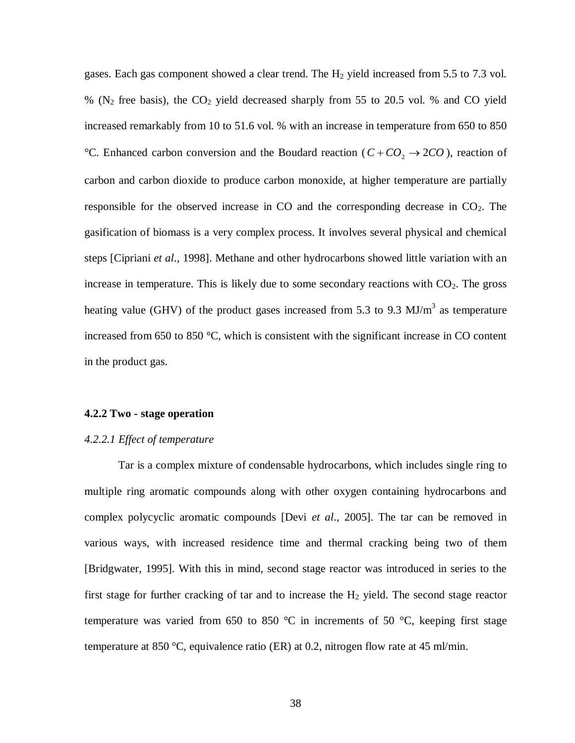gases. Each gas component showed a clear trend. The $H_2$ yield increased from 5.5 to 7.3 vol. % ($N_2$ free basis), the $CO_2$ yield decreased sharply from 55 to 20.5 vol. % and CO yield increased remarkably from 10 to 51.6 vol. % with an increase in temperature from 650 to 850 °C. Enhanced carbon conversion and the Boudard reaction ($C + CO_2 \rightarrow 2CO$), reaction of carbon and carbon dioxide to produce carbon monoxide, at higher temperature are partially responsible for the observed increase in CO and the corresponding decrease in $CO_2$. The gasification of biomass is a very complex process. It involves several physical and chemical steps [Cipriani *et al*., 1998]. Methane and other hydrocarbons showed little variation with an increase in temperature. This is likely due to some secondary reactions with $CO_2$. The gross heating value (GHV) of the product gases increased from 5.3 to 9.3 MJ/$m^3$ as temperature increased from 650 to 850 °C, which is consistent with the significant increase in CO content in the product gas.

### 4.2.2 Two - stage operation

#### *4.2.2.1 Effect of temperature*

Tar is a complex mixture of condensable hydrocarbons, which includes single ring to multiple ring aromatic compounds along with other oxygen containing hydrocarbons and complex polycyclic aromatic compounds [Devi *et al*., 2005]. The tar can be removed in various ways, with increased residence time and thermal cracking being two of them [Bridgwater, 1995]. With this in mind, second stage reactor was introduced in series to the first stage for further cracking of tar and to increase the $H_2$ yield. The second stage reactor temperature was varied from 650 to 850 °C in increments of 50 °C, keeping first stage temperature at 850 °C, equivalence ratio (ER) at 0.2, nitrogen flow rate at 45 ml/min.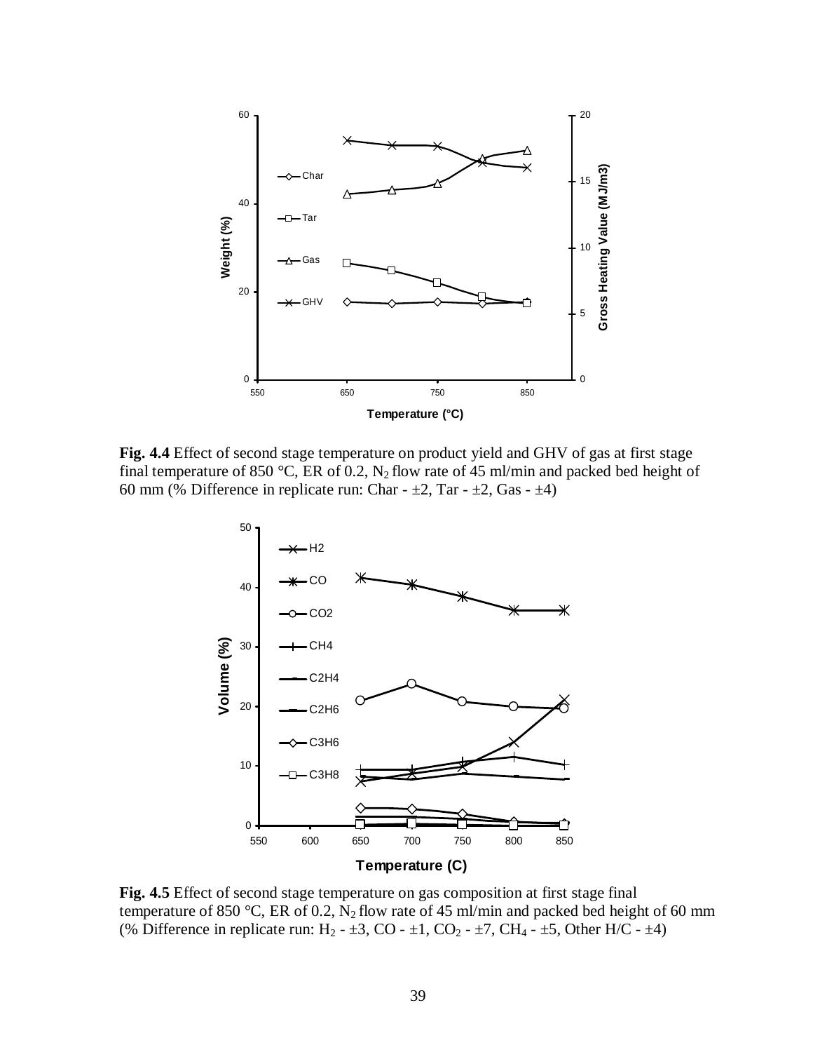**Fig. 4.4** Effect of second stage temperature on product yield and GHV of gas at first stage final temperature of 850 °C, ER of 0.2, $N_2$ flow rate of 45 ml/min and packed bed height of 60 mm (% Difference in replicate run: Char - ±2, Tar - ±2, Gas - ±4)

**Fig. 4.5** Effect of second stage temperature on gas composition at first stage final temperature of 850 °C, ER of 0.2, $N_2$ flow rate of 45 ml/min and packed bed height of 60 mm (% Difference in replicate run: $H_2$ - ±3, CO - ±1, $CO_2$ - ±7, $CH_4$ - ±5, Other H/C - ±4)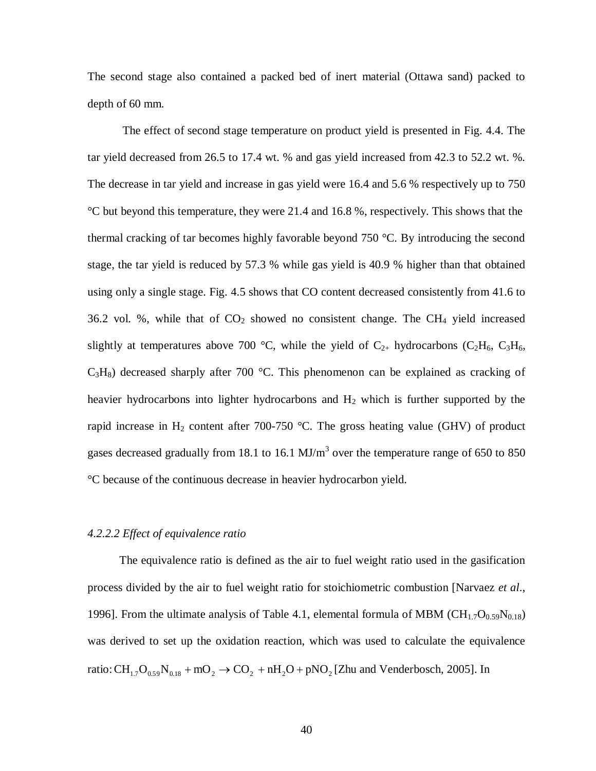The second stage also contained a packed bed of inert material (Ottawa sand) packed to depth of 60 mm.

The effect of second stage temperature on product yield is presented in Fig. 4.4. The tar yield decreased from 26.5 to 17.4 wt. % and gas yield increased from 42.3 to 52.2 wt. %. The decrease in tar yield and increase in gas yield were 16.4 and 5.6 % respectively up to 750 °C but beyond this temperature, they were 21.4 and 16.8 %, respectively. This shows that the thermal cracking of tar becomes highly favorable beyond 750 °C. By introducing the second stage, the tar yield is reduced by 57.3 % while gas yield is 40.9 % higher than that obtained using only a single stage. Fig. 4.5 shows that CO content decreased consistently from 41.6 to 36.2 vol. %, while that of $CO_2$ showed no consistent change. The $CH_4$ yield increased slightly at temperatures above 700 °C, while the yield of $C_{2+}$ hydrocarbons ($C_2H_6$, $C_3H_6$, $C_3H_8$) decreased sharply after 700 °C. This phenomenon can be explained as cracking of heavier hydrocarbons into lighter hydrocarbons and $H_2$ which is further supported by the rapid increase in $H_2$ content after 700-750 °C. The gross heating value (GHV) of product gases decreased gradually from 18.1 to 16.1 MJ/m$^3$ over the temperature range of 650 to 850 °C because of the continuous decrease in heavier hydrocarbon yield.

#### *4.2.2.2 Effect of equivalence ratio*

The equivalence ratio is defined as the air to fuel weight ratio used in the gasification process divided by the air to fuel weight ratio for stoichiometric combustion [Narvaez *et al.*, 1996]. From the ultimate analysis of Table 4.1, elemental formula of MBM ($CH_{1.7}O_{0.59}N_{0.18}$) was derived to set up the oxidation reaction, which was used to calculate the equivalence ratio: $CH_{1.7}O_{0.59}N_{0.18} + mO_2 \rightarrow CO_2 + nH_2O + pNO_2$ [Zhu and Venderbosch, 2005]. In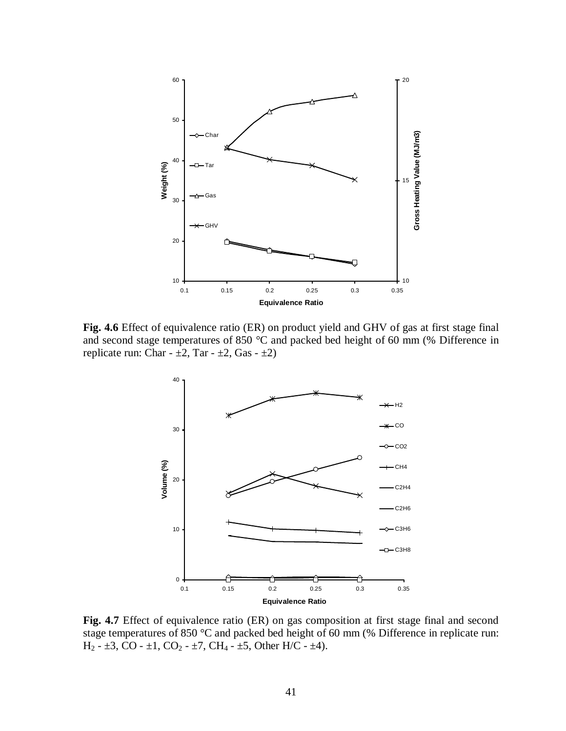**Fig. 4.6** Effect of equivalence ratio (ER) on product yield and GHV of gas at first stage final and second stage temperatures of 850 °C and packed bed height of 60 mm (% Difference in replicate run: Char - ±2, Tar - ±2, Gas - ±2)

**Fig. 4.7** Effect of equivalence ratio (ER) on gas composition at first stage final and second stage temperatures of 850 °C and packed bed height of 60 mm (% Difference in replicate run: $H_2$ - ±3, CO - ±1, $CO_2$ - ±7, $CH_4$ - ±5, Other H/C - ±4).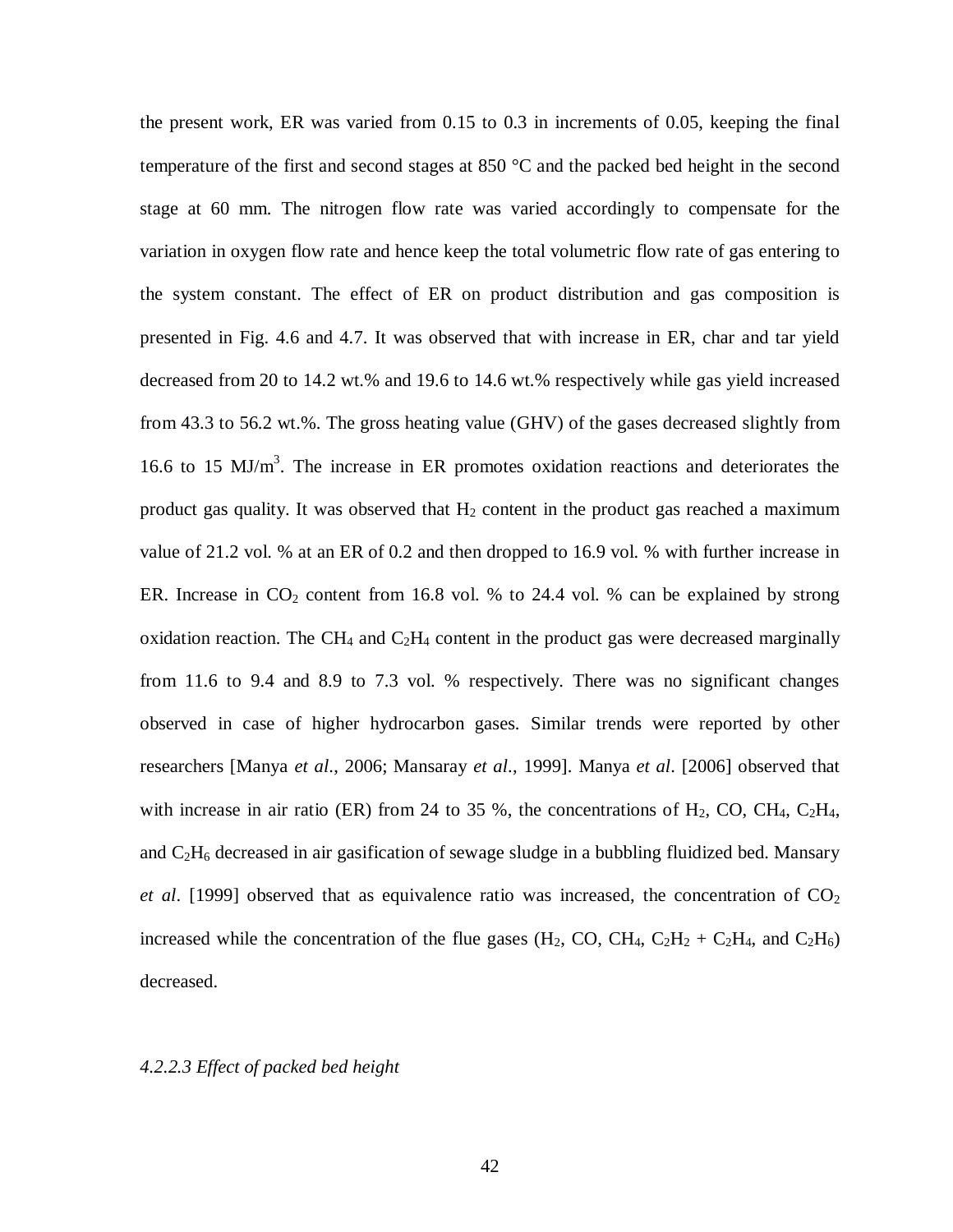the present work, ER was varied from 0.15 to 0.3 in increments of 0.05, keeping the final temperature of the first and second stages at 850 °C and the packed bed height in the second stage at 60 mm. The nitrogen flow rate was varied accordingly to compensate for the variation in oxygen flow rate and hence keep the total volumetric flow rate of gas entering to the system constant. The effect of ER on product distribution and gas composition is presented in Fig. 4.6 and 4.7. It was observed that with increase in ER, char and tar yield decreased from 20 to 14.2 wt.% and 19.6 to 14.6 wt.% respectively while gas yield increased from 43.3 to 56.2 wt.%. The gross heating value (GHV) of the gases decreased slightly from 16.6 to 15 $MJ/m^3$. The increase in ER promotes oxidation reactions and deteriorates the product gas quality. It was observed that $H_2$ content in the product gas reached a maximum value of 21.2 vol. % at an ER of 0.2 and then dropped to 16.9 vol. % with further increase in ER. Increase in $CO_2$ content from 16.8 vol. % to 24.4 vol. % can be explained by strong oxidation reaction. The $CH_4$ and $C_2H_4$ content in the product gas were decreased marginally from 11.6 to 9.4 and 8.9 to 7.3 vol. % respectively. There was no significant changes observed in case of higher hydrocarbon gases. Similar trends were reported by other researchers [Manya *et al*., 2006; Mansaray *et al*., 1999]. Manya *et al*. [2006] observed that with increase in air ratio (ER) from 24 to 35 %, the concentrations of $H_2$, CO, $CH_4$, $C_2H_4$, and $C_2H_6$ decreased in air gasification of sewage sludge in a bubbling fluidized bed. Mansary *et al*. [1999] observed that as equivalence ratio was increased, the concentration of $CO_2$ increased while the concentration of the flue gases ($H_2$, CO, $CH_4$, $C_2H_2$ + $C_2H_4$, and $C_2H_6$) decreased.

*4.2.2.3 Effect of packed bed height*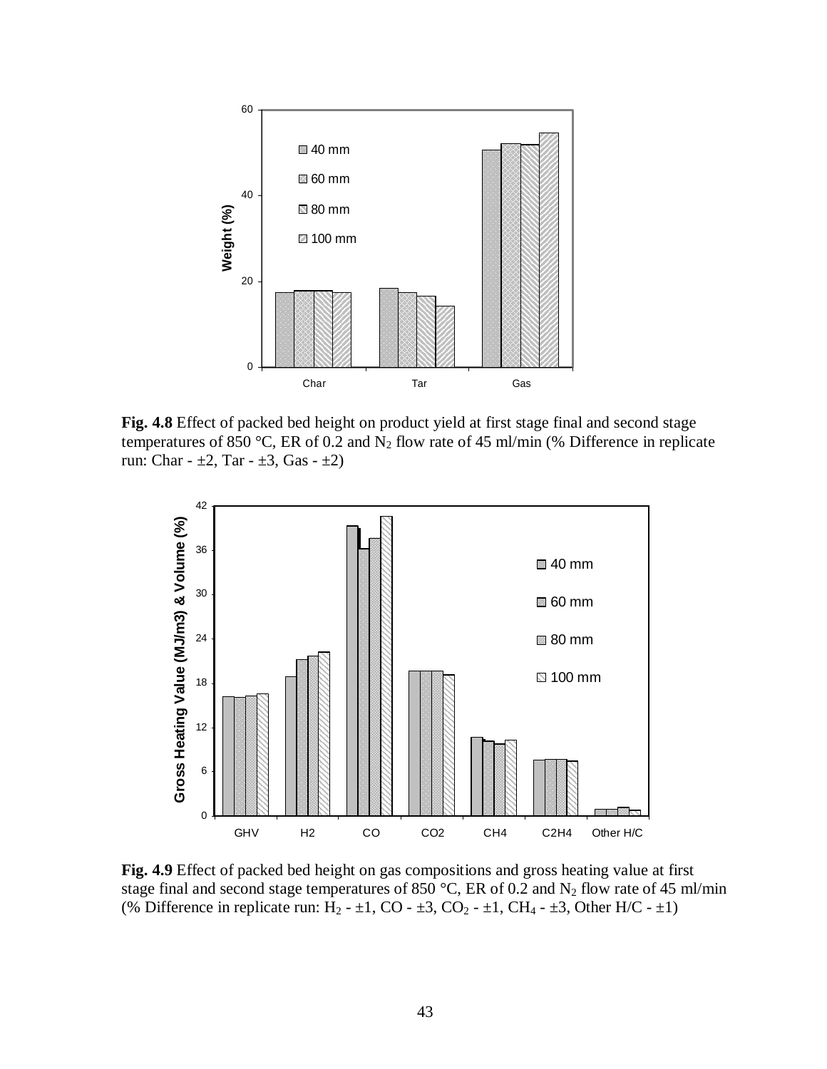**Fig. 4.8** Effect of packed bed height on product yield at first stage final and second stage temperatures of 850 °C, ER of 0.2 and $N_2$ flow rate of 45 ml/min (% Difference in replicate run: Char - ±2, Tar - ±3, Gas - ±2)

**Fig. 4.9** Effect of packed bed height on gas compositions and gross heating value at first stage final and second stage temperatures of 850 °C, ER of 0.2 and $N_2$ flow rate of 45 ml/min (% Difference in replicate run: $H_2$ - ±1, CO - ±3, $CO_2$ - ±1, $CH_4$ - ±3, Other H/C - ±1)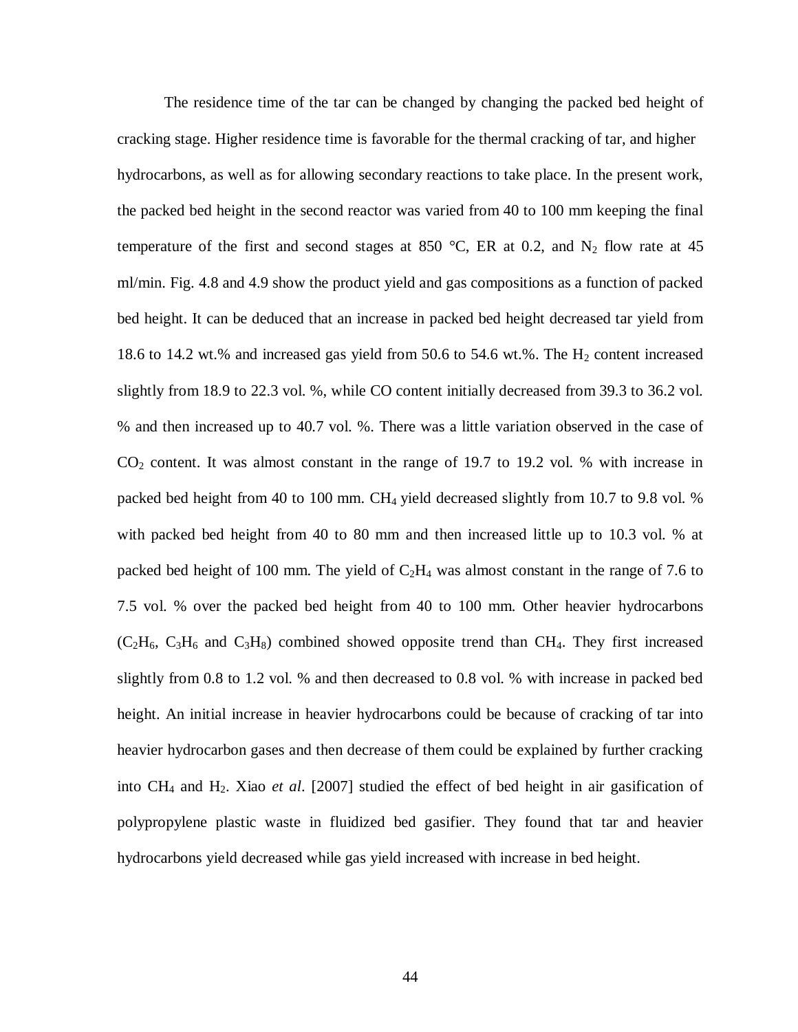The residence time of the tar can be changed by changing the packed bed height of cracking stage. Higher residence time is favorable for the thermal cracking of tar, and higher hydrocarbons, as well as for allowing secondary reactions to take place. In the present work, the packed bed height in the second reactor was varied from 40 to 100 mm keeping the final temperature of the first and second stages at 850 °C, ER at 0.2, and $N_2$ flow rate at 45 ml/min. Fig. 4.8 and 4.9 show the product yield and gas compositions as a function of packed bed height. It can be deduced that an increase in packed bed height decreased tar yield from 18.6 to 14.2 wt.% and increased gas yield from 50.6 to 54.6 wt.%. The $H_2$ content increased slightly from 18.9 to 22.3 vol. %, while CO content initially decreased from 39.3 to 36.2 vol. % and then increased up to 40.7 vol. %. There was a little variation observed in the case of $CO_2$ content. It was almost constant in the range of 19.7 to 19.2 vol. % with increase in packed bed height from 40 to 100 mm. $CH_4$ yield decreased slightly from 10.7 to 9.8 vol. % with packed bed height from 40 to 80 mm and then increased little up to 10.3 vol. % at packed bed height of 100 mm. The yield of $C_2H_4$ was almost constant in the range of 7.6 to 7.5 vol. % over the packed bed height from 40 to 100 mm. Other heavier hydrocarbons ($C_2H_6$, $C_3H_6$ and $C_3H_8$) combined showed opposite trend than $CH_4$. They first increased slightly from 0.8 to 1.2 vol. % and then decreased to 0.8 vol. % with increase in packed bed height. An initial increase in heavier hydrocarbons could be because of cracking of tar into heavier hydrocarbon gases and then decrease of them could be explained by further cracking into $CH_4$ and $H_2$. Xiao *et al*. [2007] studied the effect of bed height in air gasification of polypropylene plastic waste in fluidized bed gasifier. They found that tar and heavier hydrocarbons yield decreased while gas yield increased with increase in bed height.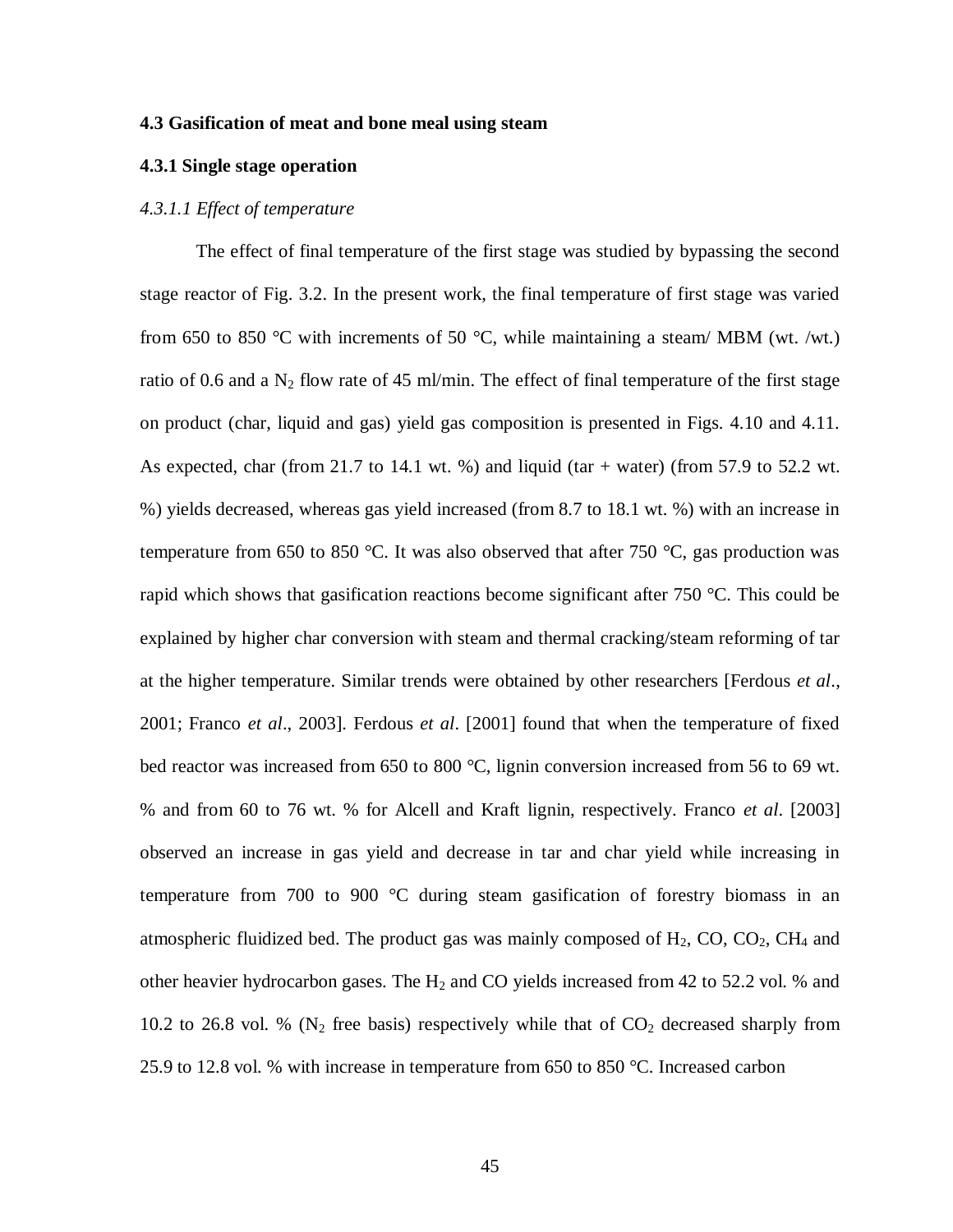### 4.3 Gasification of meat and bone meal using steam

### 4.3.1 Single stage operation

#### *4.3.1.1 Effect of temperature*

The effect of final temperature of the first stage was studied by bypassing the second stage reactor of Fig. 3.2. In the present work, the final temperature of first stage was varied from 650 to 850 °C with increments of 50 °C, while maintaining a steam/ MBM (wt. /wt.) ratio of 0.6 and a $N_2$ flow rate of 45 ml/min. The effect of final temperature of the first stage on product (char, liquid and gas) yield gas composition is presented in Figs. 4.10 and 4.11. As expected, char (from 21.7 to 14.1 wt. %) and liquid (tar + water) (from 57.9 to 52.2 wt. %) yields decreased, whereas gas yield increased (from 8.7 to 18.1 wt. %) with an increase in temperature from 650 to 850 °C. It was also observed that after 750 °C, gas production was rapid which shows that gasification reactions become significant after 750 °C. This could be explained by higher char conversion with steam and thermal cracking/steam reforming of tar at the higher temperature. Similar trends were obtained by other researchers [Ferdous *et al*., 2001; Franco *et al*., 2003]. Ferdous *et al*. [2001] found that when the temperature of fixed bed reactor was increased from 650 to 800 °C, lignin conversion increased from 56 to 69 wt. % and from 60 to 76 wt. % for Alcell and Kraft lignin, respectively. Franco *et al*. [2003] observed an increase in gas yield and decrease in tar and char yield while increasing in temperature from 700 to 900 °C during steam gasification of forestry biomass in an atmospheric fluidized bed. The product gas was mainly composed of $H_2$, CO, $CO_2$, $CH_4$ and other heavier hydrocarbon gases. The $H_2$ and CO yields increased from 42 to 52.2 vol. % and 10.2 to 26.8 vol. % ($N_2$ free basis) respectively while that of $CO_2$ decreased sharply from 25.9 to 12.8 vol. % with increase in temperature from 650 to 850 °C. Increased carbon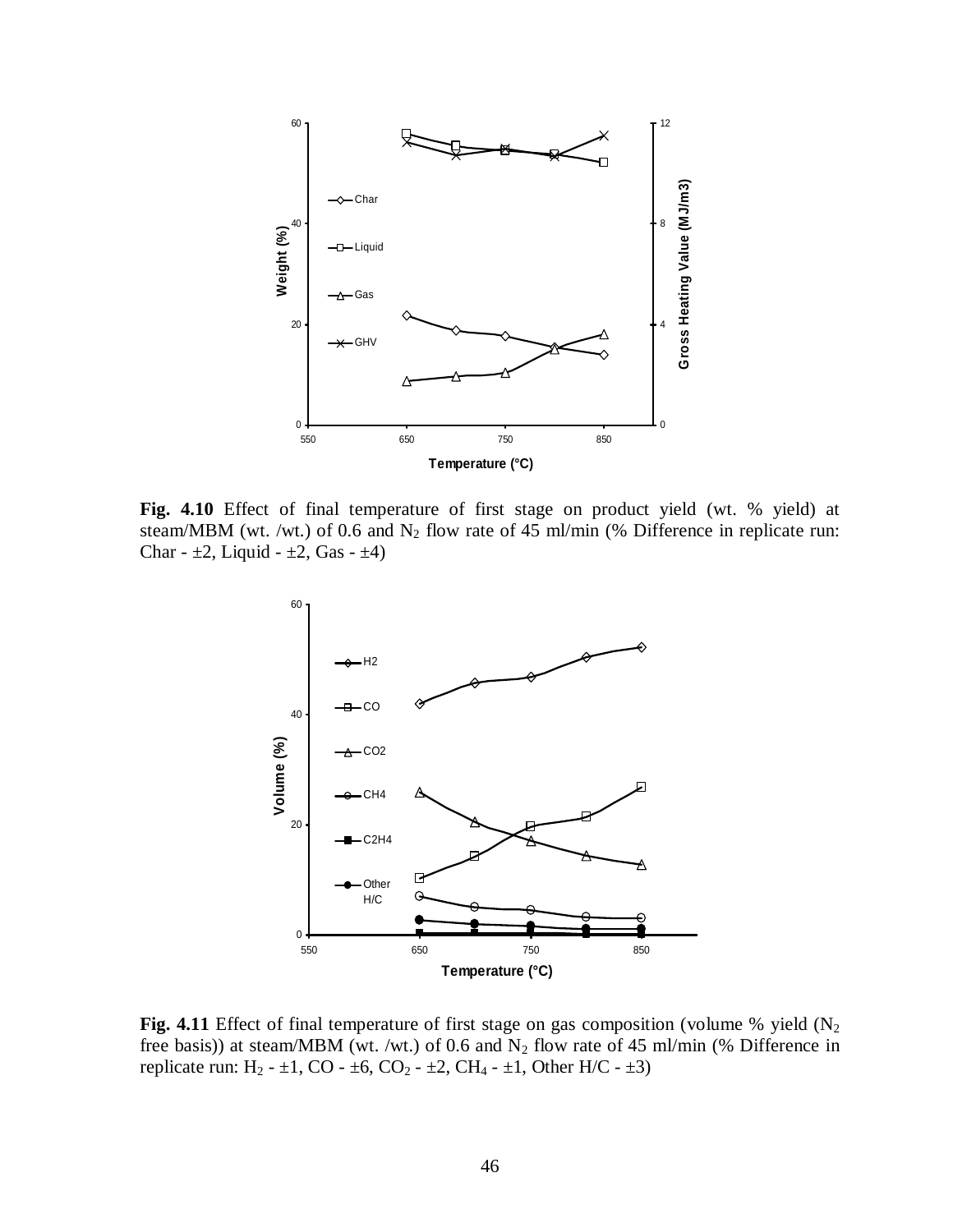**Fig. 4.10** Effect of final temperature of first stage on product yield (wt. % yield) at steam/MBM (wt. /wt.) of 0.6 and $N_2$ flow rate of 45 ml/min (% Difference in replicate run: Char - ±2, Liquid - ±2, Gas - ±4)

**Fig. 4.11** Effect of final temperature of first stage on gas composition (volume % yield ($N_2$ free basis)) at steam/MBM (wt. /wt.) of 0.6 and $N_2$ flow rate of 45 ml/min (% Difference in replicate run: $H_2$ - ±1, CO - ±6, $CO_2$ - ±2, $CH_4$ - ±1, Other H/C - ±3)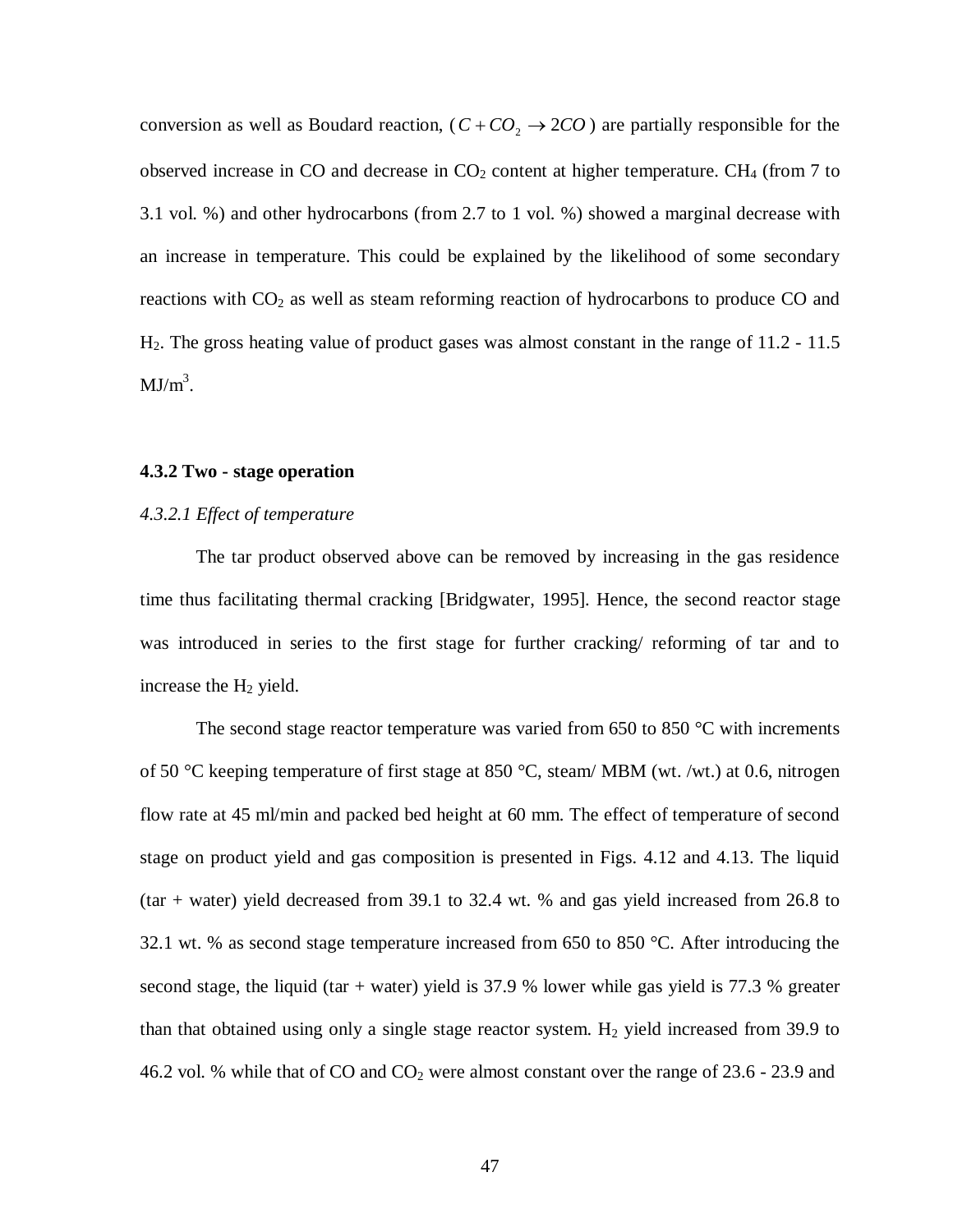conversion as well as Boudard reaction, ($C + CO_2 \rightarrow 2CO$) are partially responsible for the observed increase in CO and decrease in $CO_2$ content at higher temperature. $CH_4$ (from 7 to 3.1 vol. %) and other hydrocarbons (from 2.7 to 1 vol. %) showed a marginal decrease with an increase in temperature. This could be explained by the likelihood of some secondary reactions with $CO_2$ as well as steam reforming reaction of hydrocarbons to produce CO and $H_2$. The gross heating value of product gases was almost constant in the range of 11.2 - 11.5 $MJ/m^3$.

### 4.3.2 Two - stage operation

*4.3.2.1 Effect of temperature*

The tar product observed above can be removed by increasing in the gas residence time thus facilitating thermal cracking [Bridgwater, 1995]. Hence, the second reactor stage was introduced in series to the first stage for further cracking/ reforming of tar and to increase the $H_2$ yield.

The second stage reactor temperature was varied from 650 to 850 °C with increments of 50 °C keeping temperature of first stage at 850 °C, steam/ MBM (wt. /wt.) at 0.6, nitrogen flow rate at 45 ml/min and packed bed height at 60 mm. The effect of temperature of second stage on product yield and gas composition is presented in Figs. 4.12 and 4.13. The liquid (tar + water) yield decreased from 39.1 to 32.4 wt. % and gas yield increased from 26.8 to 32.1 wt. % as second stage temperature increased from 650 to 850 °C. After introducing the second stage, the liquid (tar + water) yield is 37.9 % lower while gas yield is 77.3 % greater than that obtained using only a single stage reactor system. $H_2$ yield increased from 39.9 to 46.2 vol. % while that of CO and $CO_2$ were almost constant over the range of 23.6 - 23.9 and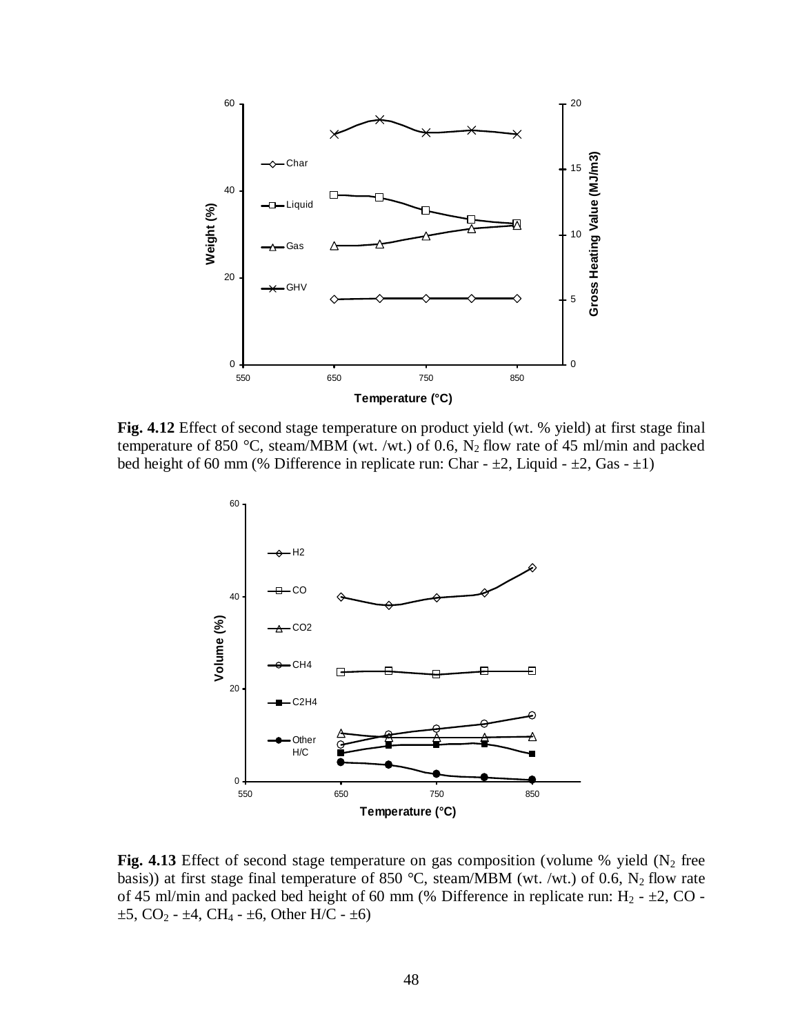**Fig. 4.12** Effect of second stage temperature on product yield (wt. % yield) at first stage final temperature of 850 °C, steam/MBM (wt. /wt.) of 0.6, $N_2$ flow rate of 45 ml/min and packed bed height of 60 mm (% Difference in replicate run: Char - ±2, Liquid - ±2, Gas - ±1)

**Fig. 4.13** Effect of second stage temperature on gas composition (volume % yield ($N_2$ free basis)) at first stage final temperature of 850 °C, steam/MBM (wt. /wt.) of 0.6, $N_2$ flow rate of 45 ml/min and packed bed height of 60 mm (% Difference in replicate run: $H_2$ - ±2, CO - ±5, $CO_2$ - ±4, $CH_4$ - ±6, Other H/C - ±6)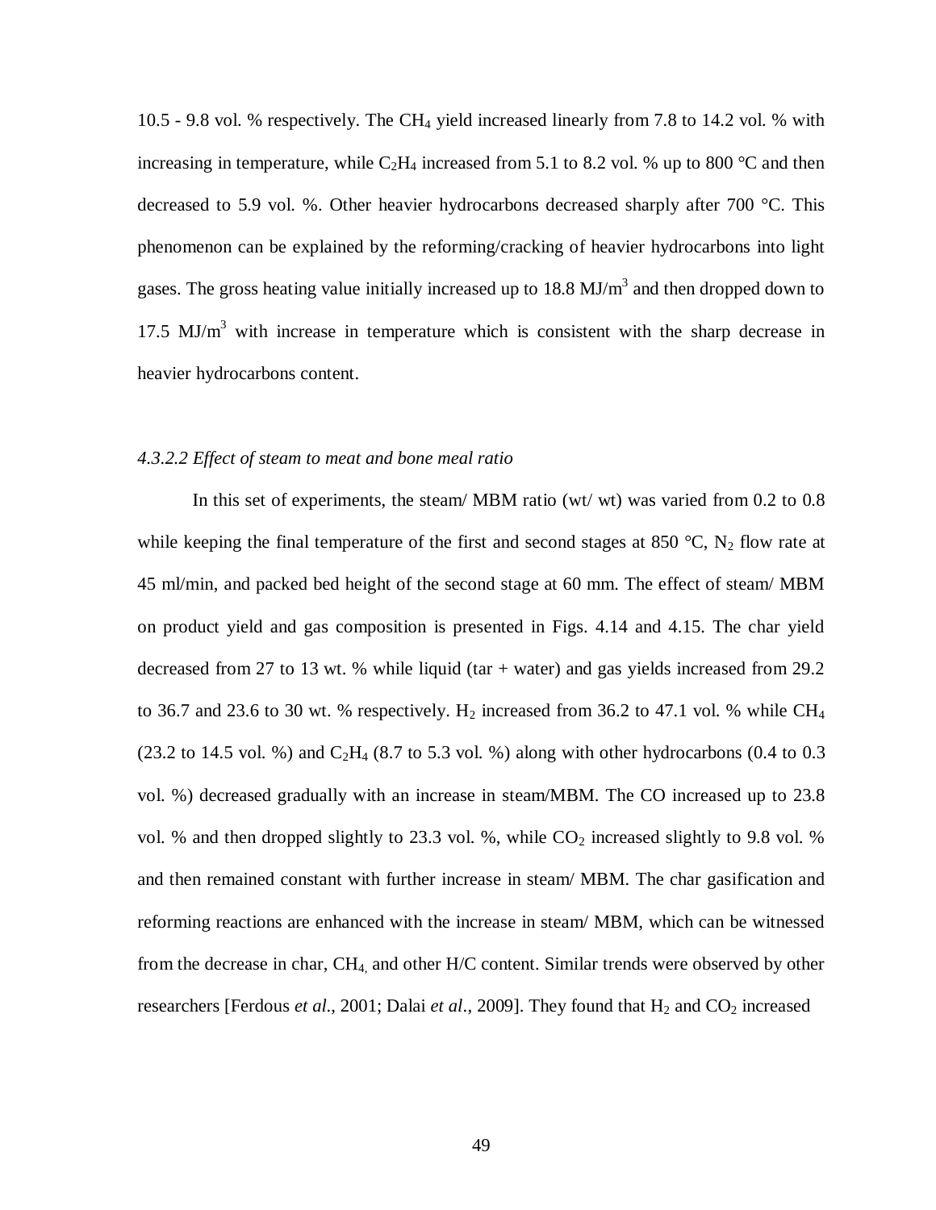10.5 - 9.8 vol. % respectively. The $CH_4$ yield increased linearly from 7.8 to 14.2 vol. % with increasing in temperature, while $C_2H_4$ increased from 5.1 to 8.2 vol. % up to 800 °C and then decreased to 5.9 vol. %. Other heavier hydrocarbons decreased sharply after 700 °C. This phenomenon can be explained by the reforming/cracking of heavier hydrocarbons into light gases. The gross heating value initially increased up to 18.8 $MJ/m^3$ and then dropped down to 17.5 $MJ/m^3$ with increase in temperature which is consistent with the sharp decrease in heavier hydrocarbons content.

#### *4.3.2.2 Effect of steam to meat and bone meal ratio*

In this set of experiments, the steam/ MBM ratio (wt/ wt) was varied from 0.2 to 0.8 while keeping the final temperature of the first and second stages at 850 °C, $N_2$ flow rate at 45 ml/min, and packed bed height of the second stage at 60 mm. The effect of steam/ MBM on product yield and gas composition is presented in Figs. 4.14 and 4.15. The char yield decreased from 27 to 13 wt. % while liquid (tar + water) and gas yields increased from 29.2 to 36.7 and 23.6 to 30 wt. % respectively. $H_2$ increased from 36.2 to 47.1 vol. % while $CH_4$ (23.2 to 14.5 vol. %) and $C_2H_4$ (8.7 to 5.3 vol. %) along with other hydrocarbons (0.4 to 0.3 vol. %) decreased gradually with an increase in steam/MBM. The CO increased up to 23.8 vol. % and then dropped slightly to 23.3 vol. %, while $CO_2$ increased slightly to 9.8 vol. % and then remained constant with further increase in steam/ MBM. The char gasification and reforming reactions are enhanced with the increase in steam/ MBM, which can be witnessed from the decrease in char, $CH_4$, and other H/C content. Similar trends were observed by other researchers [Ferdous *et al*., 2001; Dalai *et al*., 2009]. They found that $H_2$ and $CO_2$ increased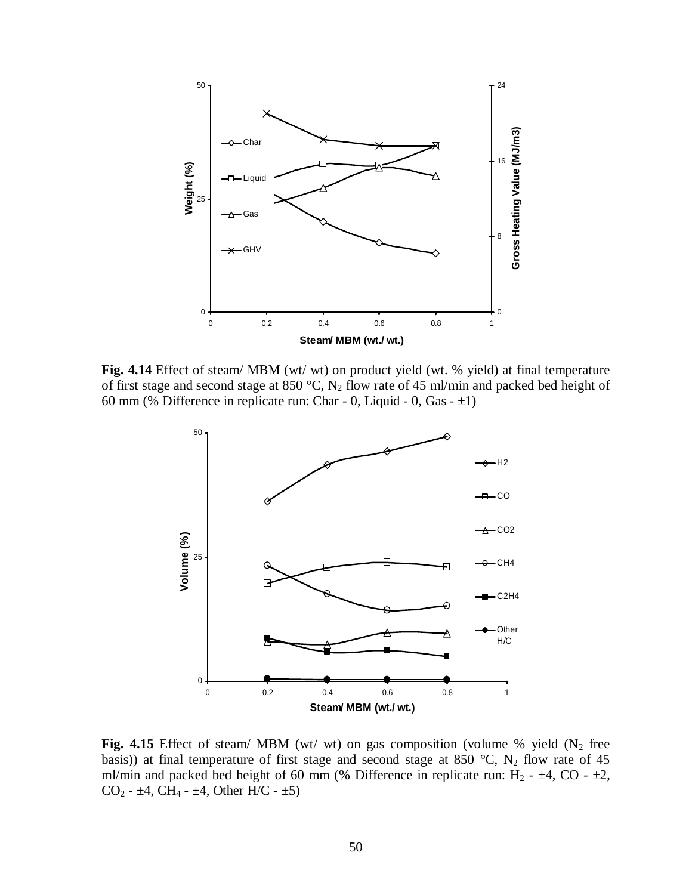**Fig. 4.14** Effect of steam/ MBM (wt/ wt) on product yield (wt. % yield) at final temperature of first stage and second stage at 850 °C, $N_2$ flow rate of 45 ml/min and packed bed height of 60 mm (% Difference in replicate run: Char - 0, Liquid - 0, Gas - ±1)

**Fig. 4.15** Effect of steam/ MBM (wt/ wt) on gas composition (volume % yield ($N_2$ free basis)) at final temperature of first stage and second stage at 850 °C, $N_2$ flow rate of 45 ml/min and packed bed height of 60 mm (% Difference in replicate run: $H_2$ - ±4, CO - ±2, $CO_2$ - ±4, $CH_4$ - ±4, Other H/C - ±5)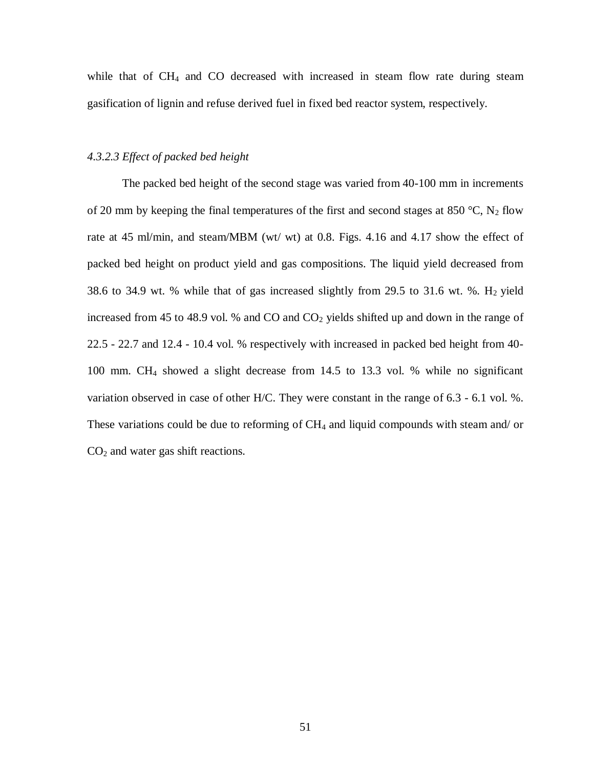while that of $CH_4$ and CO decreased with increased in steam flow rate during steam gasification of lignin and refuse derived fuel in fixed bed reactor system, respectively.

#### *4.3.2.3 Effect of packed bed height*

The packed bed height of the second stage was varied from 40-100 mm in increments of 20 mm by keeping the final temperatures of the first and second stages at 850 °C, $N_2$ flow rate at 45 ml/min, and steam/MBM (wt/ wt) at 0.8. Figs. 4.16 and 4.17 show the effect of packed bed height on product yield and gas compositions. The liquid yield decreased from 38.6 to 34.9 wt. % while that of gas increased slightly from 29.5 to 31.6 wt. %. $H_2$ yield increased from 45 to 48.9 vol. % and CO and $CO_2$ yields shifted up and down in the range of 22.5 - 22.7 and 12.4 - 10.4 vol. % respectively with increased in packed bed height from 40-100 mm. $CH_4$ showed a slight decrease from 14.5 to 13.3 vol. % while no significant variation observed in case of other H/C. They were constant in the range of 6.3 - 6.1 vol. %. These variations could be due to reforming of $CH_4$ and liquid compounds with steam and/ or $CO_2$ and water gas shift reactions.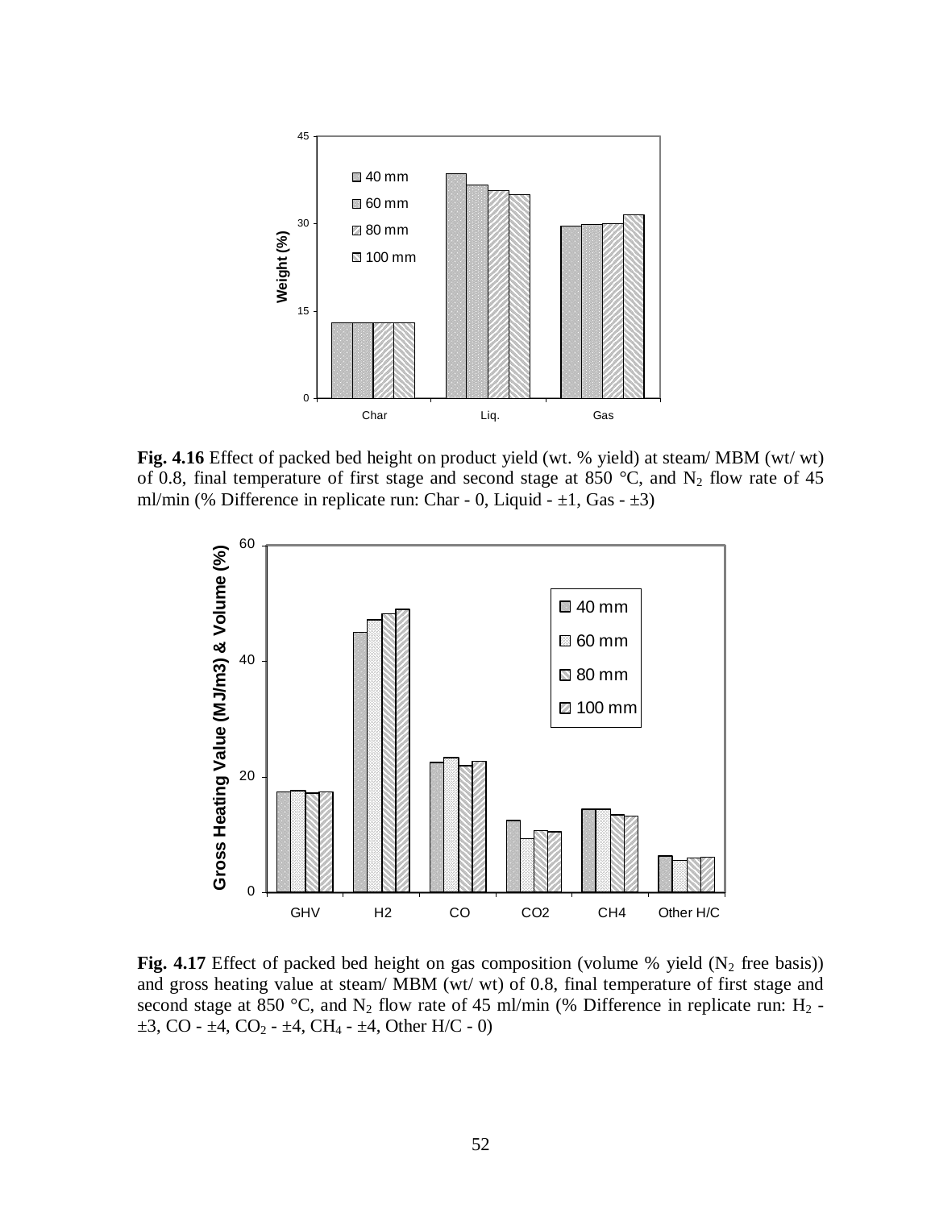**Fig. 4.16** Effect of packed bed height on product yield (wt. % yield) at steam/ MBM (wt/ wt) of 0.8, final temperature of first stage and second stage at 850 °C, and $N_2$ flow rate of 45 ml/min (% Difference in replicate run: Char - 0, Liquid - ±1, Gas - ±3)

**Fig. 4.17** Effect of packed bed height on gas composition (volume % yield ($N_2$ free basis)) and gross heating value at steam/ MBM (wt/ wt) of 0.8, final temperature of first stage and second stage at 850 °C, and $N_2$ flow rate of 45 ml/min (% Difference in replicate run: $H_2$ - ±3, CO - ±4, $CO_2$ - ±4, $CH_4$ - ±4, Other H/C - 0)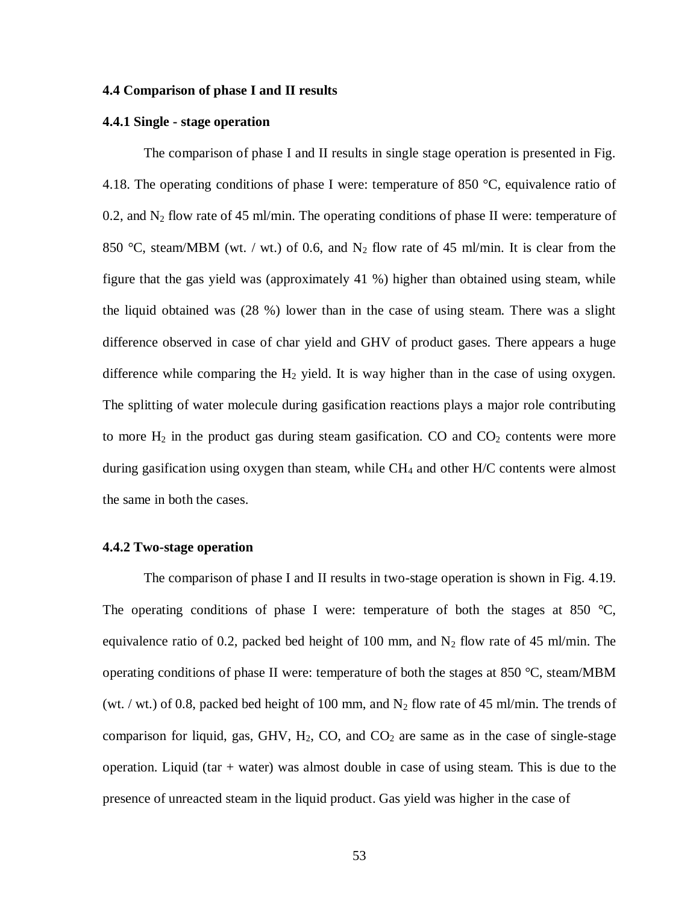### 4.4 Comparison of phase I and II results

#### 4.4.1 Single - stage operation

The comparison of phase I and II results in single stage operation is presented in Fig. 4.18. The operating conditions of phase I were: temperature of 850 °C, equivalence ratio of 0.2, and $N_2$ flow rate of 45 ml/min. The operating conditions of phase II were: temperature of 850 °C, steam/MBM (wt. / wt.) of 0.6, and $N_2$ flow rate of 45 ml/min. It is clear from the figure that the gas yield was (approximately 41 %) higher than obtained using steam, while the liquid obtained was (28 %) lower than in the case of using steam. There was a slight difference observed in case of char yield and GHV of product gases. There appears a huge difference while comparing the $H_2$ yield. It is way higher than in the case of using oxygen. The splitting of water molecule during gasification reactions plays a major role contributing to more $H_2$ in the product gas during steam gasification. CO and $CO_2$ contents were more during gasification using oxygen than steam, while $CH_4$ and other H/C contents were almost the same in both the cases.

#### 4.4.2 Two-stage operation

The comparison of phase I and II results in two-stage operation is shown in Fig. 4.19. The operating conditions of phase I were: temperature of both the stages at 850 °C, equivalence ratio of 0.2, packed bed height of 100 mm, and $N_2$ flow rate of 45 ml/min. The operating conditions of phase II were: temperature of both the stages at 850 °C, steam/MBM (wt. / wt.) of 0.8, packed bed height of 100 mm, and $N_2$ flow rate of 45 ml/min. The trends of comparison for liquid, gas, GHV, $H_2$, CO, and $CO_2$ are same as in the case of single-stage operation. Liquid (tar + water) was almost double in case of using steam. This is due to the presence of unreacted steam in the liquid product. Gas yield was higher in the case of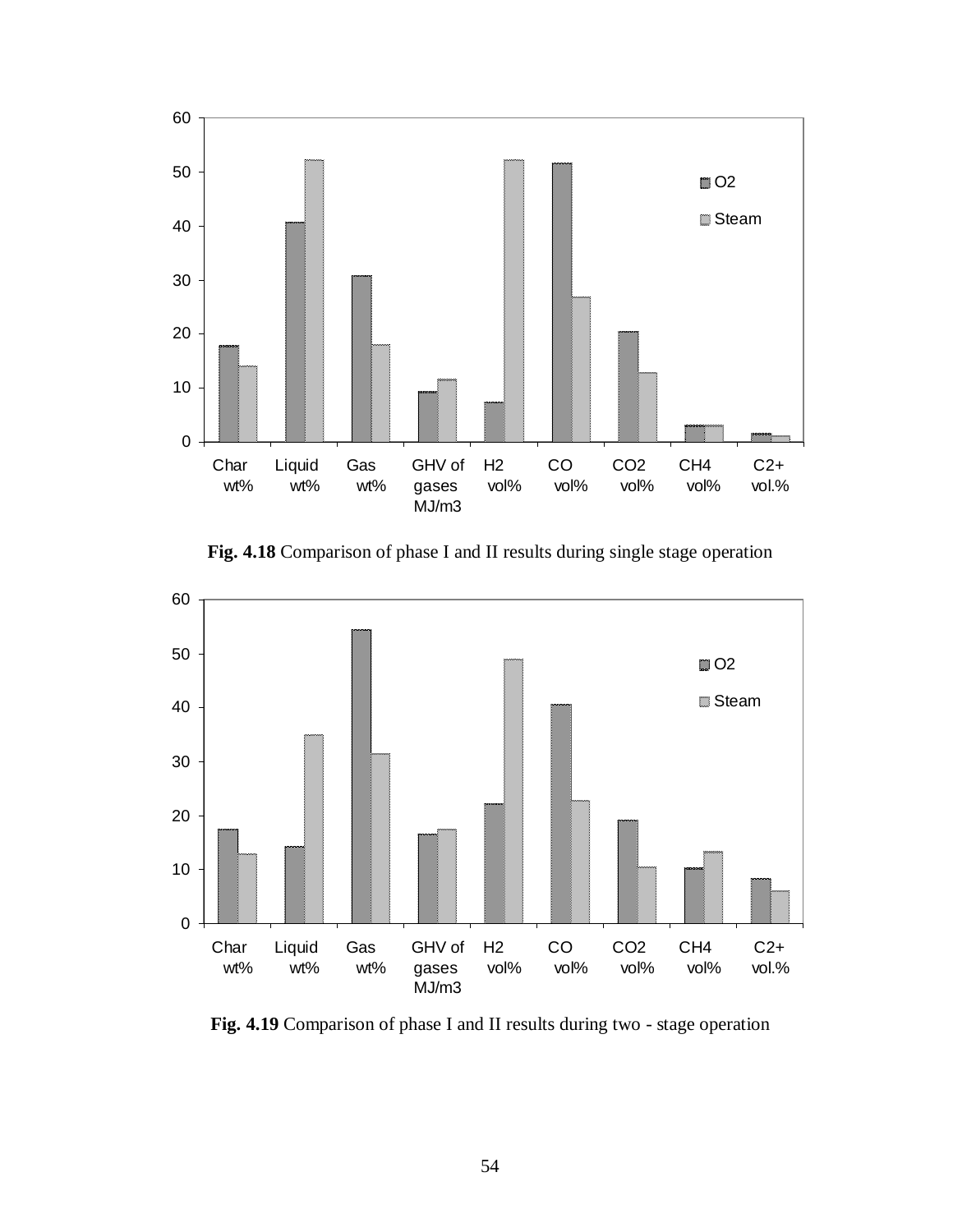**Fig. 4.18** Comparison of phase I and II results during single stage operation

**Fig. 4.19** Comparison of phase I and II results during two - stage operation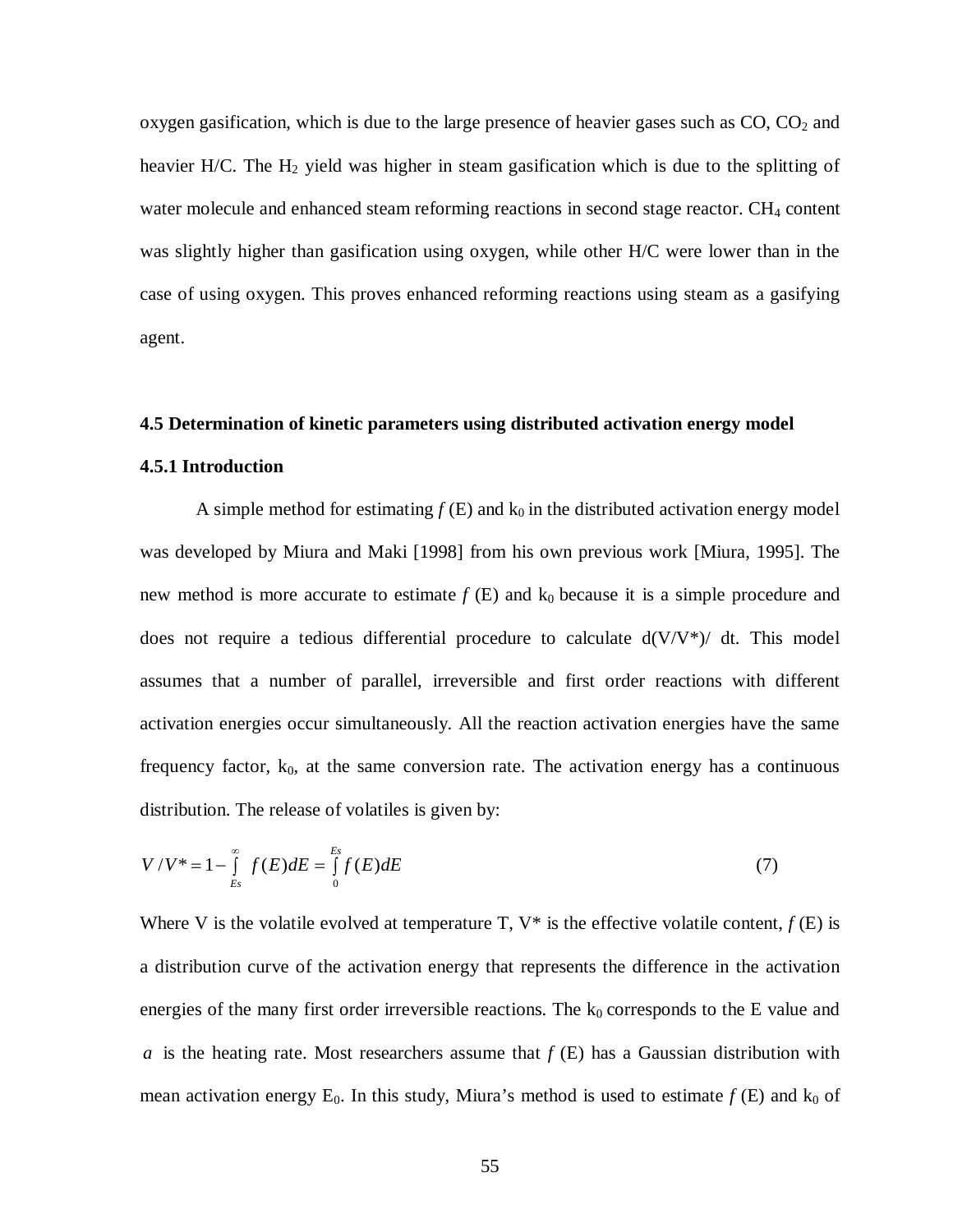oxygen gasification, which is due to the large presence of heavier gases such as CO, $CO_2$ and heavier H/C. The $H_2$ yield was higher in steam gasification which is due to the splitting of water molecule and enhanced steam reforming reactions in second stage reactor. $CH_4$ content was slightly higher than gasification using oxygen, while other H/C were lower than in the case of using oxygen. This proves enhanced reforming reactions using steam as a gasifying agent.

### 4.5 Determination of kinetic parameters using distributed activation energy model

#### 4.5.1 Introduction

A simple method for estimating $f(E)$ and $k_0$ in the distributed activation energy model was developed by Miura and Maki [1998] from his own previous work [Miura, 1995]. The new method is more accurate to estimate $f(E)$ and $k_0$ because it is a simple procedure and does not require a tedious differential procedure to calculate d(V/V*)/ dt. This model assumes that a number of parallel, irreversible and first order reactions with different activation energies occur simultaneously. All the reaction activation energies have the same frequency factor, $k_0$, at the same conversion rate. The activation energy has a continuous distribution. The release of volatiles is given by:

$$V/V^* = 1 - \int_{Es}^{\infty} f(E)dE = \int_{0}^{Es} f(E)dE \tag{7}$$

Where V is the volatile evolved at temperature T, V* is the effective volatile content, $f(E)$ is a distribution curve of the activation energy that represents the difference in the activation energies of the many first order irreversible reactions. The $k_0$ corresponds to the E value and $a$ is the heating rate. Most researchers assume that $f(E)$ has a Gaussian distribution with mean activation energy $E_0$. In this study, Miura's method is used to estimate $f(E)$ and $k_0$ of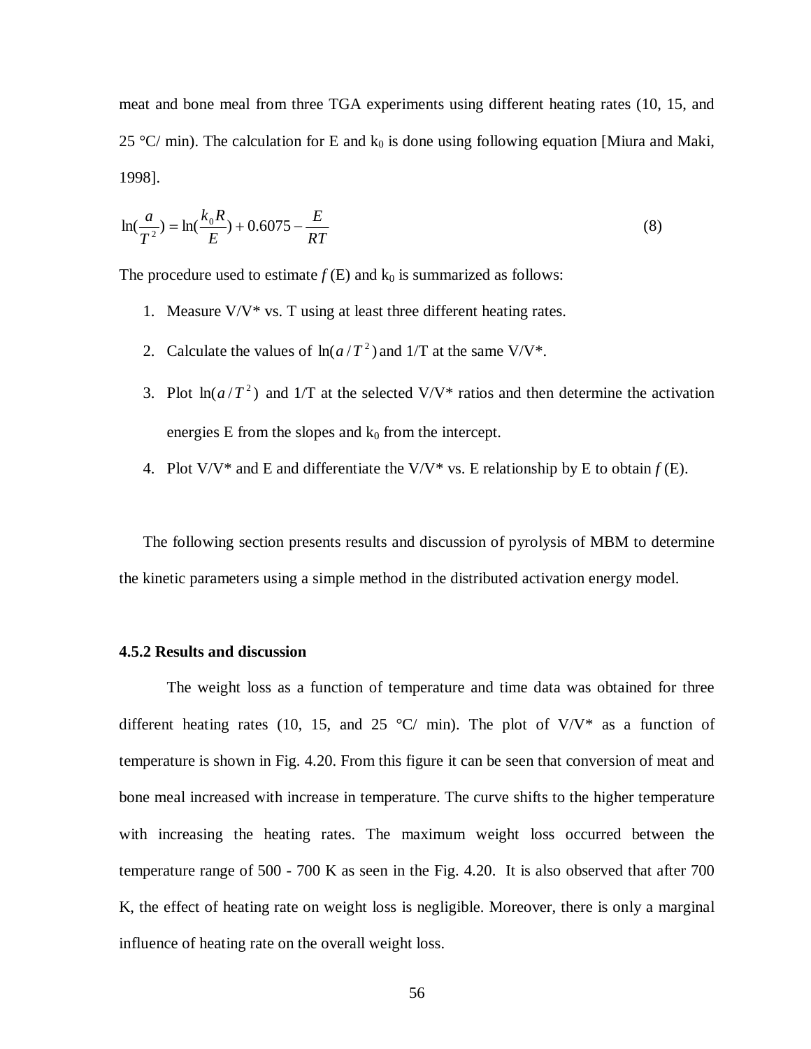meat and bone meal from three TGA experiments using different heating rates (10, 15, and 25 °C/ min). The calculation for E and $k_0$ is done using following equation [Miura and Maki, 1998].

$$\ln(\frac{a}{T^2}) = \ln(\frac{k_0 R}{E}) + 0.6075 - \frac{E}{RT} \tag{8}$$

The procedure used to estimate $f$ (E) and $k_0$ is summarized as follows:

1. Measure V/V* vs. T using at least three different heating rates.
2. Calculate the values of $\ln(a/T^2)$ and 1/T at the same V/V*.
3. Plot $\ln(a/T^2)$ and 1/T at the selected V/V* ratios and then determine the activation energies E from the slopes and $k_0$ from the intercept.
4. Plot V/V* and E and differentiate the V/V* vs. E relationship by E to obtain $f$ (E).

The following section presents results and discussion of pyrolysis of MBM to determine the kinetic parameters using a simple method in the distributed activation energy model.

### 4.5.2 Results and discussion

The weight loss as a function of temperature and time data was obtained for three different heating rates (10, 15, and 25 °C/ min). The plot of V/V* as a function of temperature is shown in Fig. 4.20. From this figure it can be seen that conversion of meat and bone meal increased with increase in temperature. The curve shifts to the higher temperature with increasing the heating rates. The maximum weight loss occurred between the temperature range of 500 - 700 K as seen in the Fig. 4.20. It is also observed that after 700 K, the effect of heating rate on weight loss is negligible. Moreover, there is only a marginal influence of heating rate on the overall weight loss.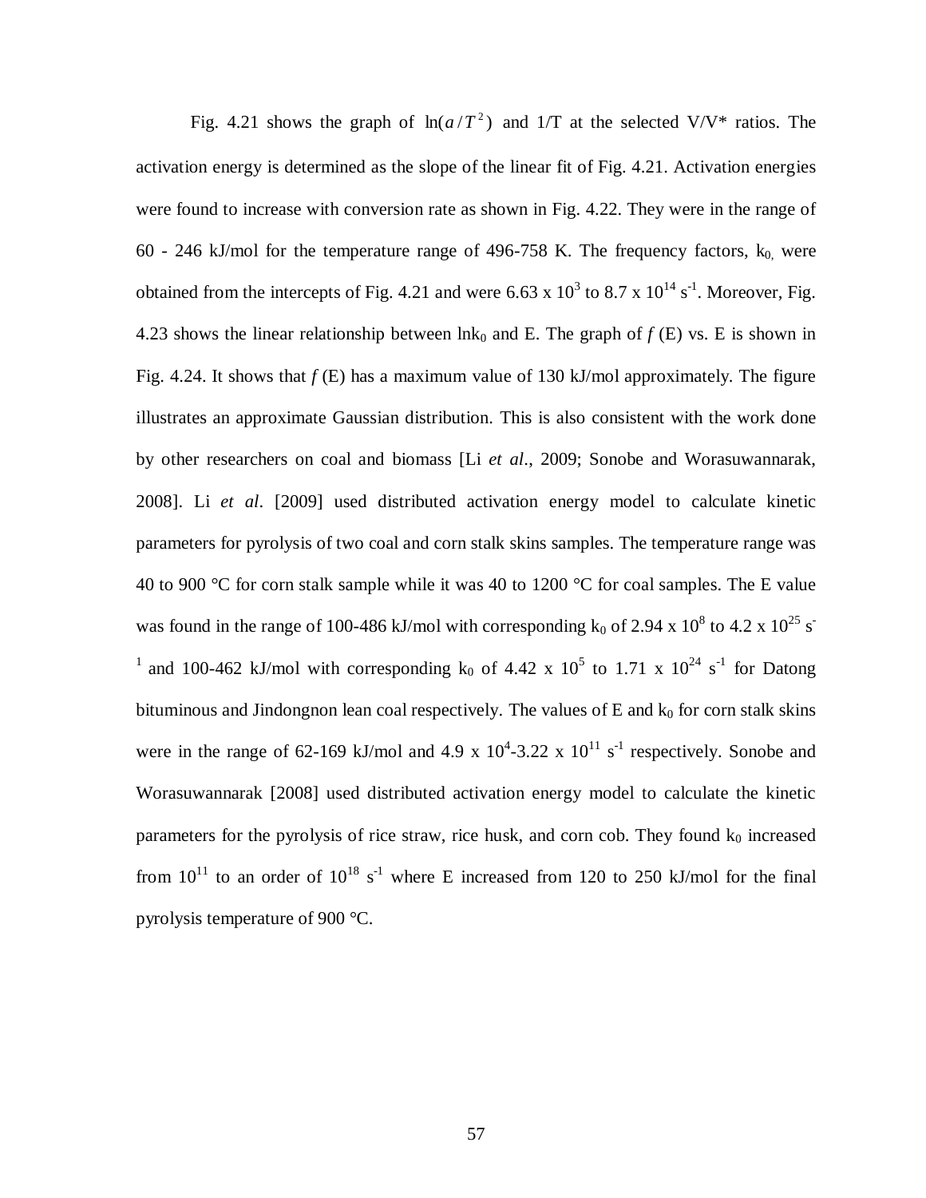Fig. 4.21 shows the graph of $\ln(a/T^2)$ and 1/T at the selected V/V* ratios. The activation energy is determined as the slope of the linear fit of Fig. 4.21. Activation energies were found to increase with conversion rate as shown in Fig. 4.22. They were in the range of 60 - 246 kJ/mol for the temperature range of 496-758 K. The frequency factors, $k_0$, were obtained from the intercepts of Fig. 4.21 and were $6.63 \times 10^3$ to $8.7 \times 10^{14}$ $s^{-1}$. Moreover, Fig. 4.23 shows the linear relationship between $\ln k_0$ and E. The graph of $f$ (E) vs. E is shown in Fig. 4.24. It shows that $f$ (E) has a maximum value of 130 kJ/mol approximately. The figure illustrates an approximate Gaussian distribution. This is also consistent with the work done by other researchers on coal and biomass [Li *et al*., 2009; Sonobe and Worasuwannarak, 2008]. Li *et al*. [2009] used distributed activation energy model to calculate kinetic parameters for pyrolysis of two coal and corn stalk skins samples. The temperature range was 40 to 900 °C for corn stalk sample while it was 40 to 1200 °C for coal samples. The E value was found in the range of 100-486 kJ/mol with corresponding $k_0$ of $2.94 \times 10^8$ to $4.2 \times 10^{25}$ $s^{-1}$ and 100-462 kJ/mol with corresponding $k_0$ of $4.42 \times 10^5$ to $1.71 \times 10^{24}$ $s^{-1}$ for Datong bituminous and Jindongnon lean coal respectively. The values of E and $k_0$ for corn stalk skins were in the range of 62-169 kJ/mol and $4.9 \times 10^4$-$3.22 \times 10^{11}$ $s^{-1}$ respectively. Sonobe and Worasuwannarak [2008] used distributed activation energy model to calculate the kinetic parameters for the pyrolysis of rice straw, rice husk, and corn cob. They found $k_0$ increased from $10^{11}$ to an order of $10^{18}$ $s^{-1}$ where E increased from 120 to 250 kJ/mol for the final pyrolysis temperature of 900 °C.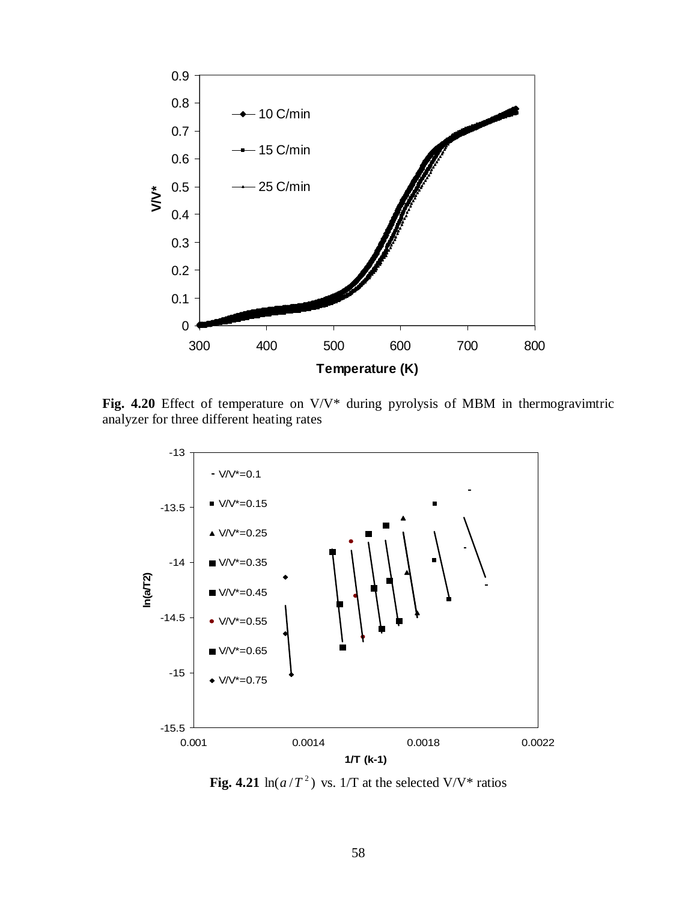**Fig. 4.20** Effect of temperature on V/V* during pyrolysis of MBM in thermogravimtric analyzer for three different heating rates

**Fig. 4.21** $\ln(a/T^2)$ vs. 1/T at the selected V/V* ratios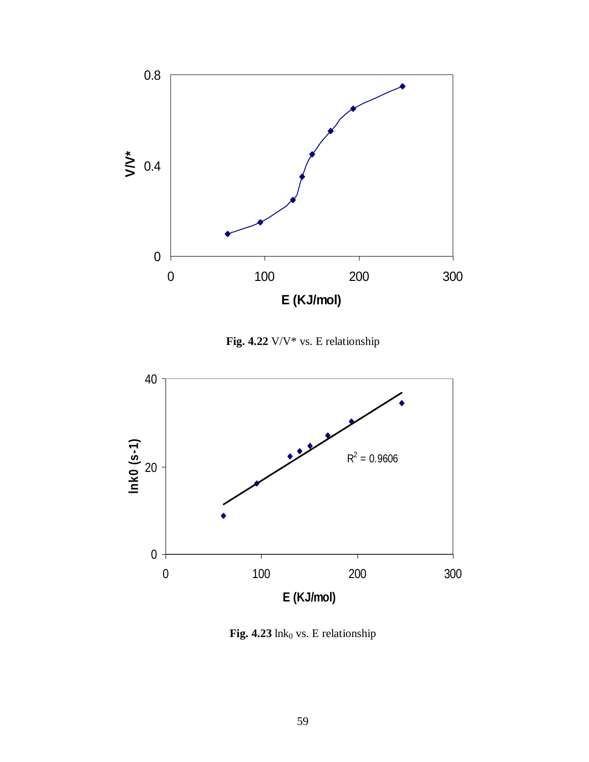**Fig. 4.22** V/V* vs. E relationship

**Fig. 4.23** $\ln k_0$ vs. E relationship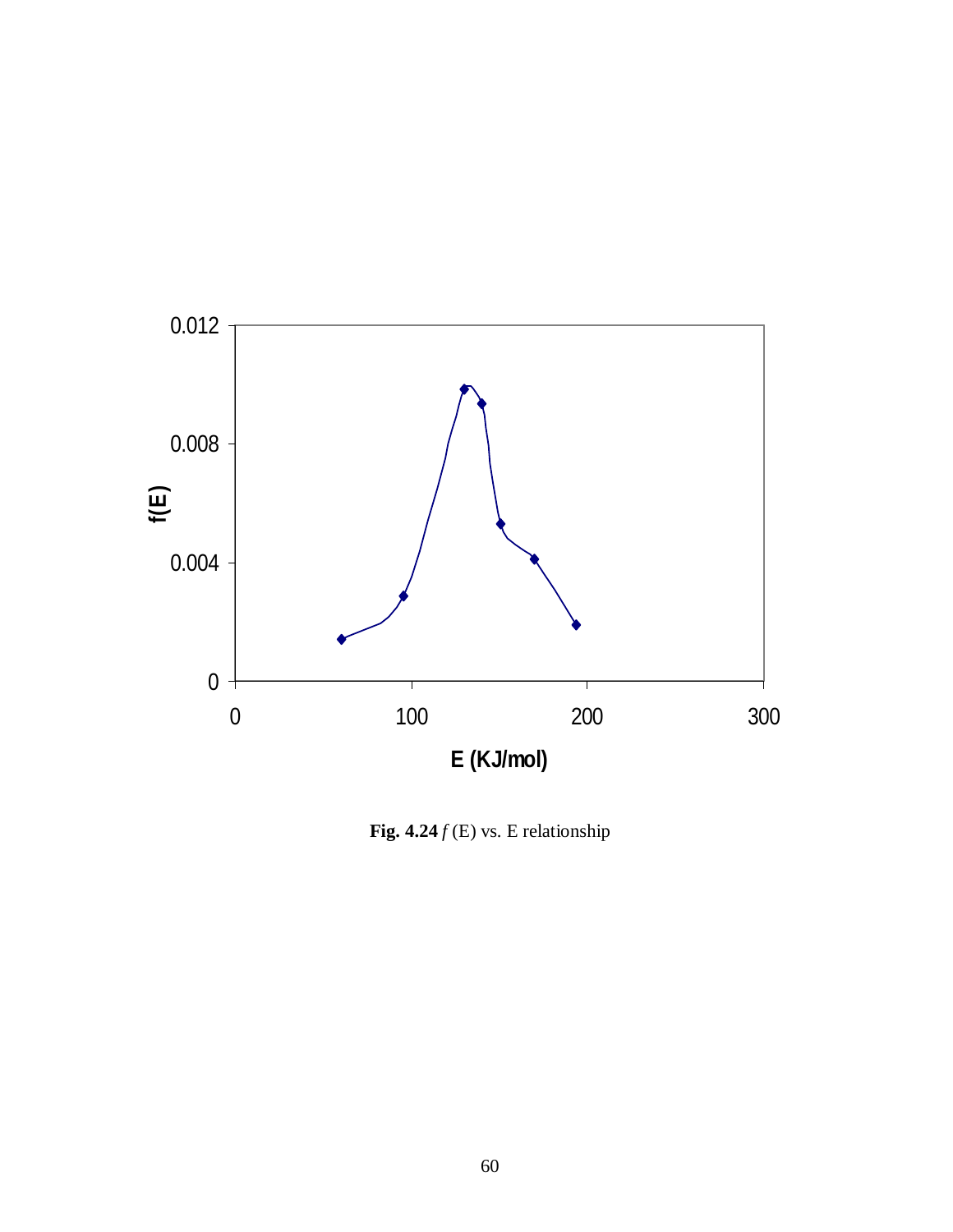**Fig. 4.24** *f* (E) vs. E relationship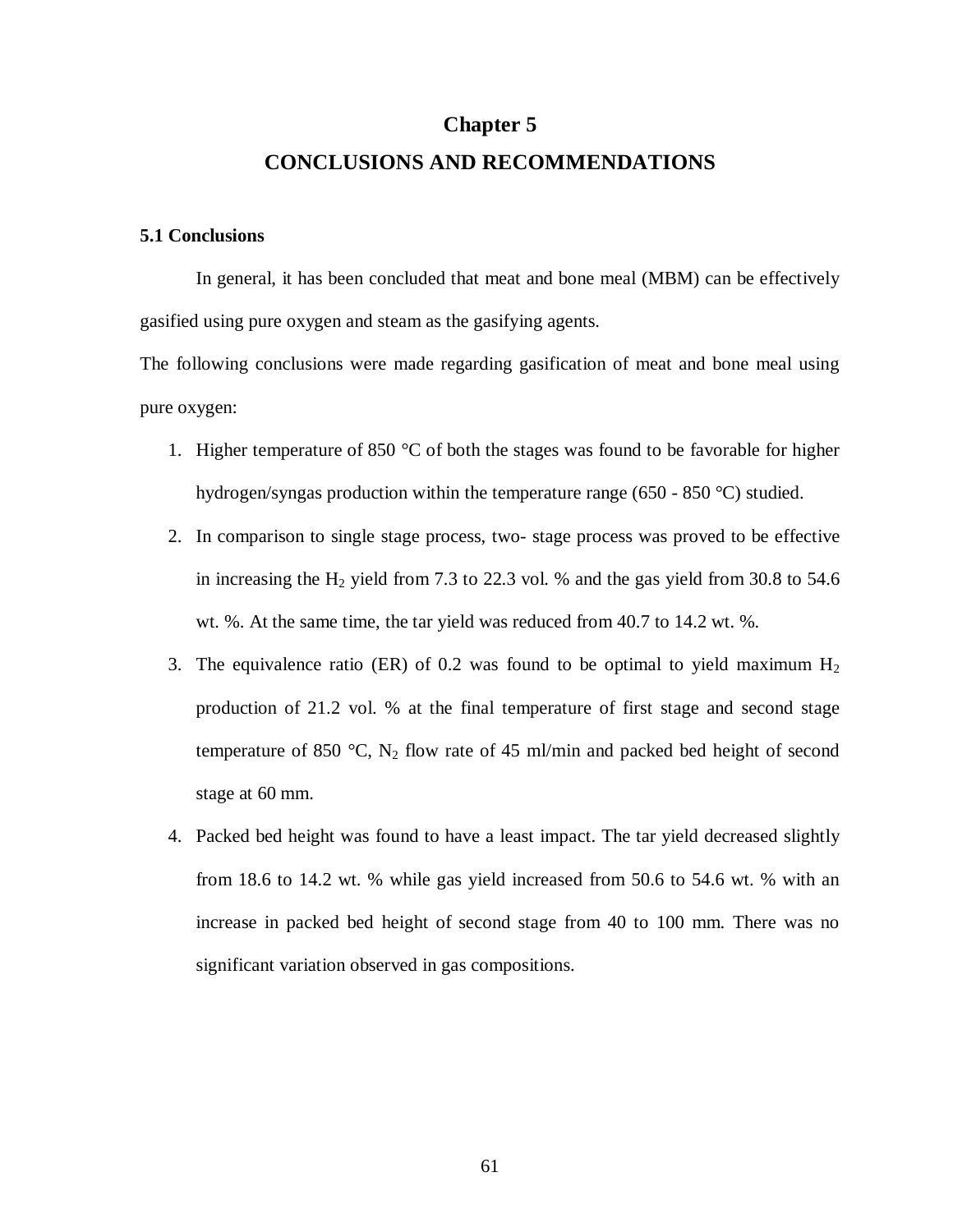# Chapter 5

# CONCLUSIONS AND RECOMMENDATIONS

## 5.1 Conclusions

In general, it has been concluded that meat and bone meal (MBM) can be effectively gasified using pure oxygen and steam as the gasifying agents.

The following conclusions were made regarding gasification of meat and bone meal using pure oxygen:

1. Higher temperature of 850 °C of both the stages was found to be favorable for higher hydrogen/syngas production within the temperature range (650 - 850 °C) studied.
2. In comparison to single stage process, two- stage process was proved to be effective in increasing the $H_2$ yield from 7.3 to 22.3 vol. % and the gas yield from 30.8 to 54.6 wt. %. At the same time, the tar yield was reduced from 40.7 to 14.2 wt. %.
3. The equivalence ratio (ER) of 0.2 was found to be optimal to yield maximum $H_2$ production of 21.2 vol. % at the final temperature of first stage and second stage temperature of 850 °C, $N_2$ flow rate of 45 ml/min and packed bed height of second stage at 60 mm.
4. Packed bed height was found to have a least impact. The tar yield decreased slightly from 18.6 to 14.2 wt. % while gas yield increased from 50.6 to 54.6 wt. % with an increase in packed bed height of second stage from 40 to 100 mm. There was no significant variation observed in gas compositions.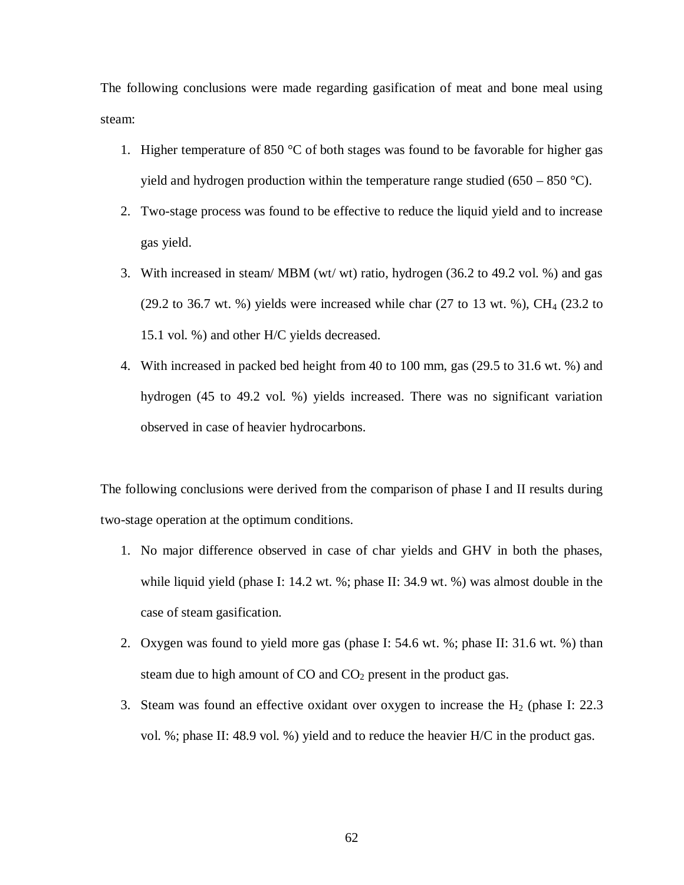The following conclusions were made regarding gasification of meat and bone meal using steam:

1. Higher temperature of 850 °C of both stages was found to be favorable for higher gas yield and hydrogen production within the temperature range studied (650 – 850 °C).
2. Two-stage process was found to be effective to reduce the liquid yield and to increase gas yield.
3. With increased in steam/ MBM (wt/ wt) ratio, hydrogen (36.2 to 49.2 vol. %) and gas (29.2 to 36.7 wt. %) yields were increased while char (27 to 13 wt. %), $CH_4$ (23.2 to 15.1 vol. %) and other H/C yields decreased.
4. With increased in packed bed height from 40 to 100 mm, gas (29.5 to 31.6 wt. %) and hydrogen (45 to 49.2 vol. %) yields increased. There was no significant variation observed in case of heavier hydrocarbons.

The following conclusions were derived from the comparison of phase I and II results during two-stage operation at the optimum conditions.

1. No major difference observed in case of char yields and GHV in both the phases, while liquid yield (phase I: 14.2 wt. %; phase II: 34.9 wt. %) was almost double in the case of steam gasification.
2. Oxygen was found to yield more gas (phase I: 54.6 wt. %; phase II: 31.6 wt. %) than steam due to high amount of CO and $CO_2$ present in the product gas.
3. Steam was found an effective oxidant over oxygen to increase the $H_2$ (phase I: 22.3 vol. %; phase II: 48.9 vol. %) yield and to reduce the heavier H/C in the product gas.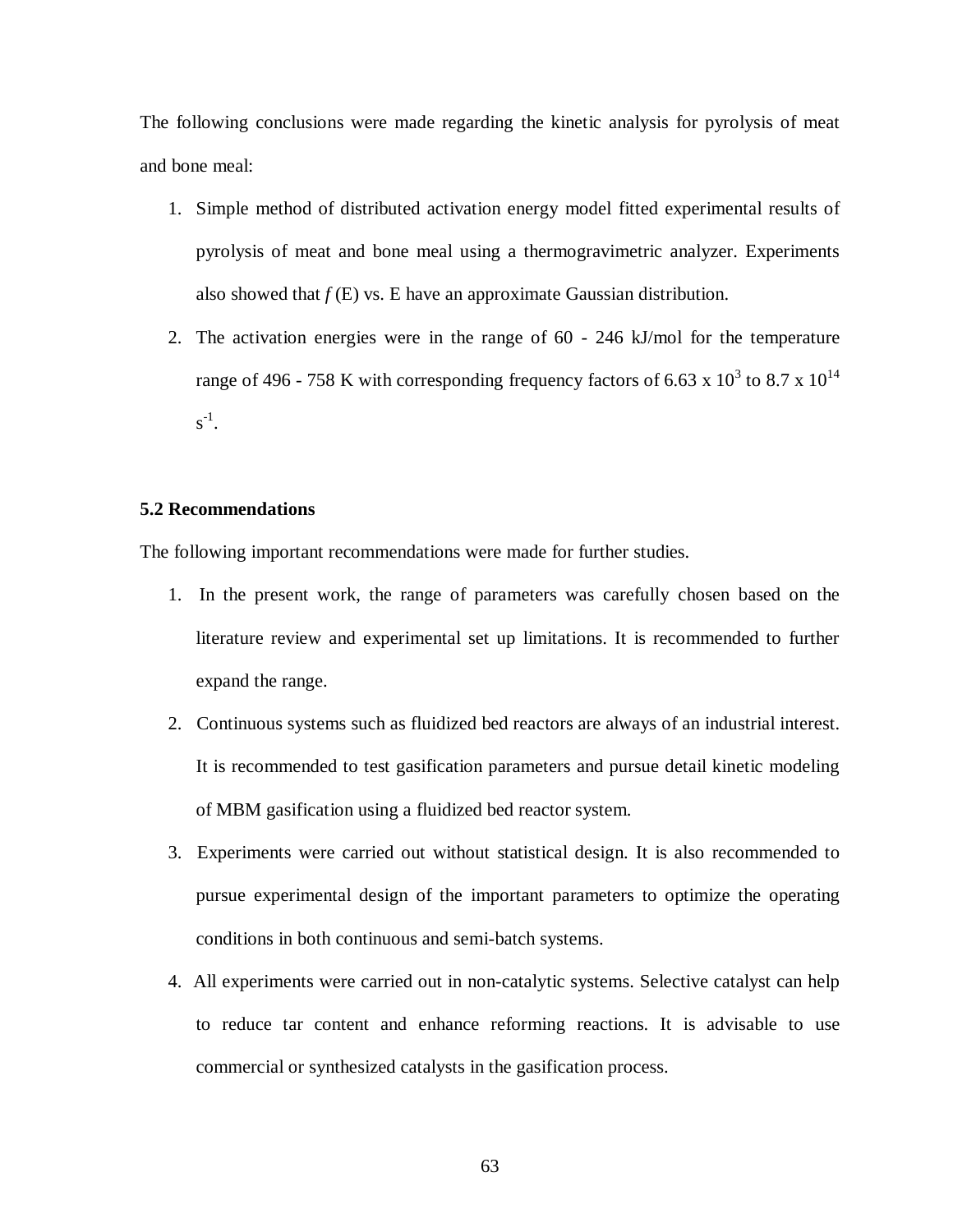The following conclusions were made regarding the kinetic analysis for pyrolysis of meat and bone meal:

1. Simple method of distributed activation energy model fitted experimental results of pyrolysis of meat and bone meal using a thermogravimetric analyzer. Experiments also showed that $f$ (E) vs. E have an approximate Gaussian distribution.
2. The activation energies were in the range of 60 - 246 kJ/mol for the temperature range of 496 - 758 K with corresponding frequency factors of $6.63 \times 10^3$ to $8.7 \times 10^{14}$ $s^{-1}$.

## 5.2 Recommendations

The following important recommendations were made for further studies.

1. In the present work, the range of parameters was carefully chosen based on the literature review and experimental set up limitations. It is recommended to further expand the range.
2. Continuous systems such as fluidized bed reactors are always of an industrial interest. It is recommended to test gasification parameters and pursue detail kinetic modeling of MBM gasification using a fluidized bed reactor system.
3. Experiments were carried out without statistical design. It is also recommended to pursue experimental design of the important parameters to optimize the operating conditions in both continuous and semi-batch systems.
4. All experiments were carried out in non-catalytic systems. Selective catalyst can help to reduce tar content and enhance reforming reactions. It is advisable to use commercial or synthesized catalysts in the gasification process.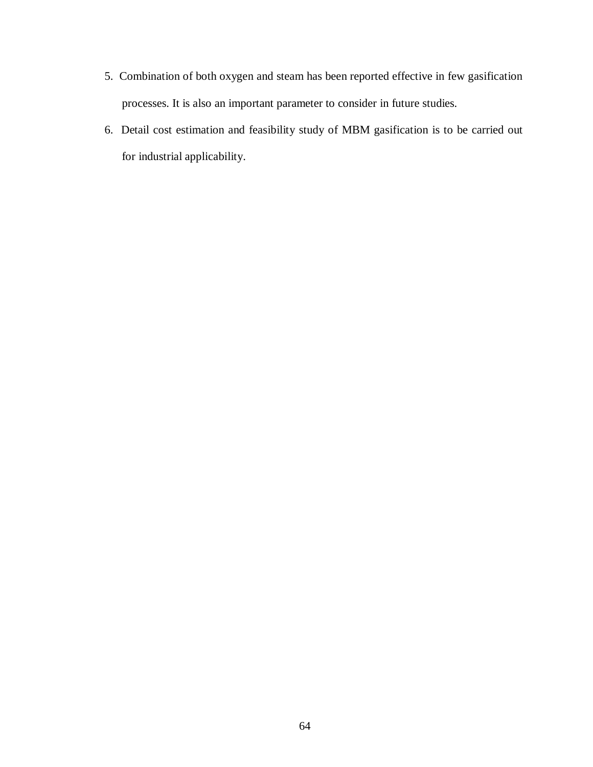5. Combination of both oxygen and steam has been reported effective in few gasification processes. It is also an important parameter to consider in future studies.
6. Detail cost estimation and feasibility study of MBM gasification is to be carried out for industrial applicability.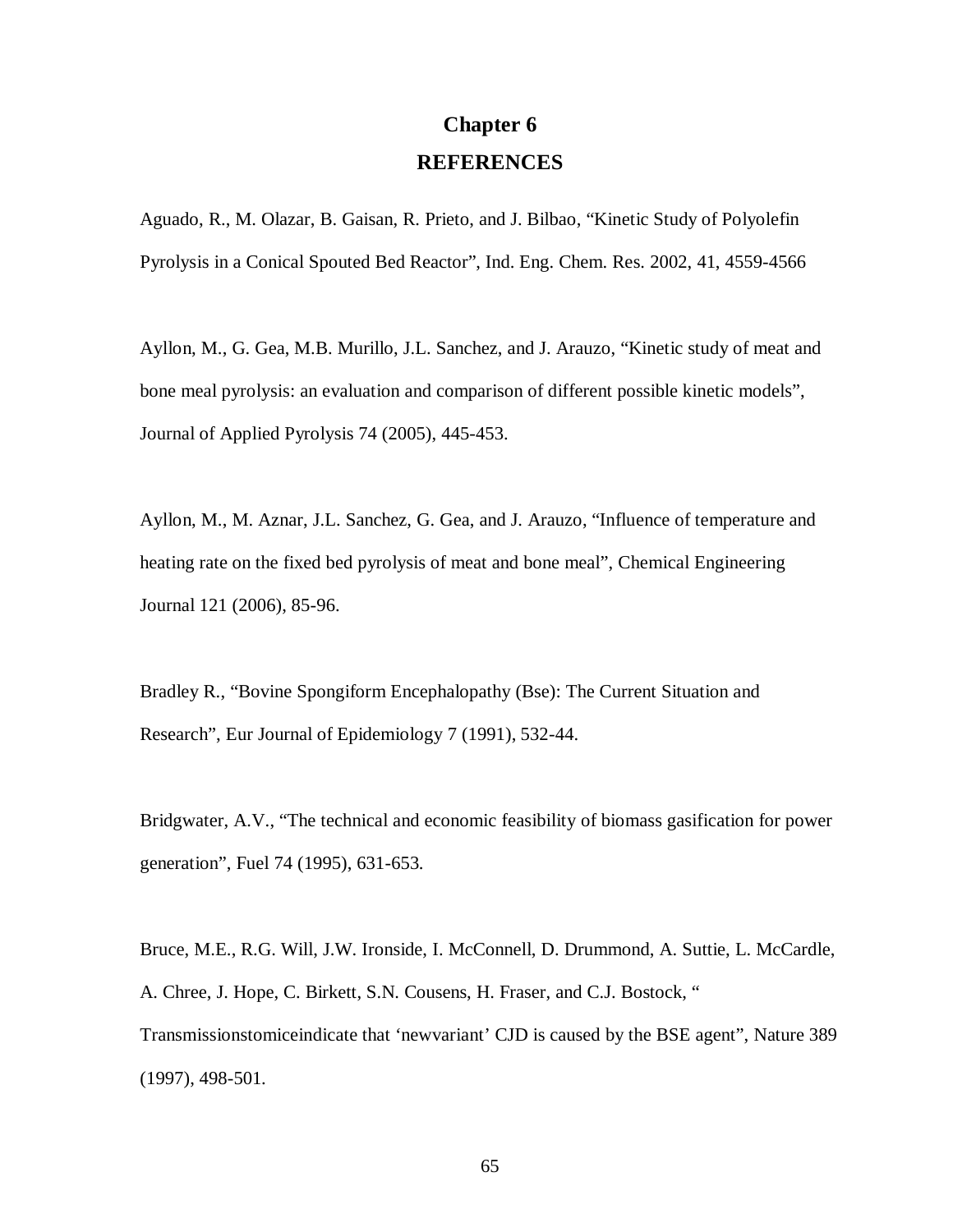# Chapter 6
# REFERENCES

Aguado, R., M. Olazar, B. Gaisan, R. Prieto, and J. Bilbao, “Kinetic Study of Polyolefin Pyrolysis in a Conical Spouted Bed Reactor”, Ind. Eng. Chem. Res. 2002, 41, 4559-4566

Ayllon, M., G. Gea, M.B. Murillo, J.L. Sanchez, and J. Arauzo, “Kinetic study of meat and bone meal pyrolysis: an evaluation and comparison of different possible kinetic models”, Journal of Applied Pyrolysis 74 (2005), 445-453.

Ayllon, M., M. Aznar, J.L. Sanchez, G. Gea, and J. Arauzo, “Influence of temperature and heating rate on the fixed bed pyrolysis of meat and bone meal”, Chemical Engineering Journal 121 (2006), 85-96.

Bradley R., “Bovine Spongiform Encephalopathy (Bse): The Current Situation and Research”, Eur Journal of Epidemiology 7 (1991), 532-44.

Bridgwater, A.V., “The technical and economic feasibility of biomass gasification for power generation”, Fuel 74 (1995), 631-653.

Bruce, M.E., R.G. Will, J.W. Ironside, I. McConnell, D. Drummond, A. Suttie, L. McCardle, A. Chree, J. Hope, C. Birkett, S.N. Cousens, H. Fraser, and C.J. Bostock, “ Transmissionstomiceindicate that ‘newvariant’ CJD is caused by the BSE agent”, Nature 389 (1997), 498-501.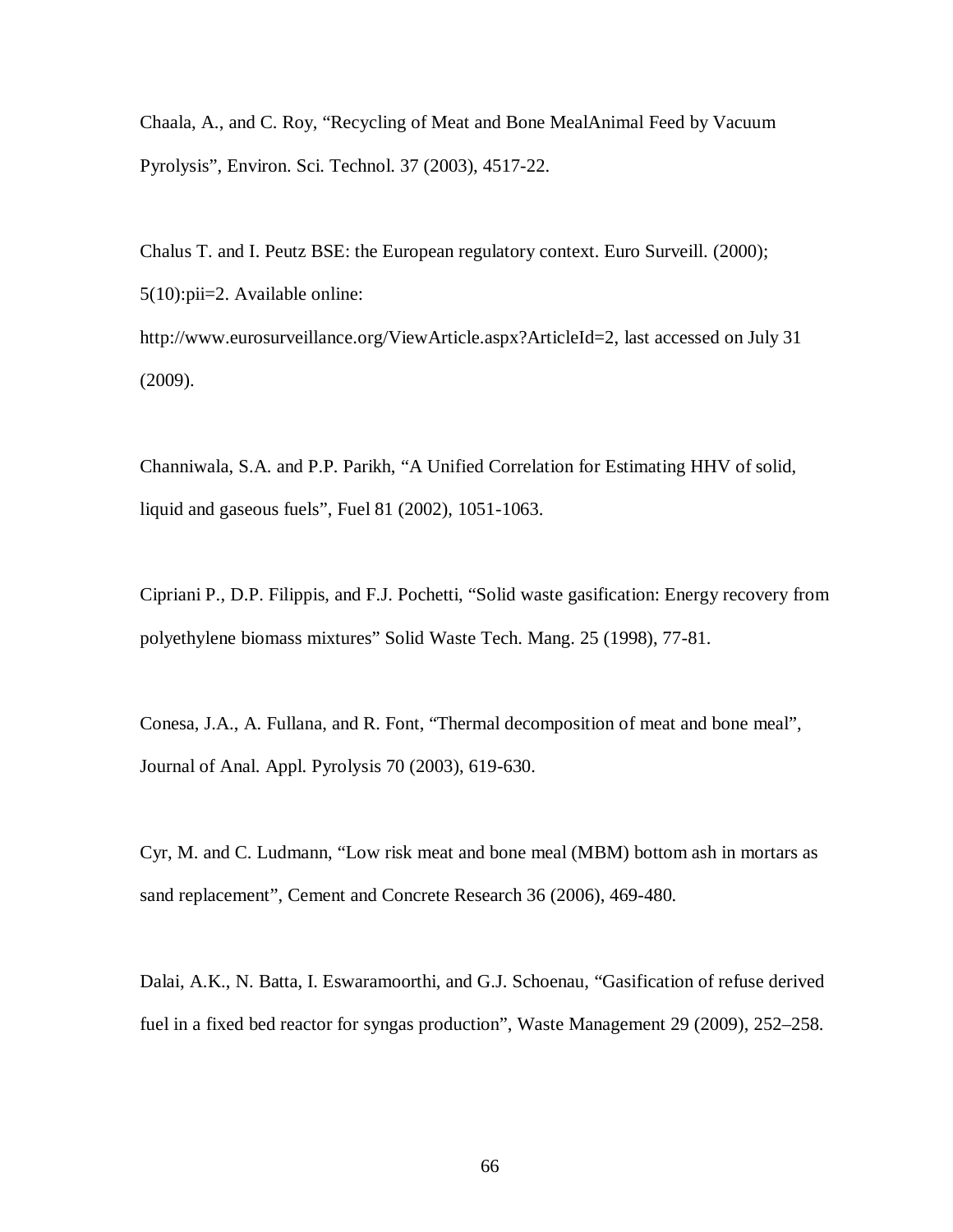Chaala, A., and C. Roy, “Recycling of Meat and Bone MealAnimal Feed by Vacuum Pyrolysis”, Environ. Sci. Technol. 37 (2003), 4517-22.

Chalus T. and I. Peutz BSE: the European regulatory context. Euro Surveill. (2000); 5(10):pii=2. Available online: http://www.eurosurveillance.org/ViewArticle.aspx?ArticleId=2, last accessed on July 31 (2009).

Channiwala, S.A. and P.P. Parikh, “A Unified Correlation for Estimating HHV of solid, liquid and gaseous fuels”, Fuel 81 (2002), 1051-1063.

Cipriani P., D.P. Filippis, and F.J. Pochetti, “Solid waste gasification: Energy recovery from polyethylene biomass mixtures” Solid Waste Tech. Mang. 25 (1998), 77-81.

Conesa, J.A., A. Fullana, and R. Font, “Thermal decomposition of meat and bone meal”, Journal of Anal. Appl. Pyrolysis 70 (2003), 619-630.

Cyr, M. and C. Ludmann, “Low risk meat and bone meal (MBM) bottom ash in mortars as sand replacement”, Cement and Concrete Research 36 (2006), 469-480.

Dalai, A.K., N. Batta, I. Eswaramoorthi, and G.J. Schoenau, “Gasification of refuse derived fuel in a fixed bed reactor for syngas production”, Waste Management 29 (2009), 252–258.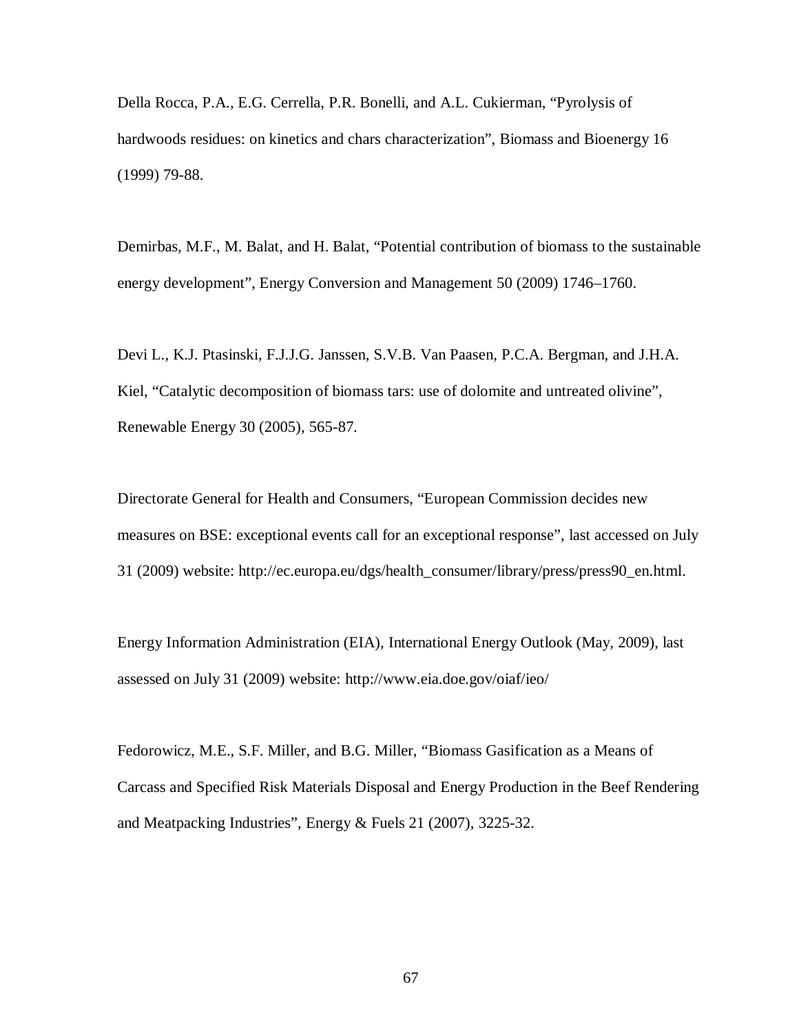Della Rocca, P.A., E.G. Cerrella, P.R. Bonelli, and A.L. Cukierman, “Pyrolysis of hardwoods residues: on kinetics and chars characterization”, Biomass and Bioenergy 16 (1999) 79-88.

Demirbas, M.F., M. Balat, and H. Balat, “Potential contribution of biomass to the sustainable energy development”, Energy Conversion and Management 50 (2009) 1746–1760.

Devi L., K.J. Ptasinski, F.J.J.G. Janssen, S.V.B. Van Paasen, P.C.A. Bergman, and J.H.A. Kiel, “Catalytic decomposition of biomass tars: use of dolomite and untreated olivine”, Renewable Energy 30 (2005), 565-87.

Directorate General for Health and Consumers, “European Commission decides new measures on BSE: exceptional events call for an exceptional response”, last accessed on July 31 (2009) website: http://ec.europa.eu/dgs/health_consumer/library/press/press90_en.html.

Energy Information Administration (EIA), International Energy Outlook (May, 2009), last assessed on July 31 (2009) website: http://www.eia.doe.gov/oiaf/ieo/

Fedorowicz, M.E., S.F. Miller, and B.G. Miller, “Biomass Gasification as a Means of Carcass and Specified Risk Materials Disposal and Energy Production in the Beef Rendering and Meatpacking Industries”, Energy & Fuels 21 (2007), 3225-32.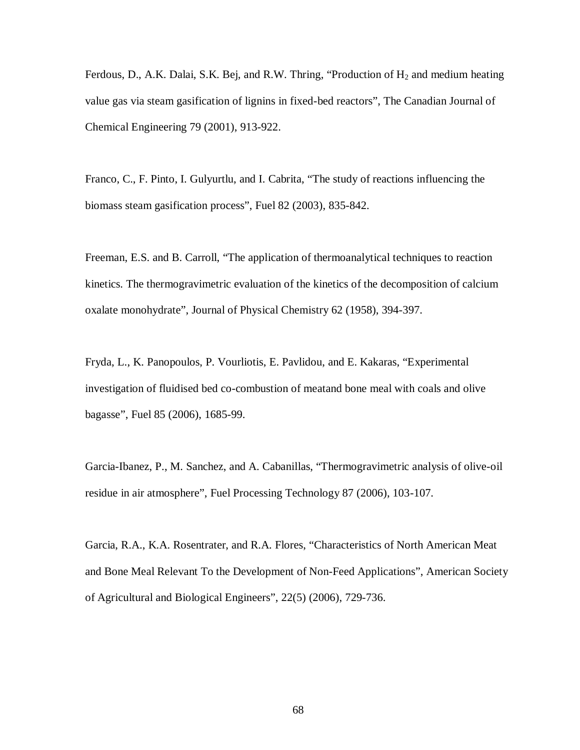Ferdous, D., A.K. Dalai, S.K. Bej, and R.W. Thring, "Production of $H_2$ and medium heating value gas via steam gasification of lignins in fixed-bed reactors", The Canadian Journal of Chemical Engineering 79 (2001), 913-922.

Franco, C., F. Pinto, I. Gulyurtlu, and I. Cabrita, "The study of reactions influencing the biomass steam gasification process", Fuel 82 (2003), 835-842.

Freeman, E.S. and B. Carroll, "The application of thermoanalytical techniques to reaction kinetics. The thermogravimetric evaluation of the kinetics of the decomposition of calcium oxalate monohydrate", Journal of Physical Chemistry 62 (1958), 394-397.

Fryda, L., K. Panopoulos, P. Vourliotis, E. Pavlidou, and E. Kakaras, "Experimental investigation of fluidised bed co-combustion of meatand bone meal with coals and olive bagasse", Fuel 85 (2006), 1685-99.

Garcia-Ibanez, P., M. Sanchez, and A. Cabanillas, "Thermogravimetric analysis of olive-oil residue in air atmosphere", Fuel Processing Technology 87 (2006), 103-107.

Garcia, R.A., K.A. Rosentrater, and R.A. Flores, "Characteristics of North American Meat and Bone Meal Relevant To the Development of Non-Feed Applications", American Society of Agricultural and Biological Engineers", 22(5) (2006), 729-736.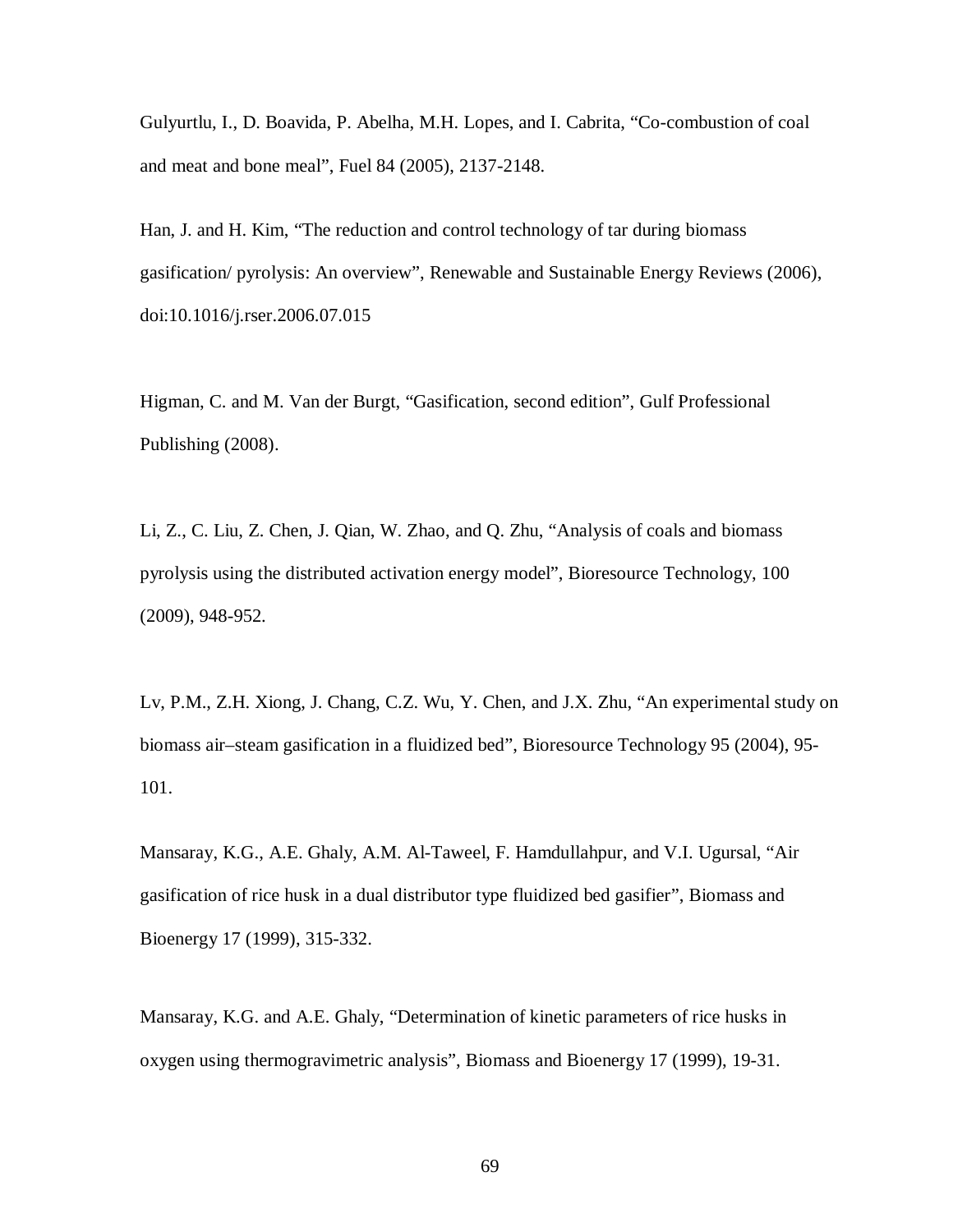Gulyurtlu, I., D. Boavida, P. Abelha, M.H. Lopes, and I. Cabrita, “Co-combustion of coal and meat and bone meal”, Fuel 84 (2005), 2137-2148.

Han, J. and H. Kim, “The reduction and control technology of tar during biomass gasification/ pyrolysis: An overview”, Renewable and Sustainable Energy Reviews (2006), doi:10.1016/j.rser.2006.07.015

Higman, C. and M. Van der Burgt, “Gasification, second edition”, Gulf Professional Publishing (2008).

Li, Z., C. Liu, Z. Chen, J. Qian, W. Zhao, and Q. Zhu, “Analysis of coals and biomass pyrolysis using the distributed activation energy model”, Bioresource Technology, 100 (2009), 948-952.

Lv, P.M., Z.H. Xiong, J. Chang, C.Z. Wu, Y. Chen, and J.X. Zhu, “An experimental study on biomass air–steam gasification in a fluidized bed”, Bioresource Technology 95 (2004), 95-101.

Mansaray, K.G., A.E. Ghaly, A.M. Al-Taweel, F. Hamdullahpur, and V.I. Ugursal, “Air gasification of rice husk in a dual distributor type fluidized bed gasifier”, Biomass and Bioenergy 17 (1999), 315-332.

Mansaray, K.G. and A.E. Ghaly, “Determination of kinetic parameters of rice husks in oxygen using thermogravimetric analysis”, Biomass and Bioenergy 17 (1999), 19-31.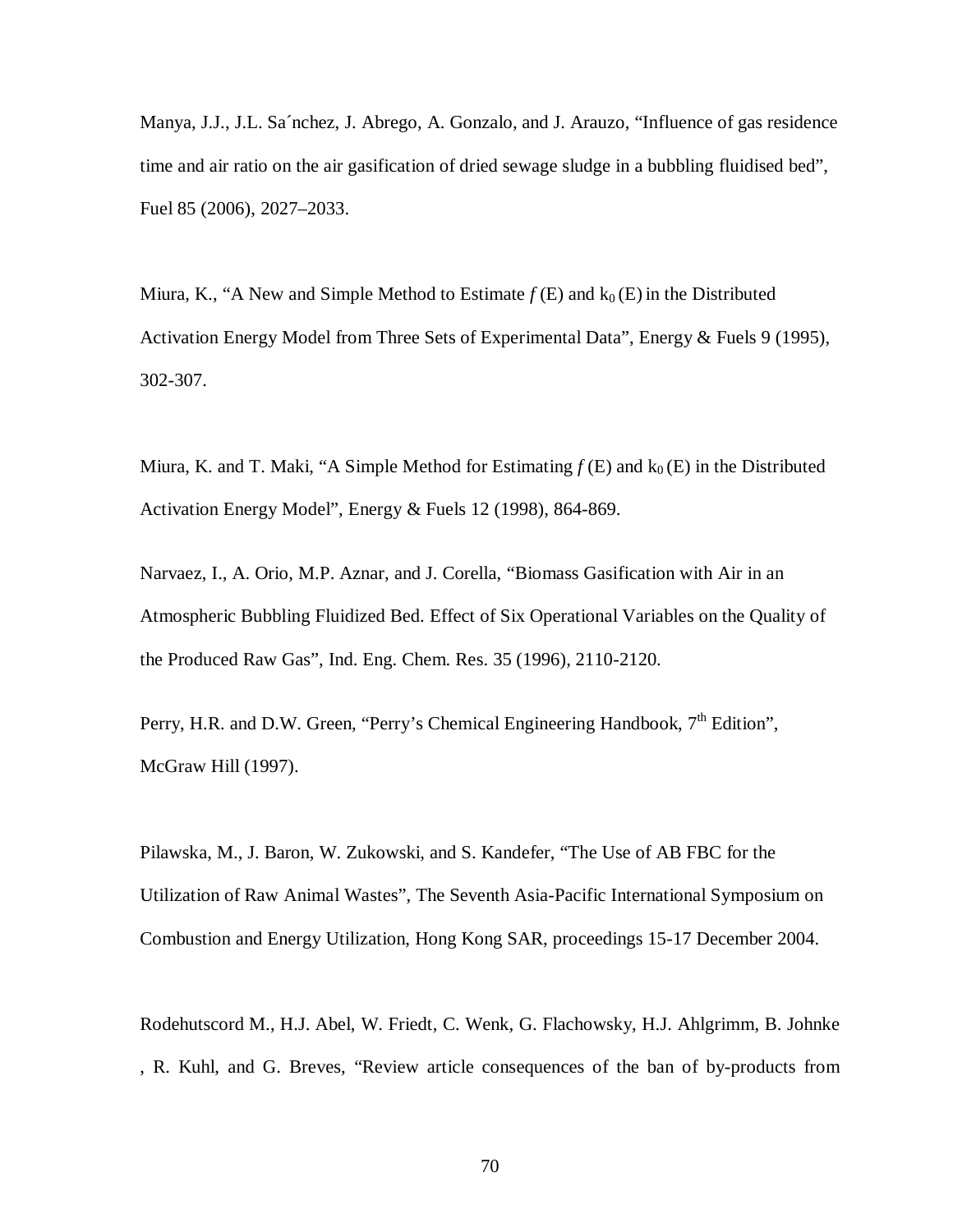Manya, J.J., J.L. Sa´nchez, J. Abrego, A. Gonzalo, and J. Arauzo, "Influence of gas residence time and air ratio on the air gasification of dried sewage sludge in a bubbling fluidised bed", Fuel 85 (2006), 2027–2033.

Miura, K., "A New and Simple Method to Estimate $f$ (E) and $k_0$ (E) in the Distributed Activation Energy Model from Three Sets of Experimental Data", Energy & Fuels 9 (1995), 302-307.

Miura, K. and T. Maki, "A Simple Method for Estimating $f$ (E) and $k_0$ (E) in the Distributed Activation Energy Model", Energy & Fuels 12 (1998), 864-869.

Narvaez, I., A. Orio, M.P. Aznar, and J. Corella, "Biomass Gasification with Air in an Atmospheric Bubbling Fluidized Bed. Effect of Six Operational Variables on the Quality of the Produced Raw Gas", Ind. Eng. Chem. Res. 35 (1996), 2110-2120.

Perry, H.R. and D.W. Green, "Perry's Chemical Engineering Handbook, 7th Edition", McGraw Hill (1997).

Pilawska, M., J. Baron, W. Zukowski, and S. Kandefer, "The Use of AB FBC for the Utilization of Raw Animal Wastes", The Seventh Asia-Pacific International Symposium on Combustion and Energy Utilization, Hong Kong SAR, proceedings 15-17 December 2004.

Rodehutscord M., H.J. Abel, W. Friedt, C. Wenk, G. Flachowsky, H.J. Ahlgrimm, B. Johnke , R. Kuhl, and G. Breves, "Review article consequences of the ban of by-products from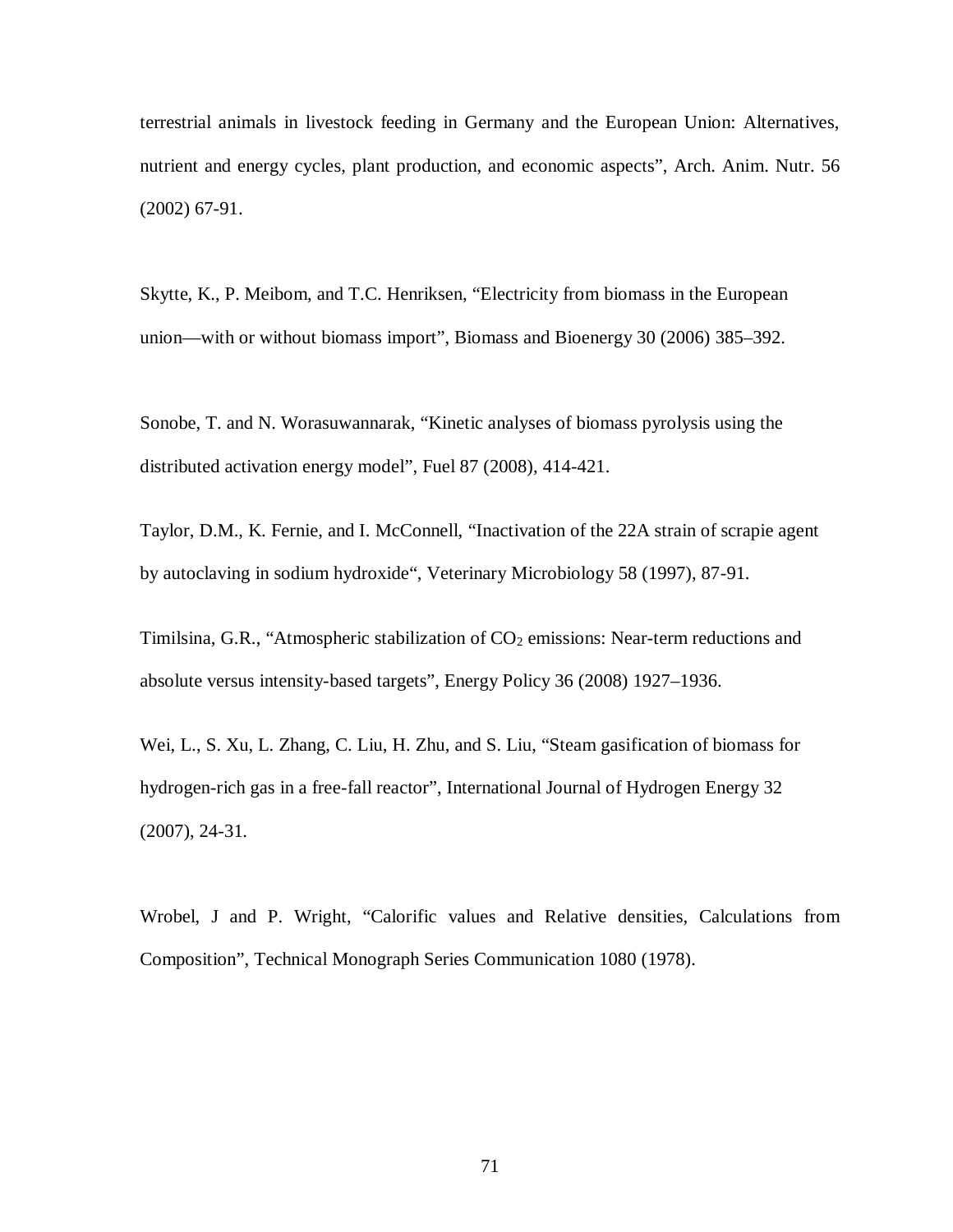terrestrial animals in livestock feeding in Germany and the European Union: Alternatives, nutrient and energy cycles, plant production, and economic aspects", Arch. Anim. Nutr. 56 (2002) 67-91.

Skytte, K., P. Meibom, and T.C. Henriksen, "Electricity from biomass in the European union—with or without biomass import", Biomass and Bioenergy 30 (2006) 385–392.

Sonobe, T. and N. Worasuwannarak, "Kinetic analyses of biomass pyrolysis using the distributed activation energy model", Fuel 87 (2008), 414-421.

Taylor, D.M., K. Fernie, and I. McConnell, "Inactivation of the 22A strain of scrapie agent by autoclaving in sodium hydroxide", Veterinary Microbiology 58 (1997), 87-91.

Timilsina, G.R., "Atmospheric stabilization of $CO_2$ emissions: Near-term reductions and absolute versus intensity-based targets", Energy Policy 36 (2008) 1927–1936.

Wei, L., S. Xu, L. Zhang, C. Liu, H. Zhu, and S. Liu, "Steam gasification of biomass for hydrogen-rich gas in a free-fall reactor", International Journal of Hydrogen Energy 32 (2007), 24-31.

Wrobel, J and P. Wright, "Calorific values and Relative densities, Calculations from Composition", Technical Monograph Series Communication 1080 (1978).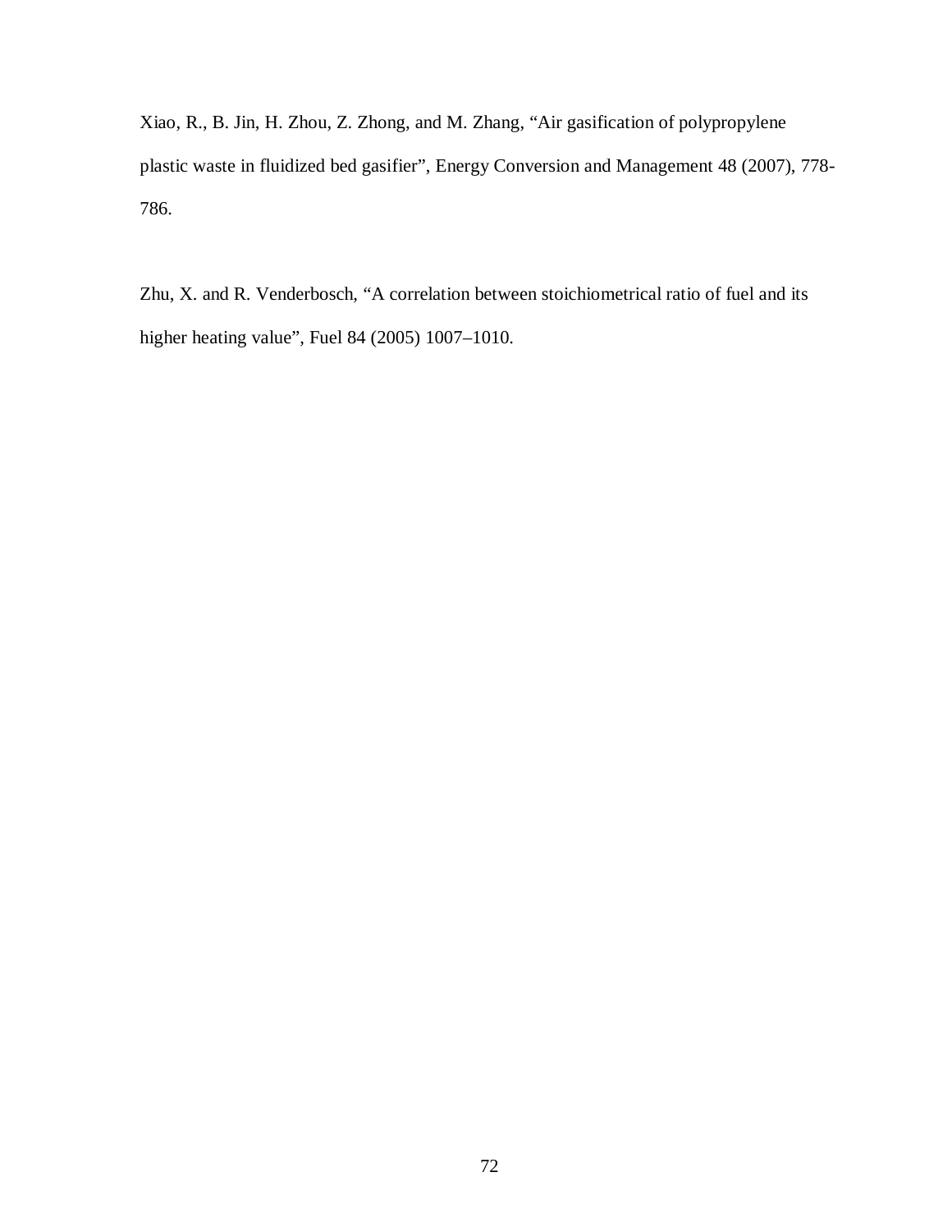Xiao, R., B. Jin, H. Zhou, Z. Zhong, and M. Zhang, "Air gasification of polypropylene plastic waste in fluidized bed gasifier", Energy Conversion and Management 48 (2007), 778-786.

Zhu, X. and R. Venderbosch, "A correlation between stoichiometrical ratio of fuel and its higher heating value", Fuel 84 (2005) 1007–1010.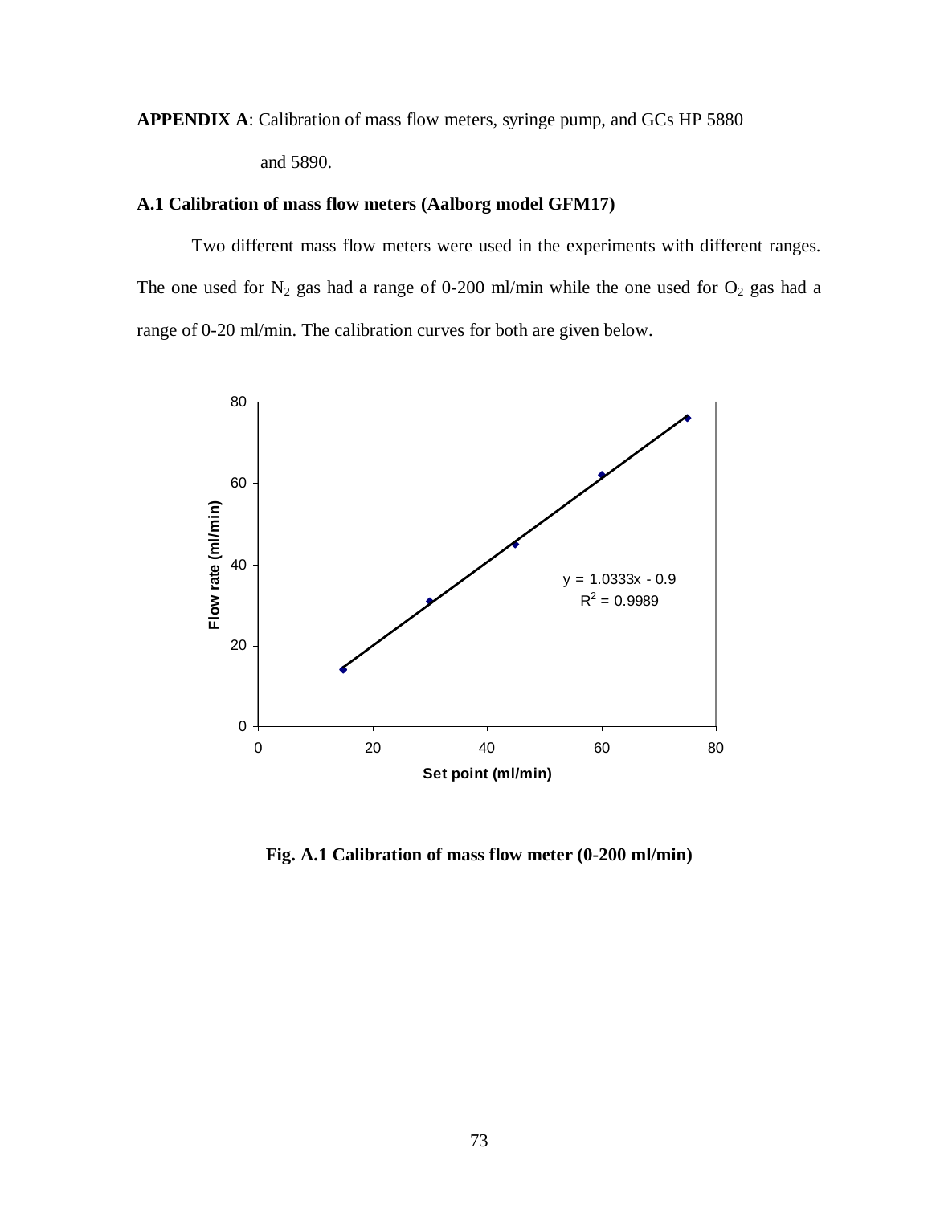**APPENDIX A**: Calibration of mass flow meters, syringe pump, and GCs HP 5880 and 5890.

### A.1 Calibration of mass flow meters (Aalborg model GFM17)

Two different mass flow meters were used in the experiments with different ranges. The one used for $N_2$ gas had a range of 0-200 ml/min while the one used for $O_2$ gas had a range of 0-20 ml/min. The calibration curves for both are given below.

$$y = 1.0333x - 0.9$$
$$R^2 = 0.9989$$

**Fig. A.1 Calibration of mass flow meter (0-200 ml/min)**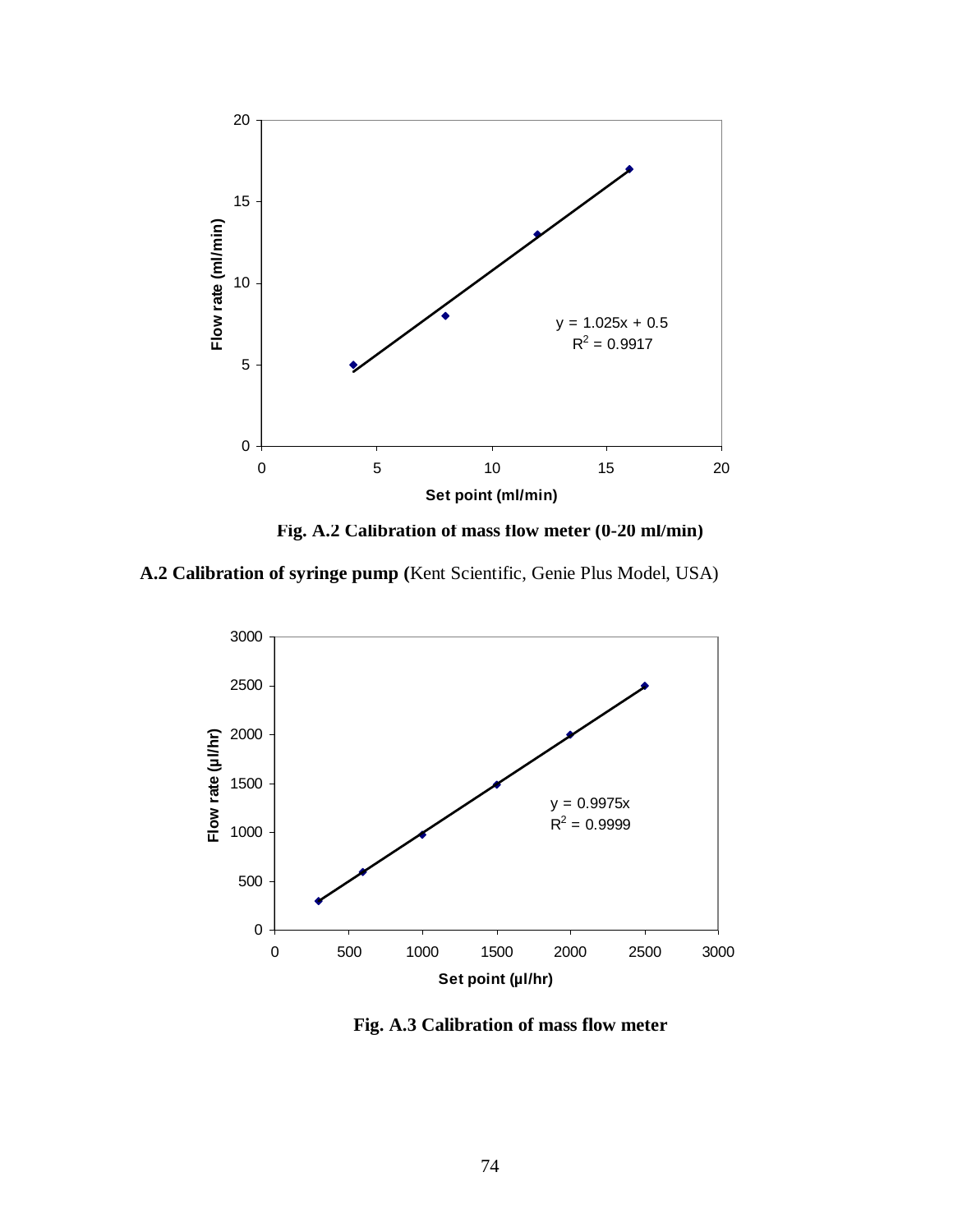Fig. A.2 Calibration of mass flow meter (0-20 ml/min)

**A.2 Calibration of syringe pump (**Kent Scientific, Genie Plus Model, USA)

Fig. A.3 Calibration of mass flow meter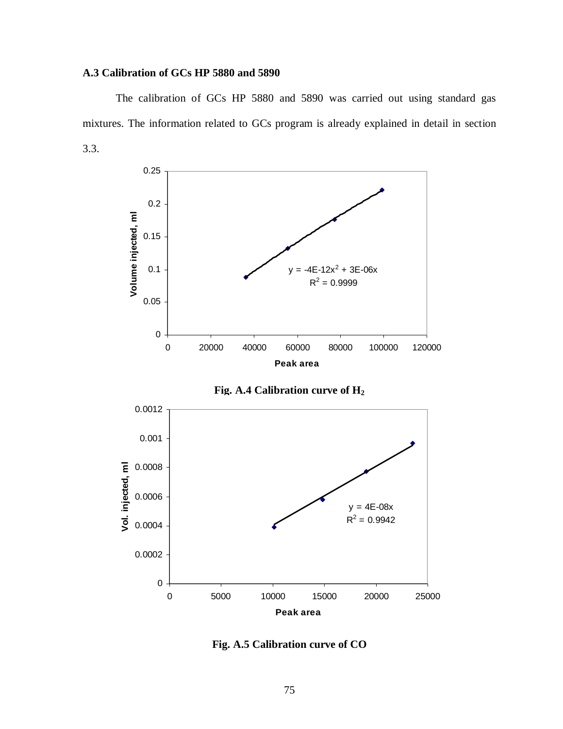### A.3 Calibration of GCs HP 5880 and 5890

The calibration of GCs HP 5880 and 5890 was carried out using standard gas mixtures. The information related to GCs program is already explained in detail in section 3.3.

**Fig. A.4 Calibration curve of $H_2$**

**Fig. A.5 Calibration curve of CO**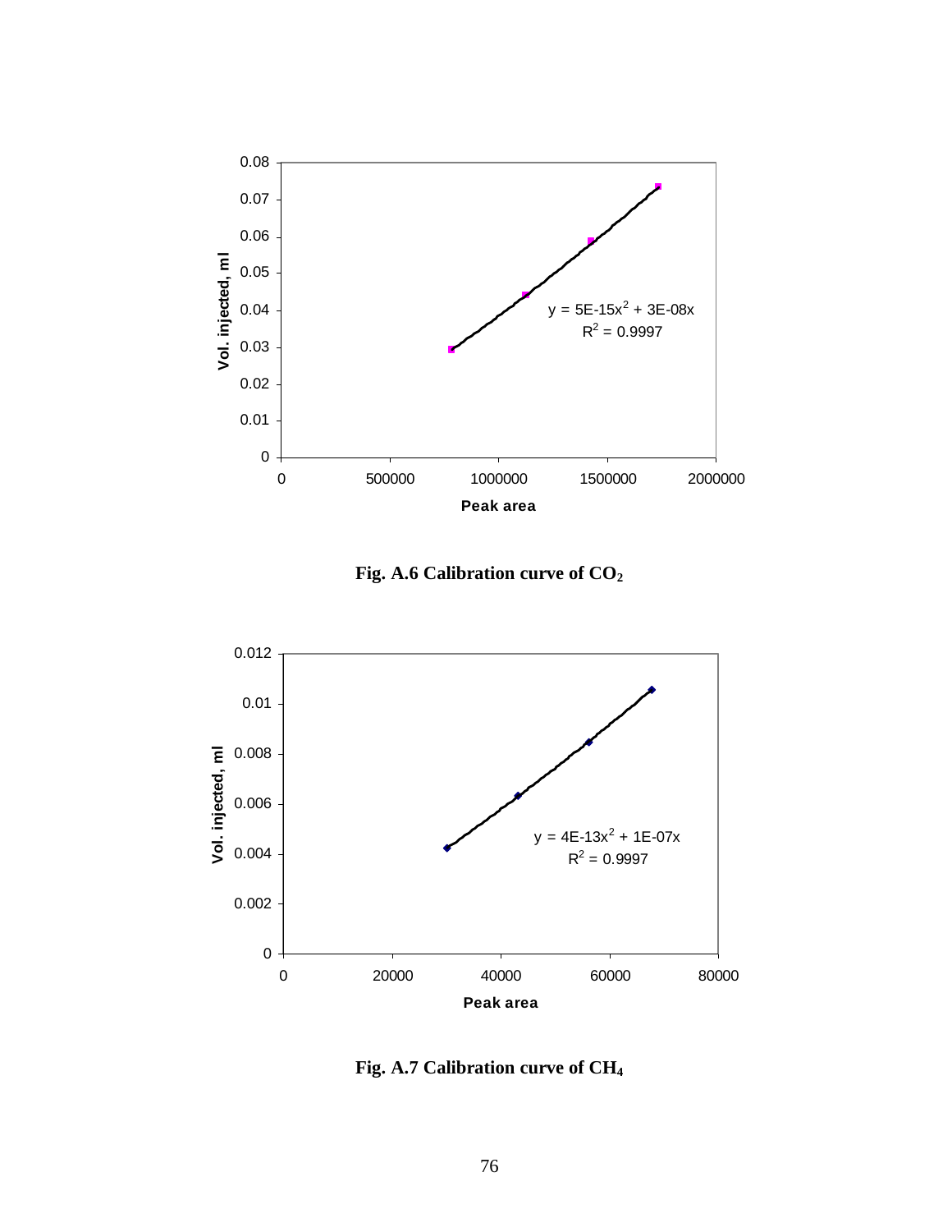Fig. A.6 Calibration curve of $CO_2$

Fig. A.7 Calibration curve of $CH_4$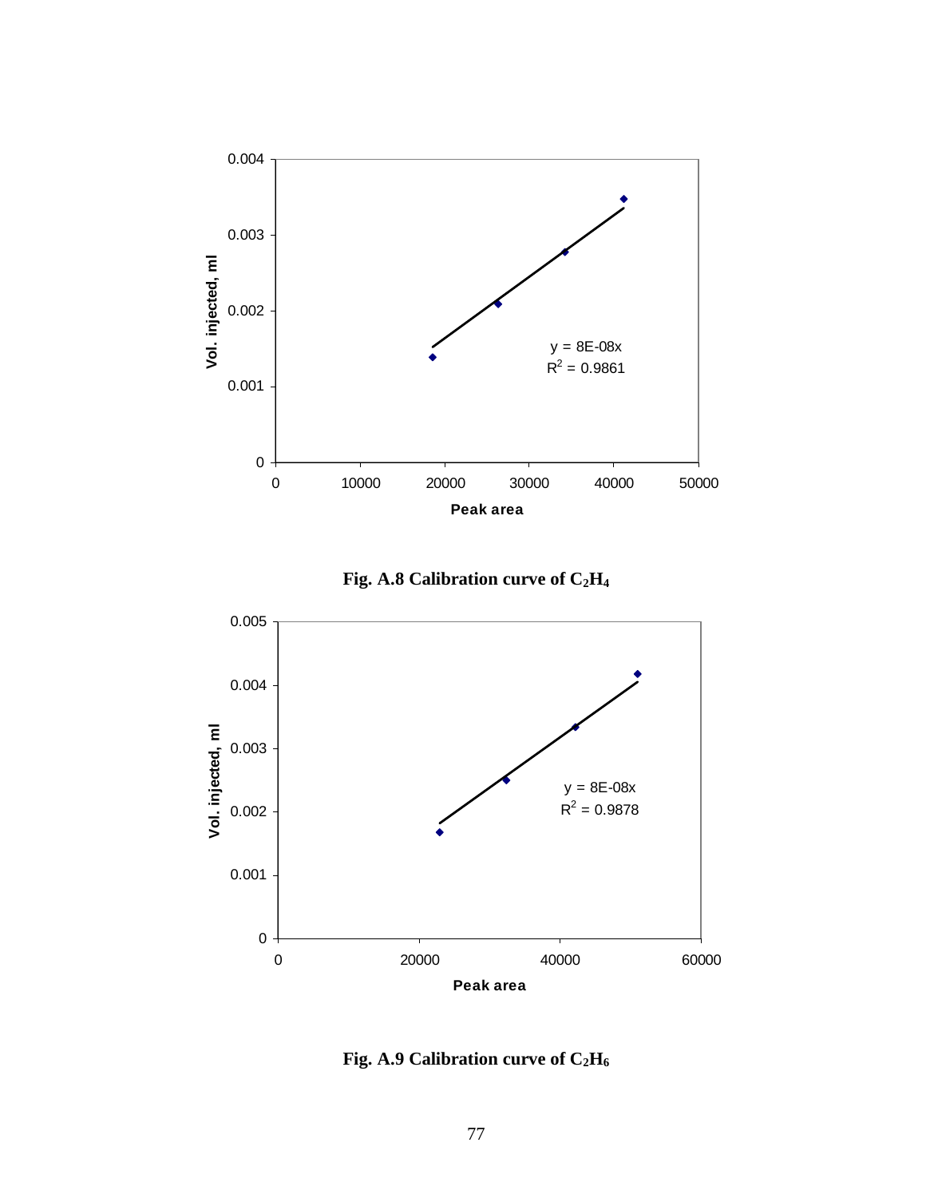Fig. A.8 Calibration curve of $C_2H_4$

Fig. A.9 Calibration curve of $C_2H_6$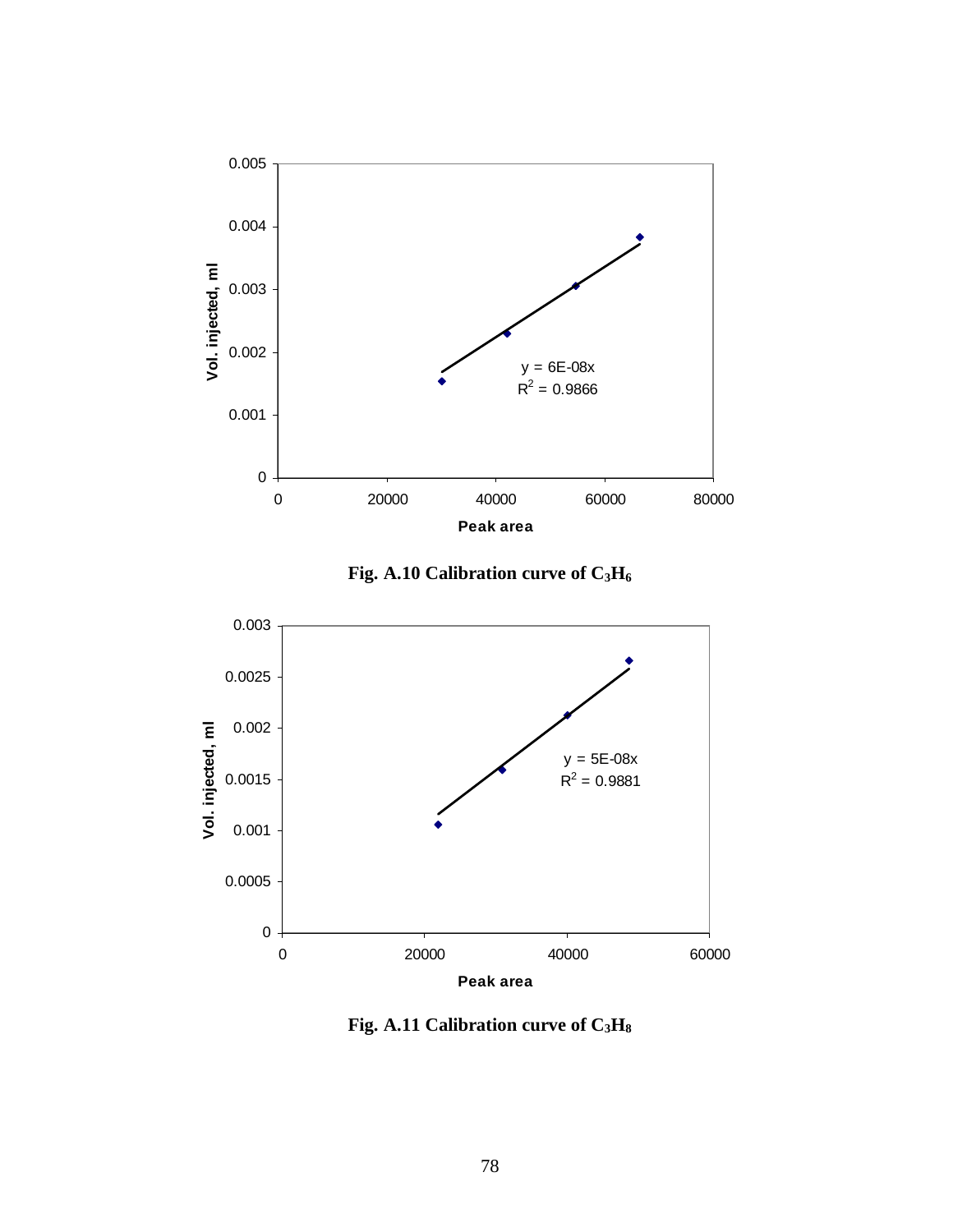**Fig. A.10 Calibration curve of $C_3H_6$**

**Fig. A.11 Calibration curve of $C_3H_8$**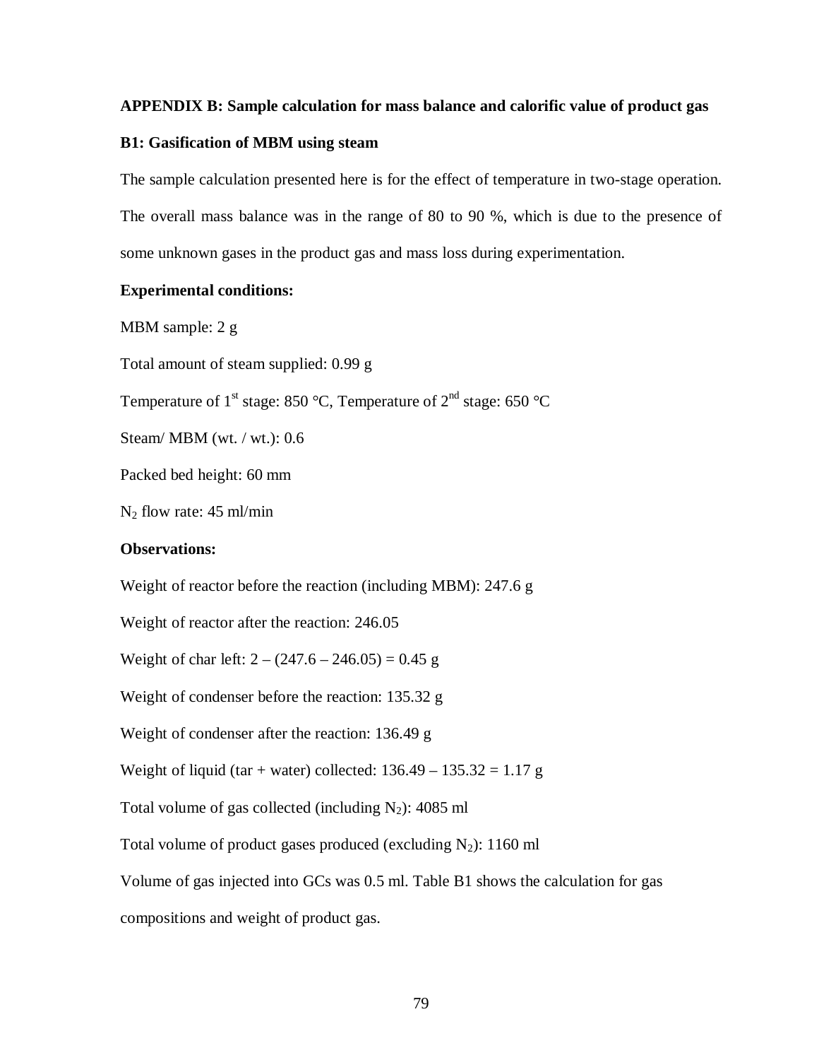**APPENDIX B: Sample calculation for mass balance and calorific value of product gas**

**B1: Gasification of MBM using steam**

The sample calculation presented here is for the effect of temperature in two-stage operation. The overall mass balance was in the range of 80 to 90 %, which is due to the presence of some unknown gases in the product gas and mass loss during experimentation.

**Experimental conditions:**

MBM sample: 2 g

Total amount of steam supplied: 0.99 g

Temperature of 1$^{st}$ stage: 850 °C, Temperature of 2$^{nd}$ stage: 650 °C

Steam/ MBM (wt. / wt.): 0.6

Packed bed height: 60 mm

$N_2$ flow rate: 45 ml/min

**Observations:**

Weight of reactor before the reaction (including MBM): 247.6 g

Weight of reactor after the reaction: 246.05

Weight of char left: 2 – (247.6 – 246.05) = 0.45 g

Weight of condenser before the reaction: 135.32 g

Weight of condenser after the reaction: 136.49 g

Weight of liquid (tar + water) collected: 136.49 – 135.32 = 1.17 g

Total volume of gas collected (including $N_2$): 4085 ml

Total volume of product gases produced (excluding $N_2$): 1160 ml

Volume of gas injected into GCs was 0.5 ml. Table B1 shows the calculation for gas compositions and weight of product gas.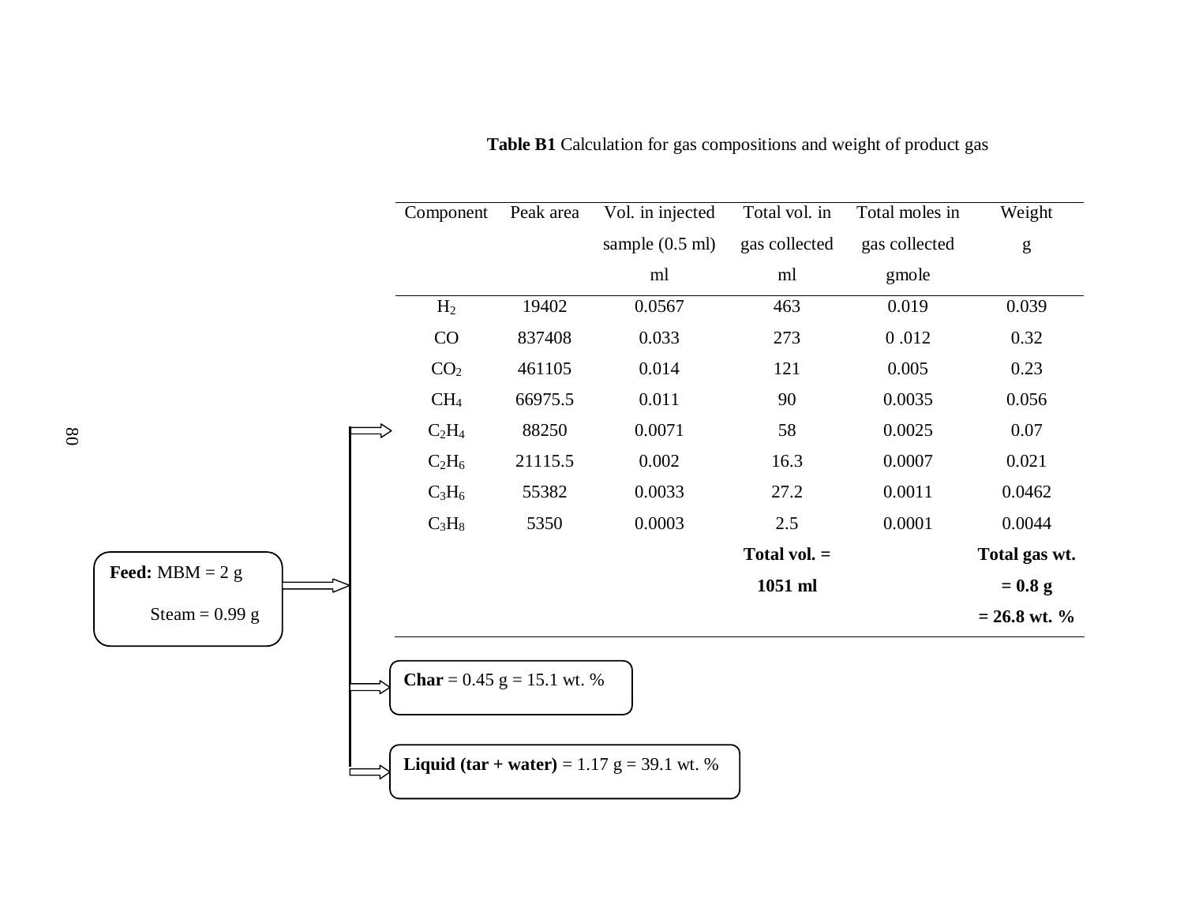**Table B1** Calculation for gas compositions and weight of product gas

| Component | Peak area | Vol. in injected sample (0.5 ml) ml | Total vol. in gas collected ml | Total moles in gas collected gmole | Weight g |
|---|---|---|---|---|---|
| $H_2$ | 19402 | 0.0567 | 463 | 0.019 | 0.039 |
| CO | 837408 | 0.033 | 273 | 0 .012 | 0.32 |
| $CO_2$ | 461105 | 0.014 | 121 | 0.005 | 0.23 |
| $CH_4$ | 66975.5 | 0.011 | 90 | 0.0035 | 0.056 |
| $C_2H_4$ | 88250 | 0.0071 | 58 | 0.0025 | 0.07 |
| $C_2H_6$ | 21115.5 | 0.002 | 16.3 | 0.0007 | 0.021 |
| $C_3H_6$ | 55382 | 0.0033 | 27.2 | 0.0011 | 0.0462 |
| $C_3H_8$ | 5350 | 0.0003 | 2.5 | 0.0001 | 0.0044 |
| | | | **Total vol. = 1051 ml** | | **Total gas wt. = 0.8 g = 26.8 wt. %** |

**Feed:** MBM = 2 g

Steam = 0.99 g

**Char** = 0.45 g = 15.1 wt. %

**Liquid (tar + water)** = 1.17 g = 39.1 wt. %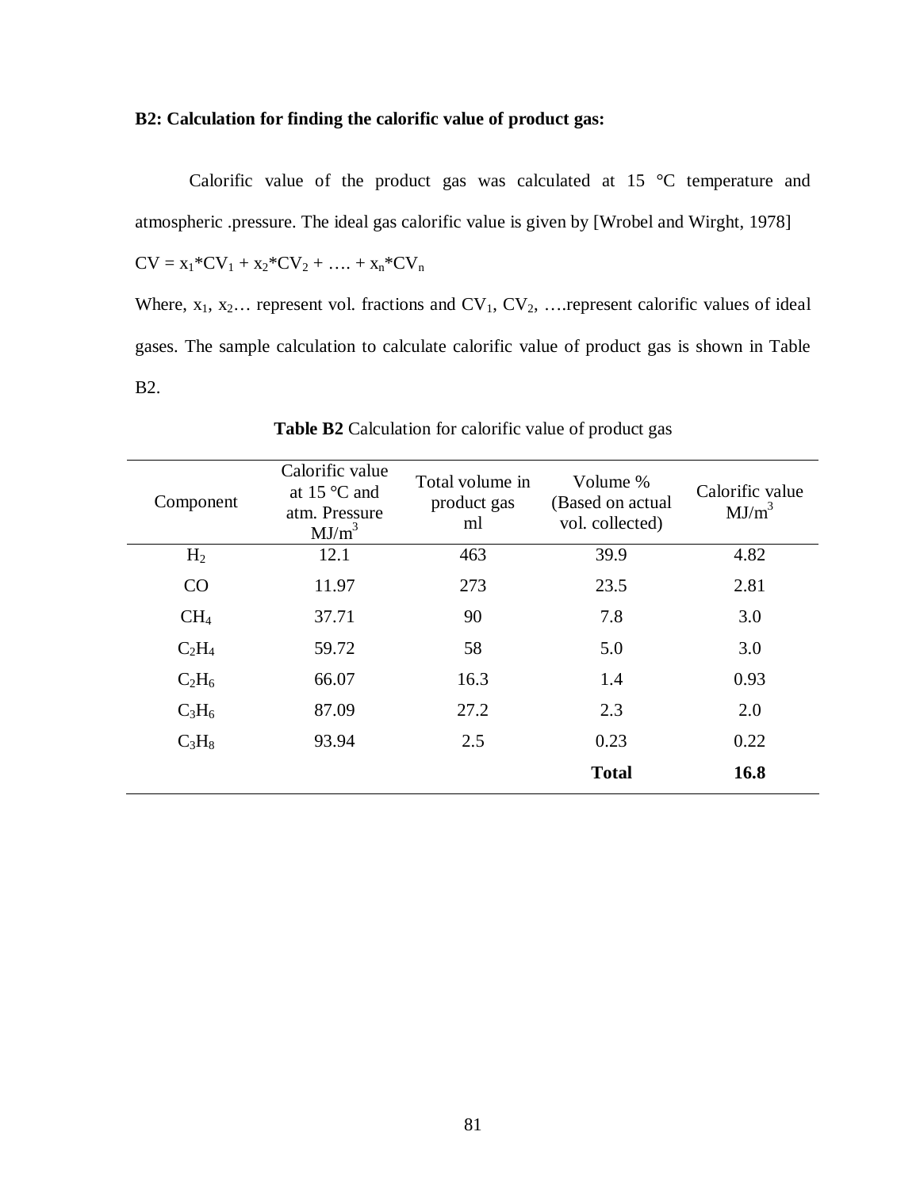**B2: Calculation for finding the calorific value of product gas:**

Calorific value of the product gas was calculated at 15 °C temperature and atmospheric .pressure. The ideal gas calorific value is given by [Wrobel and Wirght, 1978]

$CV = x_1*CV_1 + x_2*CV_2 + .... + x_n*CV_n$

Where, $x_1$, $x_2$… represent vol. fractions and $CV_1$, $CV_2$, ….represent calorific values of ideal gases. The sample calculation to calculate calorific value of product gas is shown in Table B2.

**Table B2** Calculation for calorific value of product gas

| Component | Calorific value at 15 °C and atm. Pressure $MJ/m^3$ | Total volume in product gas ml | Volume % (Based on actual vol. collected) | Calorific value $MJ/m^3$ |
|---|---|---|---|---|
| $H_2$ | 12.1 | 463 | 39.9 | 4.82 |
| CO | 11.97 | 273 | 23.5 | 2.81 |
| $CH_4$ | 37.71 | 90 | 7.8 | 3.0 |
| $C_2H_4$ | 59.72 | 58 | 5.0 | 3.0 |
| $C_2H_6$ | 66.07 | 16.3 | 1.4 | 0.93 |
| $C_3H_6$ | 87.09 | 27.2 | 2.3 | 2.0 |
| $C_3H_8$ | 93.94 | 2.5 | 0.23 | 0.22 |
| | | | **Total** | **16.8** |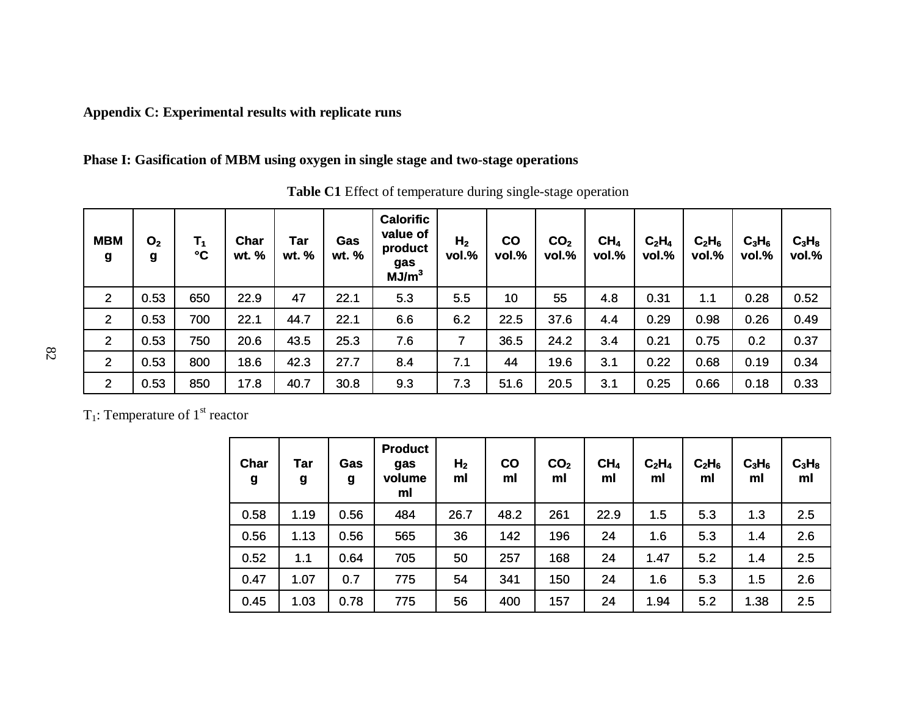**Appendix C: Experimental results with replicate runs**

**Phase I: Gasification of MBM using oxygen in single stage and two-stage operations**

**Table C1** Effect of temperature during single-stage operation

| MBM g | $O_2$ g | $T_1$ °C | Char wt. % | Tar wt. % | Gas wt. % | Calorific value of product gas $MJ/m^3$ | $H_2$ vol.% | CO vol.% | $CO_2$ vol.% | $CH_4$ vol.% | $C_2H_4$ vol.% | $C_2H_6$ vol.% | $C_3H_6$ vol.% | $C_3H_8$ vol.% |
|---|---|---|---|---|---|---|---|---|---|---|---|---|---|---|
| 2 | 0.53 | 650 | 22.9 | 47 | 22.1 | 5.3 | 5.5 | 10 | 55 | 4.8 | 0.31 | 1.1 | 0.28 | 0.52 |
| 2 | 0.53 | 700 | 22.1 | 44.7 | 22.1 | 6.6 | 6.2 | 22.5 | 37.6 | 4.4 | 0.29 | 0.98 | 0.26 | 0.49 |
| 2 | 0.53 | 750 | 20.6 | 43.5 | 25.3 | 7.6 | 7 | 36.5 | 24.2 | 3.4 | 0.21 | 0.75 | 0.2 | 0.37 |
| 2 | 0.53 | 800 | 18.6 | 42.3 | 27.7 | 8.4 | 7.1 | 44 | 19.6 | 3.1 | 0.22 | 0.68 | 0.19 | 0.34 |
| 2 | 0.53 | 850 | 17.8 | 40.7 | 30.8 | 9.3 | 7.3 | 51.6 | 20.5 | 3.1 | 0.25 | 0.66 | 0.18 | 0.33 |

$T_1$: Temperature of 1st reactor

| Char g | Tar g | Gas g | Product gas volume ml | $H_2$ ml | CO ml | $CO_2$ ml | $CH_4$ ml | $C_2H_4$ ml | $C_2H_6$ ml | $C_3H_6$ ml | $C_3H_8$ ml |
|---|---|---|---|---|---|---|---|---|---|---|---|
| 0.58 | 1.19 | 0.56 | 484 | 26.7 | 48.2 | 261 | 22.9 | 1.5 | 5.3 | 1.3 | 2.5 |
| 0.56 | 1.13 | 0.56 | 565 | 36 | 142 | 196 | 24 | 1.6 | 5.3 | 1.4 | 2.6 |
| 0.52 | 1.1 | 0.64 | 705 | 50 | 257 | 168 | 24 | 1.47 | 5.2 | 1.4 | 2.5 |
| 0.47 | 1.07 | 0.7 | 775 | 54 | 341 | 150 | 24 | 1.6 | 5.3 | 1.5 | 2.6 |
| 0.45 | 1.03 | 0.78 | 775 | 56 | 400 | 157 | 24 | 1.94 | 5.2 | 1.38 | 2.5 |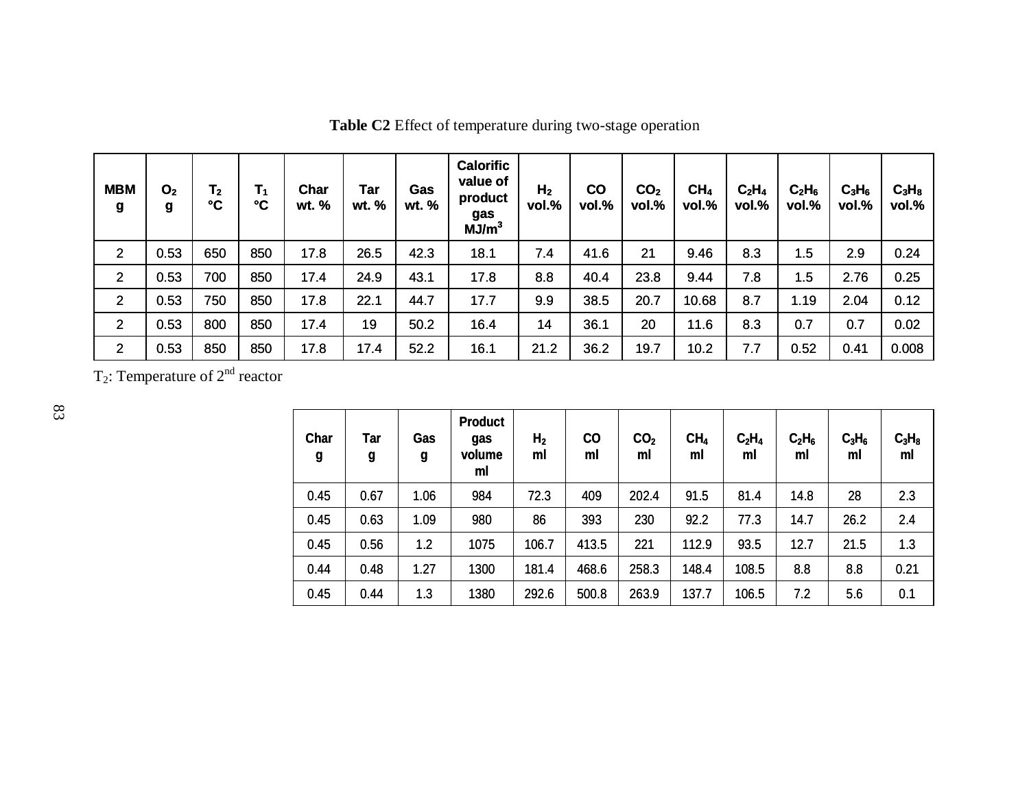**Table C2** Effect of temperature during two-stage operation

| MBM g | $O_2$ g | $T_2$ °C | $T_1$ °C | Char wt. % | Tar wt. % | Gas wt. % | Calorific value of product gas $MJ/m^3$ | $H_2$ vol.% | CO vol.% | $CO_2$ vol.% | $CH_4$ vol.% | $C_2H_4$ vol.% | $C_2H_6$ vol.% | $C_3H_6$ vol.% | $C_3H_8$ vol.% |
|---|---|---|---|---|---|---|---|---|---|---|---|---|---|---|---|
| 2 | 0.53 | 650 | 850 | 17.8 | 26.5 | 42.3 | 18.1 | 7.4 | 41.6 | 21 | 9.46 | 8.3 | 1.5 | 2.9 | 0.24 |
| 2 | 0.53 | 700 | 850 | 17.4 | 24.9 | 43.1 | 17.8 | 8.8 | 40.4 | 23.8 | 9.44 | 7.8 | 1.5 | 2.76 | 0.25 |
| 2 | 0.53 | 750 | 850 | 17.8 | 22.1 | 44.7 | 17.7 | 9.9 | 38.5 | 20.7 | 10.68 | 8.7 | 1.19 | 2.04 | 0.12 |
| 2 | 0.53 | 800 | 850 | 17.4 | 19 | 50.2 | 16.4 | 14 | 36.1 | 20 | 11.6 | 8.3 | 0.7 | 0.7 | 0.02 |
| 2 | 0.53 | 850 | 850 | 17.8 | 17.4 | 52.2 | 16.1 | 21.2 | 36.2 | 19.7 | 10.2 | 7.7 | 0.52 | 0.41 | 0.008 |

$T_2$: Temperature of 2[nd] reactor

| Char g | Tar g | Gas g | Product gas volume ml | $H_2$ ml | CO ml | $CO_2$ ml | $CH_4$ ml | $C_2H_4$ ml | $C_2H_6$ ml | $C_3H_6$ ml | $C_3H_8$ ml |
|---|---|---|---|---|---|---|---|---|---|---|---|
| 0.45 | 0.67 | 1.06 | 984 | 72.3 | 409 | 202.4 | 91.5 | 81.4 | 14.8 | 28 | 2.3 |
| 0.45 | 0.63 | 1.09 | 980 | 86 | 393 | 230 | 92.2 | 77.3 | 14.7 | 26.2 | 2.4 |
| 0.45 | 0.56 | 1.2 | 1075 | 106.7 | 413.5 | 221 | 112.9 | 93.5 | 12.7 | 21.5 | 1.3 |
| 0.44 | 0.48 | 1.27 | 1300 | 181.4 | 468.6 | 258.3 | 148.4 | 108.5 | 8.8 | 8.8 | 0.21 |
| 0.45 | 0.44 | 1.3 | 1380 | 292.6 | 500.8 | 263.9 | 137.7 | 106.5 | 7.2 | 5.6 | 0.1 |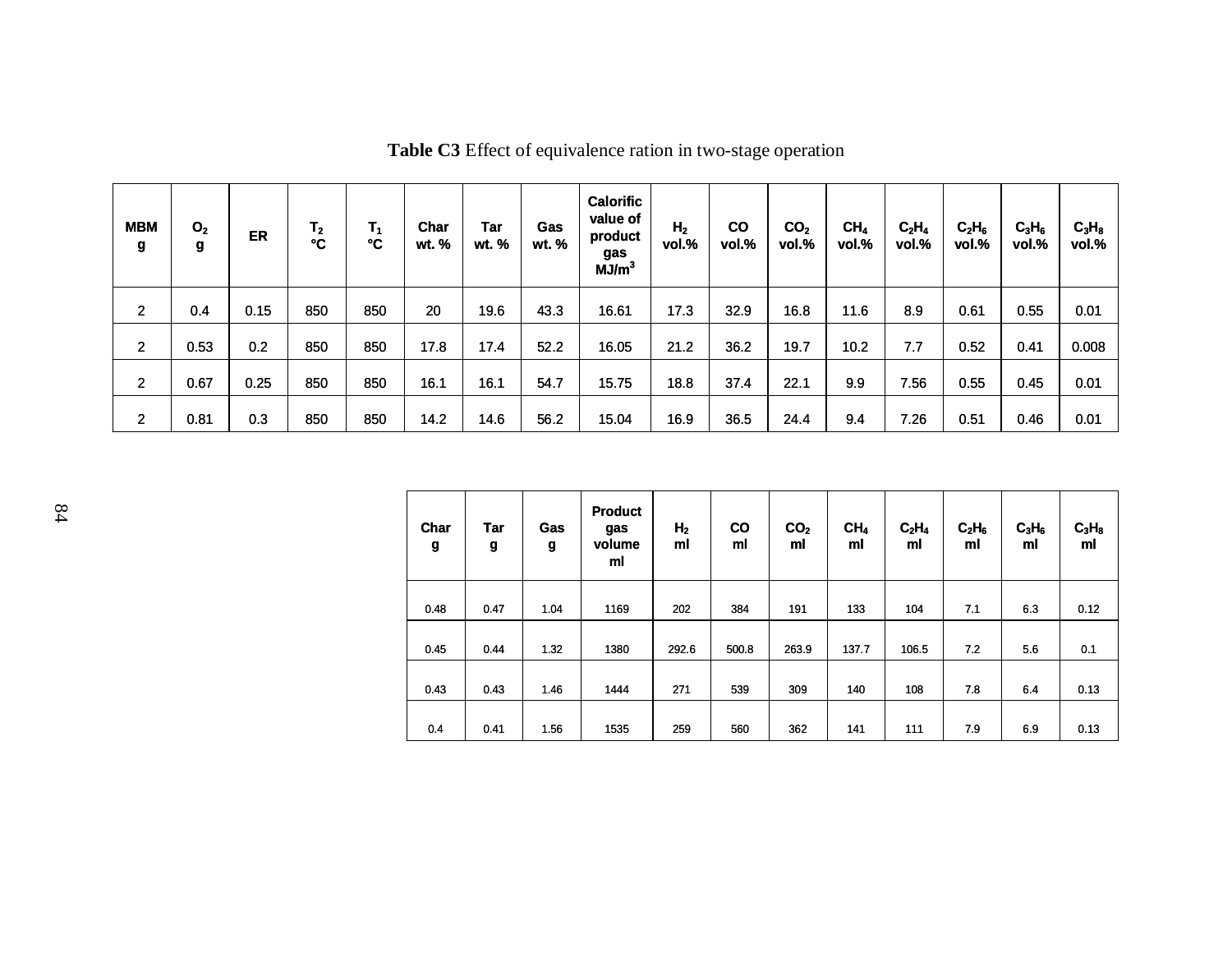**Table C3** Effect of equivalence ration in two-stage operation

| MBM g | $O_2$ g | ER | $T_2$ °C | $T_1$ °C | Char wt. % | Tar wt. % | Gas wt. % | Calorific value of product gas MJ/m$^3$ | $H_2$ vol.% | CO vol.% | $CO_2$ vol.% | $CH_4$ vol.% | $C_2H_4$ vol.% | $C_2H_6$ vol.% | $C_3H_6$ vol.% | $C_3H_8$ vol.% |
|---|---|---|---|---|---|---|---|---|---|---|---|---|---|---|---|---|
| 2 | 0.4 | 0.15 | 850 | 850 | 20 | 19.6 | 43.3 | 16.61 | 17.3 | 32.9 | 16.8 | 11.6 | 8.9 | 0.61 | 0.55 | 0.01 |
| 2 | 0.53 | 0.2 | 850 | 850 | 17.8 | 17.4 | 52.2 | 16.05 | 21.2 | 36.2 | 19.7 | 10.2 | 7.7 | 0.52 | 0.41 | 0.008 |
| 2 | 0.67 | 0.25 | 850 | 850 | 16.1 | 16.1 | 54.7 | 15.75 | 18.8 | 37.4 | 22.1 | 9.9 | 7.56 | 0.55 | 0.45 | 0.01 |
| 2 | 0.81 | 0.3 | 850 | 850 | 14.2 | 14.6 | 56.2 | 15.04 | 16.9 | 36.5 | 24.4 | 9.4 | 7.26 | 0.51 | 0.46 | 0.01 |

| Char g | Tar g | Gas g | Product gas volume ml | $H_2$ ml | CO ml | $CO_2$ ml | $CH_4$ ml | $C_2H_4$ ml | $C_2H_6$ ml | $C_3H_6$ ml | $C_3H_8$ ml |
|---|---|---|---|---|---|---|---|---|---|---|---|
| 0.48 | 0.47 | 1.04 | 1169 | 202 | 384 | 191 | 133 | 104 | 7.1 | 6.3 | 0.12 |
| 0.45 | 0.44 | 1.32 | 1380 | 292.6 | 500.8 | 263.9 | 137.7 | 106.5 | 7.2 | 5.6 | 0.1 |
| 0.43 | 0.43 | 1.46 | 1444 | 271 | 539 | 309 | 140 | 108 | 7.8 | 6.4 | 0.13 |
| 0.4 | 0.41 | 1.56 | 1535 | 259 | 560 | 362 | 141 | 111 | 7.9 | 6.9 | 0.13 |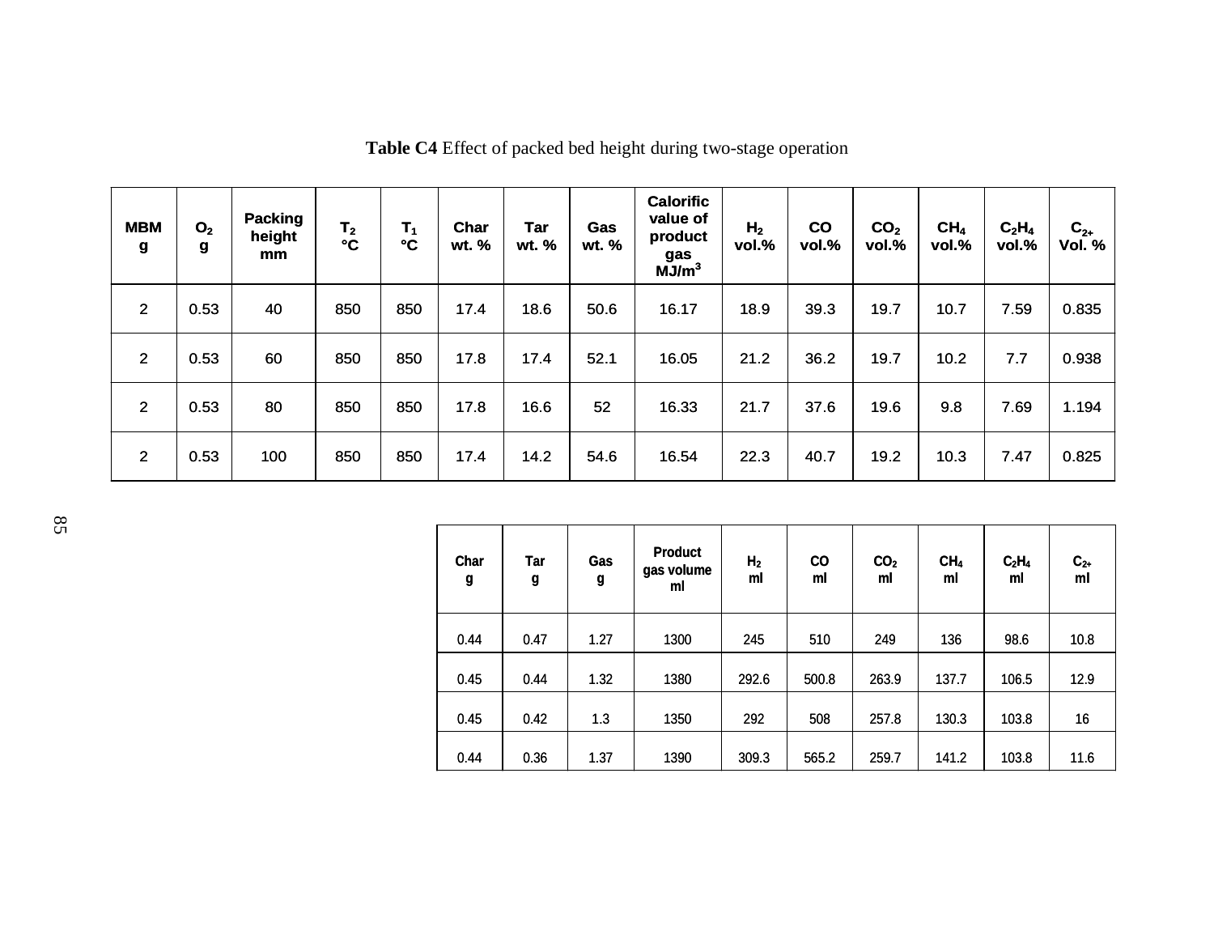**Table C4** Effect of packed bed height during two-stage operation

| MBM g | $O_2$ g | Packing height mm | $T_2$ °C | $T_1$ °C | Char wt. % | Tar wt. % | Gas wt. % | Calorific value of product gas $MJ/m^3$ | $H_2$ vol.% | CO vol.% | $CO_2$ vol.% | $CH_4$ vol.% | $C_2H_4$ vol.% | $C_{2+}$ Vol. % |
|---|---|---|---|---|---|---|---|---|---|---|---|---|---|---|
| 2 | 0.53 | 40 | 850 | 850 | 17.4 | 18.6 | 50.6 | 16.17 | 18.9 | 39.3 | 19.7 | 10.7 | 7.59 | 0.835 |
| 2 | 0.53 | 60 | 850 | 850 | 17.8 | 17.4 | 52.1 | 16.05 | 21.2 | 36.2 | 19.7 | 10.2 | 7.7 | 0.938 |
| 2 | 0.53 | 80 | 850 | 850 | 17.8 | 16.6 | 52 | 16.33 | 21.7 | 37.6 | 19.6 | 9.8 | 7.69 | 1.194 |
| 2 | 0.53 | 100 | 850 | 850 | 17.4 | 14.2 | 54.6 | 16.54 | 22.3 | 40.7 | 19.2 | 10.3 | 7.47 | 0.825 |

| Char g | Tar g | Gas g | Product gas volume ml | $H_2$ ml | CO ml | $CO_2$ ml | $CH_4$ ml | $C_2H_4$ ml | $C_{2+}$ ml |
|---|---|---|---|---|---|---|---|---|---|
| 0.44 | 0.47 | 1.27 | 1300 | 245 | 510 | 249 | 136 | 98.6 | 10.8 |
| 0.45 | 0.44 | 1.32 | 1380 | 292.6 | 500.8 | 263.9 | 137.7 | 106.5 | 12.9 |
| 0.45 | 0.42 | 1.3 | 1350 | 292 | 508 | 257.8 | 130.3 | 103.8 | 16 |
| 0.44 | 0.36 | 1.37 | 1390 | 309.3 | 565.2 | 259.7 | 141.2 | 103.8 | 11.6 |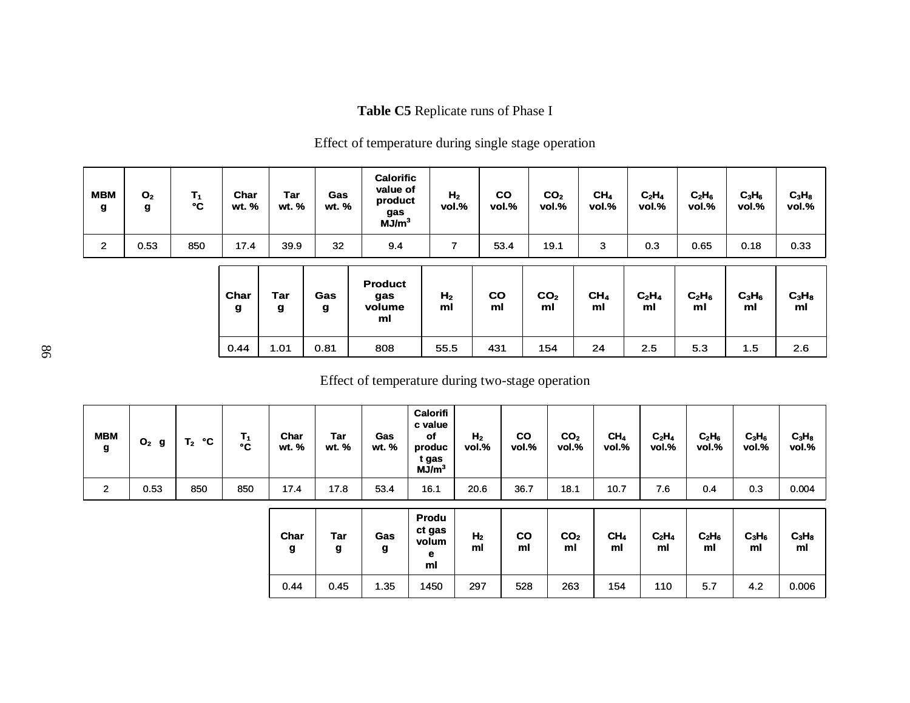**Table C5** Replicate runs of Phase I

Effect of temperature during single stage operation

| MBM g | $O_2$ g | $T_1$ °C | Char wt. % | Tar wt. % | Gas wt. % | Calorific value of product gas $MJ/m^3$ | $H_2$ vol.% | CO vol.% | $CO_2$ vol.% | $CH_4$ vol.% | $C_2H_4$ vol.% | $C_2H_6$ vol.% | $C_3H_6$ vol.% | $C_3H_8$ vol.% |
|---|---|---|---|---|---|---|---|---|---|---|---|---|---|---|
| 2 | 0.53 | 850 | 17.4 | 39.9 | 32 | 9.4 | 7 | 53.4 | 19.1 | 3 | 0.3 | 0.65 | 0.18 | 0.33 |

| Char g | Tar g | Gas g | Product gas volume ml | $H_2$ ml | CO ml | $CO_2$ ml | $CH_4$ ml | $C_2H_4$ ml | $C_2H_6$ ml | $C_3H_6$ ml | $C_3H_8$ ml |
|---|---|---|---|---|---|---|---|---|---|---|---|
| 0.44 | 1.01 | 0.81 | 808 | 55.5 | 431 | 154 | 24 | 2.5 | 5.3 | 1.5 | 2.6 |

Effect of temperature during two-stage operation

| MBM g | $O_2$ g | $T_2$ °C | $T_1$ °C | Char wt. % | Tar wt. % | Gas wt. % | Calorific value of product gas $MJ/m^3$ | $H_2$ vol.% | CO vol.% | $CO_2$ vol.% | $CH_4$ vol.% | $C_2H_4$ vol.% | $C_2H_6$ vol.% | $C_3H_6$ vol.% | $C_3H_8$ vol.% |
|---|---|---|---|---|---|---|---|---|---|---|---|---|---|---|---|
| 2 | 0.53 | 850 | 850 | 17.4 | 17.8 | 53.4 | 16.1 | 20.6 | 36.7 | 18.1 | 10.7 | 7.6 | 0.4 | 0.3 | 0.004 |

| Char g | Tar g | Gas g | Product gas volume ml | $H_2$ ml | CO ml | $CO_2$ ml | $CH_4$ ml | $C_2H_4$ ml | $C_2H_6$ ml | $C_3H_6$ ml | $C_3H_8$ ml |
|---|---|---|---|---|---|---|---|---|---|---|---|
| 0.44 | 0.45 | 1.35 | 1450 | 297 | 528 | 263 | 154 | 110 | 5.7 | 4.2 | 0.006 |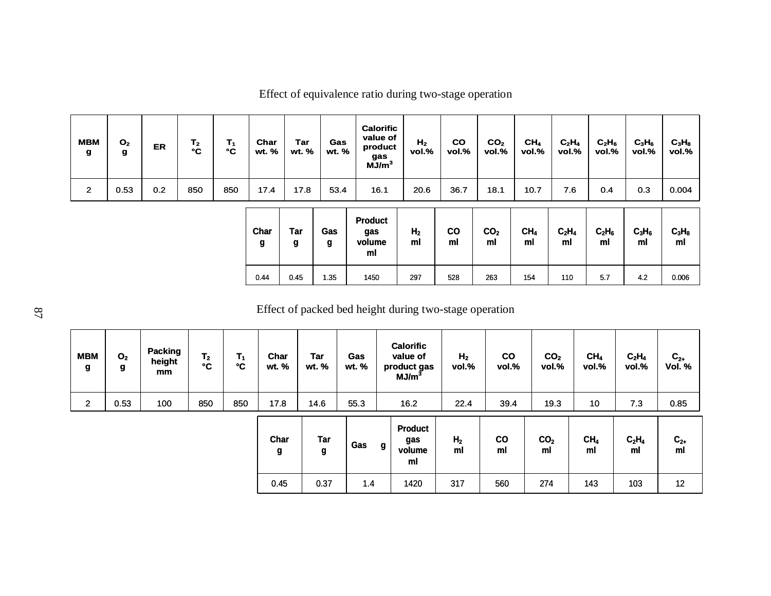Effect of equivalence ratio during two-stage operation

| MBM g | $O_2$ g | ER | $T_2$ °C | $T_1$ °C | Char wt. % | Tar wt. % | Gas wt. % | Calorific value of product gas MJ/m$^3$ | $H_2$ vol.% | CO vol.% | $CO_2$ vol.% | $CH_4$ vol.% | $C_2H_4$ vol.% | $C_2H_6$ vol.% | $C_3H_6$ vol.% | $C_3H_8$ vol.% |
|---|---|---|---|---|---|---|---|---|---|---|---|---|---|---|---|---|
| 2 | 0.53 | 0.2 | 850 | 850 | 17.4 | 17.8 | 53.4 | 16.1 | 20.6 | 36.7 | 18.1 | 10.7 | 7.6 | 0.4 | 0.3 | 0.004 |

| Char g | Tar g | Gas g | Product gas volume ml | $H_2$ ml | CO ml | $CO_2$ ml | $CH_4$ ml | $C_2H_4$ ml | $C_2H_6$ ml | $C_3H_6$ ml | $C_3H_8$ ml |
|---|---|---|---|---|---|---|---|---|---|---|---|
| 0.44 | 0.45 | 1.35 | 1450 | 297 | 528 | 263 | 154 | 110 | 5.7 | 4.2 | 0.006 |

Effect of packed bed height during two-stage operation

| MBM g | $O_2$ g | Packing height mm | $T_2$ °C | $T_1$ °C | Char wt. % | Tar wt. % | Gas wt. % | Calorific value of product gas MJ/m$^3$ | $H_2$ vol.% | CO vol.% | $CO_2$ vol.% | $CH_4$ vol.% | $C_2H_4$ vol.% | $C_{2+}$ Vol. % |
|---|---|---|---|---|---|---|---|---|---|---|---|---|---|---|
| 2 | 0.53 | 100 | 850 | 850 | 17.8 | 14.6 | 55.3 | 16.2 | 22.4 | 39.4 | 19.3 | 10 | 7.3 | 0.85 |

| Char g | Tar g | Gas g | Product gas volume ml | $H_2$ ml | CO ml | $CO_2$ ml | $CH_4$ ml | $C_2H_4$ ml | $C_{2+}$ ml |
|---|---|---|---|---|---|---|---|---|---|
| 0.45 | 0.37 | 1.4 | 1420 | 317 | 560 | 274 | 143 | 103 | 12 |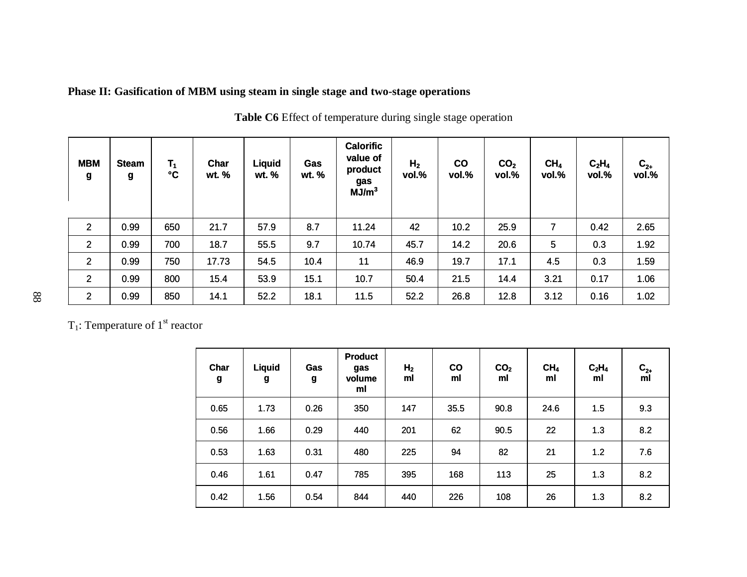**Phase II: Gasification of MBM using steam in single stage and two-stage operations**

**Table C6** Effect of temperature during single stage operation

| MBM g | Steam g | $T_1$ °C | Char wt. % | Liquid wt. % | Gas wt. % | Calorific value of product gas $MJ/m^3$ | $H_2$ vol.% | CO vol.% | $CO_2$ vol.% | $CH_4$ vol.% | $C_2H_4$ vol.% | $C_{2+}$ vol.% |
|---|---|---|---|---|---|---|---|---|---|---|---|---|
| 2 | 0.99 | 650 | 21.7 | 57.9 | 8.7 | 11.24 | 42 | 10.2 | 25.9 | 7 | 0.42 | 2.65 |
| 2 | 0.99 | 700 | 18.7 | 55.5 | 9.7 | 10.74 | 45.7 | 14.2 | 20.6 | 5 | 0.3 | 1.92 |
| 2 | 0.99 | 750 | 17.73 | 54.5 | 10.4 | 11 | 46.9 | 19.7 | 17.1 | 4.5 | 0.3 | 1.59 |
| 2 | 0.99 | 800 | 15.4 | 53.9 | 15.1 | 10.7 | 50.4 | 21.5 | 14.4 | 3.21 | 0.17 | 1.06 |
| 2 | 0.99 | 850 | 14.1 | 52.2 | 18.1 | 11.5 | 52.2 | 26.8 | 12.8 | 3.12 | 0.16 | 1.02 |

$T_1$: Temperature of 1st reactor

| Char g | Liquid g | Gas g | Product gas volume ml | $H_2$ ml | CO ml | $CO_2$ ml | $CH_4$ ml | $C_2H_4$ ml | $C_{2+}$ ml |
|---|---|---|---|---|---|---|---|---|---|
| 0.65 | 1.73 | 0.26 | 350 | 147 | 35.5 | 90.8 | 24.6 | 1.5 | 9.3 |
| 0.56 | 1.66 | 0.29 | 440 | 201 | 62 | 90.5 | 22 | 1.3 | 8.2 |
| 0.53 | 1.63 | 0.31 | 480 | 225 | 94 | 82 | 21 | 1.2 | 7.6 |
| 0.46 | 1.61 | 0.47 | 785 | 395 | 168 | 113 | 25 | 1.3 | 8.2 |
| 0.42 | 1.56 | 0.54 | 844 | 440 | 226 | 108 | 26 | 1.3 | 8.2 |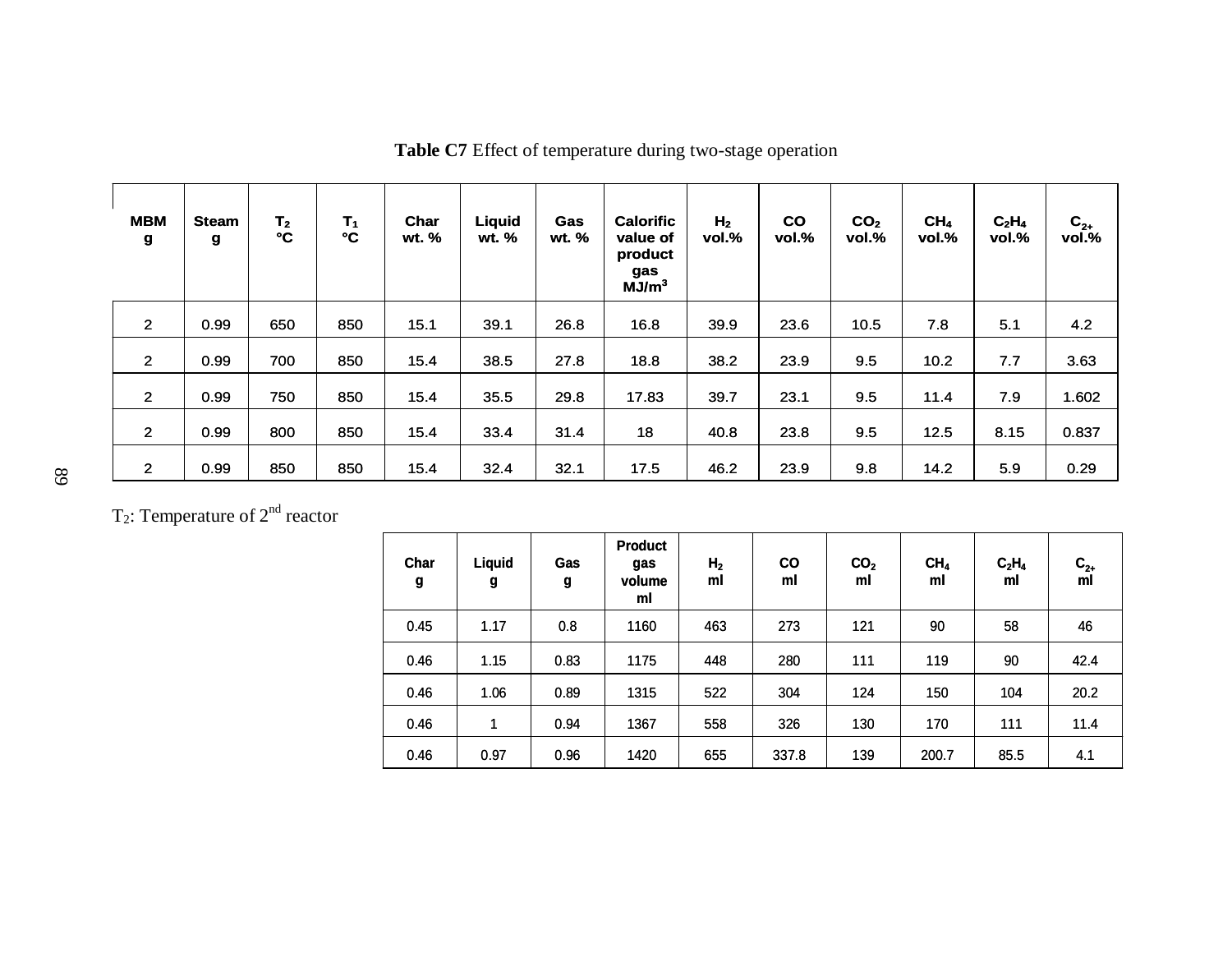**Table C7** Effect of temperature during two-stage operation

| MBM g | Steam g | $T_2$ °C | $T_1$ °C | Char wt. % | Liquid wt. % | Gas wt. % | Calorific value of product gas $MJ/m^3$ | $H_2$ vol.% | CO vol.% | $CO_2$ vol.% | $CH_4$ vol.% | $C_2H_4$ vol.% | $C_{2+}$ vol.% |
|---|---|---|---|---|---|---|---|---|---|---|---|---|---|
| 2 | 0.99 | 650 | 850 | 15.1 | 39.1 | 26.8 | 16.8 | 39.9 | 23.6 | 10.5 | 7.8 | 5.1 | 4.2 |
| 2 | 0.99 | 700 | 850 | 15.4 | 38.5 | 27.8 | 18.8 | 38.2 | 23.9 | 9.5 | 10.2 | 7.7 | 3.63 |
| 2 | 0.99 | 750 | 850 | 15.4 | 35.5 | 29.8 | 17.83 | 39.7 | 23.1 | 9.5 | 11.4 | 7.9 | 1.602 |
| 2 | 0.99 | 800 | 850 | 15.4 | 33.4 | 31.4 | 18 | 40.8 | 23.8 | 9.5 | 12.5 | 8.15 | 0.837 |
| 2 | 0.99 | 850 | 850 | 15.4 | 32.4 | 32.1 | 17.5 | 46.2 | 23.9 | 9.8 | 14.2 | 5.9 | 0.29 |

$T_2$: Temperature of 2nd reactor

| Char g | Liquid g | Gas g | Product gas volume ml | $H_2$ ml | CO ml | $CO_2$ ml | $CH_4$ ml | $C_2H_4$ ml | $C_{2+}$ ml |
|---|---|---|---|---|---|---|---|---|---|
| 0.45 | 1.17 | 0.8 | 1160 | 463 | 273 | 121 | 90 | 58 | 46 |
| 0.46 | 1.15 | 0.83 | 1175 | 448 | 280 | 111 | 119 | 90 | 42.4 |
| 0.46 | 1.06 | 0.89 | 1315 | 522 | 304 | 124 | 150 | 104 | 20.2 |
| 0.46 | 1 | 0.94 | 1367 | 558 | 326 | 130 | 170 | 111 | 11.4 |
| 0.46 | 0.97 | 0.96 | 1420 | 655 | 337.8 | 139 | 200.7 | 85.5 | 4.1 |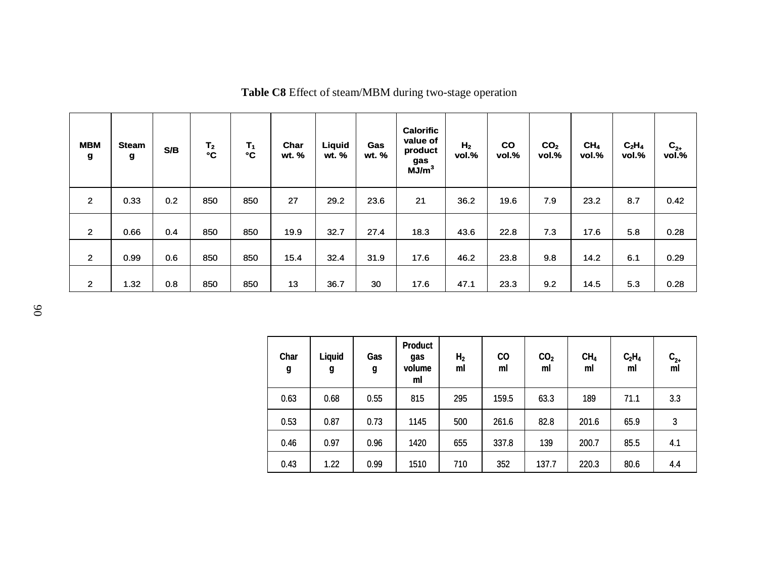**Table C8** Effect of steam/MBM during two-stage operation

| MBM g | Steam g | S/B | $T_2$ °C | $T_1$ °C | Char wt. % | Liquid wt. % | Gas wt. % | Calorific value of product gas $MJ/m^3$ | $H_2$ vol.% | CO vol.% | $CO_2$ vol.% | $CH_4$ vol.% | $C_2H_4$ vol.% | $C_{2+}$ vol.% |
|---|---|---|---|---|---|---|---|---|---|---|---|---|---|---|
| 2 | 0.33 | 0.2 | 850 | 850 | 27 | 29.2 | 23.6 | 21 | 36.2 | 19.6 | 7.9 | 23.2 | 8.7 | 0.42 |
| 2 | 0.66 | 0.4 | 850 | 850 | 19.9 | 32.7 | 27.4 | 18.3 | 43.6 | 22.8 | 7.3 | 17.6 | 5.8 | 0.28 |
| 2 | 0.99 | 0.6 | 850 | 850 | 15.4 | 32.4 | 31.9 | 17.6 | 46.2 | 23.8 | 9.8 | 14.2 | 6.1 | 0.29 |
| 2 | 1.32 | 0.8 | 850 | 850 | 13 | 36.7 | 30 | 17.6 | 47.1 | 23.3 | 9.2 | 14.5 | 5.3 | 0.28 |

| Char g | Liquid g | Gas g | Product gas volume ml | $H_2$ ml | CO ml | $CO_2$ ml | $CH_4$ ml | $C_2H_4$ ml | $C_{2+}$ ml |
|---|---|---|---|---|---|---|---|---|---|
| 0.63 | 0.68 | 0.55 | 815 | 295 | 159.5 | 63.3 | 189 | 71.1 | 3.3 |
| 0.53 | 0.87 | 0.73 | 1145 | 500 | 261.6 | 82.8 | 201.6 | 65.9 | 3 |
| 0.46 | 0.97 | 0.96 | 1420 | 655 | 337.8 | 139 | 200.7 | 85.5 | 4.1 |
| 0.43 | 1.22 | 0.99 | 1510 | 710 | 352 | 137.7 | 220.3 | 80.6 | 4.4 |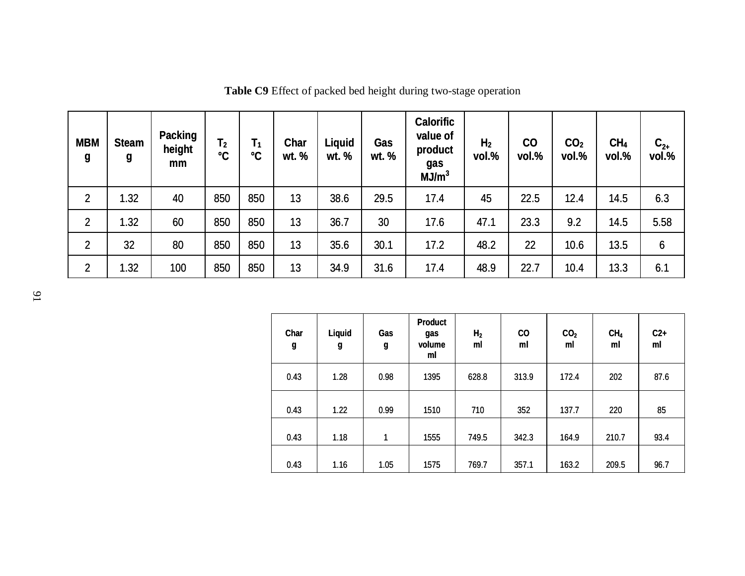**Table C9** Effect of packed bed height during two-stage operation

| MBM g | Steam g | Packing height mm | $T_2$ °C | $T_1$ °C | Char wt. % | Liquid wt. % | Gas wt. % | Calorific value of product gas MJ/m$^3$ | $H_2$ vol.% | CO vol.% | $CO_2$ vol.% | $CH_4$ vol.% | $C_{2+}$ vol.% |
|---|---|---|---|---|---|---|---|---|---|---|---|---|---|
| 2 | 1.32 | 40 | 850 | 850 | 13 | 38.6 | 29.5 | 17.4 | 45 | 22.5 | 12.4 | 14.5 | 6.3 |
| 2 | 1.32 | 60 | 850 | 850 | 13 | 36.7 | 30 | 17.6 | 47.1 | 23.3 | 9.2 | 14.5 | 5.58 |
| 2 | 32 | 80 | 850 | 850 | 13 | 35.6 | 30.1 | 17.2 | 48.2 | 22 | 10.6 | 13.5 | 6 |
| 2 | 1.32 | 100 | 850 | 850 | 13 | 34.9 | 31.6 | 17.4 | 48.9 | 22.7 | 10.4 | 13.3 | 6.1 |

| Char g | Liquid g | Gas g | Product gas volume ml | $H_2$ ml | CO ml | $CO_2$ ml | $CH_4$ ml | C2+ ml |
|---|---|---|---|---|---|---|---|---|
| 0.43 | 1.28 | 0.98 | 1395 | 628.8 | 313.9 | 172.4 | 202 | 87.6 |
| 0.43 | 1.22 | 0.99 | 1510 | 710 | 352 | 137.7 | 220 | 85 |
| 0.43 | 1.18 | 1 | 1555 | 749.5 | 342.3 | 164.9 | 210.7 | 93.4 |
| 0.43 | 1.16 | 1.05 | 1575 | 769.7 | 357.1 | 163.2 | 209.5 | 96.7 |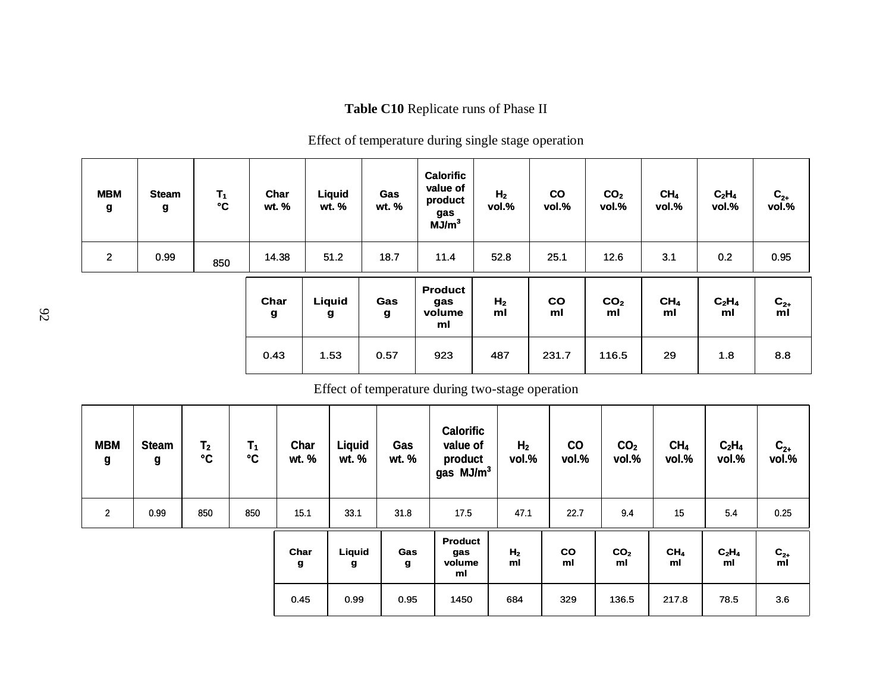**Table C10** Replicate runs of Phase II

Effect of temperature during single stage operation

| MBM g | Steam g | $T_1$ °C | Char wt. % | Liquid wt. % | Gas wt. % | Calorific value of product gas $MJ/m^3$ | $H_2$ vol.% | CO vol.% | $CO_2$ vol.% | $CH_4$ vol.% | $C_2H_4$ vol.% | $C_{2+}$ vol.% |
|---|---|---|---|---|---|---|---|---|---|---|---|---|
| 2 | 0.99 | 850 | 14.38 | 51.2 | 18.7 | 11.4 | 52.8 | 25.1 | 12.6 | 3.1 | 0.2 | 0.95 |

| Char g | Liquid g | Gas g | Product gas volume ml | $H_2$ ml | CO ml | $CO_2$ ml | $CH_4$ ml | $C_2H_4$ ml | $C_{2+}$ ml |
|---|---|---|---|---|---|---|---|---|---|
| 0.43 | 1.53 | 0.57 | 923 | 487 | 231.7 | 116.5 | 29 | 1.8 | 8.8 |

Effect of temperature during two-stage operation

| MBM g | Steam g | $T_2$ °C | $T_1$ °C | Char wt. % | Liquid wt. % | Gas wt. % | Calorific value of product gas $MJ/m^3$ | $H_2$ vol.% | CO vol.% | $CO_2$ vol.% | $CH_4$ vol.% | $C_2H_4$ vol.% | $C_{2+}$ vol.% |
|---|---|---|---|---|---|---|---|---|---|---|---|---|---|
| 2 | 0.99 | 850 | 850 | 15.1 | 33.1 | 31.8 | 17.5 | 47.1 | 22.7 | 9.4 | 15 | 5.4 | 0.25 |

| Char g | Liquid g | Gas g | Product gas volume ml | $H_2$ ml | CO ml | $CO_2$ ml | $CH_4$ ml | $C_2H_4$ ml | $C_{2+}$ ml |
|---|---|---|---|---|---|---|---|---|---|
| 0.45 | 0.99 | 0.95 | 1450 | 684 | 329 | 136.5 | 217.8 | 78.5 | 3.6 |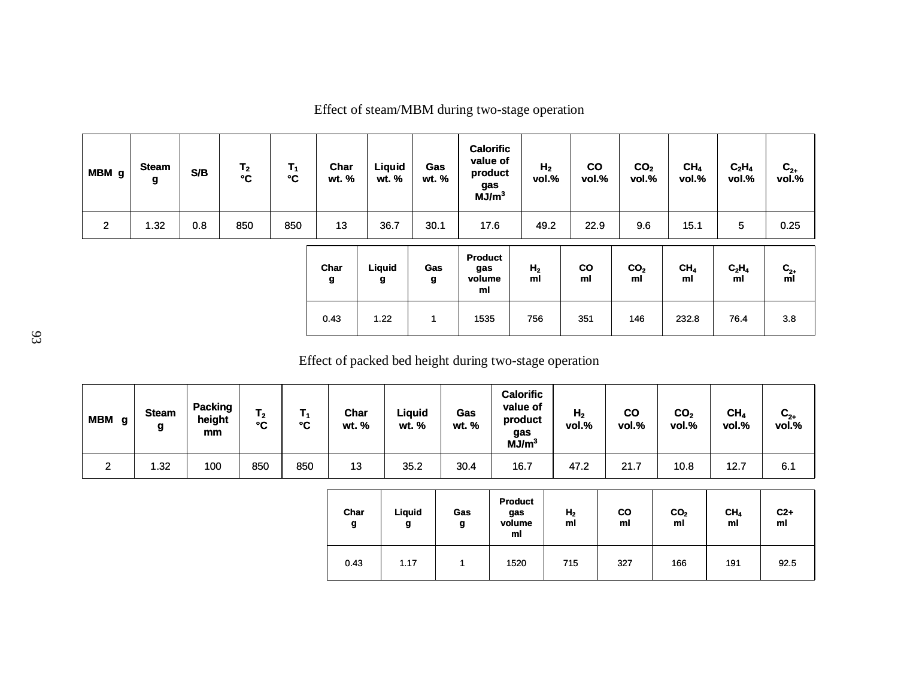Effect of steam/MBM during two-stage operation

| MBM g | Steam g | S/B | $T_2$ °C | $T_1$ °C | Char wt. % | Liquid wt. % | Gas wt. % | Calorific value of product gas $MJ/m^3$ | $H_2$ vol.% | CO vol.% | $CO_2$ vol.% | $CH_4$ vol.% | $C_2H_4$ vol.% | $C_{2+}$ vol.% |
|---|---|---|---|---|---|---|---|---|---|---|---|---|---|---|
| 2 | 1.32 | 0.8 | 850 | 850 | 13 | 36.7 | 30.1 | 17.6 | 49.2 | 22.9 | 9.6 | 15.1 | 5 | 0.25 |

| Char g | Liquid g | Gas g | Product gas volume ml | $H_2$ ml | CO ml | $CO_2$ ml | $CH_4$ ml | $C_2H_4$ ml | $C_{2+}$ ml |
|---|---|---|---|---|---|---|---|---|---|
| 0.43 | 1.22 | 1 | 1535 | 756 | 351 | 146 | 232.8 | 76.4 | 3.8 |

Effect of packed bed height during two-stage operation

| MBM g | Steam g | Packing height mm | $T_2$ °C | $T_1$ °C | Char wt. % | Liquid wt. % | Gas wt. % | Calorific value of product gas $MJ/m^3$ | $H_2$ vol.% | CO vol.% | $CO_2$ vol.% | $CH_4$ vol.% | $C_{2+}$ vol.% |
|---|---|---|---|---|---|---|---|---|---|---|---|---|---|
| 2 | 1.32 | 100 | 850 | 850 | 13 | 35.2 | 30.4 | 16.7 | 47.2 | 21.7 | 10.8 | 12.7 | 6.1 |

| Char g | Liquid g | Gas g | Product gas volume ml | $H_2$ ml | CO ml | $CO_2$ ml | $CH_4$ ml | C2+ ml |
|---|---|---|---|---|---|---|---|---|
| 0.43 | 1.17 | 1 | 1520 | 715 | 327 | 166 | 191 | 92.5 |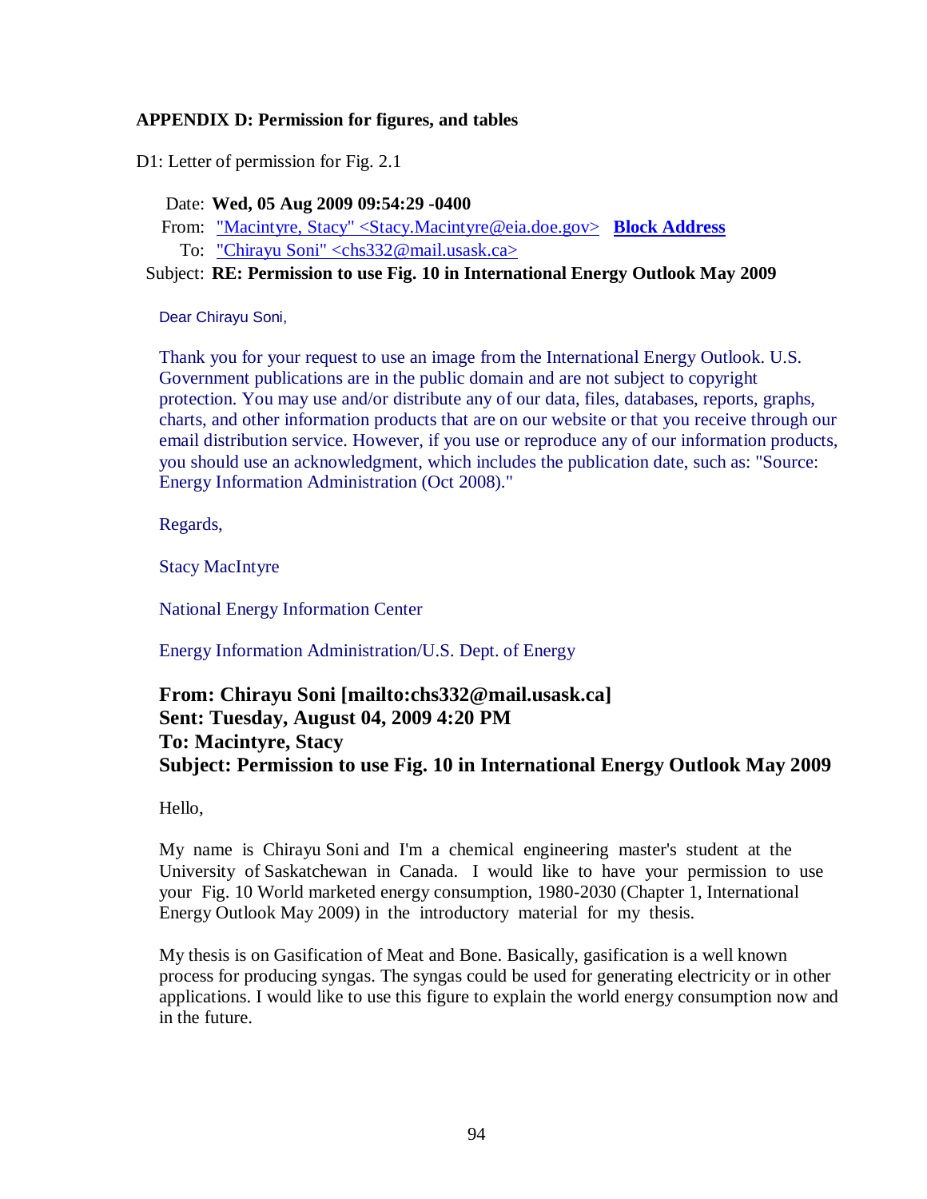**APPENDIX D: Permission for figures, and tables**

D1: Letter of permission for Fig. 2.1

Date: **Wed, 05 Aug 2009 09:54:29 -0400**
From: "Macintyre, Stacy" <Stacy.Macintyre@eia.doe.gov> **Block Address**
To: "Chirayu Soni" <chs332@mail.usask.ca>
Subject: **RE: Permission to use Fig. 10 in International Energy Outlook May 2009**

Dear Chirayu Soni,

Thank you for your request to use an image from the International Energy Outlook. U.S. Government publications are in the public domain and are not subject to copyright protection. You may use and/or distribute any of our data, files, databases, reports, graphs, charts, and other information products that are on our website or that you receive through our email distribution service. However, if you use or reproduce any of our information products, you should use an acknowledgment, which includes the publication date, such as: "Source: Energy Information Administration (Oct 2008)."

Regards,

Stacy MacIntyre

National Energy Information Center

Energy Information Administration/U.S. Dept. of Energy

**From: Chirayu Soni [mailto:chs332@mail.usask.ca]**
**Sent: Tuesday, August 04, 2009 4:20 PM**
**To: Macintyre, Stacy**
**Subject: Permission to use Fig. 10 in International Energy Outlook May 2009**

Hello,

My name is Chirayu Soni and I'm a chemical engineering master's student at the University of Saskatchewan in Canada. I would like to have your permission to use your Fig. 10 World marketed energy consumption, 1980-2030 (Chapter 1, International Energy Outlook May 2009) in the introductory material for my thesis.

My thesis is on Gasification of Meat and Bone. Basically, gasification is a well known process for producing syngas. The syngas could be used for generating electricity or in other applications. I would like to use this figure to explain the world energy consumption now and in the future.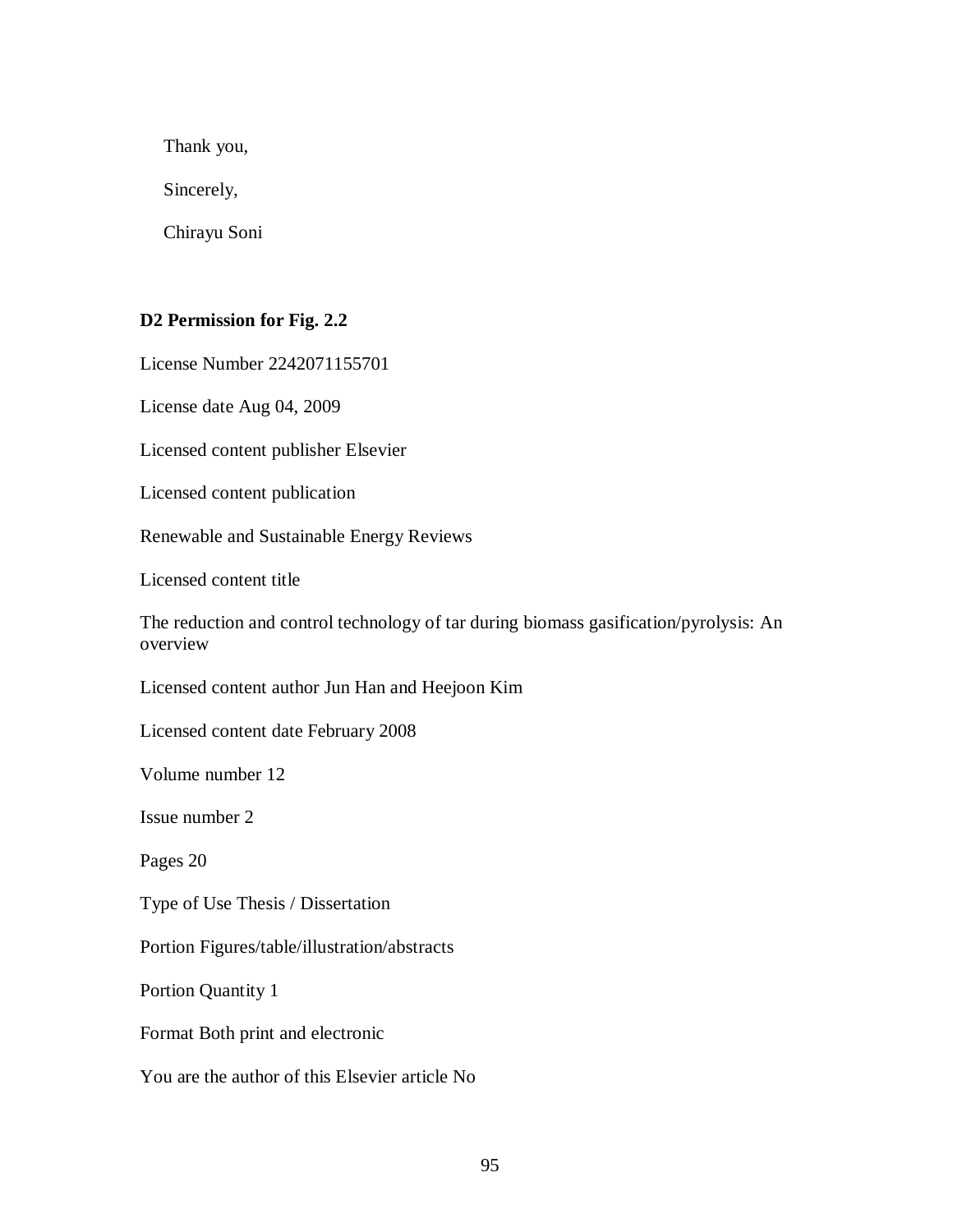Thank you,

Sincerely,

Chirayu Soni

**D2 Permission for Fig. 2.2**

License Number 2242071155701

License date Aug 04, 2009

Licensed content publisher Elsevier

Licensed content publication

Renewable and Sustainable Energy Reviews

Licensed content title

The reduction and control technology of tar during biomass gasification/pyrolysis: An overview

Licensed content author Jun Han and Heejoon Kim

Licensed content date February 2008

Volume number 12

Issue number 2

Pages 20

Type of Use Thesis / Dissertation

Portion Figures/table/illustration/abstracts

Portion Quantity 1

Format Both print and electronic

You are the author of this Elsevier article No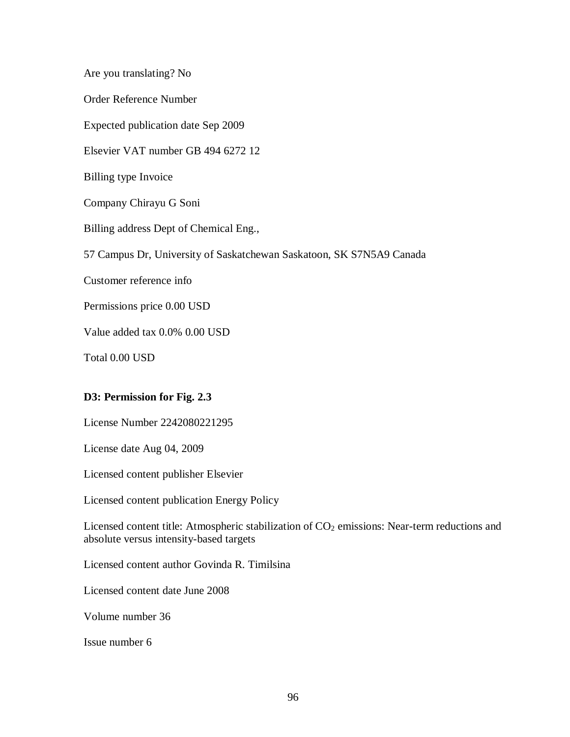Are you translating? No

Order Reference Number

Expected publication date Sep 2009

Elsevier VAT number GB 494 6272 12

Billing type Invoice

Company Chirayu G Soni

Billing address Dept of Chemical Eng.,

57 Campus Dr, University of Saskatchewan Saskatoon, SK S7N5A9 Canada

Customer reference info

Permissions price 0.00 USD

Value added tax 0.0% 0.00 USD

Total 0.00 USD

**D3: Permission for Fig. 2.3**

License Number 2242080221295

License date Aug 04, 2009

Licensed content publisher Elsevier

Licensed content publication Energy Policy

Licensed content title: Atmospheric stabilization of $CO_2$ emissions: Near-term reductions and absolute versus intensity-based targets

Licensed content author Govinda R. Timilsina

Licensed content date June 2008

Volume number 36

Issue number 6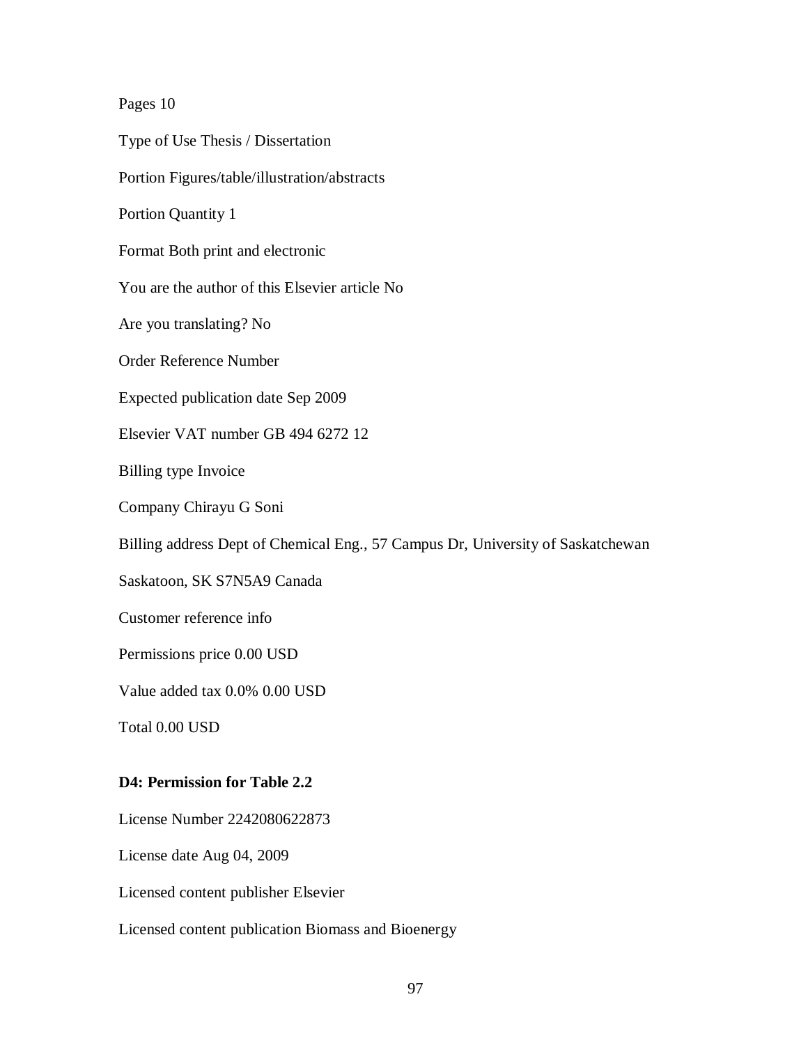Pages 10

Type of Use Thesis / Dissertation

Portion Figures/table/illustration/abstracts

Portion Quantity 1

Format Both print and electronic

You are the author of this Elsevier article No

Are you translating? No

Order Reference Number

Expected publication date Sep 2009

Elsevier VAT number GB 494 6272 12

Billing type Invoice

Company Chirayu G Soni

Billing address Dept of Chemical Eng., 57 Campus Dr, University of Saskatchewan

Saskatoon, SK S7N5A9 Canada

Customer reference info

Permissions price 0.00 USD

Value added tax 0.0% 0.00 USD

Total 0.00 USD

**D4: Permission for Table 2.2**

License Number 2242080622873

License date Aug 04, 2009

Licensed content publisher Elsevier

Licensed content publication Biomass and Bioenergy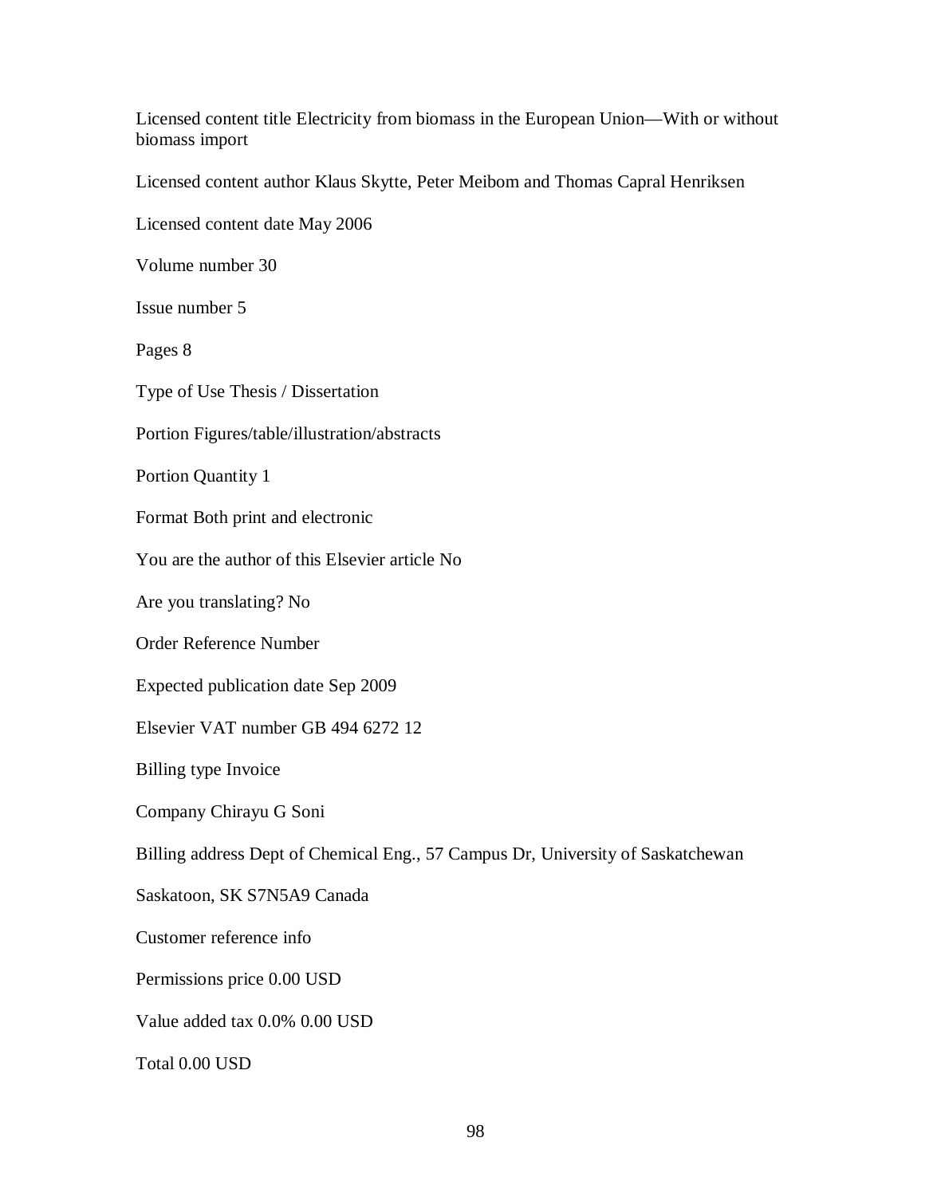Licensed content title Electricity from biomass in the European Union—With or without biomass import

Licensed content author Klaus Skytte, Peter Meibom and Thomas Capral Henriksen

Licensed content date May 2006

Volume number 30

Issue number 5

Pages 8

Type of Use Thesis / Dissertation

Portion Figures/table/illustration/abstracts

Portion Quantity 1

Format Both print and electronic

You are the author of this Elsevier article No

Are you translating? No

Order Reference Number

Expected publication date Sep 2009

Elsevier VAT number GB 494 6272 12

Billing type Invoice

Company Chirayu G Soni

Billing address Dept of Chemical Eng., 57 Campus Dr, University of Saskatchewan

Saskatoon, SK S7N5A9 Canada

Customer reference info

Permissions price 0.00 USD

Value added tax 0.0% 0.00 USD

Total 0.00 USD